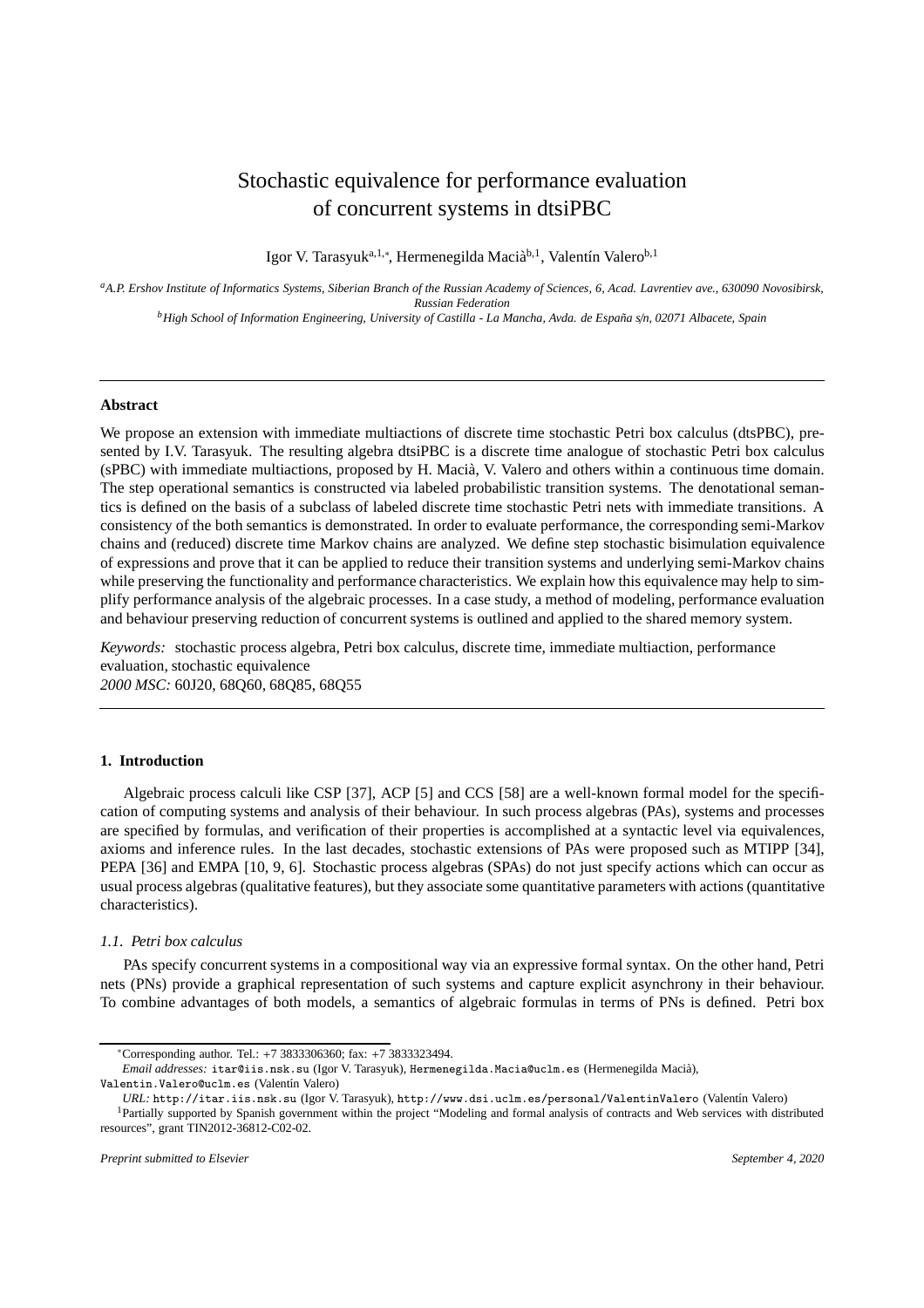# Stochastic equivalence for performance evaluation of concurrent systems in dtsiPBC

Igor V. Tarasyuk[a,1,*], Hermenegilda Macià[b,1], Valentín Valero[b,1]

[a]*A.P. Ershov Institute of Informatics Systems, Siberian Branch of the Russian Academy of Sciences, 6, Acad. Lavrentiev ave., 630090 Novosibirsk, Russian Federation*

[b]*High School of Information Engineering, University of Castilla - La Mancha, Avda. de España s/n, 02071 Albacete, Spain*

---

**Abstract**

We propose an extension with immediate multiactions of discrete time stochastic Petri box calculus (dtsPBC), presented by I.V. Tarasyuk. The resulting algebra dtsiPBC is a discrete time analogue of stochastic Petri box calculus (sPBC) with immediate multiactions, proposed by H. Macià, V. Valero and others within a continuous time domain. The step operational semantics is constructed via labeled probabilistic transition systems. The denotational semantics is defined on the basis of a subclass of labeled discrete time stochastic Petri nets with immediate transitions. A consistency of the both semantics is demonstrated. In order to evaluate performance, the corresponding semi-Markov chains and (reduced) discrete time Markov chains are analyzed. We define step stochastic bisimulation equivalence of expressions and prove that it can be applied to reduce their transition systems and underlying semi-Markov chains while preserving the functionality and performance characteristics. We explain how this equivalence may help to simplify performance analysis of the algebraic processes. In a case study, a method of modeling, performance evaluation and behaviour preserving reduction of concurrent systems is outlined and applied to the shared memory system.

*Keywords:* stochastic process algebra, Petri box calculus, discrete time, immediate multiaction, performance evaluation, stochastic equivalence
*2000 MSC:* 60J20, 68Q60, 68Q85, 68Q55

---

## 1. Introduction

Algebraic process calculi like CSP [37], ACP [5] and CCS [58] are a well-known formal model for the specification of computing systems and analysis of their behaviour. In such process algebras (PAs), systems and processes are specified by formulas, and verification of their properties is accomplished at a syntactic level via equivalences, axioms and inference rules. In the last decades, stochastic extensions of PAs were proposed such as MTIPP [34], PEPA [36] and EMPA [10, 9, 6]. Stochastic process algebras (SPAs) do not just specify actions which can occur as usual process algebras (qualitative features), but they associate some quantitative parameters with actions (quantitative characteristics).

### 1.1. Petri box calculus

PAs specify concurrent systems in a compositional way via an expressive formal syntax. On the other hand, Petri nets (PNs) provide a graphical representation of such systems and capture explicit asynchrony in their behaviour. To combine advantages of both models, a semantics of algebraic formulas in terms of PNs is defined. Petri box

---

*Corresponding author. Tel.: +7 3833306360; fax: +7 3833323494.
*Email addresses:* itar@iis.nsk.su (Igor V. Tarasyuk), Hermenegilda.Macia@uclm.es (Hermenegilda Macià), Valentin.Valero@uclm.es (Valentín Valero)
*URL:* http://itar.iis.nsk.su (Igor V. Tarasyuk), http://www.dsi.uclm.es/personal/ValentinValero (Valentín Valero)
[1]Partially supported by Spanish government within the project "Modeling and formal analysis of contracts and Web services with distributed resources", grant TIN2012-36812-C02-02.

*Preprint submitted to Elsevier* *September 4, 2020*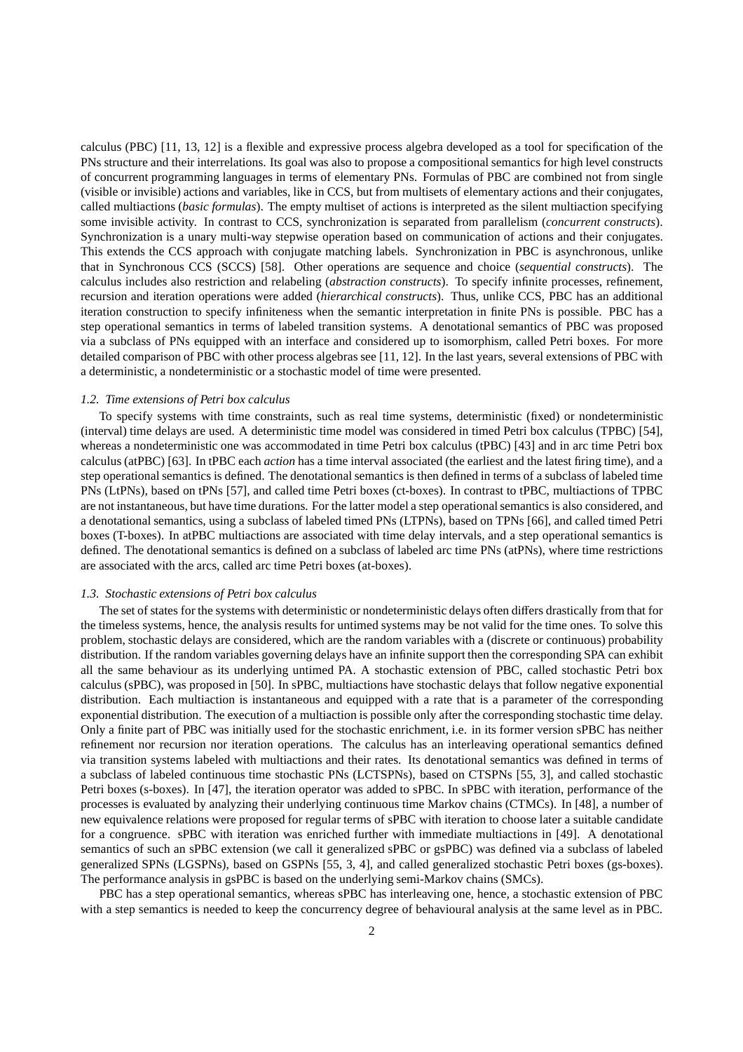calculus (PBC) [11, 13, 12] is a flexible and expressive process algebra developed as a tool for specification of the PNs structure and their interrelations. Its goal was also to propose a compositional semantics for high level constructs of concurrent programming languages in terms of elementary PNs. Formulas of PBC are combined not from single (visible or invisible) actions and variables, like in CCS, but from multisets of elementary actions and their conjugates, called multiactions (*basic formulas*). The empty multiset of actions is interpreted as the silent multiaction specifying some invisible activity. In contrast to CCS, synchronization is separated from parallelism (*concurrent constructs*). Synchronization is a unary multi-way stepwise operation based on communication of actions and their conjugates. This extends the CCS approach with conjugate matching labels. Synchronization in PBC is asynchronous, unlike that in Synchronous CCS (SCCS) [58]. Other operations are sequence and choice (*sequential constructs*). The calculus includes also restriction and relabeling (*abstraction constructs*). To specify infinite processes, refinement, recursion and iteration operations were added (*hierarchical constructs*). Thus, unlike CCS, PBC has an additional iteration construction to specify infiniteness when the semantic interpretation in finite PNs is possible. PBC has a step operational semantics in terms of labeled transition systems. A denotational semantics of PBC was proposed via a subclass of PNs equipped with an interface and considered up to isomorphism, called Petri boxes. For more detailed comparison of PBC with other process algebras see [11, 12]. In the last years, several extensions of PBC with a deterministic, a nondeterministic or a stochastic model of time were presented.

### *1.2. Time extensions of Petri box calculus*

To specify systems with time constraints, such as real time systems, deterministic (fixed) or nondeterministic (interval) time delays are used. A deterministic time model was considered in timed Petri box calculus (TPBC) [54], whereas a nondeterministic one was accommodated in time Petri box calculus (tPBC) [43] and in arc time Petri box calculus (atPBC) [63]. In tPBC each *action* has a time interval associated (the earliest and the latest firing time), and a step operational semantics is defined. The denotational semantics is then defined in terms of a subclass of labeled time PNs (LtPNs), based on tPNs [57], and called time Petri boxes (ct-boxes). In contrast to tPBC, multiactions of TPBC are not instantaneous, but have time durations. For the latter model a step operational semantics is also considered, and a denotational semantics, using a subclass of labeled timed PNs (LTPNs), based on TPNs [66], and called timed Petri boxes (T-boxes). In atPBC multiactions are associated with time delay intervals, and a step operational semantics is defined. The denotational semantics is defined on a subclass of labeled arc time PNs (atPNs), where time restrictions are associated with the arcs, called arc time Petri boxes (at-boxes).

### *1.3. Stochastic extensions of Petri box calculus*

The set of states for the systems with deterministic or nondeterministic delays often differs drastically from that for the timeless systems, hence, the analysis results for untimed systems may be not valid for the time ones. To solve this problem, stochastic delays are considered, which are the random variables with a (discrete or continuous) probability distribution. If the random variables governing delays have an infinite support then the corresponding SPA can exhibit all the same behaviour as its underlying untimed PA. A stochastic extension of PBC, called stochastic Petri box calculus (sPBC), was proposed in [50]. In sPBC, multiactions have stochastic delays that follow negative exponential distribution. Each multiaction is instantaneous and equipped with a rate that is a parameter of the corresponding exponential distribution. The execution of a multiaction is possible only after the corresponding stochastic time delay. Only a finite part of PBC was initially used for the stochastic enrichment, i.e. in its former version sPBC has neither refinement nor recursion nor iteration operations. The calculus has an interleaving operational semantics defined via transition systems labeled with multiactions and their rates. Its denotational semantics was defined in terms of a subclass of labeled continuous time stochastic PNs (LCTSPNs), based on CTSPNs [55, 3], and called stochastic Petri boxes (s-boxes). In [47], the iteration operator was added to sPBC. In sPBC with iteration, performance of the processes is evaluated by analyzing their underlying continuous time Markov chains (CTMCs). In [48], a number of new equivalence relations were proposed for regular terms of sPBC with iteration to choose later a suitable candidate for a congruence. sPBC with iteration was enriched further with immediate multiactions in [49]. A denotational semantics of such an sPBC extension (we call it generalized sPBC or gsPBC) was defined via a subclass of labeled generalized SPNs (LGSPNs), based on GSPNs [55, 3, 4], and called generalized stochastic Petri boxes (gs-boxes). The performance analysis in gsPBC is based on the underlying semi-Markov chains (SMCs).

PBC has a step operational semantics, whereas sPBC has interleaving one, hence, a stochastic extension of PBC with a step semantics is needed to keep the concurrency degree of behavioural analysis at the same level as in PBC.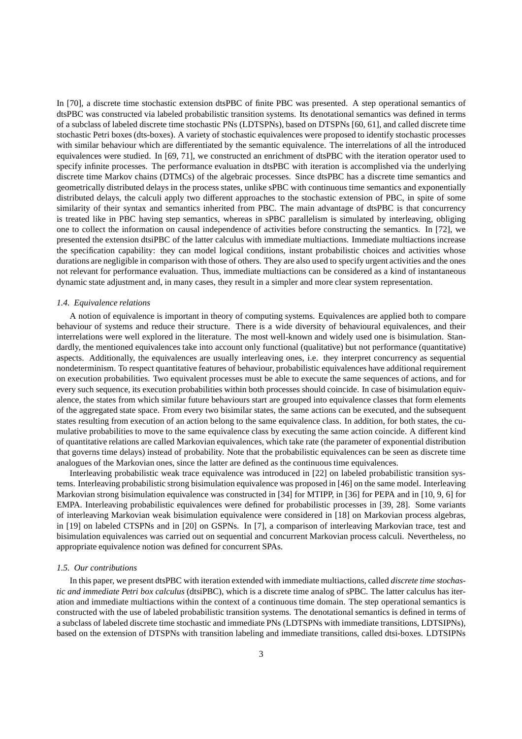In [70], a discrete time stochastic extension dtsPBC of finite PBC was presented. A step operational semantics of dtsPBC was constructed via labeled probabilistic transition systems. Its denotational semantics was defined in terms of a subclass of labeled discrete time stochastic PNs (LDTSPNs), based on DTSPNs [60, 61], and called discrete time stochastic Petri boxes (dts-boxes). A variety of stochastic equivalences were proposed to identify stochastic processes with similar behaviour which are differentiated by the semantic equivalence. The interrelations of all the introduced equivalences were studied. In [69, 71], we constructed an enrichment of dtsPBC with the iteration operator used to specify infinite processes. The performance evaluation in dtsPBC with iteration is accomplished via the underlying discrete time Markov chains (DTMCs) of the algebraic processes. Since dtsPBC has a discrete time semantics and geometrically distributed delays in the process states, unlike sPBC with continuous time semantics and exponentially distributed delays, the calculi apply two different approaches to the stochastic extension of PBC, in spite of some similarity of their syntax and semantics inherited from PBC. The main advantage of dtsPBC is that concurrency is treated like in PBC having step semantics, whereas in sPBC parallelism is simulated by interleaving, obliging one to collect the information on causal independence of activities before constructing the semantics. In [72], we presented the extension dtsiPBC of the latter calculus with immediate multiactions. Immediate multiactions increase the specification capability: they can model logical conditions, instant probabilistic choices and activities whose durations are negligible in comparison with those of others. They are also used to specify urgent activities and the ones not relevant for performance evaluation. Thus, immediate multiactions can be considered as a kind of instantaneous dynamic state adjustment and, in many cases, they result in a simpler and more clear system representation.

### *1.4. Equivalence relations*

A notion of equivalence is important in theory of computing systems. Equivalences are applied both to compare behaviour of systems and reduce their structure. There is a wide diversity of behavioural equivalences, and their interrelations were well explored in the literature. The most well-known and widely used one is bisimulation. Standardly, the mentioned equivalences take into account only functional (qualitative) but not performance (quantitative) aspects. Additionally, the equivalences are usually interleaving ones, i.e. they interpret concurrency as sequential nondeterminism. To respect quantitative features of behaviour, probabilistic equivalences have additional requirement on execution probabilities. Two equivalent processes must be able to execute the same sequences of actions, and for every such sequence, its execution probabilities within both processes should coincide. In case of bisimulation equivalence, the states from which similar future behaviours start are grouped into equivalence classes that form elements of the aggregated state space. From every two bisimilar states, the same actions can be executed, and the subsequent states resulting from execution of an action belong to the same equivalence class. In addition, for both states, the cumulative probabilities to move to the same equivalence class by executing the same action coincide. A different kind of quantitative relations are called Markovian equivalences, which take rate (the parameter of exponential distribution that governs time delays) instead of probability. Note that the probabilistic equivalences can be seen as discrete time analogues of the Markovian ones, since the latter are defined as the continuous time equivalences.

Interleaving probabilistic weak trace equivalence was introduced in [22] on labeled probabilistic transition systems. Interleaving probabilistic strong bisimulation equivalence was proposed in [46] on the same model. Interleaving Markovian strong bisimulation equivalence was constructed in [34] for MTIPP, in [36] for PEPA and in [10, 9, 6] for EMPA. Interleaving probabilistic equivalences were defined for probabilistic processes in [39, 28]. Some variants of interleaving Markovian weak bisimulation equivalence were considered in [18] on Markovian process algebras, in [19] on labeled CTSPNs and in [20] on GSPNs. In [7], a comparison of interleaving Markovian trace, test and bisimulation equivalences was carried out on sequential and concurrent Markovian process calculi. Nevertheless, no appropriate equivalence notion was defined for concurrent SPAs.

### *1.5. Our contributions*

In this paper, we present dtsPBC with iteration extended with immediate multiactions, called *discrete time stochastic and immediate Petri box calculus* (dtsiPBC), which is a discrete time analog of sPBC. The latter calculus has iteration and immediate multiactions within the context of a continuous time domain. The step operational semantics is constructed with the use of labeled probabilistic transition systems. The denotational semantics is defined in terms of a subclass of labeled discrete time stochastic and immediate PNs (LDTSPNs with immediate transitions, LDTSIPNs), based on the extension of DTSPNs with transition labeling and immediate transitions, called dtsi-boxes. LDTSIPNs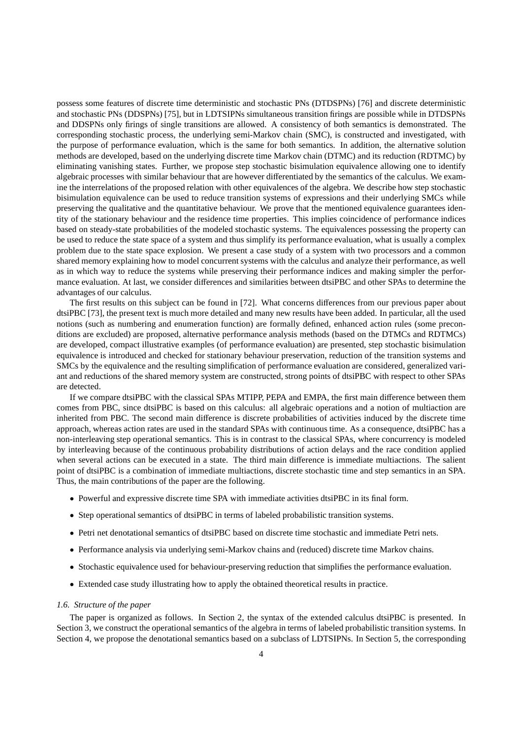possess some features of discrete time deterministic and stochastic PNs (DTDSPNs) [76] and discrete deterministic and stochastic PNs (DDSPNs) [75], but in LDTSIPNs simultaneous transition firings are possible while in DTDSPNs and DDSPNs only firings of single transitions are allowed. A consistency of both semantics is demonstrated. The corresponding stochastic process, the underlying semi-Markov chain (SMC), is constructed and investigated, with the purpose of performance evaluation, which is the same for both semantics. In addition, the alternative solution methods are developed, based on the underlying discrete time Markov chain (DTMC) and its reduction (RDTMC) by eliminating vanishing states. Further, we propose step stochastic bisimulation equivalence allowing one to identify algebraic processes with similar behaviour that are however differentiated by the semantics of the calculus. We examine the interrelations of the proposed relation with other equivalences of the algebra. We describe how step stochastic bisimulation equivalence can be used to reduce transition systems of expressions and their underlying SMCs while preserving the qualitative and the quantitative behaviour. We prove that the mentioned equivalence guarantees identity of the stationary behaviour and the residence time properties. This implies coincidence of performance indices based on steady-state probabilities of the modeled stochastic systems. The equivalences possessing the property can be used to reduce the state space of a system and thus simplify its performance evaluation, what is usually a complex problem due to the state space explosion. We present a case study of a system with two processors and a common shared memory explaining how to model concurrent systems with the calculus and analyze their performance, as well as in which way to reduce the systems while preserving their performance indices and making simpler the performance evaluation. At last, we consider differences and similarities between dtsiPBC and other SPAs to determine the advantages of our calculus.

The first results on this subject can be found in [72]. What concerns differences from our previous paper about dtsiPBC [73], the present text is much more detailed and many new results have been added. In particular, all the used notions (such as numbering and enumeration function) are formally defined, enhanced action rules (some preconditions are excluded) are proposed, alternative performance analysis methods (based on the DTMCs and RDTMCs) are developed, compact illustrative examples (of performance evaluation) are presented, step stochastic bisimulation equivalence is introduced and checked for stationary behaviour preservation, reduction of the transition systems and SMCs by the equivalence and the resulting simplification of performance evaluation are considered, generalized variant and reductions of the shared memory system are constructed, strong points of dtsiPBC with respect to other SPAs are detected.

If we compare dtsiPBC with the classical SPAs MTIPP, PEPA and EMPA, the first main difference between them comes from PBC, since dtsiPBC is based on this calculus: all algebraic operations and a notion of multiaction are inherited from PBC. The second main difference is discrete probabilities of activities induced by the discrete time approach, whereas action rates are used in the standard SPAs with continuous time. As a consequence, dtsiPBC has a non-interleaving step operational semantics. This is in contrast to the classical SPAs, where concurrency is modeled by interleaving because of the continuous probability distributions of action delays and the race condition applied when several actions can be executed in a state. The third main difference is immediate multiactions. The salient point of dtsiPBC is a combination of immediate multiactions, discrete stochastic time and step semantics in an SPA. Thus, the main contributions of the paper are the following.

- Powerful and expressive discrete time SPA with immediate activities dtsiPBC in its final form.
- Step operational semantics of dtsiPBC in terms of labeled probabilistic transition systems.
- Petri net denotational semantics of dtsiPBC based on discrete time stochastic and immediate Petri nets.
- Performance analysis via underlying semi-Markov chains and (reduced) discrete time Markov chains.
- Stochastic equivalence used for behaviour-preserving reduction that simplifies the performance evaluation.
- Extended case study illustrating how to apply the obtained theoretical results in practice.

### *1.6. Structure of the paper*

The paper is organized as follows. In Section 2, the syntax of the extended calculus dtsiPBC is presented. In Section 3, we construct the operational semantics of the algebra in terms of labeled probabilistic transition systems. In Section 4, we propose the denotational semantics based on a subclass of LDTSIPNs. In Section 5, the corresponding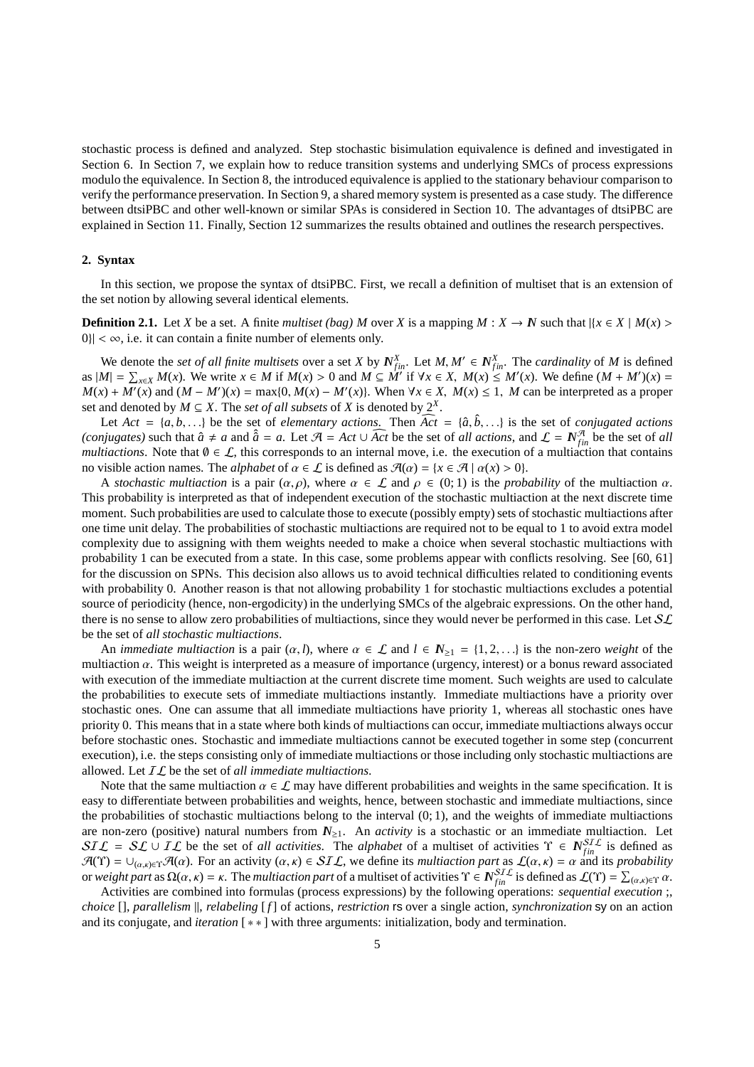stochastic process is defined and analyzed. Step stochastic bisimulation equivalence is defined and investigated in Section 6. In Section 7, we explain how to reduce transition systems and underlying SMCs of process expressions modulo the equivalence. In Section 8, the introduced equivalence is applied to the stationary behaviour comparison to verify the performance preservation. In Section 9, a shared memory system is presented as a case study. The difference between dtsiPBC and other well-known or similar SPAs is considered in Section 10. The advantages of dtsiPBC are explained in Section 11. Finally, Section 12 summarizes the results obtained and outlines the research perspectives.

## 2. Syntax

In this section, we propose the syntax of dtsiPBC. First, we recall a definition of multiset that is an extension of the set notion by allowing several identical elements.

**Definition 2.1.** Let $X$ be a set. A finite *multiset (bag)* $M$ over $X$ is a mapping $M : X \to \mathbb{N}$ such that $|\{x \in X \mid M(x) > 0\}| < \infty$, i.e. it can contain a finite number of elements only.

We denote the *set of all finite multisets* over a set $X$ by $\mathbb{N}_{fin}^X$. Let $M, M' \in \mathbb{N}_{fin}^X$. The *cardinality* of $M$ is defined as $|M| = \sum_{x\in X} M(x)$. We write $x \in M$ if $M(x) > 0$ and $M \subseteq M'$ if $\forall x \in X,\ M(x) \leq M'(x)$. We define $(M + M')(x) = M(x) + M'(x)$ and $(M - M')(x) = \max\{0, M(x) - M'(x)\}$. When $\forall x \in X,\ M(x) \leq 1$, $M$ can be interpreted as a proper set and denoted by $M \subseteq X$. The *set of all subsets* of $X$ is denoted by $2^X$.

Let $Act = \{a, b, \ldots\}$ be the set of *elementary actions*. Then $\widehat{Act} = \{\hat{a}, \hat{b}, \ldots\}$ is the set of *conjugated actions (conjugates)* such that $\hat{a} \neq a$ and $\hat{\hat{a}} = a$. Let $\mathcal{A} = Act \cup \widehat{Act}$ be the set of *all actions*, and $\mathcal{L} = \mathbb{N}_{fin}^{\mathcal{A}}$ be the set of *all multiactions*. Note that $\emptyset \in \mathcal{L}$, this corresponds to an internal move, i.e. the execution of a multiaction that contains no visible action names. The *alphabet* of $\alpha \in \mathcal{L}$ is defined as $\mathcal{A}(\alpha) = \{x \in \mathcal{A} \mid \alpha(x) > 0\}$.

A *stochastic multiaction* is a pair $(\alpha, \rho)$, where $\alpha \in \mathcal{L}$ and $\rho \in (0; 1)$ is the *probability* of the multiaction $\alpha$. This probability is interpreted as that of independent execution of the stochastic multiaction at the next discrete time moment. Such probabilities are used to calculate those to execute (possibly empty) sets of stochastic multiactions after one time unit delay. The probabilities of stochastic multiactions are required not to be equal to 1 to avoid extra model complexity due to assigning with them weights needed to make a choice when several stochastic multiactions with probability 1 can be executed from a state. In this case, some problems appear with conflicts resolving. See [60, 61] for the discussion on SPNs. This decision also allows us to avoid technical difficulties related to conditioning events with probability 0. Another reason is that not allowing probability 1 for stochastic multiactions excludes a potential source of periodicity (hence, non-ergodicity) in the underlying SMCs of the algebraic expressions. On the other hand, there is no sense to allow zero probabilities of multiactions, since they would never be performed in this case. Let $\mathcal{SL}$ be the set of *all stochastic multiactions*.

An *immediate multiaction* is a pair $(\alpha, l)$, where $\alpha \in \mathcal{L}$ and $l \in \mathbb{N}_{\geq 1} = \{1, 2, \ldots\}$ is the non-zero *weight* of the multiaction $\alpha$. This weight is interpreted as a measure of importance (urgency, interest) or a bonus reward associated with execution of the immediate multiaction at the current discrete time moment. Such weights are used to calculate the probabilities to execute sets of immediate multiactions instantly. Immediate multiactions have a priority over stochastic ones. One can assume that all immediate multiactions have priority 1, whereas all stochastic ones have priority 0. This means that in a state where both kinds of multiactions can occur, immediate multiactions always occur before stochastic ones. Stochastic and immediate multiactions cannot be executed together in some step (concurrent execution), i.e. the steps consisting only of immediate multiactions or those including only stochastic multiactions are allowed. Let $\mathcal{IL}$ be the set of *all immediate multiactions*.

Note that the same multiaction $\alpha \in \mathcal{L}$ may have different probabilities and weights in the same specification. It is easy to differentiate between probabilities and weights, hence, between stochastic and immediate multiactions, since the probabilities of stochastic multiactions belong to the interval $(0; 1)$, and the weights of immediate multiactions are non-zero (positive) natural numbers from $\mathbb{N}_{\geq 1}$. An *activity* is a stochastic or an immediate multiaction. Let $\mathcal{SIL} = \mathcal{SL} \cup \mathcal{IL}$ be the set of *all activities*. The *alphabet* of a multiset of activities $\Upsilon \in \mathbb{N}_{fin}^{\mathcal{SIL}}$ is defined as $\mathcal{A}(\Upsilon) = \cup_{(\alpha,\kappa)\in\Upsilon} \mathcal{A}(\alpha)$. For an activity $(\alpha, \kappa) \in \mathcal{SIL}$, we define its *multiaction part* as $\mathcal{L}(\alpha, \kappa) = \alpha$ and its *probability* or *weight part* as $\Omega(\alpha, \kappa) = \kappa$. The *multiaction part* of a multiset of activities $\Upsilon \in \mathbb{N}_{fin}^{\mathcal{SIL}}$ is defined as $\mathcal{L}(\Upsilon) = \sum_{(\alpha,\kappa)\in\Upsilon} \alpha$.

Activities are combined into formulas (process expressions) by the following operations: *sequential execution* ;, *choice* [], *parallelism* ‖, *relabeling* $[f]$ of actions, *restriction* rs over a single action, *synchronization* sy on an action and its conjugate, and *iteration* $[\ast\ast]$ with three arguments: initialization, body and termination.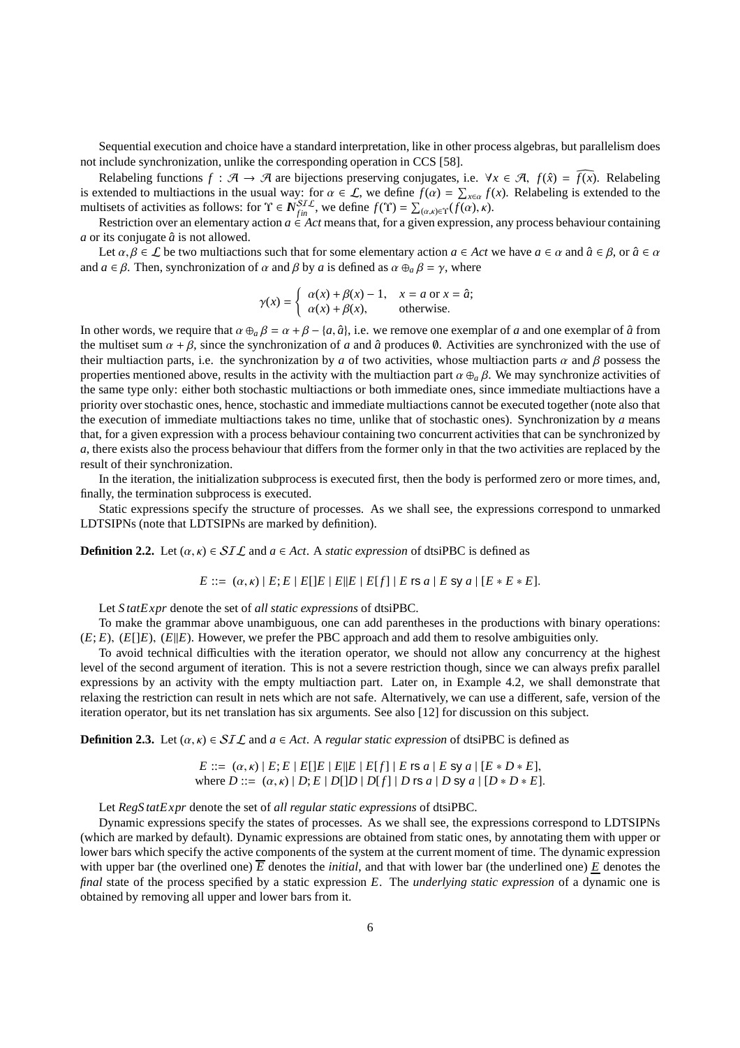Sequential execution and choice have a standard interpretation, like in other process algebras, but parallelism does not include synchronization, unlike the corresponding operation in CCS [58].

Relabeling functions $f : \mathcal{A} \to \mathcal{A}$ are bijections preserving conjugates, i.e. $\forall x \in \mathcal{A},\ f(\hat{x}) = \widehat{f(x)}$. Relabeling is extended to multiactions in the usual way: for $\alpha \in \mathcal{L}$, we define $f(\alpha) = \sum_{x\in\alpha} f(x)$. Relabeling is extended to the multisets of activities as follows: for $\Upsilon \in \mathbb{N}_{fin}^{\mathcal{SIL}}$, we define $f(\Upsilon) = \sum_{(\alpha,\kappa)\in\Upsilon}(f(\alpha), \kappa)$.

Restriction over an elementary action $a \in Act$ means that, for a given expression, any process behaviour containing $a$ or its conjugate $\hat{a}$ is not allowed.

Let $\alpha, \beta \in \mathcal{L}$ be two multiactions such that for some elementary action $a \in Act$ we have $a \in \alpha$ and $\hat{a} \in \beta$, or $\hat{a} \in \alpha$ and $a \in \beta$. Then, synchronization of $\alpha$ and $\beta$ by $a$ is defined as $\alpha \oplus_a \beta = \gamma$, where

$$\gamma(x) = \begin{cases} \alpha(x) + \beta(x) - 1, & x = a \text{ or } x = \hat{a}; \\ \alpha(x) + \beta(x), & \text{otherwise.} \end{cases}$$

In other words, we require that $\alpha \oplus_a \beta = \alpha + \beta - \{a, \hat{a}\}$, i.e. we remove one exemplar of $a$ and one exemplar of $\hat{a}$ from the multiset sum $\alpha + \beta$, since the synchronization of $a$ and $\hat{a}$ produces $\emptyset$. Activities are synchronized with the use of their multiaction parts, i.e. the synchronization by $a$ of two activities, whose multiaction parts $\alpha$ and $\beta$ possess the properties mentioned above, results in the activity with the multiaction part $\alpha \oplus_a \beta$. We may synchronize activities of the same type only: either both stochastic multiactions or both immediate ones, since immediate multiactions have a priority over stochastic ones, hence, stochastic and immediate multiactions cannot be executed together (note also that the execution of immediate multiactions takes no time, unlike that of stochastic ones). Synchronization by $a$ means that, for a given expression with a process behaviour containing two concurrent activities that can be synchronized by $a$, there exists also the process behaviour that differs from the former only in that the two activities are replaced by the result of their synchronization.

In the iteration, the initialization subprocess is executed first, then the body is performed zero or more times, and, finally, the termination subprocess is executed.

Static expressions specify the structure of processes. As we shall see, the expressions correspond to unmarked LDTSIPNs (note that LDTSIPNs are marked by definition).

**Definition 2.2.** Let $(\alpha, \kappa) \in \mathcal{SIL}$ and $a \in Act$. A *static expression* of dtsiPBC is defined as

$$E ::= (\alpha, \kappa) \mid E; E \mid E[]E \mid E\|E \mid E[f] \mid E \text{ rs } a \mid E \text{ sy } a \mid [E * E * E].$$

Let *StatExpr* denote the set of *all static expressions* of dtsiPBC.

To make the grammar above unambiguous, one can add parentheses in the productions with binary operations: $(E; E)$, $(E[]E)$, $(E\|E)$. However, we prefer the PBC approach and add them to resolve ambiguities only.

To avoid technical difficulties with the iteration operator, we should not allow any concurrency at the highest level of the second argument of iteration. This is not a severe restriction though, since we can always prefix parallel expressions by an activity with the empty multiaction part. Later on, in Example 4.2, we shall demonstrate that relaxing the restriction can result in nets which are not safe. Alternatively, we can use a different, safe, version of the iteration operator, but its net translation has six arguments. See also [12] for discussion on this subject.

**Definition 2.3.** Let $(\alpha, \kappa) \in \mathcal{SIL}$ and $a \in Act$. A *regular static expression* of dtsiPBC is defined as

$$\begin{aligned} E &::= (\alpha, \kappa) \mid E; E \mid E[]E \mid E\|E \mid E[f] \mid E \text{ rs } a \mid E \text{ sy } a \mid [E * D * E], \\ \text{where } D &::= (\alpha, \kappa) \mid D; E \mid D[]D \mid D[f] \mid D \text{ rs } a \mid D \text{ sy } a \mid [D * D * E]. \end{aligned}$$

Let *RegStatExpr* denote the set of *all regular static expressions* of dtsiPBC.

Dynamic expressions specify the states of processes. As we shall see, the expressions correspond to LDTSIPNs (which are marked by default). Dynamic expressions are obtained from static ones, by annotating them with upper or lower bars which specify the active components of the system at the current moment of time. The dynamic expression with upper bar (the overlined one) $\overline{E}$ denotes the *initial*, and that with lower bar (the underlined one) $\underline{E}$ denotes the *final* state of the process specified by a static expression $E$. The *underlying static expression* of a dynamic one is obtained by removing all upper and lower bars from it.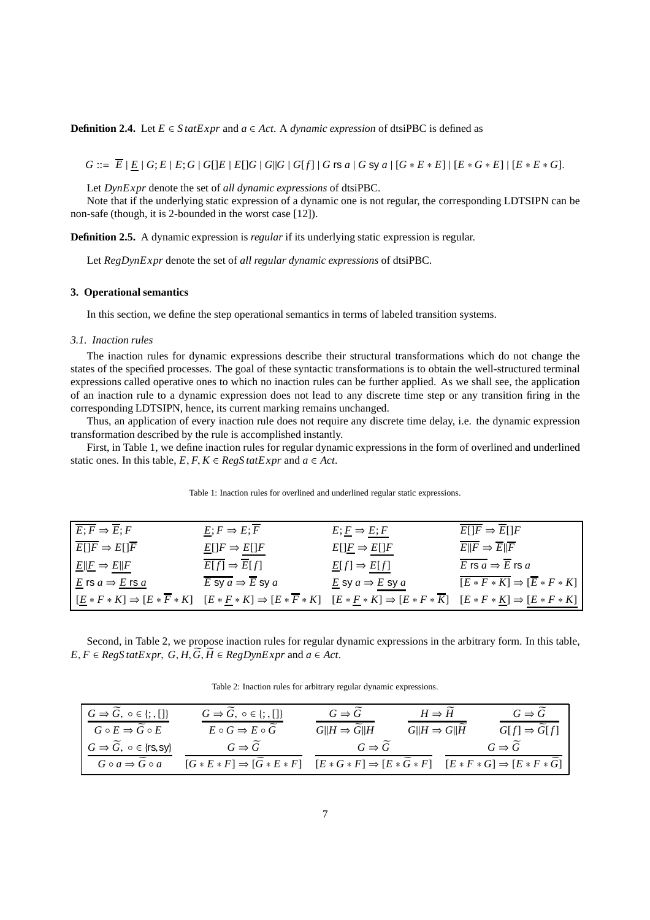**Definition 2.4.** Let $E \in StatExpr$ and $a \in Act$. A *dynamic expression* of dtsiPBC is defined as

$$G ::= \overline{E} \mid \underline{E} \mid G;E \mid E;G \mid G[]E \mid E[]G \mid G\|G \mid G[f] \mid G \text{ rs } a \mid G \text{ sy } a \mid [G * E * E] \mid [E * G * E] \mid [E * E * G].$$

Let *DynExpr* denote the set of *all dynamic expressions* of dtsiPBC.

Note that if the underlying static expression of a dynamic one is not regular, the corresponding LDTSIPN can be non-safe (though, it is 2-bounded in the worst case [12]).

**Definition 2.5.** A dynamic expression is *regular* if its underlying static expression is regular.

Let *RegDynExpr* denote the set of *all regular dynamic expressions* of dtsiPBC.

## 3. Operational semantics

In this section, we define the step operational semantics in terms of labeled transition systems.

### 3.1. Inaction rules

The inaction rules for dynamic expressions describe their structural transformations which do not change the states of the specified processes. The goal of these syntactic transformations is to obtain the well-structured terminal expressions called operative ones to which no inaction rules can be further applied. As we shall see, the application of an inaction rule to a dynamic expression does not lead to any discrete time step or any transition firing in the corresponding LDTSIPN, hence, its current marking remains unchanged.

Thus, an application of every inaction rule does not require any discrete time delay, i.e. the dynamic expression transformation described by the rule is accomplished instantly.

First, in Table 1, we define inaction rules for regular dynamic expressions in the form of overlined and underlined static ones. In this table, $E, F, K \in RegStatExpr$ and $a \in Act$.

Table 1: Inaction rules for overlined and underlined regular static expressions.

| | | | |
|---|---|---|---|
| $\overline{E;F} \Rightarrow \overline{E};F$ | $\underline{E};F \Rightarrow E;\overline{F}$ | $E;\underline{F} \Rightarrow \underline{E;F}$ | $\overline{E[]F} \Rightarrow \overline{E}[]F$ |
| $\overline{E[]F} \Rightarrow E[]\overline{F}$ | $\underline{E}[]F \Rightarrow \underline{E[]F}$ | $E[]\underline{F} \Rightarrow \underline{E[]F}$ | $\overline{E\|F} \Rightarrow \overline{E}\|\overline{F}$ |
| $\underline{E}\|\underline{F} \Rightarrow \underline{E\|F}$ | $\overline{E[f]} \Rightarrow \overline{E}[f]$ | $\underline{E}[f] \Rightarrow \underline{E[f]}$ | $\overline{E \text{ rs } a} \Rightarrow \overline{E} \text{ rs } a$ |
| $\underline{E} \text{ rs } a \Rightarrow \underline{E \text{ rs } a}$ | $\overline{E \text{ sy } a} \Rightarrow \overline{E} \text{ sy } a$ | $\underline{E} \text{ sy } a \Rightarrow \underline{E \text{ sy } a}$ | $\overline{[E * F * K]} \Rightarrow [\overline{E} * F * K]$ |
| $[\underline{E} * F * K] \Rightarrow [E * \overline{F} * K]$ | $[E * \underline{F} * K] \Rightarrow [E * \overline{F} * K]$ | $[E * \underline{F} * K] \Rightarrow [E * F * \overline{K}]$ | $[E * F * \underline{K}] \Rightarrow \underline{[E * F * K]}$ |

Second, in Table 2, we propose inaction rules for regular dynamic expressions in the arbitrary form. In this table, $E, F \in RegStatExpr$, $G, H, \widetilde{G}, \widetilde{H} \in RegDynExpr$ and $a \in Act$.

Table 2: Inaction rules for arbitrary regular dynamic expressions.

| | | | | |
|---|---|---|---|---|
| $\dfrac{G \Rightarrow \widetilde{G},\ \circ \in \{;, []\}}{G \circ E \Rightarrow \widetilde{G} \circ E}$ | $\dfrac{G \Rightarrow \widetilde{G},\ \circ \in \{;, []\}}{E \circ G \Rightarrow E \circ \widetilde{G}}$ | $\dfrac{G \Rightarrow \widetilde{G}}{G\|H \Rightarrow \widetilde{G}\|H}$ | $\dfrac{H \Rightarrow \widetilde{H}}{G\|H \Rightarrow G\|\widetilde{H}}$ | $\dfrac{G \Rightarrow \widetilde{G}}{G[f] \Rightarrow \widetilde{G}[f]}$ |
| $\dfrac{G \Rightarrow \widetilde{G},\ \circ \in \{\text{rs}, \text{sy}\}}{G \circ a \Rightarrow \widetilde{G} \circ a}$ | $\dfrac{G \Rightarrow \widetilde{G}}{[G * E * F] \Rightarrow [\widetilde{G} * E * F]}$ | $\dfrac{G \Rightarrow \widetilde{G}}{[E * G * F] \Rightarrow [E * \widetilde{G} * F]}$ | $\dfrac{G \Rightarrow \widetilde{G}}{[E * F * G] \Rightarrow [E * F * \widetilde{G}]}$ | |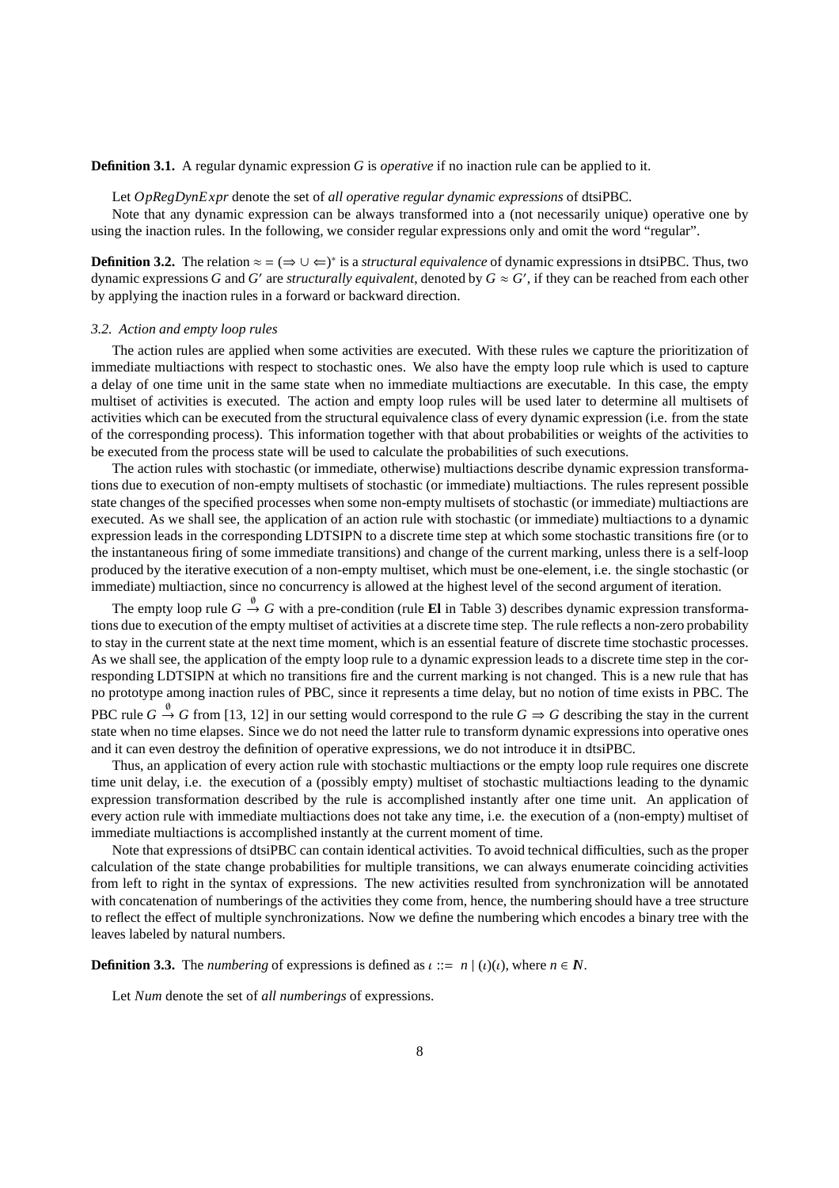**Definition 3.1.** A regular dynamic expression $G$ is *operative* if no inaction rule can be applied to it.

Let $OpRegDynExpr$ denote the set of *all operative regular dynamic expressions* of dtsiPBC.

Note that any dynamic expression can be always transformed into a (not necessarily unique) operative one by using the inaction rules. In the following, we consider regular expressions only and omit the word "regular".

**Definition 3.2.** The relation $\approx = (\Rightarrow \cup \Leftarrow)^*$ is a *structural equivalence* of dynamic expressions in dtsiPBC. Thus, two dynamic expressions $G$ and $G'$ are *structurally equivalent*, denoted by $G \approx G'$, if they can be reached from each other by applying the inaction rules in a forward or backward direction.

### *3.2. Action and empty loop rules*

The action rules are applied when some activities are executed. With these rules we capture the prioritization of immediate multiactions with respect to stochastic ones. We also have the empty loop rule which is used to capture a delay of one time unit in the same state when no immediate multiactions are executable. In this case, the empty multiset of activities is executed. The action and empty loop rules will be used later to determine all multisets of activities which can be executed from the structural equivalence class of every dynamic expression (i.e. from the state of the corresponding process). This information together with that about probabilities or weights of the activities to be executed from the process state will be used to calculate the probabilities of such executions.

The action rules with stochastic (or immediate, otherwise) multiactions describe dynamic expression transformations due to execution of non-empty multisets of stochastic (or immediate) multiactions. The rules represent possible state changes of the specified processes when some non-empty multisets of stochastic (or immediate) multiactions are executed. As we shall see, the application of an action rule with stochastic (or immediate) multiactions to a dynamic expression leads in the corresponding LDTSIPN to a discrete time step at which some stochastic transitions fire (or to the instantaneous firing of some immediate transitions) and change of the current marking, unless there is a self-loop produced by the iterative execution of a non-empty multiset, which must be one-element, i.e. the single stochastic (or immediate) multiaction, since no concurrency is allowed at the highest level of the second argument of iteration.

The empty loop rule $G \stackrel{\emptyset}{\rightarrow} G$ with a pre-condition (rule **El** in Table 3) describes dynamic expression transformations due to execution of the empty multiset of activities at a discrete time step. The rule reflects a non-zero probability to stay in the current state at the next time moment, which is an essential feature of discrete time stochastic processes. As we shall see, the application of the empty loop rule to a dynamic expression leads to a discrete time step in the corresponding LDTSIPN at which no transitions fire and the current marking is not changed. This is a new rule that has no prototype among inaction rules of PBC, since it represents a time delay, but no notion of time exists in PBC. The PBC rule $G \stackrel{\emptyset}{\rightarrow} G$ from [13, 12] in our setting would correspond to the rule $G \Rightarrow G$ describing the stay in the current state when no time elapses. Since we do not need the latter rule to transform dynamic expressions into operative ones and it can even destroy the definition of operative expressions, we do not introduce it in dtsiPBC.

Thus, an application of every action rule with stochastic multiactions or the empty loop rule requires one discrete time unit delay, i.e. the execution of a (possibly empty) multiset of stochastic multiactions leading to the dynamic expression transformation described by the rule is accomplished instantly after one time unit. An application of every action rule with immediate multiactions does not take any time, i.e. the execution of a (non-empty) multiset of immediate multiactions is accomplished instantly at the current moment of time.

Note that expressions of dtsiPBC can contain identical activities. To avoid technical difficulties, such as the proper calculation of the state change probabilities for multiple transitions, we can always enumerate coinciding activities from left to right in the syntax of expressions. The new activities resulted from synchronization will be annotated with concatenation of numberings of the activities they come from, hence, the numbering should have a tree structure to reflect the effect of multiple synchronizations. Now we define the numbering which encodes a binary tree with the leaves labeled by natural numbers.

**Definition 3.3.** The *numbering* of expressions is defined as $\iota ::= \ n \mid (\iota)(\iota)$, where $n \in \mathbb{N}$.

Let *Num* denote the set of *all numberings* of expressions.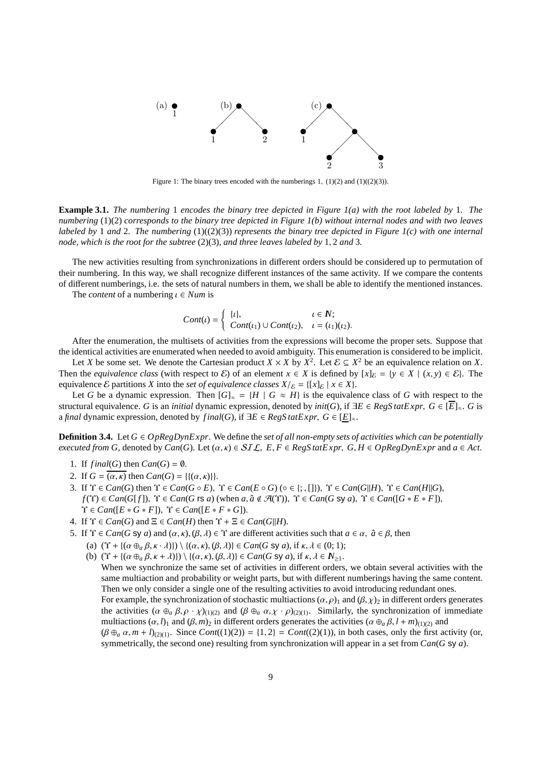Figure 1: The binary trees encoded with the numberings 1, (1)(2) and (1)((2)(3)).

**Example 3.1.** *The numbering* 1 *encodes the binary tree depicted in Figure 1(a) with the root labeled by* 1*. The numbering* (1)(2) *corresponds to the binary tree depicted in Figure 1(b) without internal nodes and with two leaves labeled by* 1 *and* 2*. The numbering* (1)((2)(3)) *represents the binary tree depicted in Figure 1(c) with one internal node, which is the root for the subtree* (2)(3)*, and three leaves labeled by* 1, 2 *and* 3*.*

The new activities resulting from synchronizations in different orders should be considered up to permutation of their numbering. In this way, we shall recognize different instances of the same activity. If we compare the contents of different numberings, i.e. the sets of natural numbers in them, we shall be able to identify the mentioned instances.

The *content* of a numbering $\iota \in Num$ is

$$Cont(\iota) = \begin{cases} \{\iota\}, & \iota \in \mathbb{N}; \\ Cont(\iota_1) \cup Cont(\iota_2), & \iota = (\iota_1)(\iota_2). \end{cases}$$

After the enumeration, the multisets of activities from the expressions will become the proper sets. Suppose that the identical activities are enumerated when needed to avoid ambiguity. This enumeration is considered to be implicit.

Let $X$ be some set. We denote the Cartesian product $X \times X$ by $X^2$. Let $\mathcal{E} \subseteq X^2$ be an equivalence relation on $X$. Then the *equivalence class* (with respect to $\mathcal{E}$) of an element $x \in X$ is defined by $[x]_{\mathcal{E}} = \{y \in X \mid (x, y) \in \mathcal{E}\}$. The equivalence $\mathcal{E}$ partitions $X$ into the *set of equivalence classes* $X/_{\mathcal{E}} = \{[x]_{\mathcal{E}} \mid x \in X\}$.

Let $G$ be a dynamic expression. Then $[G]_{\approx} = \{H \mid G \approx H\}$ is the equivalence class of $G$ with respect to the structural equivalence. $G$ is an *initial* dynamic expression, denoted by $init(G)$, if $\exists E \in RegStatExpr,\ G \in [\overline{E}]_{\approx}$. $G$ is a *final* dynamic expression, denoted by $final(G)$, if $\exists E \in RegStatExpr,\ G \in [\underline{E}]_{\approx}$.

**Definition 3.4.** Let $G \in OpRegDynExpr$. We define the *set of all non-empty sets of activities which can be potentially executed from* $G$, denoted by $Can(G)$. Let $(\alpha, \kappa) \in \mathcal{SIL},\ E, F \in RegStatExpr,\ G, H \in OpRegDynExpr$ and $a \in Act$.

1. If $final(G)$ then $Can(G) = \emptyset$.
2. If $G = \overline{(\alpha, \kappa)}$ then $Can(G) = \{\{(\alpha, \kappa)\}\}$.
3. If $\Upsilon \in Can(G)$ then $\Upsilon \in Can(G \circ E)$, $\Upsilon \in Can(E \circ G)$ $(\circ \in \{;, []\})$, $\Upsilon \in Can(G\|H)$, $\Upsilon \in Can(H\|G)$, $f(\Upsilon) \in Can(G[f])$, $\Upsilon \in Can(G \text{ rs } a)$ (when $a, \hat{a} \notin \mathcal{A}(\Upsilon)$), $\Upsilon \in Can(G \text{ sy } a)$, $\Upsilon \in Can([G * E * F])$, $\Upsilon \in Can([E * G * F])$, $\Upsilon \in Can([E * F * G])$.
4. If $\Upsilon \in Can(G)$ and $\Xi \in Can(H)$ then $\Upsilon + \Xi \in Can(G\|H)$.
5. If $\Upsilon \in Can(G \text{ sy } a)$ and $(\alpha, \kappa), (\beta, \lambda) \in \Upsilon$ are different activities such that $a \in \alpha,\ \hat{a} \in \beta$, then
   (a) $(\Upsilon + \{(\alpha \oplus_a \beta, \kappa \cdot \lambda)\}) \setminus \{(\alpha, \kappa), (\beta, \lambda)\} \in Can(G \text{ sy } a)$, if $\kappa, \lambda \in (0; 1)$;
   (b) $(\Upsilon + \{(\alpha \oplus_a \beta, \kappa + \lambda)\}) \setminus \{(\alpha, \kappa), (\beta, \lambda)\} \in Can(G \text{ sy } a)$, if $\kappa, \lambda \in \mathbb{N}_{\geq 1}$.

   When we synchronize the same set of activities in different orders, we obtain several activities with the same multiaction and probability or weight parts, but with different numberings having the same content. Then we only consider a single one of the resulting activities to avoid introducing redundant ones.

   For example, the synchronization of stochastic multiactions $(\alpha, \rho)_1$ and $(\beta, \chi)_2$ in different orders generates the activities $(\alpha \oplus_a \beta, \rho \cdot \chi)_{(1)(2)}$ and $(\beta \oplus_a \alpha, \chi \cdot \rho)_{(2)(1)}$. Similarly, the synchronization of immediate multiactions $(\alpha, l)_1$ and $(\beta, m)_2$ in different orders generates the activities $(\alpha \oplus_a \beta, l + m)_{(1)(2)}$ and $(\beta \oplus_a \alpha, m + l)_{(2)(1)}$. Since $Cont((1)(2)) = \{1, 2\} = Cont((2)(1))$, in both cases, only the first activity (or, symmetrically, the second one) resulting from synchronization will appear in a set from $Can(G \text{ sy } a)$.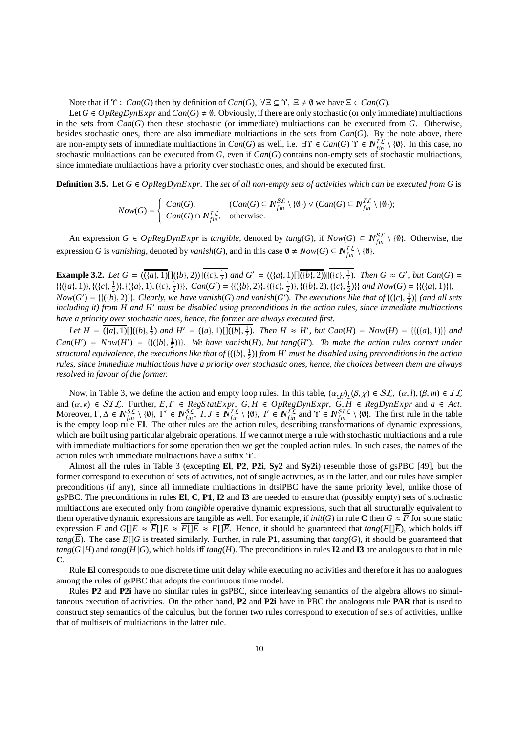Note that if $\Upsilon \in Can(G)$ then by definition of $Can(G)$, $\forall \Xi \subseteq \Upsilon,\ \Xi \neq \emptyset$ we have $\Xi \in Can(G)$.

Let $G \in OpRegDynExpr$ and $Can(G) \neq \emptyset$. Obviously, if there are only stochastic (or only immediate) multiactions in the sets from $Can(G)$ then these stochastic (or immediate) multiactions can be executed from $G$. Otherwise, besides stochastic ones, there are also immediate multiactions in the sets from $Can(G)$. By the note above, there are non-empty sets of immediate multiactions in $Can(G)$ as well, i.e. $\exists \Upsilon \in Can(G)\ \Upsilon \in \mathbb{N}_{fin}^{\mathcal{IL}} \setminus \{\emptyset\}$. In this case, no stochastic multiactions can be executed from $G$, even if $Can(G)$ contains non-empty sets of stochastic multiactions, since immediate multiactions have a priority over stochastic ones, and should be executed first.

**Definition 3.5.** Let $G \in OpRegDynExpr$. The *set of all non-empty sets of activities which can be executed from $G$* is

$$Now(G) = \begin{cases} Can(G), & (Can(G) \subseteq \mathbb{N}_{fin}^{\mathcal{SL}} \setminus \{\emptyset\}) \vee (Can(G) \subseteq \mathbb{N}_{fin}^{\mathcal{IL}} \setminus \{\emptyset\}); \\ Can(G) \cap \mathbb{N}_{fin}^{\mathcal{IL}}, & \text{otherwise.} \end{cases}$$

An expression $G \in OpRegDynExpr$ is *tangible*, denoted by $tang(G)$, if $Now(G) \subseteq \mathbb{N}_{fin}^{\mathcal{SL}} \setminus \{\emptyset\}$. Otherwise, the expression $G$ is *vanishing*, denoted by $vanish(G)$, and in this case $\emptyset \neq Now(G) \subseteq \mathbb{N}_{fin}^{\mathcal{IL}} \setminus \{\emptyset\}$.

**Example 3.2.** *Let $G = (\overline{(\{a\}, 1)}[](\{b\}, 2))\|\overline{(\{c\}, \frac{1}{2})}$ and $G' = ((\{a\}, 1)[]\overline{(\{b\}, 2)})\|\overline{(\{c\}, \frac{1}{2})}$. Then $G \approx G'$, but $Can(G) = \{\{(\{a\}, 1)\}, \{(\{c\}, \frac{1}{2})\}, \{(\{a\}, 1), (\{c\}, \frac{1}{2})\}\}$, $Can(G') = \{\{(\{b\}, 2)\}, \{(\{c\}, \frac{1}{2})\}, \{(\{b\}, 2), (\{c\}, \frac{1}{2})\}\}$ and $Now(G) = \{\{(\{a\}, 1)\}\}$, $Now(G') = \{\{(\{b\}, 2)\}\}$. Clearly, we have $vanish(G)$ and $vanish(G')$. The executions like that of $\{(\{c\}, \frac{1}{2})\}$ (and all sets including it) from $H$ and $H'$ must be disabled using preconditions in the action rules, since immediate multiactions have a priority over stochastic ones, hence, the former are always executed first.*

*Let $H = \overline{(\{a\}, 1)}[](\{b\}, \frac{1}{2})$ and $H' = (\{a\}, 1)[]\overline{(\{b\}, \frac{1}{2})}$. Then $H \approx H'$, but $Can(H) = Now(H) = \{\{(\{a\}, 1)\}\}$ and $Can(H') = Now(H') = \{\{(\{b\}, \frac{1}{2})\}\}$. We have $vanish(H)$, but $tang(H')$. To make the action rules correct under structural equivalence, the executions like that of $\{(\{b\}, \frac{1}{2})\}$ from $H'$ must be disabled using preconditions in the action rules, since immediate multiactions have a priority over stochastic ones, hence, the choices between them are always resolved in favour of the former.*

Now, in Table 3, we define the action and empty loop rules. In this table, $(\alpha, \rho), (\beta, \chi) \in \mathcal{SL}$, $(\alpha, l), (\beta, m) \in \mathcal{IL}$ and $(\alpha, \kappa) \in \mathcal{SIL}$. Further, $E, F \in RegStatExpr$, $G, H \in OpRegDynExpr$, $\widetilde{G}, \widetilde{H} \in RegDynExpr$ and $a \in Act$. Moreover, $\Gamma, \Delta \in \mathbb{N}_{fin}^{\mathcal{SL}} \setminus \{\emptyset\}$, $\Gamma' \in \mathbb{N}_{fin}^{\mathcal{SL}}$, $I, J \in \mathbb{N}_{fin}^{\mathcal{IL}} \setminus \{\emptyset\}$, $I' \in \mathbb{N}_{fin}^{\mathcal{IL}}$ and $\Upsilon \in \mathbb{N}_{fin}^{\mathcal{SIL}} \setminus \{\emptyset\}$. The first rule in the table is the empty loop rule **El**. The other rules are the action rules, describing transformations of dynamic expressions, which are built using particular algebraic operations. If we cannot merge a rule with stochastic multiactions and a rule with immediate multiactions for some operation then we get the coupled action rules. In such cases, the names of the action rules with immediate multiactions have a suffix '**i**'.

Almost all the rules in Table 3 (excepting **El**, **P2**, **P2i**, **Sy2** and **Sy2i**) resemble those of gsPBC [49], but the former correspond to execution of sets of activities, not of single activities, as in the latter, and our rules have simpler preconditions (if any), since all immediate multiactions in dtsiPBC have the same priority level, unlike those of gsPBC. The preconditions in rules **El**, **C**, **P1**, **I2** and **I3** are needed to ensure that (possibly empty) sets of stochastic multiactions are executed only from *tangible* operative dynamic expressions, such that all structurally equivalent to them operative dynamic expressions are tangible as well. For example, if $init(G)$ in rule **C** then $G \approx \overline{F}$ for some static expression $F$ and $G[]E \approx \overline{F}[]E \approx \overline{F[]E} \approx F[]\overline{E}$. Hence, it should be guaranteed that $tang(F[]\overline{E})$, which holds iff $tang(\overline{E})$. The case $E[]G$ is treated similarly. Further, in rule **P1**, assuming that $tang(G)$, it should be guaranteed that $tang(G\|H)$ and $tang(H\|G)$, which holds iff $tang(H)$. The preconditions in rules **I2** and **I3** are analogous to that in rule **C**.

Rule **El** corresponds to one discrete time unit delay while executing no activities and therefore it has no analogues among the rules of gsPBC that adopts the continuous time model.

Rules **P2** and **P2i** have no similar rules in gsPBC, since interleaving semantics of the algebra allows no simultaneous execution of activities. On the other hand, **P2** and **P2i** have in PBC the analogous rule **PAR** that is used to construct step semantics of the calculus, but the former two rules correspond to execution of sets of activities, unlike that of multisets of multiactions in the latter rule.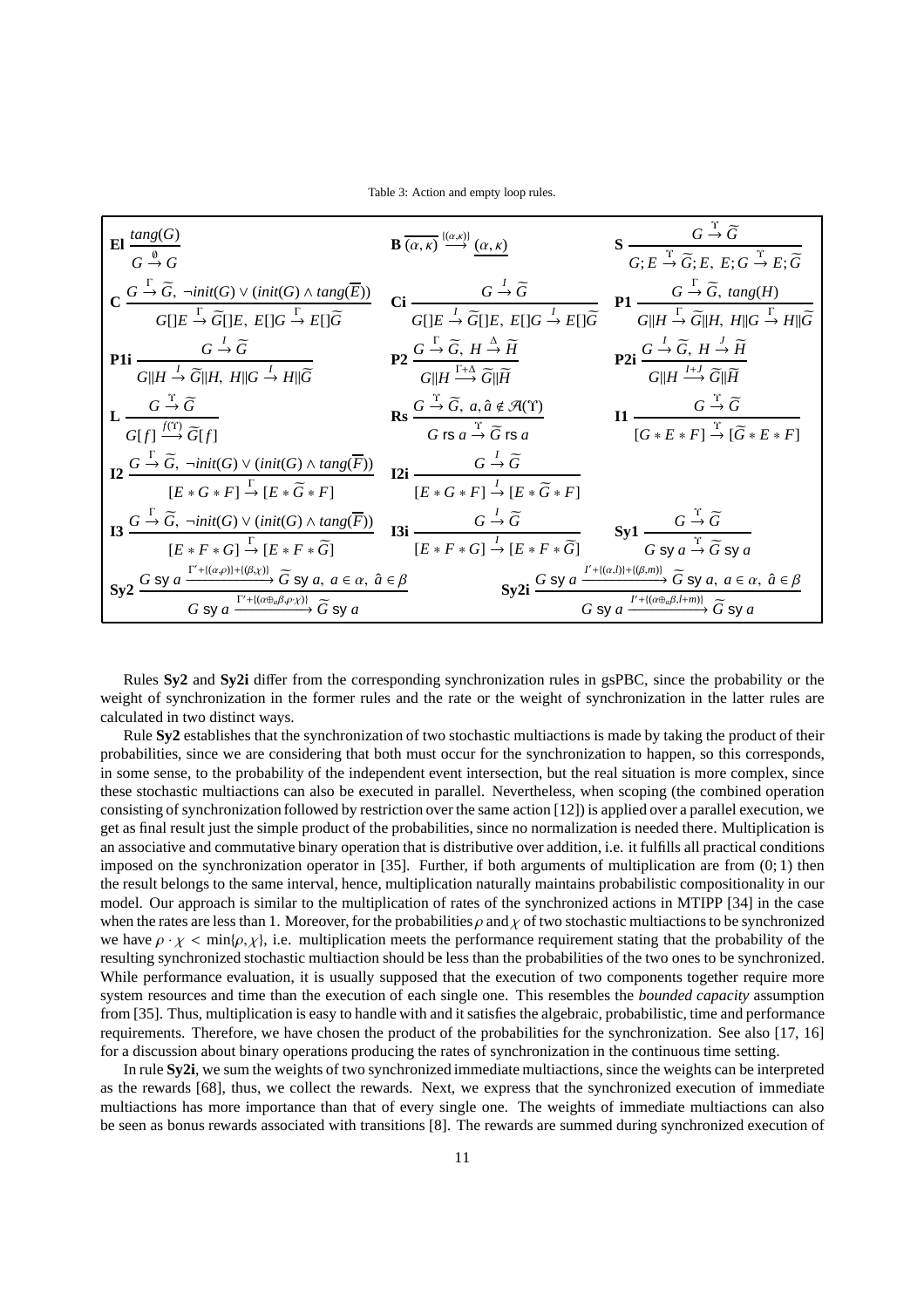Table 3: Action and empty loop rules.

$$\textbf{El}\ \frac{tang(G)}{G \stackrel{\emptyset}{\rightarrow} G} \qquad \textbf{B}\ \overline{(\alpha,\kappa) \stackrel{\{(\alpha,\kappa)\}}{\longrightarrow} \underline{(\alpha,\kappa)}} \qquad \textbf{S}\ \frac{G \stackrel{\Upsilon}{\rightarrow} \widetilde{G}}{G;E \stackrel{\Upsilon}{\rightarrow} \widetilde{G};E,\ E;G \stackrel{\Upsilon}{\rightarrow} E;\widetilde{G}}$$

$$\textbf{C}\ \frac{G \stackrel{\Gamma}{\rightarrow} \widetilde{G},\ \neg init(G) \vee (init(G) \wedge tang(\overline{E}))}{G[]E \stackrel{\Gamma}{\rightarrow} \widetilde{G}[]E,\ E[]G \stackrel{\Gamma}{\rightarrow} E[]\widetilde{G}} \qquad \textbf{Ci}\ \frac{G \stackrel{I}{\rightarrow} \widetilde{G}}{G[]E \stackrel{I}{\rightarrow} \widetilde{G}[]E,\ E[]G \stackrel{I}{\rightarrow} E[]\widetilde{G}} \qquad \textbf{P1}\ \frac{G \stackrel{\Gamma}{\rightarrow} \widetilde{G},\ tang(H)}{G\|H \stackrel{\Gamma}{\rightarrow} \widetilde{G}\|H,\ H\|G \stackrel{\Gamma}{\rightarrow} H\|\widetilde{G}}$$

$$\textbf{P1i}\ \frac{G \stackrel{I}{\rightarrow} \widetilde{G}}{G\|H \stackrel{I}{\rightarrow} \widetilde{G}\|H,\ H\|G \stackrel{I}{\rightarrow} H\|\widetilde{G}} \qquad \textbf{P2}\ \frac{G \stackrel{\Gamma}{\rightarrow} \widetilde{G},\ H \stackrel{\Delta}{\rightarrow} \widetilde{H}}{G\|H \stackrel{\Gamma+\Delta}{\longrightarrow} \widetilde{G}\|\widetilde{H}} \qquad \textbf{P2i}\ \frac{G \stackrel{I}{\rightarrow} \widetilde{G},\ H \stackrel{J}{\rightarrow} \widetilde{H}}{G\|H \stackrel{I+J}{\longrightarrow} \widetilde{G}\|\widetilde{H}}$$

$$\textbf{L}\ \frac{G \stackrel{\Upsilon}{\rightarrow} \widetilde{G}}{G[f] \stackrel{f(\Upsilon)}{\longrightarrow} \widetilde{G}[f]} \qquad \textbf{Rs}\ \frac{G \stackrel{\Upsilon}{\rightarrow} \widetilde{G},\ a,\hat{a} \notin \mathcal{A}(\Upsilon)}{G \text{ rs } a \stackrel{\Upsilon}{\rightarrow} \widetilde{G} \text{ rs } a} \qquad \textbf{I1}\ \frac{G \stackrel{\Upsilon}{\rightarrow} \widetilde{G}}{[G*E*F] \stackrel{\Upsilon}{\rightarrow} [\widetilde{G}*E*F]}$$

$$\textbf{I2}\ \frac{G \stackrel{\Gamma}{\rightarrow} \widetilde{G},\ \neg init(G) \vee (init(G) \wedge tang(\overline{F}))}{[E*G*F] \stackrel{\Gamma}{\rightarrow} [E*\widetilde{G}*F]} \qquad \textbf{I2i}\ \frac{G \stackrel{I}{\rightarrow} \widetilde{G}}{[E*G*F] \stackrel{I}{\rightarrow} [E*\widetilde{G}*F]}$$

$$\textbf{I3}\ \frac{G \stackrel{\Gamma}{\rightarrow} \widetilde{G},\ \neg init(G) \vee (init(G) \wedge tang(\overline{F}))}{[E*F*G] \stackrel{\Gamma}{\rightarrow} [E*F*\widetilde{G}]} \qquad \textbf{I3i}\ \frac{G \stackrel{I}{\rightarrow} \widetilde{G}}{[E*F*G] \stackrel{I}{\rightarrow} [E*F*\widetilde{G}]} \qquad \textbf{Sy1}\ \frac{G \stackrel{\Upsilon}{\rightarrow} \widetilde{G}}{G \text{ sy } a \stackrel{\Upsilon}{\rightarrow} \widetilde{G} \text{ sy } a}$$

$$\textbf{Sy2}\ \frac{G \text{ sy } a \xrightarrow{\Gamma'+\{(\alpha,\rho)\}+\{(\beta,\chi)\}} \widetilde{G} \text{ sy } a,\ a \in \alpha,\ \hat{a} \in \beta}{G \text{ sy } a \xrightarrow{\Gamma'+\{(\alpha\oplus_a\beta,\rho\cdot\chi)\}} \widetilde{G} \text{ sy } a} \qquad \textbf{Sy2i}\ \frac{G \text{ sy } a \xrightarrow{I'+\{(\alpha,l)\}+\{(\beta,m)\}} \widetilde{G} \text{ sy } a,\ a \in \alpha,\ \hat{a} \in \beta}{G \text{ sy } a \xrightarrow{I'+\{(\alpha\oplus_a\beta,l+m)\}} \widetilde{G} \text{ sy } a}$$

Rules **Sy2** and **Sy2i** differ from the corresponding synchronization rules in gsPBC, since the probability or the weight of synchronization in the former rules and the rate or the weight of synchronization in the latter rules are calculated in two distinct ways.

Rule **Sy2** establishes that the synchronization of two stochastic multiactions is made by taking the product of their probabilities, since we are considering that both must occur for the synchronization to happen, so this corresponds, in some sense, to the probability of the independent event intersection, but the real situation is more complex, since these stochastic multiactions can also be executed in parallel. Nevertheless, when scoping (the combined operation consisting of synchronization followed by restriction over the same action [12]) is applied over a parallel execution, we get as final result just the simple product of the probabilities, since no normalization is needed there. Multiplication is an associative and commutative binary operation that is distributive over addition, i.e. it fulfills all practical conditions imposed on the synchronization operator in [35]. Further, if both arguments of multiplication are from $(0;1)$ then the result belongs to the same interval, hence, multiplication naturally maintains probabilistic compositionality in our model. Our approach is similar to the multiplication of rates of the synchronized actions in MTIPP [34] in the case when the rates are less than 1. Moreover, for the probabilities $\rho$ and $\chi$ of two stochastic multiactions to be synchronized we have $\rho\cdot\chi < \min\{\rho,\chi\}$, i.e. multiplication meets the performance requirement stating that the probability of the resulting synchronized stochastic multiaction should be less than the probabilities of the two ones to be synchronized. While performance evaluation, it is usually supposed that the execution of two components together require more system resources and time than the execution of each single one. This resembles the *bounded capacity* assumption from [35]. Thus, multiplication is easy to handle with and it satisfies the algebraic, probabilistic, time and performance requirements. Therefore, we have chosen the product of the probabilities for the synchronization. See also [17, 16] for a discussion about binary operations producing the rates of synchronization in the continuous time setting.

In rule **Sy2i**, we sum the weights of two synchronized immediate multiactions, since the weights can be interpreted as the rewards [68], thus, we collect the rewards. Next, we express that the synchronized execution of immediate multiactions has more importance than that of every single one. The weights of immediate multiactions can also be seen as bonus rewards associated with transitions [8]. The rewards are summed during synchronized execution of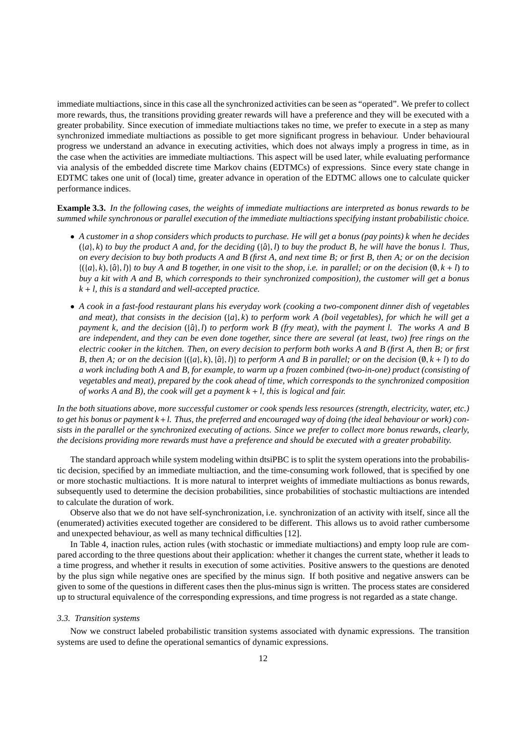immediate multiactions, since in this case all the synchronized activities can be seen as "operated". We prefer to collect more rewards, thus, the transitions providing greater rewards will have a preference and they will be executed with a greater probability. Since execution of immediate multiactions takes no time, we prefer to execute in a step as many synchronized immediate multiactions as possible to get more significant progress in behaviour. Under behavioural progress we understand an advance in executing activities, which does not always imply a progress in time, as in the case when the activities are immediate multiactions. This aspect will be used later, while evaluating performance via analysis of the embedded discrete time Markov chains (EDTMCs) of expressions. Since every state change in EDTMC takes one unit of (local) time, greater advance in operation of the EDTMC allows one to calculate quicker performance indices.

**Example 3.3.** *In the following cases, the weights of immediate multiactions are interpreted as bonus rewards to be summed while synchronous or parallel execution of the immediate multiactions specifying instant probabilistic choice.*

- *A customer in a shop considers which products to purchase. He will get a bonus (pay points) $k$ when he decides $(\{a\}, k)$ to buy the product A and, for the deciding $(\{\hat{a}\}, l)$ to buy the product B, he will have the bonus $l$. Thus, on every decision to buy both products A and B (first A, and next time B; or first B, then A; or on the decision $\{(\{a\}, k), \{\hat{a}\}, l)\}$ to buy A and B together, in one visit to the shop, i.e. in parallel; or on the decision $(\emptyset, k + l)$ to buy a kit with A and B, which corresponds to their synchronized composition), the customer will get a bonus $k + l$, this is a standard and well-accepted practice.*
- *A cook in a fast-food restaurant plans his everyday work (cooking a two-component dinner dish of vegetables and meat), that consists in the decision $(\{a\}, k)$ to perform work A (boil vegetables), for which he will get a payment $k$, and the decision $(\{\hat{a}\}, l)$ to perform work B (fry meat), with the payment $l$. The works A and B are independent, and they can be even done together, since there are several (at least, two) free rings on the electric cooker in the kitchen. Then, on every decision to perform both works A and B (first A, then B; or first B, then A; or on the decision $\{(\{a\}, k), \{\hat{a}\}, l)\}$ to perform A and B in parallel; or on the decision $(\emptyset, k + l)$ to do a work including both A and B, for example, to warm up a frozen combined (two-in-one) product (consisting of vegetables and meat), prepared by the cook ahead of time, which corresponds to the synchronized composition of works A and B), the cook will get a payment $k + l$, this is logical and fair.*

*In the both situations above, more successful customer or cook spends less resources (strength, electricity, water, etc.) to get his bonus or payment $k + l$. Thus, the preferred and encouraged way of doing (the ideal behaviour or work) consists in the parallel or the synchronized executing of actions. Since we prefer to collect more bonus rewards, clearly, the decisions providing more rewards must have a preference and should be executed with a greater probability.*

The standard approach while system modeling within dtsiPBC is to split the system operations into the probabilistic decision, specified by an immediate multiaction, and the time-consuming work followed, that is specified by one or more stochastic multiactions. It is more natural to interpret weights of immediate multiactions as bonus rewards, subsequently used to determine the decision probabilities, since probabilities of stochastic multiactions are intended to calculate the duration of work.

Observe also that we do not have self-synchronization, i.e. synchronization of an activity with itself, since all the (enumerated) activities executed together are considered to be different. This allows us to avoid rather cumbersome and unexpected behaviour, as well as many technical difficulties [12].

In Table 4, inaction rules, action rules (with stochastic or immediate multiactions) and empty loop rule are compared according to the three questions about their application: whether it changes the current state, whether it leads to a time progress, and whether it results in execution of some activities. Positive answers to the questions are denoted by the plus sign while negative ones are specified by the minus sign. If both positive and negative answers can be given to some of the questions in different cases then the plus-minus sign is written. The process states are considered up to structural equivalence of the corresponding expressions, and time progress is not regarded as a state change.

### *3.3. Transition systems*

Now we construct labeled probabilistic transition systems associated with dynamic expressions. The transition systems are used to define the operational semantics of dynamic expressions.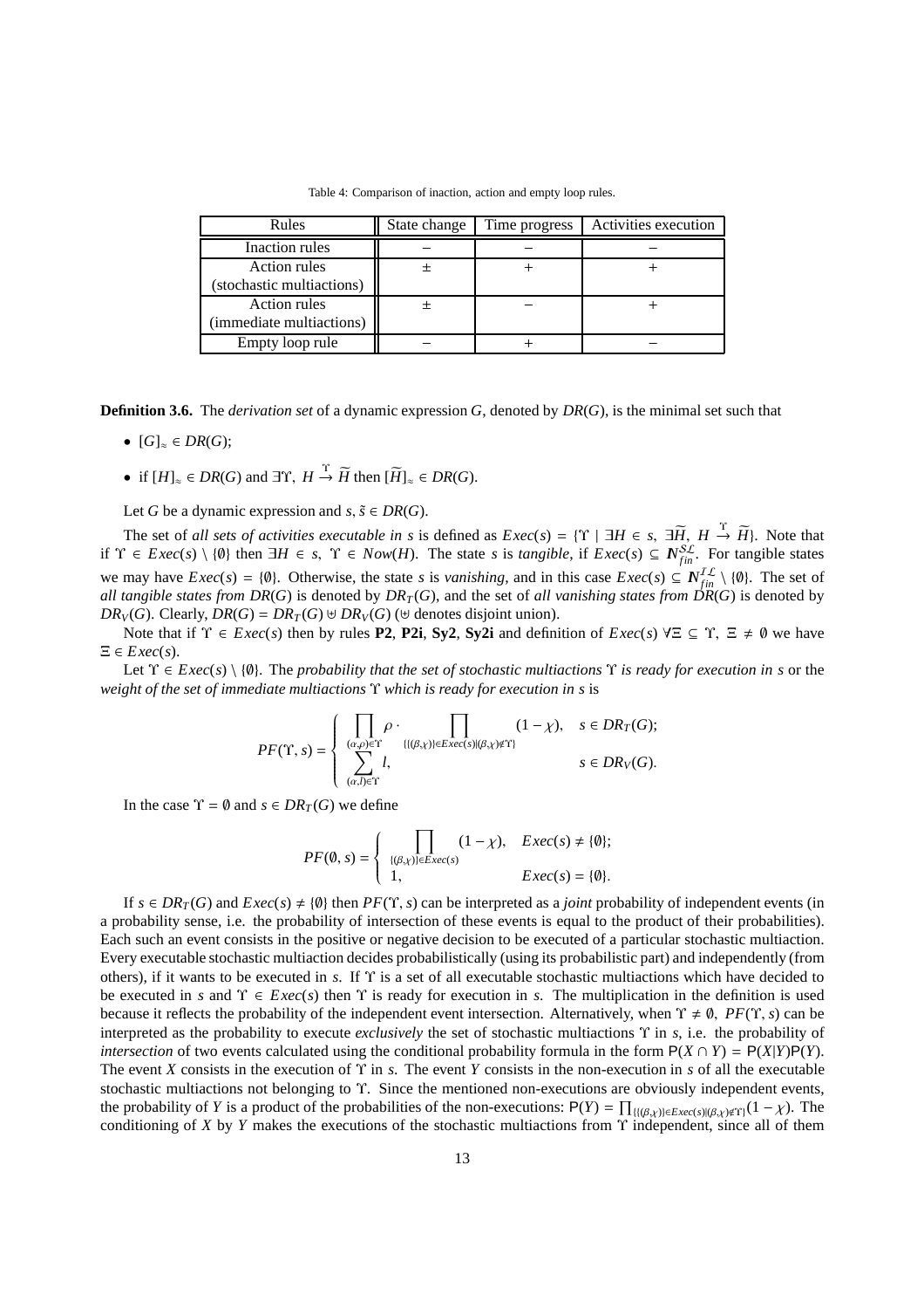Table 4: Comparison of inaction, action and empty loop rules.

| Rules | State change | Time progress | Activities execution |
|---|---|---|---|
| Inaction rules | − | − | − |
| Action rules (stochastic multiactions) | ± | + | + |
| Action rules (immediate multiactions) | ± | − | + |
| Empty loop rule | − | + | − |

**Definition 3.6.** The *derivation set* of a dynamic expression $G$, denoted by $DR(G)$, is the minimal set such that

- $[G]_\approx \in DR(G)$;
- if $[H]_\approx \in DR(G)$ and $\exists \Upsilon,\ H \xrightarrow{\Upsilon} \widetilde{H}$ then $[\widetilde{H}]_\approx \in DR(G)$.

Let $G$ be a dynamic expression and $s, \tilde{s} \in DR(G)$.

The set of *all sets of activities executable in s* is defined as $Exec(s) = \{\Upsilon \mid \exists H \in s,\ \exists \widetilde{H},\ H \xrightarrow{\Upsilon} \widetilde{H}\}$. Note that if $\Upsilon \in Exec(s) \setminus \{\emptyset\}$ then $\exists H \in s,\ \Upsilon \in Now(H)$. The state $s$ is *tangible*, if $Exec(s) \subseteq \mathbb{N}_{fin}^{\mathcal{SL}}$. For tangible states we may have $Exec(s) = \{\emptyset\}$. Otherwise, the state $s$ is *vanishing*, and in this case $Exec(s) \subseteq \mathbb{N}_{fin}^{\mathcal{IL}} \setminus \{\emptyset\}$. The set of *all tangible states from* $DR(G)$ is denoted by $DR_T(G)$, and the set of *all vanishing states from* $DR(G)$ is denoted by $DR_V(G)$. Clearly, $DR(G) = DR_T(G) \uplus DR_V(G)$ ($\uplus$ denotes disjoint union).

Note that if $\Upsilon \in Exec(s)$ then by rules **P2**, **P2i**, **Sy2**, **Sy2i** and definition of $Exec(s)$ $\forall \Xi \subseteq \Upsilon,\ \Xi \neq \emptyset$ we have $\Xi \in Exec(s)$.

Let $\Upsilon \in Exec(s) \setminus \{\emptyset\}$. The *probability that the set of stochastic multiactions* $\Upsilon$ *is ready for execution in s* or the *weight of the set of immediate multiactions* $\Upsilon$ *which is ready for execution in s* is

$$PF(\Upsilon, s) = \begin{cases} \prod_{(\alpha,\rho)\in\Upsilon} \rho \cdot \prod_{\{\{(\beta,\chi)\}\in Exec(s) \mid (\beta,\chi)\notin\Upsilon\}} (1-\chi), & s \in DR_T(G); \\ \sum_{(\alpha,l)\in\Upsilon} l, & s \in DR_V(G). \end{cases}$$

In the case $\Upsilon = \emptyset$ and $s \in DR_T(G)$ we define

$$PF(\emptyset, s) = \begin{cases} \prod_{\{(\beta,\chi)\}\in Exec(s)} (1-\chi), & Exec(s) \neq \{\emptyset\}; \\ 1, & Exec(s) = \{\emptyset\}. \end{cases}$$

If $s \in DR_T(G)$ and $Exec(s) \neq \{\emptyset\}$ then $PF(\Upsilon, s)$ can be interpreted as a *joint* probability of independent events (in a probability sense, i.e. the probability of intersection of these events is equal to the product of their probabilities). Each such an event consists in the positive or negative decision to be executed of a particular stochastic multiaction. Every executable stochastic multiaction decides probabilistically (using its probabilistic part) and independently (from others), if it wants to be executed in $s$. If $\Upsilon$ is a set of all executable stochastic multiactions which have decided to be executed in $s$ and $\Upsilon \in Exec(s)$ then $\Upsilon$ is ready for execution in $s$. The multiplication in the definition is used because it reflects the probability of the independent event intersection. Alternatively, when $\Upsilon \neq \emptyset$, $PF(\Upsilon, s)$ can be interpreted as the probability to execute *exclusively* the set of stochastic multiactions $\Upsilon$ in $s$, i.e. the probability of *intersection* of two events calculated using the conditional probability formula in the form $\mathsf{P}(X \cap Y) = \mathsf{P}(X|Y)\mathsf{P}(Y)$. The event $X$ consists in the execution of $\Upsilon$ in $s$. The event $Y$ consists in the non-execution in $s$ of all the executable stochastic multiactions not belonging to $\Upsilon$. Since the mentioned non-executions are obviously independent events, the probability of $Y$ is a product of the probabilities of the non-executions: $\mathsf{P}(Y) = \prod_{\{\{(\beta,\chi)\}\in Exec(s) \mid (\beta,\chi)\notin\Upsilon\}} (1-\chi)$. The conditioning of $X$ by $Y$ makes the executions of the stochastic multiactions from $\Upsilon$ independent, since all of them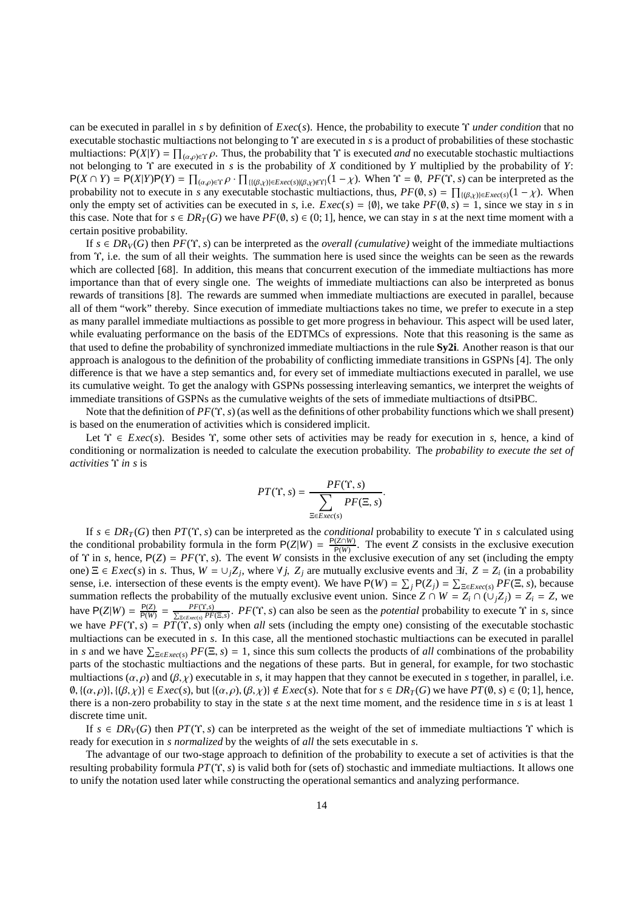can be executed in parallel in $s$ by definition of $Exec(s)$. Hence, the probability to execute $\Upsilon$ *under condition* that no executable stochastic multiactions not belonging to $\Upsilon$ are executed in $s$ is a product of probabilities of these stochastic multiactions: $\mathsf{P}(X|Y) = \prod_{(\alpha,\rho)\in\Upsilon}\rho$. Thus, the probability that $\Upsilon$ is executed *and* no executable stochastic multiactions not belonging to $\Upsilon$ are executed in $s$ is the probability of $X$ conditioned by $Y$ multiplied by the probability of $Y$: $\mathsf{P}(X\cap Y) = \mathsf{P}(X|Y)\mathsf{P}(Y) = \prod_{(\alpha,\rho)\in\Upsilon}\rho\cdot\prod_{\{\{(\beta,\chi)\}\in Exec(s)|(\beta,\chi)\notin\Upsilon\}}(1-\chi)$. When $\Upsilon = \emptyset$, $PF(\Upsilon, s)$ can be interpreted as the probability not to execute in $s$ any executable stochastic multiactions, thus, $PF(\emptyset, s) = \prod_{\{(\beta,\chi)\}\in Exec(s)}(1-\chi)$. When only the empty set of activities can be executed in $s$, i.e. $Exec(s) = \{\emptyset\}$, we take $PF(\emptyset, s) = 1$, since we stay in $s$ in this case. Note that for $s \in DR_T(G)$ we have $PF(\emptyset, s) \in (0; 1]$, hence, we can stay in $s$ at the next time moment with a certain positive probability.

If $s \in DR_V(G)$ then $PF(\Upsilon, s)$ can be interpreted as the *overall (cumulative)* weight of the immediate multiactions from $\Upsilon$, i.e. the sum of all their weights. The summation here is used since the weights can be seen as the rewards which are collected [68]. In addition, this means that concurrent execution of the immediate multiactions has more importance than that of every single one. The weights of immediate multiactions can also be interpreted as bonus rewards of transitions [8]. The rewards are summed when immediate multiactions are executed in parallel, because all of them "work" thereby. Since execution of immediate multiactions takes no time, we prefer to execute in a step as many parallel immediate multiactions as possible to get more progress in behaviour. This aspect will be used later, while evaluating performance on the basis of the EDTMCs of expressions. Note that this reasoning is the same as that used to define the probability of synchronized immediate multiactions in the rule **Sy2i**. Another reason is that our approach is analogous to the definition of the probability of conflicting immediate transitions in GSPNs [4]. The only difference is that we have a step semantics and, for every set of immediate multiactions executed in parallel, we use its cumulative weight. To get the analogy with GSPNs possessing interleaving semantics, we interpret the weights of immediate transitions of GSPNs as the cumulative weights of the sets of immediate multiactions of dtsiPBC.

Note that the definition of $PF(\Upsilon, s)$ (as well as the definitions of other probability functions which we shall present) is based on the enumeration of activities which is considered implicit.

Let $\Upsilon \in Exec(s)$. Besides $\Upsilon$, some other sets of activities may be ready for execution in $s$, hence, a kind of conditioning or normalization is needed to calculate the execution probability. The *probability to execute the set of activities* $\Upsilon$ *in* $s$ is

$$PT(\Upsilon, s) = \frac{PF(\Upsilon, s)}{\sum\limits_{\Xi\in Exec(s)} PF(\Xi, s)}.$$

If $s \in DR_T(G)$ then $PT(\Upsilon, s)$ can be interpreted as the *conditional* probability to execute $\Upsilon$ in $s$ calculated using the conditional probability formula in the form $\mathsf{P}(Z|W) = \frac{\mathsf{P}(Z\cap W)}{\mathsf{P}(W)}$. The event $Z$ consists in the exclusive execution of $\Upsilon$ in $s$, hence, $\mathsf{P}(Z) = PF(\Upsilon, s)$. The event $W$ consists in the exclusive execution of any set (including the empty one) $\Xi \in Exec(s)$ in $s$. Thus, $W = \cup_j Z_j$, where $\forall j,\ Z_j$ are mutually exclusive events and $\exists i,\ Z = Z_i$ (in a probability sense, i.e. intersection of these events is the empty event). We have $\mathsf{P}(W) = \sum_j \mathsf{P}(Z_j) = \sum_{\Xi\in Exec(s)} PF(\Xi, s)$, because summation reflects the probability of the mutually exclusive event union. Since $Z \cap W = Z_i \cap (\cup_j Z_j) = Z_i = Z$, we have $\mathsf{P}(Z|W) = \frac{\mathsf{P}(Z)}{\mathsf{P}(W)} = \frac{PF(\Upsilon,s)}{\sum_{\Xi\in Exec(s)} PF(\Xi,s)}$. $PF(\Upsilon, s)$ can also be seen as the *potential* probability to execute $\Upsilon$ in $s$, since we have $PF(\Upsilon, s) = PT(\Upsilon, s)$ only when *all* sets (including the empty one) consisting of the executable stochastic multiactions can be executed in $s$. In this case, all the mentioned stochastic multiactions can be executed in parallel in $s$ and we have $\sum_{\Xi\in Exec(s)} PF(\Xi, s) = 1$, since this sum collects the products of *all* combinations of the probability parts of the stochastic multiactions and the negations of these parts. But in general, for example, for two stochastic multiactions $(\alpha, \rho)$ and $(\beta, \chi)$ executable in $s$, it may happen that they cannot be executed in $s$ together, in parallel, i.e. $\emptyset, \{(\alpha, \rho)\}, \{(\beta, \chi)\} \in Exec(s)$, but $\{(\alpha, \rho), (\beta, \chi)\} \notin Exec(s)$. Note that for $s \in DR_T(G)$ we have $PT(\emptyset, s) \in (0; 1]$, hence, there is a non-zero probability to stay in the state $s$ at the next time moment, and the residence time in $s$ is at least 1 discrete time unit.

If $s \in DR_V(G)$ then $PT(\Upsilon, s)$ can be interpreted as the weight of the set of immediate multiactions $\Upsilon$ which is ready for execution in $s$ *normalized* by the weights of *all* the sets executable in $s$.

The advantage of our two-stage approach to definition of the probability to execute a set of activities is that the resulting probability formula $PT(\Upsilon, s)$ is valid both for (sets of) stochastic and immediate multiactions. It allows one to unify the notation used later while constructing the operational semantics and analyzing performance.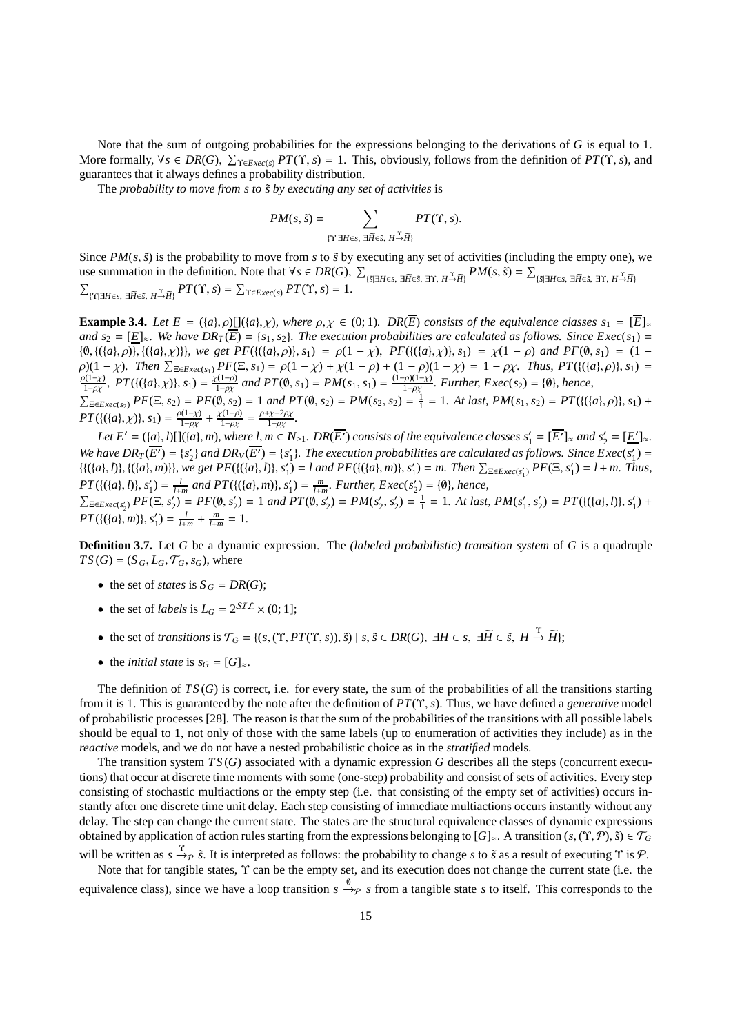Note that the sum of outgoing probabilities for the expressions belonging to the derivations of $G$ is equal to 1. More formally, $\forall s \in DR(G),\ \sum_{\Upsilon \in Exec(s)} PT(\Upsilon, s) = 1$. This, obviously, follows from the definition of $PT(\Upsilon, s)$, and guarantees that it always defines a probability distribution.

The *probability to move from $s$ to $\tilde{s}$ by executing any set of activities* is

$$PM(s, \tilde{s}) = \sum_{\{\Upsilon \mid \exists H \in s,\ \exists \widetilde{H} \in \tilde{s},\ H \xrightarrow{\Upsilon} \widetilde{H}\}} PT(\Upsilon, s).$$

Since $PM(s, \tilde{s})$ is the probability to move from $s$ to $\tilde{s}$ by executing any set of activities (including the empty one), we use summation in the definition. Note that $\forall s \in DR(G),\ \sum_{\{\tilde{s} \mid \exists H \in s,\ \exists \widetilde{H} \in \tilde{s},\ \exists \Upsilon,\ H \xrightarrow{\Upsilon} \widetilde{H}\}} PM(s, \tilde{s}) = \sum_{\{\tilde{s} \mid \exists H \in s,\ \exists \widetilde{H} \in \tilde{s},\ \exists \Upsilon,\ H \xrightarrow{\Upsilon} \widetilde{H}\}} \sum_{\{\Upsilon \mid \exists H \in s,\ \exists \widetilde{H} \in \tilde{s},\ H \xrightarrow{\Upsilon} \widetilde{H}\}} PT(\Upsilon, s) = \sum_{\Upsilon \in Exec(s)} PT(\Upsilon, s) = 1$.

**Example 3.4.** *Let $E = (\{a\}, \rho)[](\{a\}, \chi)$, where $\rho, \chi \in (0; 1)$. $DR(\overline{E})$ consists of the equivalence classes $s_1 = [\overline{E}]_\approx$ and $s_2 = [\underline{E}]_\approx$. We have $DR_T(\overline{E}) = \{s_1, s_2\}$. The execution probabilities are calculated as follows. Since $Exec(s_1) = \{\emptyset, \{(\{a\}, \rho)\}, \{(\{a\}, \chi)\}\}$, we get $PF(\{(\{a\}, \rho)\}, s_1) = \rho(1 - \chi)$, $PF(\{(\{a\}, \chi)\}, s_1) = \chi(1 - \rho)$ and $PF(\emptyset, s_1) = (1 - \rho)(1 - \chi)$. Then $\sum_{\Xi \in Exec(s_1)} PF(\Xi, s_1) = \rho(1 - \chi) + \chi(1 - \rho) + (1 - \rho)(1 - \chi) = 1 - \rho\chi$. Thus, $PT(\{(\{a\}, \rho)\}, s_1) = \frac{\rho(1-\chi)}{1-\rho\chi}$, $PT(\{(\{a\}, \chi)\}, s_1) = \frac{\chi(1-\rho)}{1-\rho\chi}$ and $PT(\emptyset, s_1) = PM(s_1, s_1) = \frac{(1-\rho)(1-\chi)}{1-\rho\chi}$. Further, $Exec(s_2) = \{\emptyset\}$, hence, $\sum_{\Xi \in Exec(s_2)} PF(\Xi, s_2) = PF(\emptyset, s_2) = 1$ and $PT(\emptyset, s_2) = PM(s_2, s_2) = \frac{1}{1} = 1$. At last, $PM(s_1, s_2) = PT(\{(\{a\}, \rho)\}, s_1) + PT(\{(\{a\}, \chi)\}, s_1) = \frac{\rho(1-\chi)}{1-\rho\chi} + \frac{\chi(1-\rho)}{1-\rho\chi} = \frac{\rho+\chi-2\rho\chi}{1-\rho\chi}$.*

*Let $E' = (\{a\}, l)[](\{a\}, m)$, where $l, m \in \mathbb{N}_{\geq 1}$. $DR(\overline{E'})$ consists of the equivalence classes $s'_1 = [\overline{E'}]_\approx$ and $s'_2 = [\underline{E'}]_\approx$. We have $DR_T(\overline{E'}) = \{s'_2\}$ and $DR_V(\overline{E'}) = \{s'_1\}$. The execution probabilities are calculated as follows. Since $Exec(s'_1) = \{\{(\{a\}, l)\}, \{(\{a\}, m)\}\}$, we get $PF(\{(\{a\}, l)\}, s'_1) = l$ and $PF(\{(\{a\}, m)\}, s'_1) = m$. Then $\sum_{\Xi \in Exec(s'_1)} PF(\Xi, s'_1) = l + m$. Thus, $PT(\{(\{a\}, l)\}, s'_1) = \frac{l}{l+m}$ and $PT(\{(\{a\}, m)\}, s'_1) = \frac{m}{l+m}$. Further, $Exec(s'_2) = \{\emptyset\}$, hence, $\sum_{\Xi \in Exec(s'_2)} PF(\Xi, s'_2) = PF(\emptyset, s'_2) = 1$ and $PT(\emptyset, s'_2) = PM(s'_2, s'_2) = \frac{1}{1} = 1$. At last, $PM(s'_1, s'_2) = PT(\{(\{a\}, l)\}, s'_1) + PT(\{(\{a\}, m)\}, s'_1) = \frac{l}{l+m} + \frac{m}{l+m} = 1$.*

**Definition 3.7.** Let $G$ be a dynamic expression. The *(labeled probabilistic) transition system* of $G$ is a quadruple $TS(G) = (S_G, L_G, \mathcal{T}_G, s_G)$, where

- the set of *states* is $S_G = DR(G)$;
- the set of *labels* is $L_G = 2^{\mathcal{SIL}} \times (0; 1]$;
- the set of *transitions* is $\mathcal{T}_G = \{(s, (\Upsilon, PT(\Upsilon, s)), \tilde{s}) \mid s, \tilde{s} \in DR(G),\ \exists H \in s,\ \exists \widetilde{H} \in \tilde{s},\ H \xrightarrow{\Upsilon} \widetilde{H}\}$;
- the *initial state* is $s_G = [G]_\approx$.

The definition of $TS(G)$ is correct, i.e. for every state, the sum of the probabilities of all the transitions starting from it is 1. This is guaranteed by the note after the definition of $PT(\Upsilon, s)$. Thus, we have defined a *generative* model of probabilistic processes [28]. The reason is that the sum of the probabilities of the transitions with all possible labels should be equal to 1, not only of those with the same labels (up to enumeration of activities they include) as in the *reactive* models, and we do not have a nested probabilistic choice as in the *stratified* models.

The transition system $TS(G)$ associated with a dynamic expression $G$ describes all the steps (concurrent executions) that occur at discrete time moments with some (one-step) probability and consist of sets of activities. Every step consisting of stochastic multiactions or the empty step (i.e. that consisting of the empty set of activities) occurs instantly after one discrete time unit delay. Each step consisting of immediate multiactions occurs instantly without any delay. The step can change the current state. The states are the structural equivalence classes of dynamic expressions obtained by application of action rules starting from the expressions belonging to $[G]_\approx$. A transition $(s, (\Upsilon, \mathcal{P}), \tilde{s}) \in \mathcal{T}_G$ will be written as $s \xrightarrow{\Upsilon}_{\mathcal{P}} \tilde{s}$. It is interpreted as follows: the probability to change $s$ to $\tilde{s}$ as a result of executing $\Upsilon$ is $\mathcal{P}$.

Note that for tangible states, $\Upsilon$ can be the empty set, and its execution does not change the current state (i.e. the equivalence class), since we have a loop transition $s \xrightarrow{\emptyset}_{\mathcal{P}} s$ from a tangible state $s$ to itself. This corresponds to the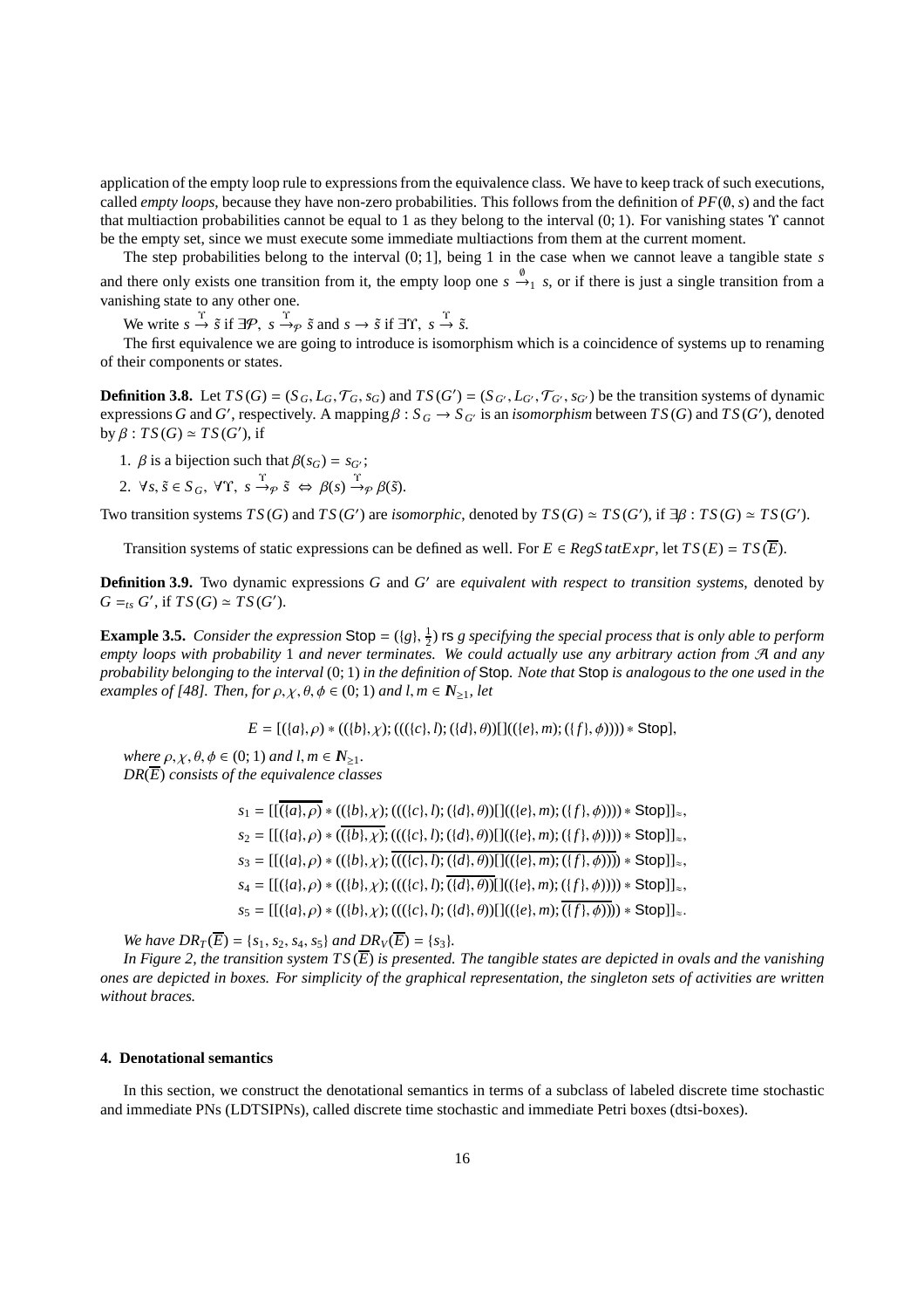application of the empty loop rule to expressions from the equivalence class. We have to keep track of such executions, called *empty loops*, because they have non-zero probabilities. This follows from the definition of $PF(\emptyset, s)$ and the fact that multiaction probabilities cannot be equal to 1 as they belong to the interval $(0;1)$. For vanishing states $\Upsilon$ cannot be the empty set, since we must execute some immediate multiactions from them at the current moment.

The step probabilities belong to the interval $(0;1]$, being 1 in the case when we cannot leave a tangible state $s$ and there only exists one transition from it, the empty loop one $s \xrightarrow{\emptyset}_1 s$, or if there is just a single transition from a vanishing state to any other one.

We write $s \xrightarrow{\Upsilon} \tilde{s}$ if $\exists \mathcal{P},\ s \xrightarrow{\Upsilon}_{\mathcal{P}} \tilde{s}$ and $s \rightarrow \tilde{s}$ if $\exists \Upsilon,\ s \xrightarrow{\Upsilon} \tilde{s}$.

The first equivalence we are going to introduce is isomorphism which is a coincidence of systems up to renaming of their components or states.

**Definition 3.8.** Let $TS(G) = (S_G, L_G, \mathcal{T}_G, s_G)$ and $TS(G') = (S_{G'}, L_{G'}, \mathcal{T}_{G'}, s_{G'})$ be the transition systems of dynamic expressions $G$ and $G'$, respectively. A mapping $\beta : S_G \rightarrow S_{G'}$ is an *isomorphism* between $TS(G)$ and $TS(G')$, denoted by $\beta : TS(G) \simeq TS(G')$, if

1. $\beta$ is a bijection such that $\beta(s_G) = s_{G'}$;
2. $\forall s, \tilde{s} \in S_G,\ \forall \Upsilon,\ s \xrightarrow{\Upsilon}_{\mathcal{P}} \tilde{s} \ \Leftrightarrow\ \beta(s) \xrightarrow{\Upsilon}_{\mathcal{P}} \beta(\tilde{s})$.

Two transition systems $TS(G)$ and $TS(G')$ are *isomorphic*, denoted by $TS(G) \simeq TS(G')$, if $\exists \beta : TS(G) \simeq TS(G')$.

Transition systems of static expressions can be defined as well. For $E \in RegStatExpr$, let $TS(E) = TS(\overline{E})$.

**Definition 3.9.** Two dynamic expressions $G$ and $G'$ are *equivalent with respect to transition systems*, denoted by $G =_{ts} G'$, if $TS(G) \simeq TS(G')$.

**Example 3.5.** *Consider the expression* $\mathsf{Stop} = (\{g\}, \frac{1}{2})$ rs $g$ *specifying the special process that is only able to perform empty loops with probability* 1 *and never terminates. We could actually use any arbitrary action from* $\mathcal{A}$ *and any probability belonging to the interval* $(0;1)$ *in the definition of* Stop. *Note that* Stop *is analogous to the one used in the examples of [48]. Then, for* $\rho, \chi, \theta, \phi \in (0;1)$ *and* $l, m \in \mathbb{N}_{\geq 1}$, *let*

$$E = [(\{a\}, \rho) * ((\{b\}, \chi); (((\{c\}, l); (\{d\}, \theta))[]((\{e\}, m); (\{f\}, \phi)))) * \mathsf{Stop}],$$

*where* $\rho, \chi, \theta, \phi \in (0;1)$ *and* $l, m \in \mathbb{N}_{\geq 1}$.
$DR(\overline{E})$ *consists of the equivalence classes*

$$s_1 = [[\overline{(\{a\}, \rho)} * ((\{b\}, \chi); (((\{c\}, l); (\{d\}, \theta))[]((\{e\}, m); (\{f\}, \phi)))) * \mathsf{Stop}]]_{\approx},$$
$$s_2 = [[(\{a\}, \rho) * (\overline{(\{b\}, \chi)}; (((\{c\}, l); (\{d\}, \theta))[]((\{e\}, m); (\{f\}, \phi)))) * \mathsf{Stop}]]_{\approx},$$
$$s_3 = [[(\{a\}, \rho) * ((\{b\}, \chi); \overline{(((\{c\}, l); (\{d\}, \theta))[]((\{e\}, m); (\{f\}, \phi)))}) * \mathsf{Stop}]]_{\approx},$$
$$s_4 = [[(\{a\}, \rho) * ((\{b\}, \chi); (((\{c\}, l); \overline{(\{d\}, \theta)})[]((\{e\}, m); (\{f\}, \phi)))) * \mathsf{Stop}]]_{\approx},$$
$$s_5 = [[(\{a\}, \rho) * ((\{b\}, \chi); (((\{c\}, l); (\{d\}, \theta))[]((\{e\}, m); \overline{(\{f\}, \phi)}))) * \mathsf{Stop}]]_{\approx}.$$

*We have* $DR_T(\overline{E}) = \{s_1, s_2, s_4, s_5\}$ *and* $DR_V(\overline{E}) = \{s_3\}$.

*In Figure 2, the transition system* $TS(\overline{E})$ *is presented. The tangible states are depicted in ovals and the vanishing ones are depicted in boxes. For simplicity of the graphical representation, the singleton sets of activities are written without braces.*

## 4. Denotational semantics

In this section, we construct the denotational semantics in terms of a subclass of labeled discrete time stochastic and immediate PNs (LDTSIPNs), called discrete time stochastic and immediate Petri boxes (dtsi-boxes).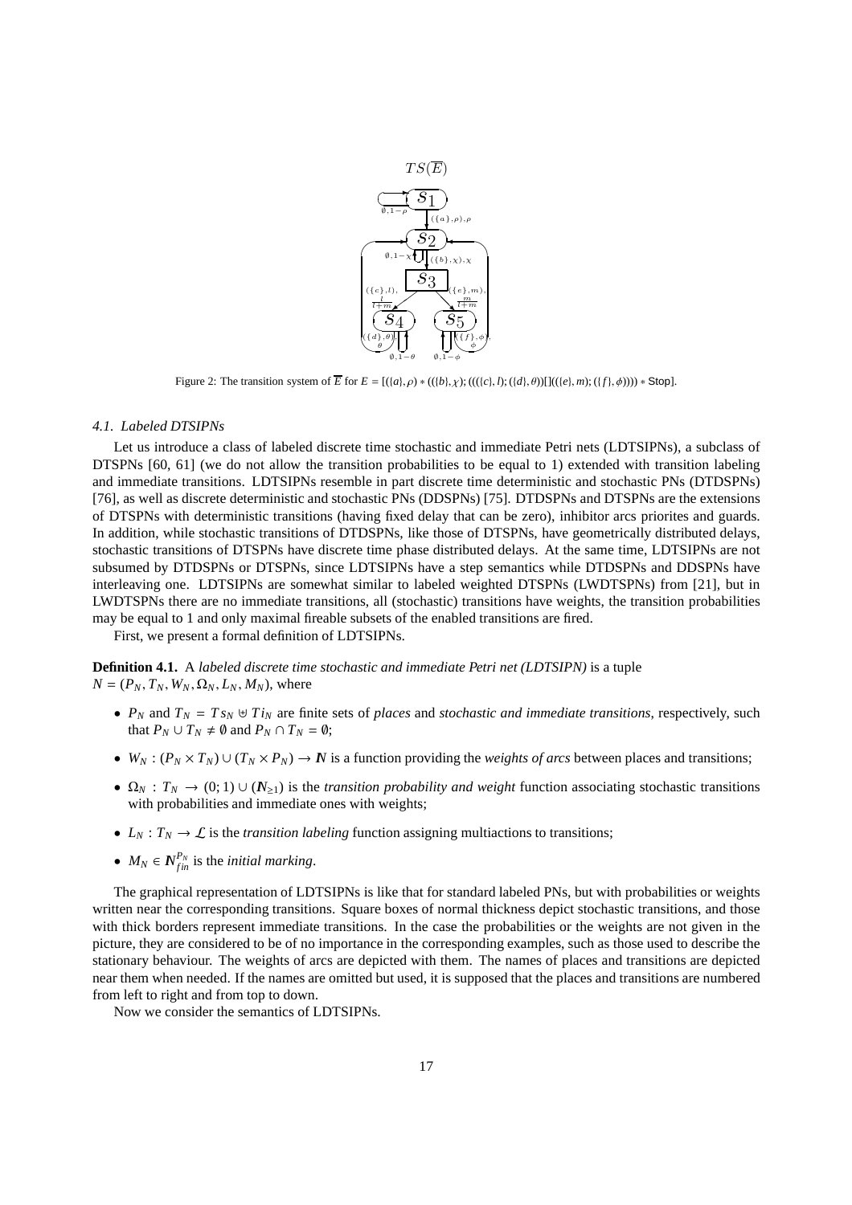Figure 2: The transition system of $\overline{E}$ for $E = [(\{a\}, \rho) * ((\{b\}, \chi); (((\{c\}, l); (\{d\}, \theta))[]((\{e\}, m); (\{f\}, \phi)))) * \mathsf{Stop}]$.

### 4.1. Labeled DTSIPNs

Let us introduce a class of labeled discrete time stochastic and immediate Petri nets (LDTSIPNs), a subclass of DTSPNs [60, 61] (we do not allow the transition probabilities to be equal to 1) extended with transition labeling and immediate transitions. LDTSIPNs resemble in part discrete time deterministic and stochastic PNs (DTDSPNs) [76], as well as discrete deterministic and stochastic PNs (DDSPNs) [75]. DTDSPNs and DTSPNs are the extensions of DTSPNs with deterministic transitions (having fixed delay that can be zero), inhibitor arcs priorites and guards. In addition, while stochastic transitions of DTDSPNs, like those of DTSPNs, have geometrically distributed delays, stochastic transitions of DTSPNs have discrete time phase distributed delays. At the same time, LDTSIPNs are not subsumed by DTDSPNs or DTSPNs, since LDTSIPNs have a step semantics while DTDSPNs and DDSPNs have interleaving one. LDTSIPNs are somewhat similar to labeled weighted DTSPNs (LWDTSPNs) from [21], but in LWDTSPNs there are no immediate transitions, all (stochastic) transitions have weights, the transition probabilities may be equal to 1 and only maximal fireable subsets of the enabled transitions are fired.

First, we present a formal definition of LDTSIPNs.

**Definition 4.1.** A *labeled discrete time stochastic and immediate Petri net (LDTSIPN)* is a tuple $N = (P_N, T_N, W_N, \Omega_N, L_N, M_N)$, where

- $P_N$ and $T_N = Ts_N \uplus Ti_N$ are finite sets of *places* and *stochastic and immediate transitions*, respectively, such that $P_N \cup T_N \neq \emptyset$ and $P_N \cap T_N = \emptyset$;
- $W_N : (P_N \times T_N) \cup (T_N \times P_N) \to \mathbb{N}$ is a function providing the *weights of arcs* between places and transitions;
- $\Omega_N : T_N \to (0; 1) \cup (\mathbb{N}_{\geq 1})$ is the *transition probability and weight* function associating stochastic transitions with probabilities and immediate ones with weights;
- $L_N : T_N \to \mathcal{L}$ is the *transition labeling* function assigning multiactions to transitions;
- $M_N \in \mathbb{N}_{fin}^{P_N}$ is the *initial marking*.

The graphical representation of LDTSIPNs is like that for standard labeled PNs, but with probabilities or weights written near the corresponding transitions. Square boxes of normal thickness depict stochastic transitions, and those with thick borders represent immediate transitions. In the case the probabilities or the weights are not given in the picture, they are considered to be of no importance in the corresponding examples, such as those used to describe the stationary behaviour. The weights of arcs are depicted with them. The names of places and transitions are depicted near them when needed. If the names are omitted but used, it is supposed that the places and transitions are numbered from left to right and from top to down.

Now we consider the semantics of LDTSIPNs.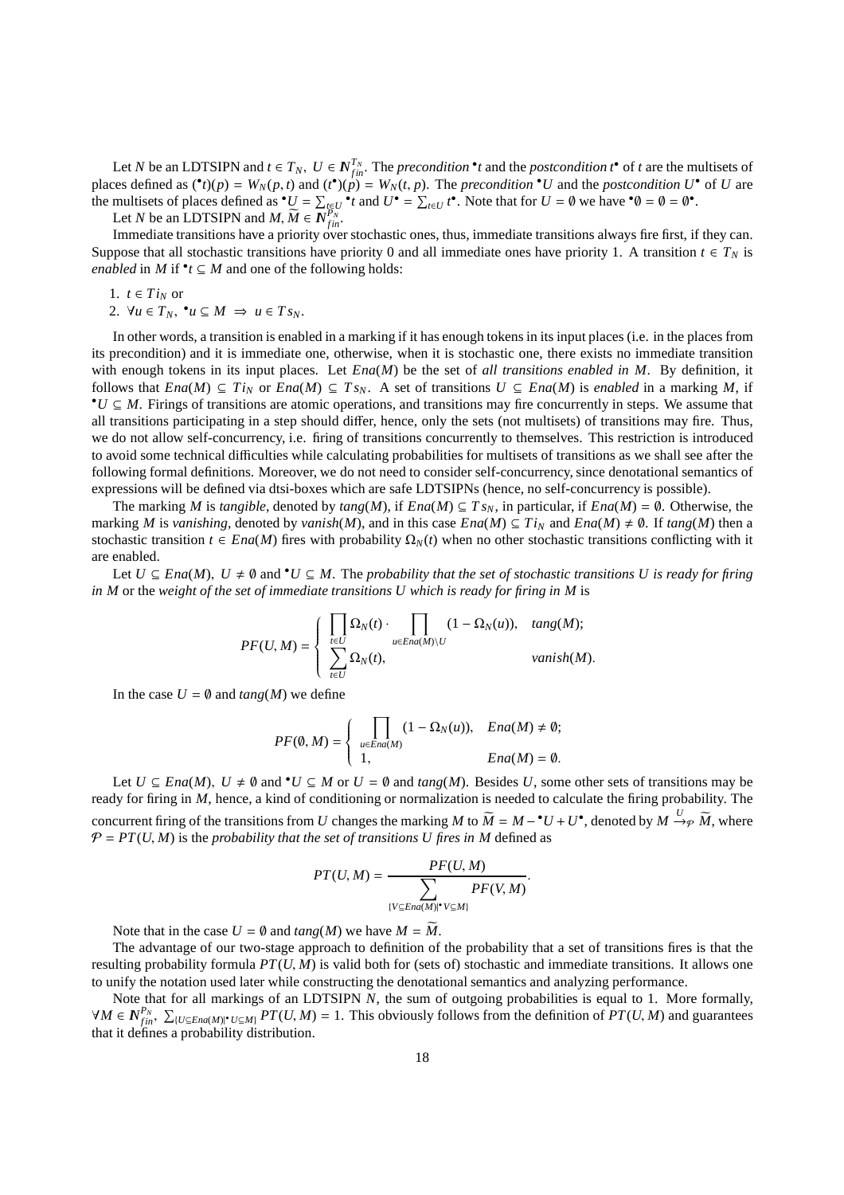Let $N$ be an LDTSIPN and $t \in T_N,\ U \in \mathbb{N}_{fin}^{T_N}$. The *precondition* ${}^\bullet t$ and the *postcondition* $t^\bullet$ of $t$ are the multisets of places defined as $({}^\bullet t)(p) = W_N(p,t)$ and $(t^\bullet)(p) = W_N(t,p)$. The *precondition* ${}^\bullet U$ and the *postcondition* $U^\bullet$ of $U$ are the multisets of places defined as ${}^\bullet U = \sum_{t\in U} {}^\bullet t$ and $U^\bullet = \sum_{t\in U} t^\bullet$. Note that for $U = \emptyset$ we have ${}^\bullet\emptyset = \emptyset = \emptyset^\bullet$.

Let $N$ be an LDTSIPN and $M, \widetilde{M} \in \mathbb{N}_{fin}^{P_N}$.

Immediate transitions have a priority over stochastic ones, thus, immediate transitions always fire first, if they can. Suppose that all stochastic transitions have priority 0 and all immediate ones have priority 1. A transition $t \in T_N$ is *enabled* in $M$ if ${}^\bullet t \subseteq M$ and one of the following holds:

1. $t \in Ti_N$ or
2. $\forall u \in T_N,\ {}^\bullet u \subseteq M \ \Rightarrow\ u \in Ts_N$.

In other words, a transition is enabled in a marking if it has enough tokens in its input places (i.e. in the places from its precondition) and it is immediate one, otherwise, when it is stochastic one, there exists no immediate transition with enough tokens in its input places. Let $Ena(M)$ be the set of *all transitions enabled in M*. By definition, it follows that $Ena(M) \subseteq Ti_N$ or $Ena(M) \subseteq Ts_N$. A set of transitions $U \subseteq Ena(M)$ is *enabled* in a marking $M$, if ${}^\bullet U \subseteq M$. Firings of transitions are atomic operations, and transitions may fire concurrently in steps. We assume that all transitions participating in a step should differ, hence, only the sets (not multisets) of transitions may fire. Thus, we do not allow self-concurrency, i.e. firing of transitions concurrently to themselves. This restriction is introduced to avoid some technical difficulties while calculating probabilities for multisets of transitions as we shall see after the following formal definitions. Moreover, we do not need to consider self-concurrency, since denotational semantics of expressions will be defined via dtsi-boxes which are safe LDTSIPNs (hence, no self-concurrency is possible).

The marking $M$ is *tangible*, denoted by $tang(M)$, if $Ena(M) \subseteq Ts_N$, in particular, if $Ena(M) = \emptyset$. Otherwise, the marking $M$ is *vanishing*, denoted by $vanish(M)$, and in this case $Ena(M) \subseteq Ti_N$ and $Ena(M) \neq \emptyset$. If $tang(M)$ then a stochastic transition $t \in Ena(M)$ fires with probability $\Omega_N(t)$ when no other stochastic transitions conflicting with it are enabled.

Let $U \subseteq Ena(M),\ U \neq \emptyset$ and ${}^\bullet U \subseteq M$. The *probability that the set of stochastic transitions U is ready for firing in M* or the *weight of the set of immediate transitions U which is ready for firing in M* is

$$PF(U,M) = \begin{cases} \prod_{t\in U} \Omega_N(t) \cdot \prod_{u\in Ena(M)\setminus U} (1 - \Omega_N(u)), & tang(M); \\ \sum_{t\in U} \Omega_N(t), & vanish(M). \end{cases}$$

In the case $U = \emptyset$ and $tang(M)$ we define

$$PF(\emptyset, M) = \begin{cases} \prod_{u\in Ena(M)} (1 - \Omega_N(u)), & Ena(M) \neq \emptyset; \\ 1, & Ena(M) = \emptyset. \end{cases}$$

Let $U \subseteq Ena(M),\ U \neq \emptyset$ and ${}^\bullet U \subseteq M$ or $U = \emptyset$ and $tang(M)$. Besides $U$, some other sets of transitions may be ready for firing in $M$, hence, a kind of conditioning or normalization is needed to calculate the firing probability. The concurrent firing of the transitions from $U$ changes the marking $M$ to $\widetilde{M} = M - {}^\bullet U + U^\bullet$, denoted by $M \xrightarrow{U}_{\mathcal{P}} \widetilde{M}$, where $\mathcal{P} = PT(U,M)$ is the *probability that the set of transitions U fires in M* defined as

$$PT(U,M) = \frac{PF(U,M)}{\sum_{\{V\subseteq Ena(M) \mid {}^\bullet V \subseteq M\}} PF(V,M)}.$$

Note that in the case $U = \emptyset$ and $tang(M)$ we have $M = \widetilde{M}$.

The advantage of our two-stage approach to definition of the probability that a set of transitions fires is that the resulting probability formula $PT(U,M)$ is valid both for (sets of) stochastic and immediate transitions. It allows one to unify the notation used later while constructing the denotational semantics and analyzing performance.

Note that for all markings of an LDTSIPN $N$, the sum of outgoing probabilities is equal to 1. More formally, $\forall M \in \mathbb{N}_{fin}^{P_N},\ \sum_{\{U\subseteq Ena(M) \mid {}^\bullet U \subseteq M\}} PT(U,M) = 1$. This obviously follows from the definition of $PT(U,M)$ and guarantees that it defines a probability distribution.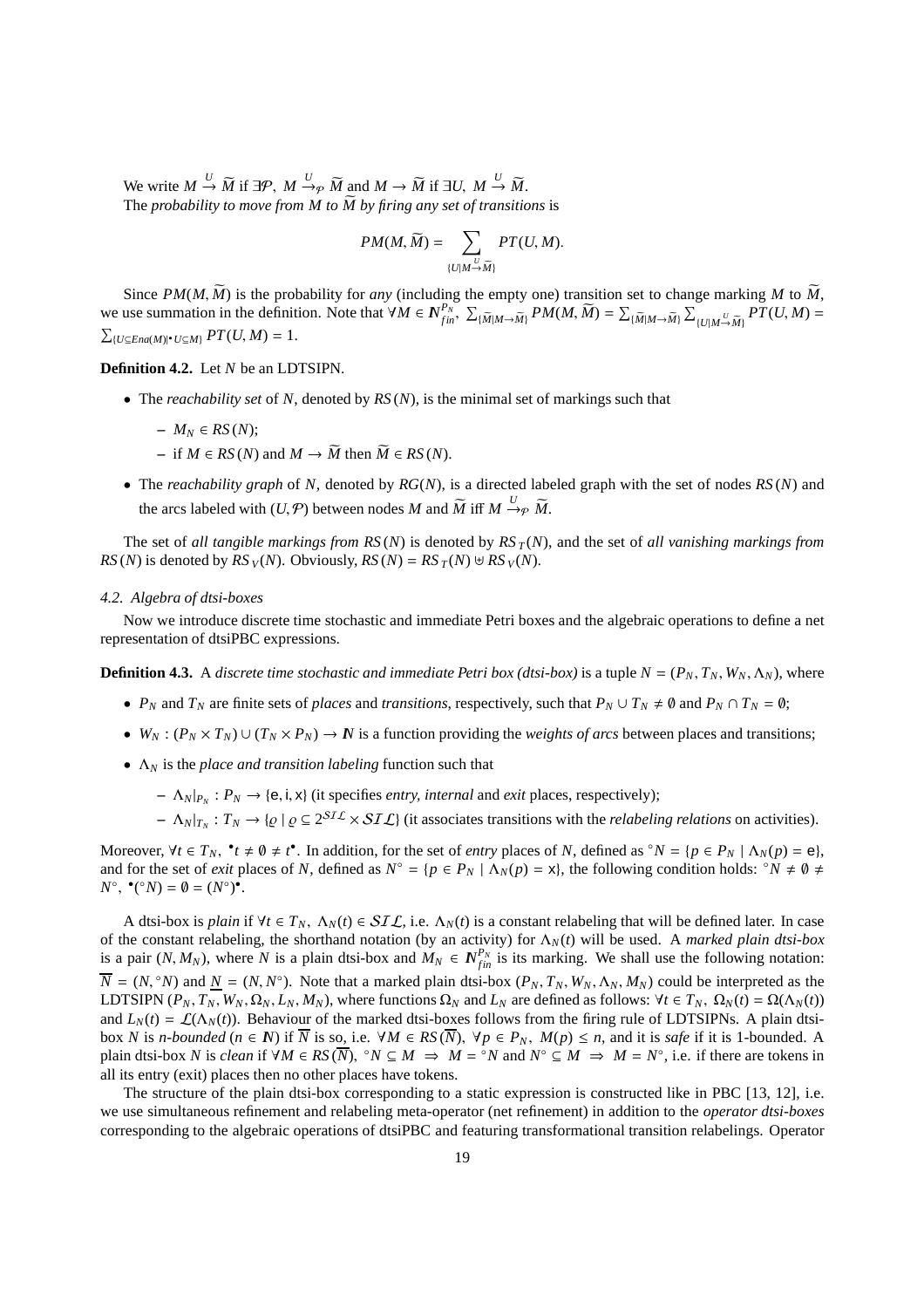We write $M \xrightarrow{U} \widetilde{M}$ if $\exists \mathcal{P},\ M \xrightarrow{U}_{\mathcal{P}} \widetilde{M}$ and $M \to \widetilde{M}$ if $\exists U,\ M \xrightarrow{U} \widetilde{M}$.
The *probability to move from $M$ to $\widetilde{M}$ by firing any set of transitions* is

$$PM(M, \widetilde{M}) = \sum_{\{U \mid M \xrightarrow{U} \widetilde{M}\}} PT(U, M).$$

Since $PM(M, \widetilde{M})$ is the probability for *any* (including the empty one) transition set to change marking $M$ to $\widetilde{M}$, we use summation in the definition. Note that $\forall M \in \mathbb{N}_{fin}^{P_N},\ \sum_{\{\widetilde{M} \mid M \to \widetilde{M}\}} PM(M, \widetilde{M}) = \sum_{\{\widetilde{M} \mid M \to \widetilde{M}\}} \sum_{\{U \mid M \xrightarrow{U} \widetilde{M}\}} PT(U, M) = \sum_{\{U \subseteq Ena(M) \mid \bullet U \subseteq M\}} PT(U, M) = 1$.

**Definition 4.2.** Let $N$ be an LDTSIPN.

- The *reachability set* of $N$, denoted by $RS(N)$, is the minimal set of markings such that
  - $M_N \in RS(N)$;
  - if $M \in RS(N)$ and $M \to \widetilde{M}$ then $\widetilde{M} \in RS(N)$.
- The *reachability graph* of $N$, denoted by $RG(N)$, is a directed labeled graph with the set of nodes $RS(N)$ and the arcs labeled with $(U, \mathcal{P})$ between nodes $M$ and $\widetilde{M}$ iff $M \xrightarrow{U}_{\mathcal{P}} \widetilde{M}$.

The set of *all tangible markings from $RS(N)$* is denoted by $RS_T(N)$, and the set of *all vanishing markings from $RS(N)$* is denoted by $RS_V(N)$. Obviously, $RS(N) = RS_T(N) \uplus RS_V(N)$.

### 4.2. Algebra of dtsi-boxes

Now we introduce discrete time stochastic and immediate Petri boxes and the algebraic operations to define a net representation of dtsiPBC expressions.

**Definition 4.3.** A *discrete time stochastic and immediate Petri box (dtsi-box)* is a tuple $N = (P_N, T_N, W_N, \Lambda_N)$, where

- $P_N$ and $T_N$ are finite sets of *places* and *transitions*, respectively, such that $P_N \cup T_N \neq \emptyset$ and $P_N \cap T_N = \emptyset$;
- $W_N : (P_N \times T_N) \cup (T_N \times P_N) \to \mathbb{N}$ is a function providing the *weights of arcs* between places and transitions;
- $\Lambda_N$ is the *place and transition labeling* function such that
  - $\Lambda_N|_{P_N} : P_N \to \{\mathsf{e}, \mathsf{i}, \mathsf{x}\}$ (it specifies *entry*, *internal* and *exit* places, respectively);
  - $\Lambda_N|_{T_N} : T_N \to \{\varrho \mid \varrho \subseteq 2^{\mathcal{SIL}} \times \mathcal{SIL}\}$ (it associates transitions with the *relabeling relations* on activities).

Moreover, $\forall t \in T_N,\ {}^\bullet t \neq \emptyset \neq t^\bullet$. In addition, for the set of *entry* places of $N$, defined as ${}^\circ N = \{p \in P_N \mid \Lambda_N(p) = \mathsf{e}\}$, and for the set of *exit* places of $N$, defined as $N^\circ = \{p \in P_N \mid \Lambda_N(p) = \mathsf{x}\}$, the following condition holds: ${}^\circ N \neq \emptyset \neq N^\circ,\ {}^\bullet({}^\circ N) = \emptyset = (N^\circ)^\bullet$.

A dtsi-box is *plain* if $\forall t \in T_N,\ \Lambda_N(t) \in \mathcal{SIL}$, i.e. $\Lambda_N(t)$ is a constant relabeling that will be defined later. In case of the constant relabeling, the shorthand notation (by an activity) for $\Lambda_N(t)$ will be used. A *marked plain dtsi-box* is a pair $(N, M_N)$, where $N$ is a plain dtsi-box and $M_N \in \mathbb{N}_{fin}^{P_N}$ is its marking. We shall use the following notation: $\overline{N} = (N, {}^\circ N)$ and $\underline{N} = (N, N^\circ)$. Note that a marked plain dtsi-box $(P_N, T_N, W_N, \Lambda_N, M_N)$ could be interpreted as the LDTSIPN $(P_N, T_N, W_N, \Omega_N, L_N, M_N)$, where functions $\Omega_N$ and $L_N$ are defined as follows: $\forall t \in T_N,\ \Omega_N(t) = \Omega(\Lambda_N(t))$ and $L_N(t) = \mathcal{L}(\Lambda_N(t))$. Behaviour of the marked dtsi-boxes follows from the firing rule of LDTSIPNs. A plain dtsi-box $N$ is *n-bounded* ($n \in \mathbb{N}$) if $\overline{N}$ is so, i.e. $\forall M \in RS(\overline{N}),\ \forall p \in P_N,\ M(p) \leq n$, and it is *safe* if it is 1-bounded. A plain dtsi-box $N$ is *clean* if $\forall M \in RS(\overline{N}),\ {}^\circ N \subseteq M \ \Rightarrow\ M = {}^\circ N$ and $N^\circ \subseteq M \ \Rightarrow\ M = N^\circ$, i.e. if there are tokens in all its entry (exit) places then no other places have tokens.

The structure of the plain dtsi-box corresponding to a static expression is constructed like in PBC [13, 12], i.e. we use simultaneous refinement and relabeling meta-operator (net refinement) in addition to the *operator dtsi-boxes* corresponding to the algebraic operations of dtsiPBC and featuring transformational transition relabelings. Operator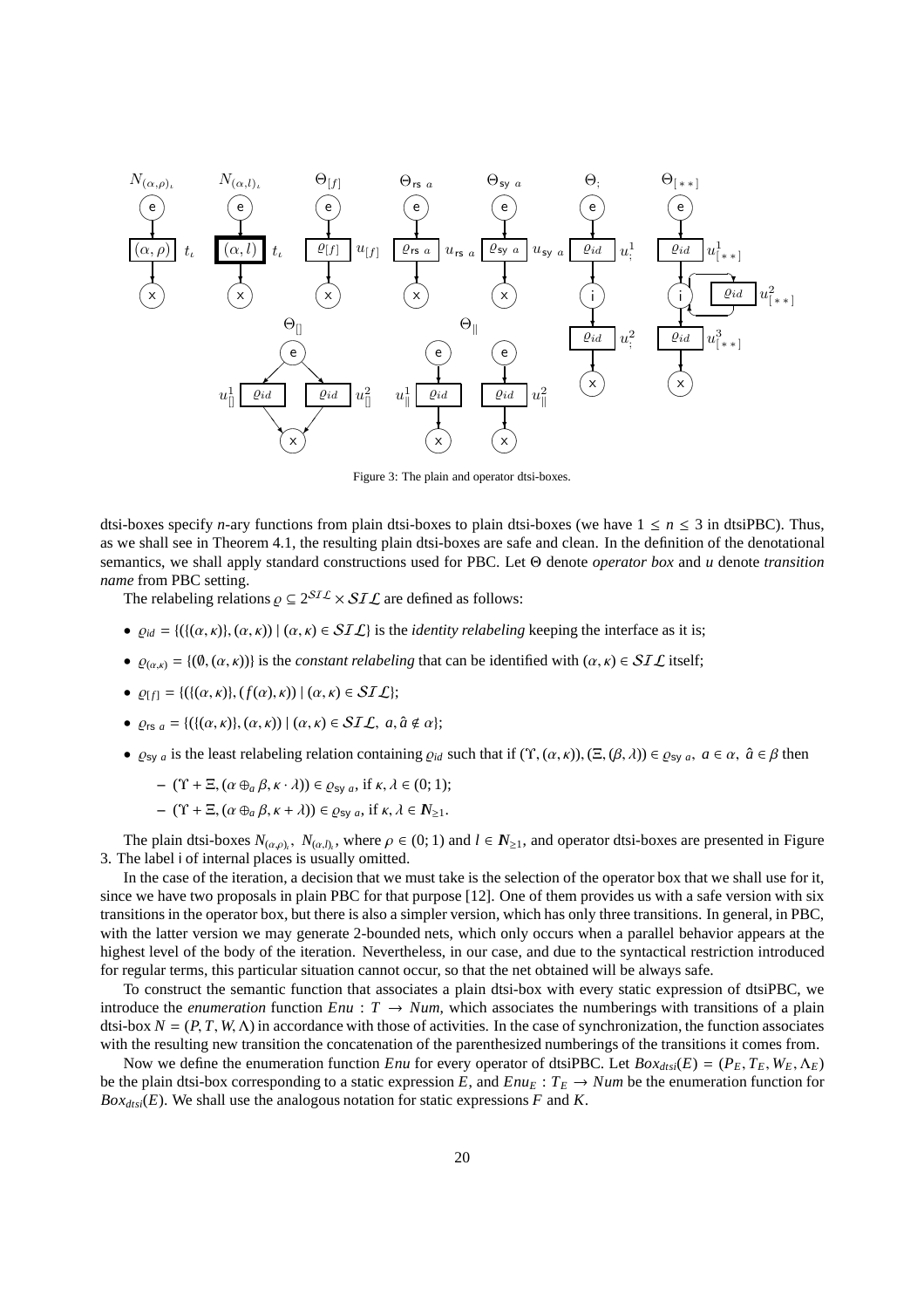Figure 3: The plain and operator dtsi-boxes.

dtsi-boxes specify $n$-ary functions from plain dtsi-boxes to plain dtsi-boxes (we have $1 \leq n \leq 3$ in dtsiPBC). Thus, as we shall see in Theorem 4.1, the resulting plain dtsi-boxes are safe and clean. In the definition of the denotational semantics, we shall apply standard constructions used for PBC. Let $\Theta$ denote *operator box* and $u$ denote *transition name* from PBC setting.

The relabeling relations $\varrho \subseteq 2^{\mathcal{SIL}} \times \mathcal{SIL}$ are defined as follows:

- $\varrho_{id} = \{(\{(\alpha, \kappa)\}, (\alpha, \kappa)) \mid (\alpha, \kappa) \in \mathcal{SIL}\}$ is the *identity relabeling* keeping the interface as it is;
- $\varrho_{(\alpha,\kappa)} = \{(\emptyset, (\alpha, \kappa))\}$ is the *constant relabeling* that can be identified with $(\alpha, \kappa) \in \mathcal{SIL}$ itself;
- $\varrho_{[f]} = \{(\{(\alpha, \kappa)\}, (f(\alpha), \kappa)) \mid (\alpha, \kappa) \in \mathcal{SIL}\}$;
- $\varrho_{\mathsf{rs}\ a} = \{(\{(\alpha, \kappa)\}, (\alpha, \kappa)) \mid (\alpha, \kappa) \in \mathcal{SIL},\ a, \hat{a} \not\in \alpha\}$;
- $\varrho_{\mathsf{sy}\ a}$ is the least relabeling relation containing $\varrho_{id}$ such that if $(\Upsilon, (\alpha, \kappa)), (\Xi, (\beta, \lambda)) \in \varrho_{\mathsf{sy}\ a},\ a \in \alpha,\ \hat{a} \in \beta$ then
  - $(\Upsilon + \Xi, (\alpha \oplus_a \beta, \kappa \cdot \lambda)) \in \varrho_{\mathsf{sy}\ a}$, if $\kappa, \lambda \in (0; 1)$;
  - $(\Upsilon + \Xi, (\alpha \oplus_a \beta, \kappa + \lambda)) \in \varrho_{\mathsf{sy}\ a}$, if $\kappa, \lambda \in \mathbb{N}_{\geq 1}$.

The plain dtsi-boxes $N_{(\alpha,\rho)_\iota}$, $N_{(\alpha,l)_\iota}$, where $\rho \in (0; 1)$ and $l \in \mathbb{N}_{\geq 1}$, and operator dtsi-boxes are presented in Figure 3. The label i of internal places is usually omitted.

In the case of the iteration, a decision that we must take is the selection of the operator box that we shall use for it, since we have two proposals in plain PBC for that purpose [12]. One of them provides us with a safe version with six transitions in the operator box, but there is also a simpler version, which has only three transitions. In general, in PBC, with the latter version we may generate 2-bounded nets, which only occurs when a parallel behavior appears at the highest level of the body of the iteration. Nevertheless, in our case, and due to the syntactical restriction introduced for regular terms, this particular situation cannot occur, so that the net obtained will be always safe.

To construct the semantic function that associates a plain dtsi-box with every static expression of dtsiPBC, we introduce the *enumeration* function $Enu : T \to Num$, which associates the numberings with transitions of a plain dtsi-box $N = (P, T, W, \Lambda)$ in accordance with those of activities. In the case of synchronization, the function associates with the resulting new transition the concatenation of the parenthesized numberings of the transitions it comes from.

Now we define the enumeration function $Enu$ for every operator of dtsiPBC. Let $Box_{dtsi}(E) = (P_E, T_E, W_E, \Lambda_E)$ be the plain dtsi-box corresponding to a static expression $E$, and $Enu_E : T_E \to Num$ be the enumeration function for $Box_{dtsi}(E)$. We shall use the analogous notation for static expressions $F$ and $K$.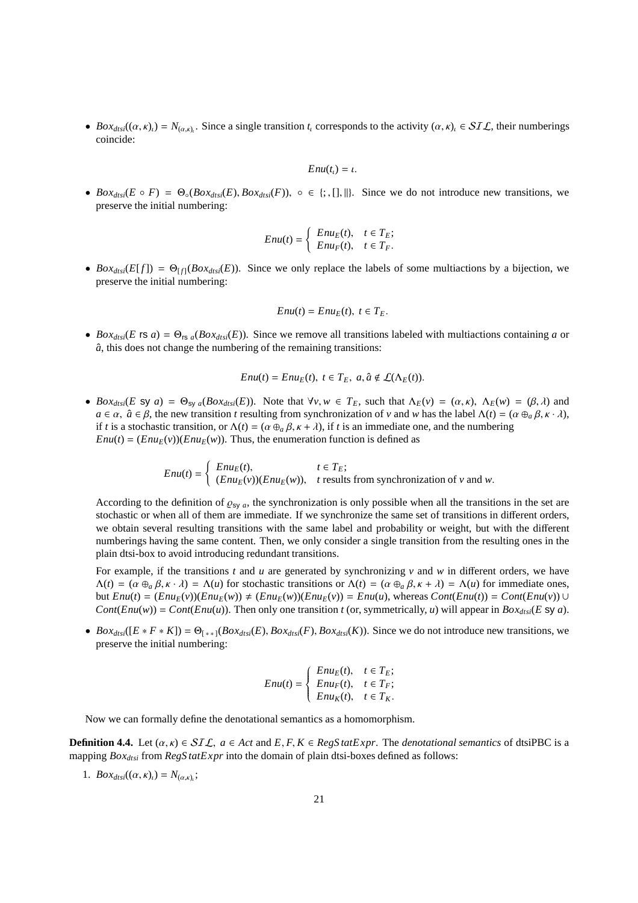- $Box_{dtsi}((\alpha,\kappa)_\iota) = N_{(\alpha,\kappa)_\iota}$. Since a single transition $t_\iota$ corresponds to the activity $(\alpha,\kappa)_\iota \in \mathcal{SIL}$, their numberings coincide:

$$Enu(t_\iota) = \iota.$$

- $Box_{dtsi}(E \circ F) = \Theta_\circ(Box_{dtsi}(E), Box_{dtsi}(F))$, $\circ \in \{;, [], \|\}$. Since we do not introduce new transitions, we preserve the initial numbering:

$$Enu(t) = \begin{cases} Enu_E(t), & t \in T_E; \\ Enu_F(t), & t \in T_F. \end{cases}$$

- $Box_{dtsi}(E[f]) = \Theta_{[f]}(Box_{dtsi}(E))$. Since we only replace the labels of some multiactions by a bijection, we preserve the initial numbering:

$$Enu(t) = Enu_E(t),\ t \in T_E.$$

- $Box_{dtsi}(E \text{ rs } a) = \Theta_{\text{rs } a}(Box_{dtsi}(E))$. Since we remove all transitions labeled with multiactions containing $a$ or $\hat{a}$, this does not change the numbering of the remaining transitions:

$$Enu(t) = Enu_E(t),\ t \in T_E,\ a, \hat{a} \notin \mathcal{L}(\Lambda_E(t)).$$

- $Box_{dtsi}(E \text{ sy } a) = \Theta_{\text{sy } a}(Box_{dtsi}(E))$. Note that $\forall v, w \in T_E$, such that $\Lambda_E(v) = (\alpha,\kappa)$, $\Lambda_E(w) = (\beta,\lambda)$ and $a \in \alpha$, $\hat{a} \in \beta$, the new transition $t$ resulting from synchronization of $v$ and $w$ has the label $\Lambda(t) = (\alpha \oplus_a \beta, \kappa \cdot \lambda)$, if $t$ is a stochastic transition, or $\Lambda(t) = (\alpha \oplus_a \beta, \kappa + \lambda)$, if $t$ is an immediate one, and the numbering $Enu(t) = (Enu_E(v))(Enu_E(w))$. Thus, the enumeration function is defined as

$$Enu(t) = \begin{cases} Enu_E(t), & t \in T_E; \\ (Enu_E(v))(Enu_E(w)), & t \text{ results from synchronization of } v \text{ and } w. \end{cases}$$

  According to the definition of $\varrho_{\text{sy } a}$, the synchronization is only possible when all the transitions in the set are stochastic or when all of them are immediate. If we synchronize the same set of transitions in different orders, we obtain several resulting transitions with the same label and probability or weight, but with the different numberings having the same content. Then, we only consider a single transition from the resulting ones in the plain dtsi-box to avoid introducing redundant transitions.

  For example, if the transitions $t$ and $u$ are generated by synchronizing $v$ and $w$ in different orders, we have $\Lambda(t) = (\alpha \oplus_a \beta, \kappa \cdot \lambda) = \Lambda(u)$ for stochastic transitions or $\Lambda(t) = (\alpha \oplus_a \beta, \kappa + \lambda) = \Lambda(u)$ for immediate ones, but $Enu(t) = (Enu_E(v))(Enu_E(w)) \neq (Enu_E(w))(Enu_E(v)) = Enu(u)$, whereas $Cont(Enu(t)) = Cont(Enu(v)) \cup Cont(Enu(w)) = Cont(Enu(u))$. Then only one transition $t$ (or, symmetrically, $u$) will appear in $Box_{dtsi}(E \text{ sy } a)$.

- $Box_{dtsi}([E * F * K]) = \Theta_{[**]}(Box_{dtsi}(E), Box_{dtsi}(F), Box_{dtsi}(K))$. Since we do not introduce new transitions, we preserve the initial numbering:

$$Enu(t) = \begin{cases} Enu_E(t), & t \in T_E; \\ Enu_F(t), & t \in T_F; \\ Enu_K(t), & t \in T_K. \end{cases}$$

Now we can formally define the denotational semantics as a homomorphism.

**Definition 4.4.** Let $(\alpha,\kappa) \in \mathcal{SIL}$, $a \in Act$ and $E, F, K \in RegStatExpr$. The *denotational semantics* of dtsiPBC is a mapping $Box_{dtsi}$ from $RegStatExpr$ into the domain of plain dtsi-boxes defined as follows:

1. $Box_{dtsi}((\alpha,\kappa)_\iota) = N_{(\alpha,\kappa)_\iota}$;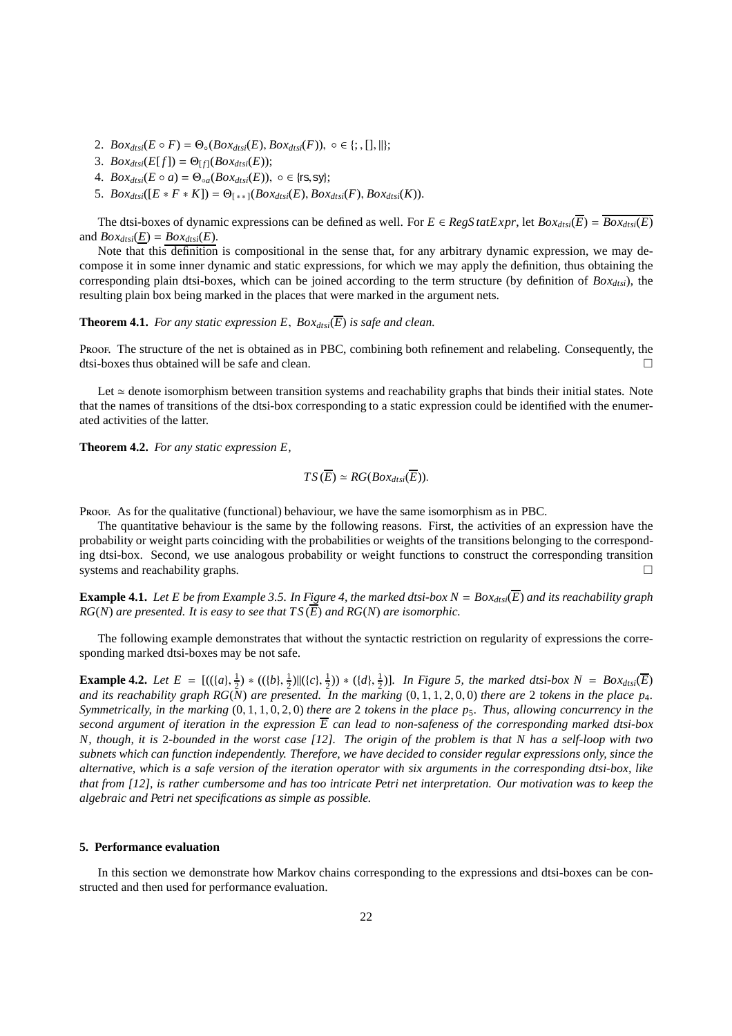2. $Box_{dtsi}(E \circ F) = \Theta_{\circ}(Box_{dtsi}(E), Box_{dtsi}(F)),\ \circ \in \{;, [], \|\}$;
3. $Box_{dtsi}(E[f]) = \Theta_{[f]}(Box_{dtsi}(E))$;
4. $Box_{dtsi}(E \circ a) = \Theta_{\circ a}(Box_{dtsi}(E)),\ \circ \in \{\mathsf{rs}, \mathsf{sy}\}$;
5. $Box_{dtsi}([E * F * K]) = \Theta_{[\,*\,*\,]}(Box_{dtsi}(E), Box_{dtsi}(F), Box_{dtsi}(K))$.

The dtsi-boxes of dynamic expressions can be defined as well. For $E \in RegStatExpr$, let $Box_{dtsi}(\overline{E}) = \overline{Box_{dtsi}(E)}$ and $Box_{dtsi}(\underline{E}) = \underline{Box_{dtsi}(E)}$.

Note that this definition is compositional in the sense that, for any arbitrary dynamic expression, we may decompose it in some inner dynamic and static expressions, for which we may apply the definition, thus obtaining the corresponding plain dtsi-boxes, which can be joined according to the term structure (by definition of $Box_{dtsi}$), the resulting plain box being marked in the places that were marked in the argument nets.

**Theorem 4.1.** *For any static expression $E$, $Box_{dtsi}(\overline{E})$ is safe and clean.*

Proof. The structure of the net is obtained as in PBC, combining both refinement and relabeling. Consequently, the dtsi-boxes thus obtained will be safe and clean. □

Let $\simeq$ denote isomorphism between transition systems and reachability graphs that binds their initial states. Note that the names of transitions of the dtsi-box corresponding to a static expression could be identified with the enumerated activities of the latter.

**Theorem 4.2.** *For any static expression $E$,*

$$TS(\overline{E}) \simeq RG(Box_{dtsi}(\overline{E})).$$

Proof. As for the qualitative (functional) behaviour, we have the same isomorphism as in PBC.

The quantitative behaviour is the same by the following reasons. First, the activities of an expression have the probability or weight parts coinciding with the probabilities or weights of the transitions belonging to the corresponding dtsi-box. Second, we use analogous probability or weight functions to construct the corresponding transition systems and reachability graphs. □

**Example 4.1.** *Let $E$ be from Example 3.5. In Figure 4, the marked dtsi-box $N = Box_{dtsi}(\overline{E})$ and its reachability graph $RG(N)$ are presented. It is easy to see that $TS(\overline{E})$ and $RG(N)$ are isomorphic.*

The following example demonstrates that without the syntactic restriction on regularity of expressions the corresponding marked dtsi-boxes may be not safe.

**Example 4.2.** *Let $E = [((\{a\}, \frac{1}{2}) * ((\{b\}, \frac{1}{2}) \| (\{c\}, \frac{1}{2})) * (\{d\}, \frac{1}{2})]$. In Figure 5, the marked dtsi-box $N = Box_{dtsi}(\overline{E})$ and its reachability graph $RG(N)$ are presented. In the marking $(0, 1, 1, 2, 0, 0)$ there are 2 tokens in the place $p_4$. Symmetrically, in the marking $(0, 1, 1, 0, 2, 0)$ there are 2 tokens in the place $p_5$. Thus, allowing concurrency in the second argument of iteration in the expression $\overline{E}$ can lead to non-safeness of the corresponding marked dtsi-box $N$, though, it is 2-bounded in the worst case [12]. The origin of the problem is that $N$ has a self-loop with two subnets which can function independently. Therefore, we have decided to consider regular expressions only, since the alternative, which is a safe version of the iteration operator with six arguments in the corresponding dtsi-box, like that from [12], is rather cumbersome and has too intricate Petri net interpretation. Our motivation was to keep the algebraic and Petri net specifications as simple as possible.*

## 5. Performance evaluation

In this section we demonstrate how Markov chains corresponding to the expressions and dtsi-boxes can be constructed and then used for performance evaluation.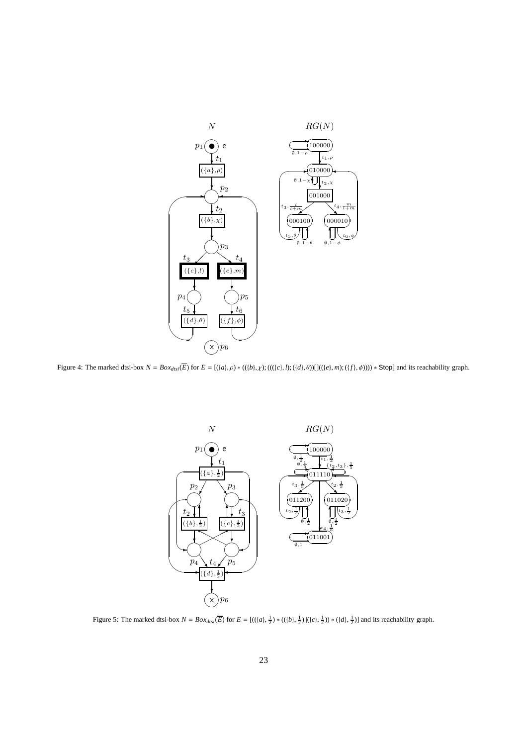Figure 4: The marked dtsi-box $N = Box_{dtsi}(\overline{E})$ for $E = [(\{a\}, \rho) * ((\{b\}, \chi); (((\{c\}, l); (\{d\}, \theta))[]((\{e\}, m); (\{f\}, \phi)))) * \mathsf{Stop}]$ and its reachability graph.

Figure 5: The marked dtsi-box $N = Box_{dtsi}(\overline{E})$ for $E = [((\{a\}, \frac{1}{2}) * ((\{b\}, \frac{1}{2})\|(\{c\}, \frac{1}{2})) * (\{d\}, \frac{1}{2})]$ and its reachability graph.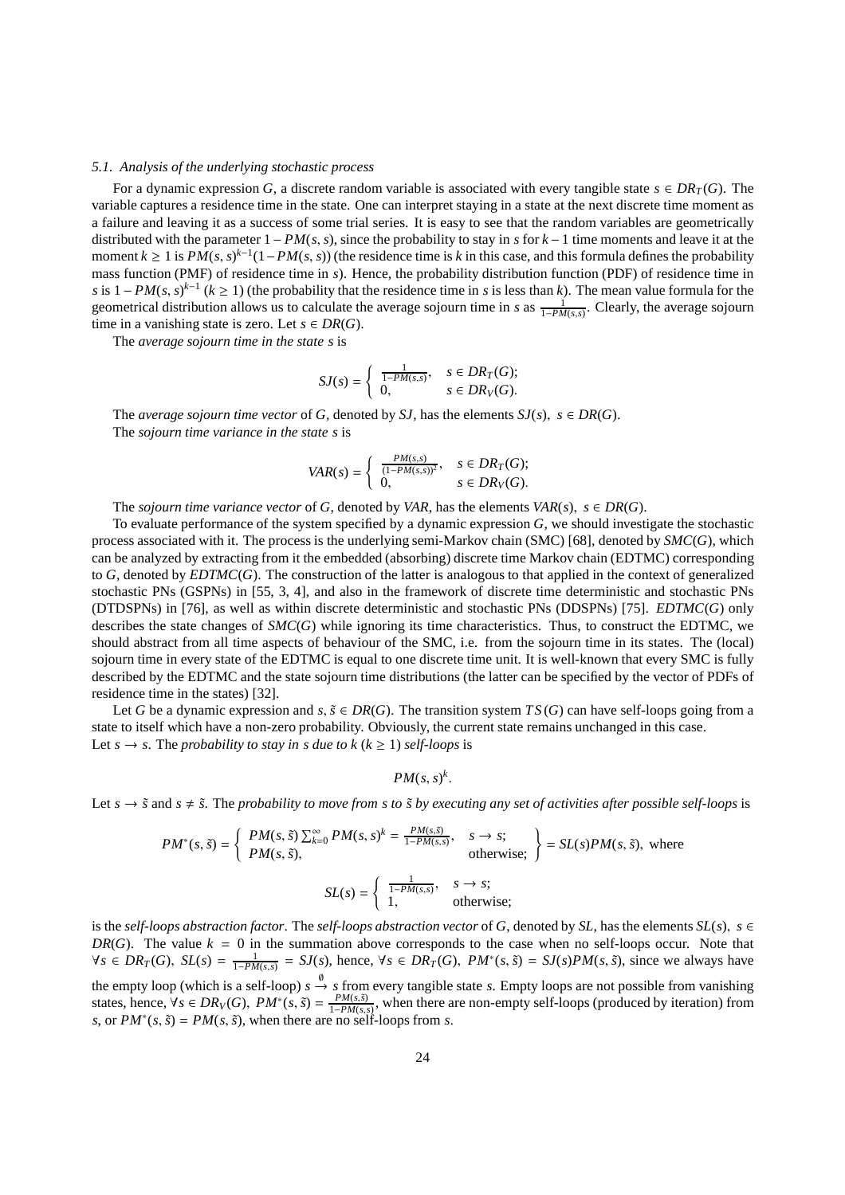### 5.1. Analysis of the underlying stochastic process

For a dynamic expression $G$, a discrete random variable is associated with every tangible state $s \in DR_T(G)$. The variable captures a residence time in the state. One can interpret staying in a state at the next discrete time moment as a failure and leaving it as a success of some trial series. It is easy to see that the random variables are geometrically distributed with the parameter $1 - PM(s, s)$, since the probability to stay in $s$ for $k-1$ time moments and leave it at the moment $k \geq 1$ is $PM(s, s)^{k-1}(1 - PM(s, s))$ (the residence time is $k$ in this case, and this formula defines the probability mass function (PMF) of residence time in $s$). Hence, the probability distribution function (PDF) of residence time in $s$ is $1 - PM(s, s)^{k-1}$ ($k \geq 1$) (the probability that the residence time in $s$ is less than $k$). The mean value formula for the geometrical distribution allows us to calculate the average sojourn time in $s$ as $\frac{1}{1-PM(s,s)}$. Clearly, the average sojourn time in a vanishing state is zero. Let $s \in DR(G)$.

The *average sojourn time in the state s* is

$$SJ(s) = \begin{cases} \frac{1}{1-PM(s,s)}, & s \in DR_T(G); \\ 0, & s \in DR_V(G). \end{cases}$$

The *average sojourn time vector* of $G$, denoted by $SJ$, has the elements $SJ(s),\ s \in DR(G)$.

The *sojourn time variance in the state s* is

$$VAR(s) = \begin{cases} \frac{PM(s,s)}{(1-PM(s,s))^2}, & s \in DR_T(G); \\ 0, & s \in DR_V(G). \end{cases}$$

The *sojourn time variance vector* of $G$, denoted by $VAR$, has the elements $VAR(s),\ s \in DR(G)$.

To evaluate performance of the system specified by a dynamic expression $G$, we should investigate the stochastic process associated with it. The process is the underlying semi-Markov chain (SMC) [68], denoted by $SMC(G)$, which can be analyzed by extracting from it the embedded (absorbing) discrete time Markov chain (EDTMC) corresponding to $G$, denoted by $EDTMC(G)$. The construction of the latter is analogous to that applied in the context of generalized stochastic PNs (GSPNs) in [55, 3, 4], and also in the framework of discrete time deterministic and stochastic PNs (DTDSPNs) in [76], as well as within discrete deterministic and stochastic PNs (DDSPNs) [75]. $EDTMC(G)$ only describes the state changes of $SMC(G)$ while ignoring its time characteristics. Thus, to construct the EDTMC, we should abstract from all time aspects of behaviour of the SMC, i.e. from the sojourn time in its states. The (local) sojourn time in every state of the EDTMC is equal to one discrete time unit. It is well-known that every SMC is fully described by the EDTMC and the state sojourn time distributions (the latter can be specified by the vector of PDFs of residence time in the states) [32].

Let $G$ be a dynamic expression and $s, \tilde{s} \in DR(G)$. The transition system $TS(G)$ can have self-loops going from a state to itself which have a non-zero probability. Obviously, the current state remains unchanged in this case.
Let $s \to s$. The *probability to stay in s due to k (k ≥ 1) self-loops* is

$$PM(s, s)^k.$$

Let $s \to \tilde{s}$ and $s \neq \tilde{s}$. The *probability to move from s to $\tilde{s}$ by executing any set of activities after possible self-loops* is

$$PM^*(s, \tilde{s}) = \left\{ \begin{array}{ll} PM(s, \tilde{s}) \sum_{k=0}^{\infty} PM(s, s)^k = \frac{PM(s,\tilde{s})}{1-PM(s,s)}, & s \to s; \\ PM(s, \tilde{s}), & \text{otherwise}; \end{array} \right\} = SL(s)PM(s, \tilde{s}), \text{ where}$$

$$SL(s) = \begin{cases} \frac{1}{1-PM(s,s)}, & s \to s; \\ 1, & \text{otherwise}; \end{cases}$$

is the *self-loops abstraction factor*. The *self-loops abstraction vector* of $G$, denoted by $SL$, has the elements $SL(s),\ s \in DR(G)$. The value $k = 0$ in the summation above corresponds to the case when no self-loops occur. Note that $\forall s \in DR_T(G),\ SL(s) = \frac{1}{1-PM(s,s)} = SJ(s)$, hence, $\forall s \in DR_T(G),\ PM^*(s, \tilde{s}) = SJ(s)PM(s, \tilde{s})$, since we always have the empty loop (which is a self-loop) $s \xrightarrow{\emptyset} s$ from every tangible state $s$. Empty loops are not possible from vanishing states, hence, $\forall s \in DR_V(G),\ PM^*(s, \tilde{s}) = \frac{PM(s,\tilde{s})}{1-PM(s,s)}$, when there are non-empty self-loops (produced by iteration) from $s$, or $PM^*(s, \tilde{s}) = PM(s, \tilde{s})$, when there are no self-loops from $s$.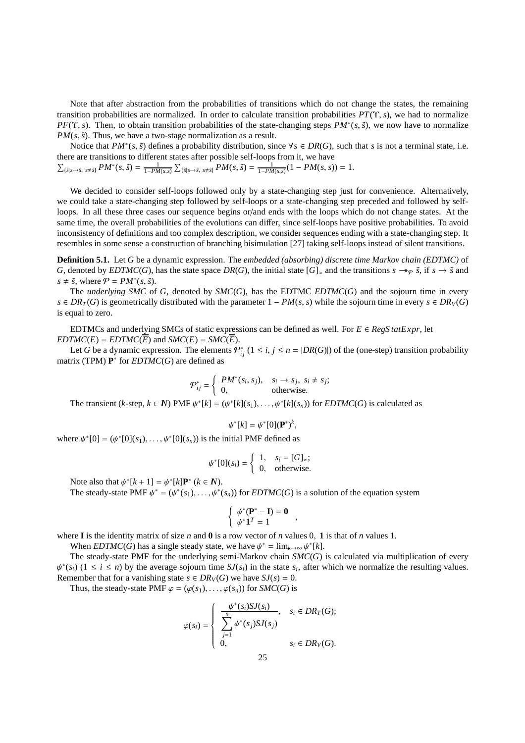Note that after abstraction from the probabilities of transitions which do not change the states, the remaining transition probabilities are normalized. In order to calculate transition probabilities $PT(\Upsilon, s)$, we had to normalize $PF(\Upsilon, s)$. Then, to obtain transition probabilities of the state-changing steps $PM^*(s, \tilde{s})$, we now have to normalize $PM(s, \tilde{s})$. Thus, we have a two-stage normalization as a result.

Notice that $PM^*(s, \tilde{s})$ defines a probability distribution, since $\forall s \in DR(G)$, such that $s$ is not a terminal state, i.e. there are transitions to different states after possible self-loops from it, we have $\sum_{\{\tilde{s} \mid s \to \tilde{s},\ s \neq \tilde{s}\}} PM^*(s, \tilde{s}) = \frac{1}{1 - PM(s,s)} \sum_{\{\tilde{s} \mid s \to \tilde{s},\ s \neq \tilde{s}\}} PM(s, \tilde{s}) = \frac{1}{1 - PM(s,s)}(1 - PM(s, s)) = 1$.

We decided to consider self-loops followed only by a state-changing step just for convenience. Alternatively, we could take a state-changing step followed by self-loops or a state-changing step preceded and followed by self-loops. In all these three cases our sequence begins or/and ends with the loops which do not change states. At the same time, the overall probabilities of the evolutions can differ, since self-loops have positive probabilities. To avoid inconsistency of definitions and too complex description, we consider sequences ending with a state-changing step. It resembles in some sense a construction of branching bisimulation [27] taking self-loops instead of silent transitions.

**Definition 5.1.** Let $G$ be a dynamic expression. The *embedded (absorbing) discrete time Markov chain (EDTMC)* of $G$, denoted by $EDTMC(G)$, has the state space $DR(G)$, the initial state $[G]_\approx$ and the transitions $s \twoheadrightarrow_{\mathcal{P}} \tilde{s}$, if $s \to \tilde{s}$ and $s \neq \tilde{s}$, where $\mathcal{P} = PM^*(s, \tilde{s})$.

The *underlying SMC* of $G$, denoted by $SMC(G)$, has the EDTMC $EDTMC(G)$ and the sojourn time in every $s \in DR_T(G)$ is geometrically distributed with the parameter $1 - PM(s, s)$ while the sojourn time in every $s \in DR_V(G)$ is equal to zero.

EDTMCs and underlying SMCs of static expressions can be defined as well. For $E \in RegStatExpr$, let $EDTMC(E) = EDTMC(\overline{E})$ and $SMC(E) = SMC(\overline{E})$.

Let $G$ be a dynamic expression. The elements $\mathcal{P}^*_{ij}$ $(1 \leq i, j \leq n = |DR(G)|)$ of the (one-step) transition probability matrix (TPM) $\mathbf{P}^*$ for $EDTMC(G)$ are defined as

$$\mathcal{P}^*_{ij} = \begin{cases} PM^*(s_i, s_j), & s_i \to s_j,\ s_i \neq s_j; \\ 0, & \text{otherwise.} \end{cases}$$

The transient ($k$-step, $k \in \mathbb{N}$) PMF $\psi^*[k] = (\psi^*[k](s_1), \ldots, \psi^*[k](s_n))$ for $EDTMC(G)$ is calculated as

$$\psi^*[k] = \psi^*[0](\mathbf{P}^*)^k,$$

where $\psi^*[0] = (\psi^*[0](s_1), \ldots, \psi^*[0](s_n))$ is the initial PMF defined as

$$\psi^*[0](s_i) = \begin{cases} 1, & s_i = [G]_\approx; \\ 0, & \text{otherwise.} \end{cases}$$

Note also that $\psi^*[k+1] = \psi^*[k]\mathbf{P}^*$ $(k \in \mathbb{N})$.

The steady-state PMF $\psi^* = (\psi^*(s_1), \ldots, \psi^*(s_n))$ for $EDTMC(G)$ is a solution of the equation system

$$\begin{cases} \psi^*(\mathbf{P}^* - \mathbf{I}) = \mathbf{0} \\ \psi^* \mathbf{1}^T = 1 \end{cases},$$

where $\mathbf{I}$ is the identity matrix of size $n$ and $\mathbf{0}$ is a row vector of $n$ values 0, $\mathbf{1}$ is that of $n$ values 1.

When $EDTMC(G)$ has a single steady state, we have $\psi^* = \lim_{k \to \infty} \psi^*[k]$.

The steady-state PMF for the underlying semi-Markov chain $SMC(G)$ is calculated via multiplication of every $\psi^*(s_i)$ $(1 \leq i \leq n)$ by the average sojourn time $SJ(s_i)$ in the state $s_i$, after which we normalize the resulting values. Remember that for a vanishing state $s \in DR_V(G)$ we have $SJ(s) = 0$.

Thus, the steady-state PMF $\varphi = (\varphi(s_1), \ldots, \varphi(s_n))$ for $SMC(G)$ is

$$\varphi(s_i) = \begin{cases} \dfrac{\psi^*(s_i) SJ(s_i)}{\sum_{j=1}^{n} \psi^*(s_j) SJ(s_j)}, & s_i \in DR_T(G); \\ 0, & s_i \in DR_V(G). \end{cases}$$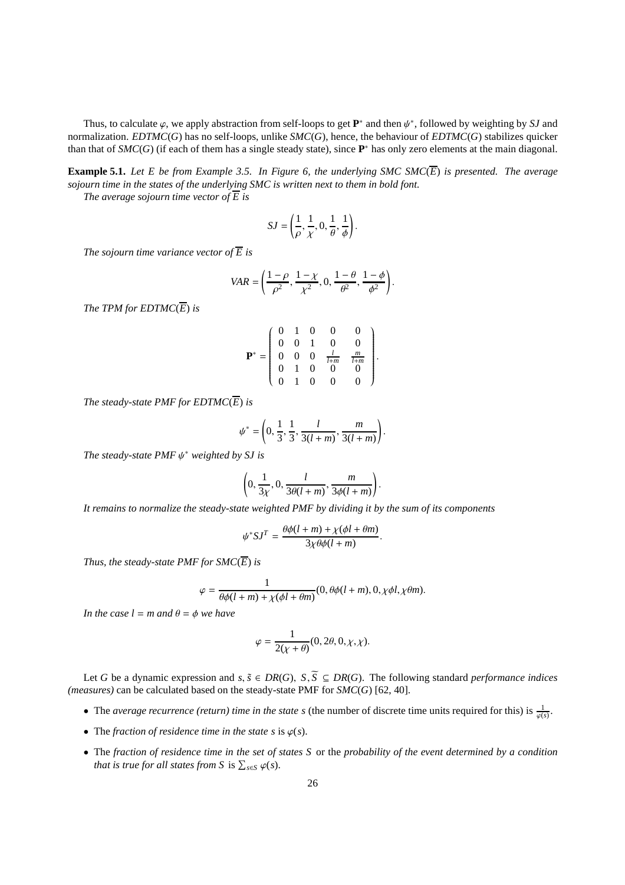Thus, to calculate $\varphi$, we apply abstraction from self-loops to get $\mathbf{P}^*$ and then $\psi^*$, followed by weighting by $SJ$ and normalization. $EDTMC(G)$ has no self-loops, unlike $SMC(G)$, hence, the behaviour of $EDTMC(G)$ stabilizes quicker than that of $SMC(G)$ (if each of them has a single steady state), since $\mathbf{P}^*$ has only zero elements at the main diagonal.

**Example 5.1.** *Let $E$ be from Example 3.5. In Figure 6, the underlying SMC $SMC(\overline{E})$ is presented. The average sojourn time in the states of the underlying SMC is written next to them in bold font.*

*The average sojourn time vector of $\overline{E}$ is*

$$SJ = \left(\frac{1}{\rho}, \frac{1}{\chi}, 0, \frac{1}{\theta}, \frac{1}{\phi}\right).$$

*The sojourn time variance vector of $\overline{E}$ is*

$$VAR = \left(\frac{1-\rho}{\rho^2}, \frac{1-\chi}{\chi^2}, 0, \frac{1-\theta}{\theta^2}, \frac{1-\phi}{\phi^2}\right).$$

*The TPM for $EDTMC(\overline{E})$ is*

$$\mathbf{P}^* = \begin{pmatrix} 0 & 1 & 0 & 0 & 0 \\ 0 & 0 & 1 & 0 & 0 \\ 0 & 0 & 0 & \frac{l}{l+m} & \frac{m}{l+m} \\ 0 & 1 & 0 & 0 & 0 \\ 0 & 1 & 0 & 0 & 0 \end{pmatrix}.$$

*The steady-state PMF for $EDTMC(\overline{E})$ is*

$$\psi^* = \left(0, \frac{1}{3}, \frac{1}{3}, \frac{l}{3(l+m)}, \frac{m}{3(l+m)}\right).$$

*The steady-state PMF $\psi^*$ weighted by $SJ$ is*

$$\left(0, \frac{1}{3\chi}, 0, \frac{l}{3\theta(l+m)}, \frac{m}{3\phi(l+m)}\right).$$

*It remains to normalize the steady-state weighted PMF by dividing it by the sum of its components*

$$\psi^* SJ^T = \frac{\theta\phi(l+m) + \chi(\phi l + \theta m)}{3\chi\theta\phi(l+m)}.$$

*Thus, the steady-state PMF for $SMC(\overline{E})$ is*

$$\varphi = \frac{1}{\theta\phi(l+m) + \chi(\phi l + \theta m)}(0, \theta\phi(l+m), 0, \chi\phi l, \chi\theta m).$$

*In the case $l = m$ and $\theta = \phi$ we have*

$$\varphi = \frac{1}{2(\chi+\theta)}(0, 2\theta, 0, \chi, \chi).$$

Let $G$ be a dynamic expression and $s, \tilde{s} \in DR(G)$, $S, \widetilde{S} \subseteq DR(G)$. The following standard *performance indices (measures)* can be calculated based on the steady-state PMF for $SMC(G)$ [62, 40].

- The *average recurrence (return) time in the state $s$* (the number of discrete time units required for this) is $\frac{1}{\varphi(s)}$.
- The *fraction of residence time in the state $s$* is $\varphi(s)$.
- The *fraction of residence time in the set of states $S$* or the *probability of the event determined by a condition that is true for all states from $S$* is $\sum_{s \in S} \varphi(s)$.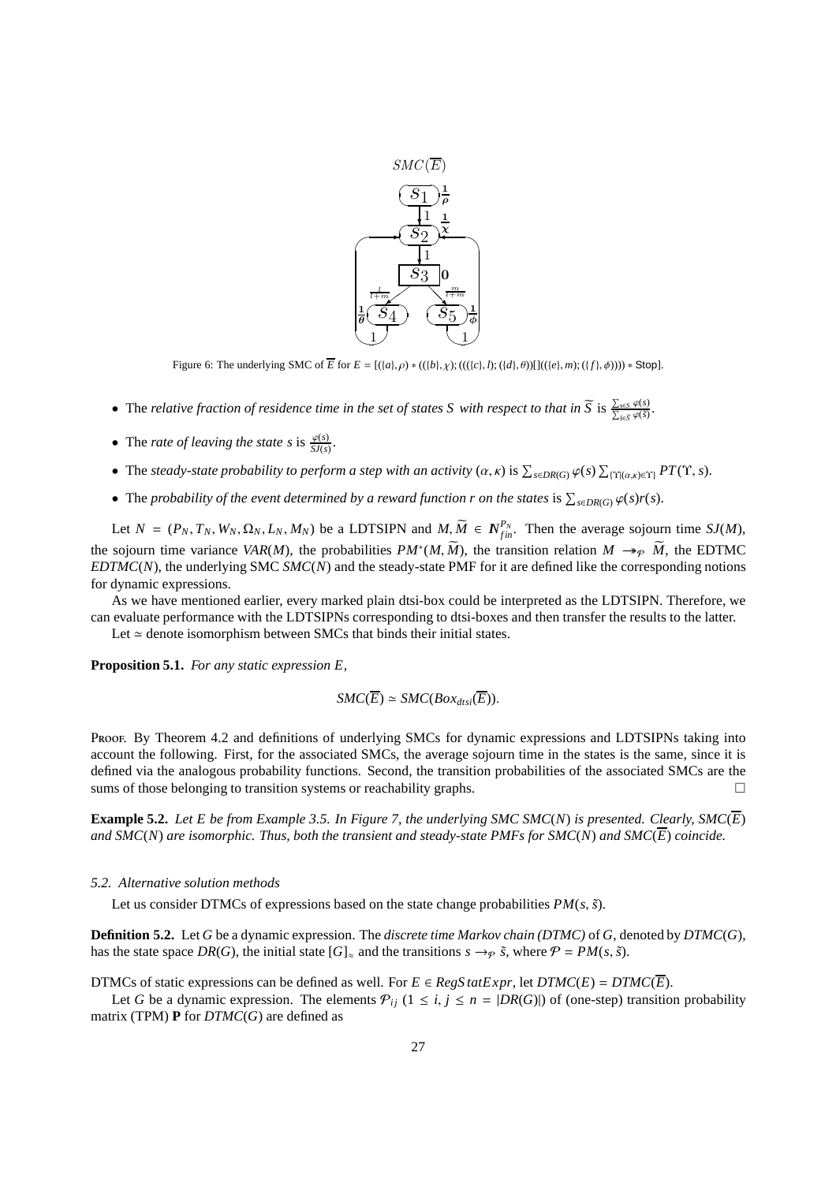Figure 6: The underlying SMC of $\overline{E}$ for $E = [(\{a\},\rho) * ((\{b\},\chi);(((\{c\},l);(\{d\},\theta))[]((\{e\},m);(\{f\},\phi)))) * \mathsf{Stop}]$.

- The *relative fraction of residence time in the set of states $S$ with respect to that in $\widetilde{S}$* is $\frac{\sum_{s\in S}\varphi(s)}{\sum_{\tilde{s}\in\widetilde{S}}\varphi(\tilde{s})}$.
- The *rate of leaving the state $s$* is $\frac{\varphi(s)}{SJ(s)}$.
- The *steady-state probability to perform a step with an activity $(\alpha,\kappa)$* is $\sum_{s\in DR(G)}\varphi(s)\sum_{\{\Upsilon\mid(\alpha,\kappa)\in\Upsilon\}}PT(\Upsilon,s)$.
- The *probability of the event determined by a reward function $r$ on the states* is $\sum_{s\in DR(G)}\varphi(s)r(s)$.

Let $N = (P_N, T_N, W_N, \Omega_N, L_N, M_N)$ be a LDTSIPN and $M, \widetilde{M} \in \mathbb{N}_{fin}^{P_N}$. Then the average sojourn time $SJ(M)$, the sojourn time variance $VAR(M)$, the probabilities $PM^*(M, \widetilde{M})$, the transition relation $M \twoheadrightarrow_{\mathcal{P}} \widetilde{M}$, the EDTMC $EDTMC(N)$, the underlying SMC $SMC(N)$ and the steady-state PMF for it are defined like the corresponding notions for dynamic expressions.

As we have mentioned earlier, every marked plain dtsi-box could be interpreted as the LDTSIPN. Therefore, we can evaluate performance with the LDTSIPNs corresponding to dtsi-boxes and then transfer the results to the latter.

Let $\simeq$ denote isomorphism between SMCs that binds their initial states.

**Proposition 5.1.** *For any static expression $E$,*

$$SMC(\overline{E}) \simeq SMC(Box_{dtsi}(\overline{E})).$$

Proof. By Theorem 4.2 and definitions of underlying SMCs for dynamic expressions and LDTSIPNs taking into account the following. First, for the associated SMCs, the average sojourn time in the states is the same, since it is defined via the analogous probability functions. Second, the transition probabilities of the associated SMCs are the sums of those belonging to transition systems or reachability graphs. □

**Example 5.2.** *Let $E$ be from Example 3.5. In Figure 7, the underlying SMC $SMC(N)$ is presented. Clearly, $SMC(\overline{E})$ and $SMC(N)$ are isomorphic. Thus, both the transient and steady-state PMFs for $SMC(N)$ and $SMC(\overline{E})$ coincide.*

### 5.2. Alternative solution methods

Let us consider DTMCs of expressions based on the state change probabilities $PM(s, \tilde{s})$.

**Definition 5.2.** Let $G$ be a dynamic expression. The *discrete time Markov chain (DTMC)* of $G$, denoted by $DTMC(G)$, has the state space $DR(G)$, the initial state $[G]_\approx$ and the transitions $s \to_{\mathcal{P}} \tilde{s}$, where $\mathcal{P} = PM(s, \tilde{s})$.

DTMCs of static expressions can be defined as well. For $E \in RegStatExpr$, let $DTMC(E) = DTMC(\overline{E})$.

Let $G$ be a dynamic expression. The elements $\mathcal{P}_{ij}$ ($1 \le i, j \le n = |DR(G)|$) of (one-step) transition probability matrix (TPM) $\mathbf{P}$ for $DTMC(G)$ are defined as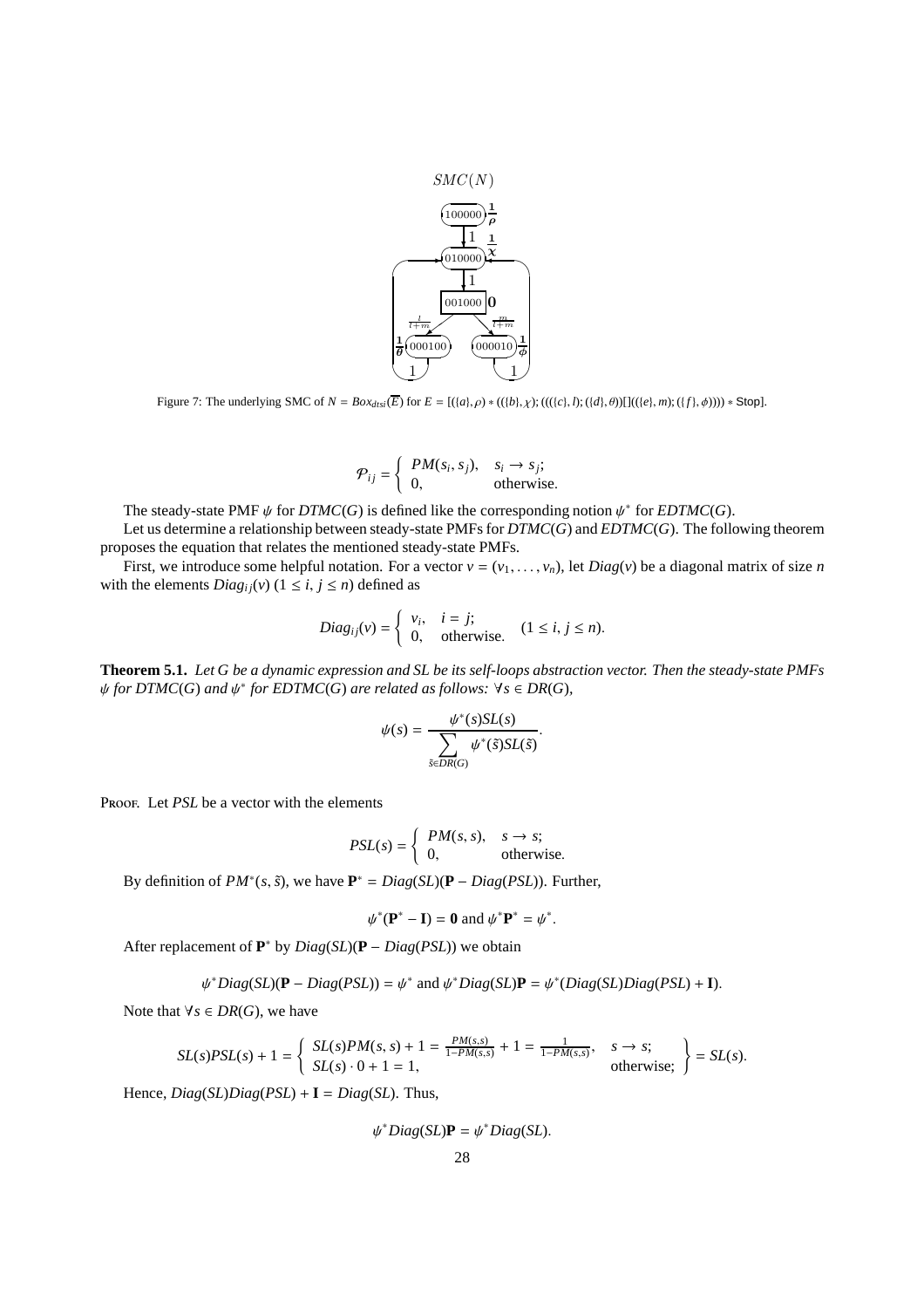Figure 7: The underlying SMC of $N = Box_{dtsi}(\overline{E})$ for $E = [(\{a\},\rho) * ((\{b\},\chi); (((\{c\},l); (\{d\},\theta))[]((\{e\},m); (\{f\},\phi)))) * \mathsf{Stop}]$.

$$\mathcal{P}_{ij} = \begin{cases} PM(s_i, s_j), & s_i \to s_j; \\ 0, & \text{otherwise.} \end{cases}$$

The steady-state PMF $\psi$ for $DTMC(G)$ is defined like the corresponding notion $\psi^*$ for $EDTMC(G)$.

Let us determine a relationship between steady-state PMFs for $DTMC(G)$ and $EDTMC(G)$. The following theorem proposes the equation that relates the mentioned steady-state PMFs.

First, we introduce some helpful notation. For a vector $v = (v_1, \dots, v_n)$, let $Diag(v)$ be a diagonal matrix of size $n$ with the elements $Diag_{ij}(v)$ $(1 \le i, j \le n)$ defined as

$$Diag_{ij}(v) = \begin{cases} v_i, & i = j; \\ 0, & \text{otherwise.} \end{cases} \quad (1 \le i, j \le n).$$

**Theorem 5.1.** *Let $G$ be a dynamic expression and $SL$ be its self-loops abstraction vector. Then the steady-state PMFs $\psi$ for $DTMC(G)$ and $\psi^*$ for $EDTMC(G)$ are related as follows: $\forall s \in DR(G)$,*

$$\psi(s) = \frac{\psi^*(s)SL(s)}{\sum_{\tilde{s} \in DR(G)} \psi^*(\tilde{s})SL(\tilde{s})}.$$

Proof. Let $PSL$ be a vector with the elements

$$PSL(s) = \begin{cases} PM(s, s), & s \to s; \\ 0, & \text{otherwise.} \end{cases}$$

By definition of $PM^*(s, \tilde{s})$, we have $\mathbf{P}^* = Diag(SL)(\mathbf{P} - Diag(PSL))$. Further,

$$\psi^*(\mathbf{P}^* - \mathbf{I}) = \mathbf{0} \text{ and } \psi^*\mathbf{P}^* = \psi^*.$$

After replacement of $\mathbf{P}^*$ by $Diag(SL)(\mathbf{P} - Diag(PSL))$ we obtain

$$\psi^* Diag(SL)(\mathbf{P} - Diag(PSL)) = \psi^* \text{ and } \psi^* Diag(SL)\mathbf{P} = \psi^*(Diag(SL)Diag(PSL) + \mathbf{I}).$$

Note that $\forall s \in DR(G)$, we have

$$SL(s)PSL(s) + 1 = \left\{ \begin{array}{ll} SL(s)PM(s, s) + 1 = \frac{PM(s,s)}{1 - PM(s,s)} + 1 = \frac{1}{1 - PM(s,s)}, & s \to s; \\ SL(s) \cdot 0 + 1 = 1, & \text{otherwise;} \end{array} \right\} = SL(s).$$

Hence, $Diag(SL)Diag(PSL) + \mathbf{I} = Diag(SL)$. Thus,

$$\psi^* Diag(SL)\mathbf{P} = \psi^* Diag(SL).$$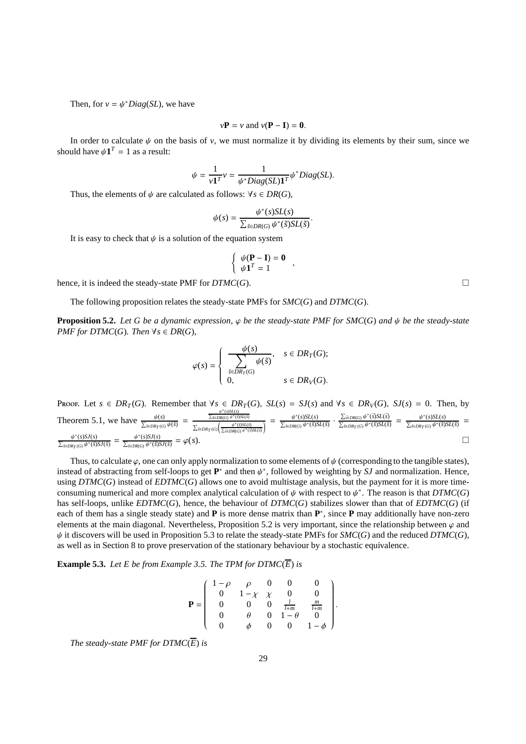Then, for $v = \psi^* Diag(SL)$, we have

$$v\mathbf{P} = v \text{ and } v(\mathbf{P} - \mathbf{I}) = \mathbf{0}.$$

In order to calculate $\psi$ on the basis of $v$, we must normalize it by dividing its elements by their sum, since we should have $\psi \mathbf{1}^T = 1$ as a result:

$$\psi = \frac{1}{v\mathbf{1}^T} v = \frac{1}{\psi^* Diag(SL)\mathbf{1}^T} \psi^* Diag(SL).$$

Thus, the elements of $\psi$ are calculated as follows: $\forall s \in DR(G)$,

$$\psi(s) = \frac{\psi^*(s) SL(s)}{\sum_{\tilde{s} \in DR(G)} \psi^*(\tilde{s}) SL(\tilde{s})}.$$

It is easy to check that $\psi$ is a solution of the equation system

$$\begin{cases} \psi(\mathbf{P} - \mathbf{I}) = \mathbf{0} \\ \psi \mathbf{1}^T = 1 \end{cases},$$

hence, it is indeed the steady-state PMF for $DTMC(G)$. □

The following proposition relates the steady-state PMFs for $SMC(G)$ and $DTMC(G)$.

**Proposition 5.2.** *Let $G$ be a dynamic expression, $\varphi$ be the steady-state PMF for $SMC(G)$ and $\psi$ be the steady-state PMF for $DTMC(G)$. Then $\forall s \in DR(G)$,*

$$\varphi(s) = \begin{cases} \dfrac{\psi(s)}{\sum\limits_{\tilde{s} \in DR_T(G)} \psi(\tilde{s})}, & s \in DR_T(G); \\ 0, & s \in DR_V(G). \end{cases}$$

Proof. Let $s \in DR_T(G)$. Remember that $\forall s \in DR_T(G)$, $SL(s) = SJ(s)$ and $\forall s \in DR_V(G)$, $SJ(s) = 0$. Then, by Theorem 5.1, we have $\frac{\psi(s)}{\sum_{\tilde{s} \in DR_T(G)} \psi(\tilde{s})} = \frac{\frac{\psi^*(s)SL(s)}{\sum_{\tilde{s} \in DR(G)} \psi^*(\tilde{s})SL(\tilde{s})}}{\sum_{\tilde{s} \in DR_T(G)} \left( \frac{\psi^*(\tilde{s})SL(\tilde{s})}{\sum_{\tilde{\tilde{s}} \in DR(G)} \psi^*(\tilde{\tilde{s}})SL(\tilde{\tilde{s}})} \right)} = \frac{\psi^*(s)SL(s)}{\sum_{\tilde{s} \in DR(G)} \psi^*(\tilde{s})SL(\tilde{s})} \cdot \frac{\sum_{\tilde{s} \in DR(G)} \psi^*(\tilde{s})SL(\tilde{s})}{\sum_{\tilde{s} \in DR_T(G)} \psi^*(\tilde{s})SL(\tilde{s})} = \frac{\psi^*(s)SL(s)}{\sum_{\tilde{s} \in DR_T(G)} \psi^*(\tilde{s})SL(\tilde{s})} = \frac{\psi^*(s)SJ(s)}{\sum_{\tilde{s} \in DR_T(G)} \psi^*(\tilde{s})SJ(\tilde{s})} = \frac{\psi^*(s)SJ(s)}{\sum_{\tilde{s} \in DR(G)} \psi^*(\tilde{s})SJ(\tilde{s})} = \varphi(s)$. □

Thus, to calculate $\varphi$, one can only apply normalization to some elements of $\psi$ (corresponding to the tangible states), instead of abstracting from self-loops to get $\mathbf{P}^*$ and then $\psi^*$, followed by weighting by $SJ$ and normalization. Hence, using $DTMC(G)$ instead of $EDTMC(G)$ allows one to avoid multistage analysis, but the payment for it is more time-consuming numerical and more complex analytical calculation of $\psi$ with respect to $\psi^*$. The reason is that $DTMC(G)$ has self-loops, unlike $EDTMC(G)$, hence, the behaviour of $DTMC(G)$ stabilizes slower than that of $EDTMC(G)$ (if each of them has a single steady state) and $\mathbf{P}$ is more dense matrix than $\mathbf{P}^*$, since $\mathbf{P}$ may additionally have non-zero elements at the main diagonal. Nevertheless, Proposition 5.2 is very important, since the relationship between $\varphi$ and $\psi$ it discovers will be used in Proposition 5.3 to relate the steady-state PMFs for $SMC(G)$ and the reduced $DTMC(G)$, as well as in Section 8 to prove preservation of the stationary behaviour by a stochastic equivalence.

**Example 5.3.** *Let $E$ be from Example 3.5. The TPM for $DTMC(\overline{E})$ is*

$$\mathbf{P} = \begin{pmatrix} 1-\rho & \rho & 0 & 0 & 0 \\ 0 & 1-\chi & \chi & 0 & 0 \\ 0 & 0 & 0 & \frac{l}{l+m} & \frac{m}{l+m} \\ 0 & \theta & 0 & 1-\theta & 0 \\ 0 & \phi & 0 & 0 & 1-\phi \end{pmatrix}.$$

*The steady-state PMF for $DTMC(\overline{E})$ is*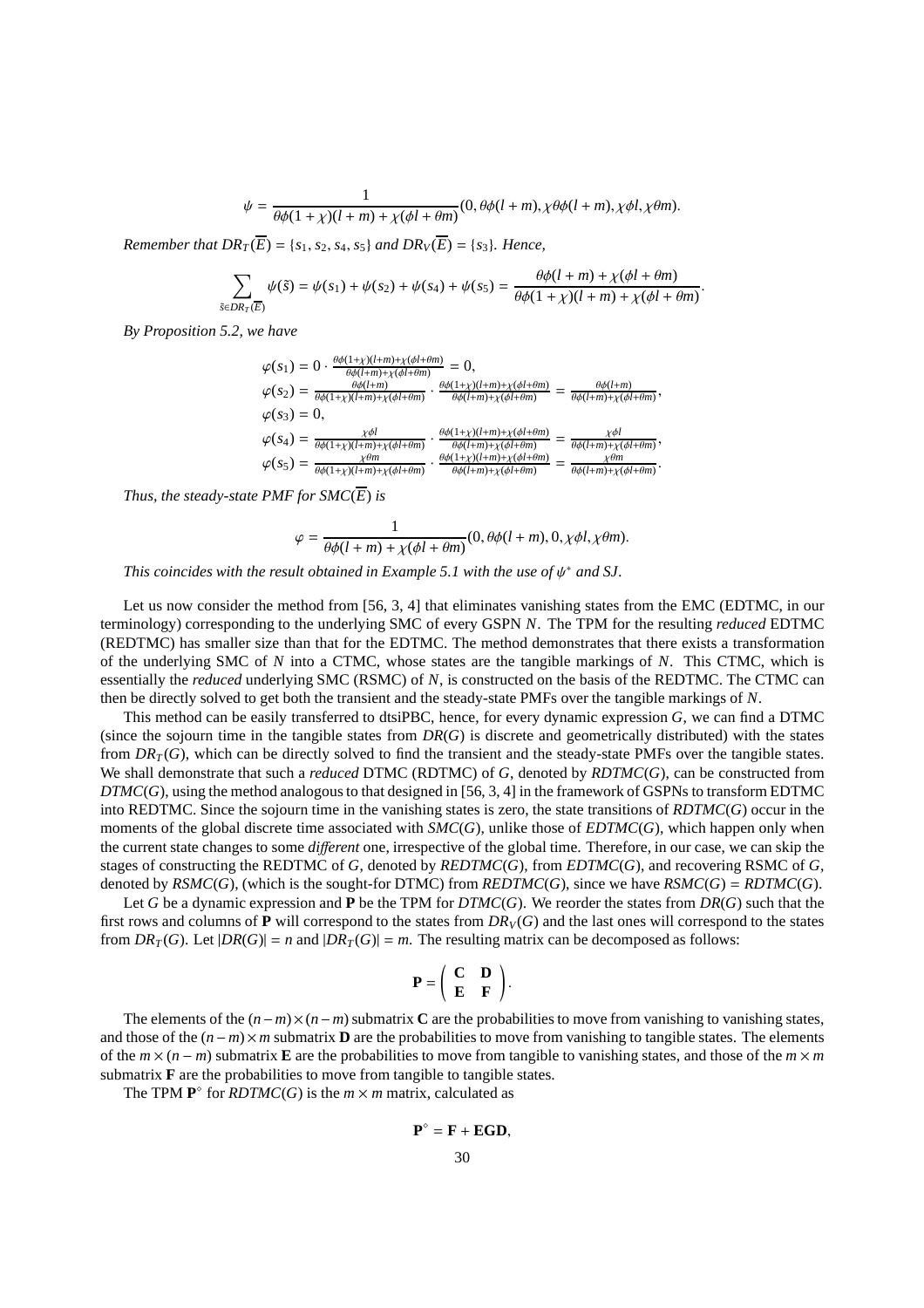$$\psi = \frac{1}{\theta\phi(1+\chi)(l+m)+\chi(\phi l+\theta m)}(0, \theta\phi(l+m), \chi\theta\phi(l+m), \chi\phi l, \chi\theta m).$$

*Remember that* $DR_T(\overline{E}) = \{s_1, s_2, s_4, s_5\}$ *and* $DR_V(\overline{E}) = \{s_3\}$*. Hence,*

$$\sum_{\tilde{s}\in DR_T(\overline{E})} \psi(\tilde{s}) = \psi(s_1)+\psi(s_2)+\psi(s_4)+\psi(s_5) = \frac{\theta\phi(l+m)+\chi(\phi l+\theta m)}{\theta\phi(1+\chi)(l+m)+\chi(\phi l+\theta m)}.$$

*By Proposition 5.2, we have*

$$\begin{aligned}
\varphi(s_1) &= 0\cdot\frac{\theta\phi(1+\chi)(l+m)+\chi(\phi l+\theta m)}{\theta\phi(l+m)+\chi(\phi l+\theta m)} = 0,\\
\varphi(s_2) &= \frac{\theta\phi(l+m)}{\theta\phi(1+\chi)(l+m)+\chi(\phi l+\theta m)}\cdot\frac{\theta\phi(1+\chi)(l+m)+\chi(\phi l+\theta m)}{\theta\phi(l+m)+\chi(\phi l+\theta m)} = \frac{\theta\phi(l+m)}{\theta\phi(l+m)+\chi(\phi l+\theta m)},\\
\varphi(s_3) &= 0,\\
\varphi(s_4) &= \frac{\chi\phi l}{\theta\phi(1+\chi)(l+m)+\chi(\phi l+\theta m)}\cdot\frac{\theta\phi(1+\chi)(l+m)+\chi(\phi l+\theta m)}{\theta\phi(l+m)+\chi(\phi l+\theta m)} = \frac{\chi\phi l}{\theta\phi(l+m)+\chi(\phi l+\theta m)},\\
\varphi(s_5) &= \frac{\chi\theta m}{\theta\phi(1+\chi)(l+m)+\chi(\phi l+\theta m)}\cdot\frac{\theta\phi(1+\chi)(l+m)+\chi(\phi l+\theta m)}{\theta\phi(l+m)+\chi(\phi l+\theta m)} = \frac{\chi\theta m}{\theta\phi(l+m)+\chi(\phi l+\theta m)}.
\end{aligned}$$

*Thus, the steady-state PMF for* $SMC(\overline{E})$ *is*

$$\varphi = \frac{1}{\theta\phi(l+m)+\chi(\phi l+\theta m)}(0, \theta\phi(l+m), 0, \chi\phi l, \chi\theta m).$$

*This coincides with the result obtained in Example 5.1 with the use of* $\psi^*$ *and SJ.*

Let us now consider the method from [56, 3, 4] that eliminates vanishing states from the EMC (EDTMC, in our terminology) corresponding to the underlying SMC of every GSPN $N$. The TPM for the resulting *reduced* EDTMC (REDTMC) has smaller size than that for the EDTMC. The method demonstrates that there exists a transformation of the underlying SMC of $N$ into a CTMC, whose states are the tangible markings of $N$. This CTMC, which is essentially the *reduced* underlying SMC (RSMC) of $N$, is constructed on the basis of the REDTMC. The CTMC can then be directly solved to get both the transient and the steady-state PMFs over the tangible markings of $N$.

This method can be easily transferred to dtsiPBC, hence, for every dynamic expression $G$, we can find a DTMC (since the sojourn time in the tangible states from $DR(G)$ is discrete and geometrically distributed) with the states from $DR_T(G)$, which can be directly solved to find the transient and the steady-state PMFs over the tangible states. We shall demonstrate that such a *reduced* DTMC (RDTMC) of $G$, denoted by $RDTMC(G)$, can be constructed from $DTMC(G)$, using the method analogous to that designed in [56, 3, 4] in the framework of GSPNs to transform EDTMC into REDTMC. Since the sojourn time in the vanishing states is zero, the state transitions of $RDTMC(G)$ occur in the moments of the global discrete time associated with $SMC(G)$, unlike those of $EDTMC(G)$, which happen only when the current state changes to some *different* one, irrespective of the global time. Therefore, in our case, we can skip the stages of constructing the REDTMC of $G$, denoted by $REDTMC(G)$, from $EDTMC(G)$, and recovering RSMC of $G$, denoted by $RSMC(G)$, (which is the sought-for DTMC) from $REDTMC(G)$, since we have $RSMC(G) = RDTMC(G)$.

Let $G$ be a dynamic expression and $\mathbf{P}$ be the TPM for $DTMC(G)$. We reorder the states from $DR(G)$ such that the first rows and columns of $\mathbf{P}$ will correspond to the states from $DR_V(G)$ and the last ones will correspond to the states from $DR_T(G)$. Let $|DR(G)| = n$ and $|DR_T(G)| = m$. The resulting matrix can be decomposed as follows:

$$\mathbf{P} = \begin{pmatrix} \mathbf{C} & \mathbf{D} \\ \mathbf{E} & \mathbf{F} \end{pmatrix}.$$

The elements of the $(n-m)\times(n-m)$ submatrix $\mathbf{C}$ are the probabilities to move from vanishing to vanishing states, and those of the $(n-m)\times m$ submatrix $\mathbf{D}$ are the probabilities to move from vanishing to tangible states. The elements of the $m\times(n-m)$ submatrix $\mathbf{E}$ are the probabilities to move from tangible to vanishing states, and those of the $m\times m$ submatrix $\mathbf{F}$ are the probabilities to move from tangible to tangible states.

The TPM $\mathbf{P}^\diamond$ for $RDTMC(G)$ is the $m\times m$ matrix, calculated as

$$\mathbf{P}^\diamond = \mathbf{F} + \mathbf{EGD},$$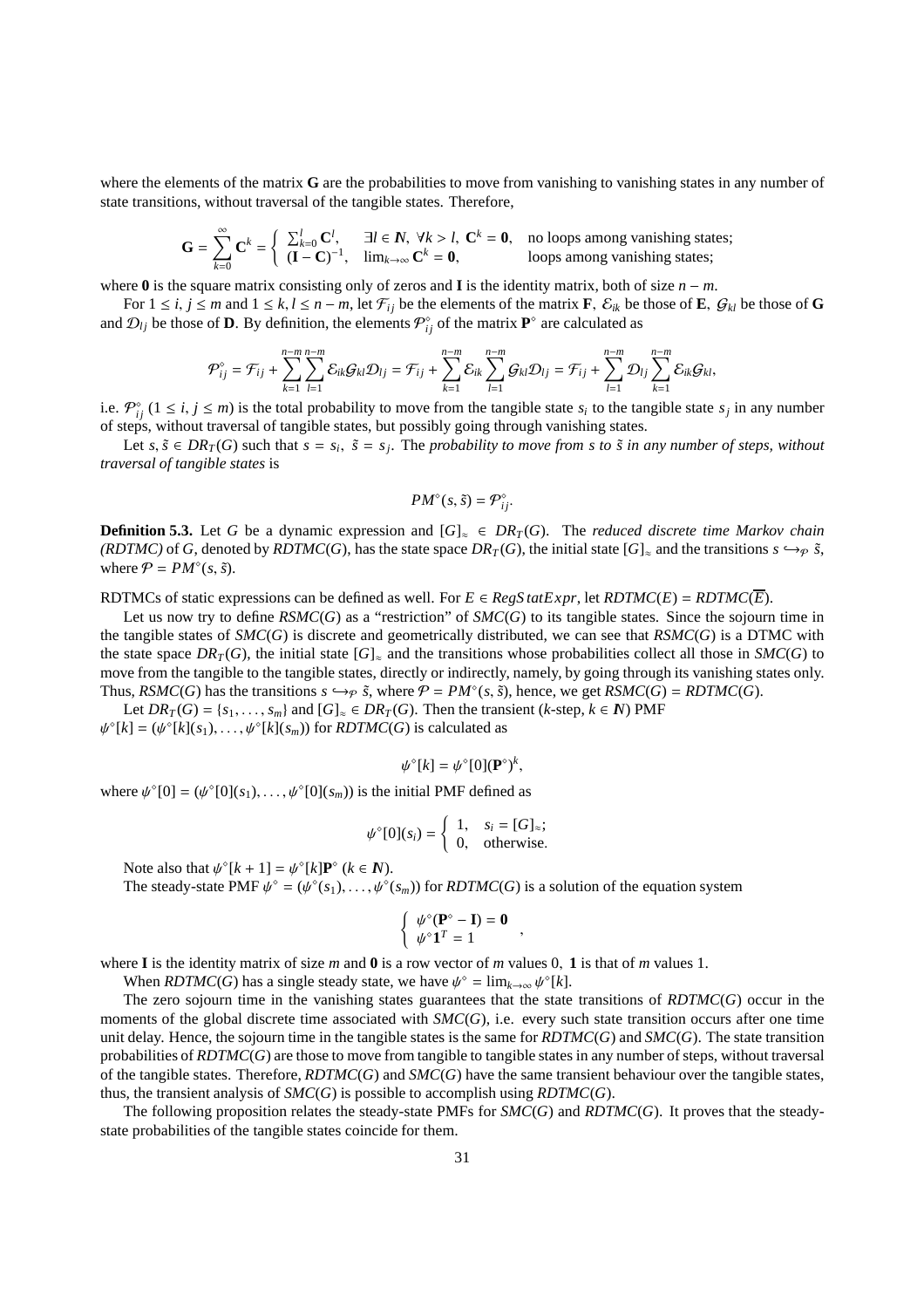where the elements of the matrix $\mathbf{G}$ are the probabilities to move from vanishing to vanishing states in any number of state transitions, without traversal of the tangible states. Therefore,

$$\mathbf{G} = \sum_{k=0}^{\infty} \mathbf{C}^k = \begin{cases} \sum_{k=0}^{l} \mathbf{C}^l, & \exists l \in I\!N,\ \forall k > l,\ \mathbf{C}^k = \mathbf{0}, \quad \text{no loops among vanishing states;} \\ (\mathbf{I} - \mathbf{C})^{-1}, & \lim_{k\to\infty} \mathbf{C}^k = \mathbf{0}, \quad \text{loops among vanishing states;} \end{cases}$$

where $\mathbf{0}$ is the square matrix consisting only of zeros and $\mathbf{I}$ is the identity matrix, both of size $n - m$.

For $1 \le i, j \le m$ and $1 \le k, l \le n - m$, let $\mathcal{F}_{ij}$ be the elements of the matrix $\mathbf{F}$, $\mathcal{E}_{ik}$ be those of $\mathbf{E}$, $\mathcal{G}_{kl}$ be those of $\mathbf{G}$ and $\mathcal{D}_{lj}$ be those of $\mathbf{D}$. By definition, the elements $\mathcal{P}^\diamond_{ij}$ of the matrix $\mathbf{P}^\diamond$ are calculated as

$$\mathcal{P}^\diamond_{ij} = \mathcal{F}_{ij} + \sum_{k=1}^{n-m}\sum_{l=1}^{n-m} \mathcal{E}_{ik}\mathcal{G}_{kl}\mathcal{D}_{lj} = \mathcal{F}_{ij} + \sum_{k=1}^{n-m} \mathcal{E}_{ik} \sum_{l=1}^{n-m} \mathcal{G}_{kl}\mathcal{D}_{lj} = \mathcal{F}_{ij} + \sum_{l=1}^{n-m} \mathcal{D}_{lj} \sum_{k=1}^{n-m} \mathcal{E}_{ik}\mathcal{G}_{kl},$$

i.e. $\mathcal{P}^\diamond_{ij}$ $(1 \le i, j \le m)$ is the total probability to move from the tangible state $s_i$ to the tangible state $s_j$ in any number of steps, without traversal of tangible states, but possibly going through vanishing states.

Let $s, \tilde{s} \in DR_T(G)$ such that $s = s_i,\ \tilde{s} = s_j$. The *probability to move from s to $\tilde{s}$ in any number of steps, without traversal of tangible states* is

$$PM^\diamond(s, \tilde{s}) = \mathcal{P}^\diamond_{ij}.$$

**Definition 5.3.** Let $G$ be a dynamic expression and $[G]_\approx \in DR_T(G)$. The *reduced discrete time Markov chain (RDTMC)* of $G$, denoted by $RDTMC(G)$, has the state space $DR_T(G)$, the initial state $[G]_\approx$ and the transitions $s \hookrightarrow_{\mathcal{P}} \tilde{s}$, where $\mathcal{P} = PM^\diamond(s, \tilde{s})$.

RDTMCs of static expressions can be defined as well. For $E \in RegStatExpr$, let $RDTMC(E) = RDTMC(\overline{E})$.

Let us now try to define $RSMC(G)$ as a "restriction" of $SMC(G)$ to its tangible states. Since the sojourn time in the tangible states of $SMC(G)$ is discrete and geometrically distributed, we can see that $RSMC(G)$ is a DTMC with the state space $DR_T(G)$, the initial state $[G]_\approx$ and the transitions whose probabilities collect all those in $SMC(G)$ to move from the tangible to the tangible states, directly or indirectly, namely, by going through its vanishing states only. Thus, $RSMC(G)$ has the transitions $s \hookrightarrow_{\mathcal{P}} \tilde{s}$, where $\mathcal{P} = PM^\diamond(s, \tilde{s})$, hence, we get $RSMC(G) = RDTMC(G)$.

Let $DR_T(G) = \{s_1, \ldots, s_m\}$ and $[G]_\approx \in DR_T(G)$. Then the transient ($k$-step, $k \in I\!N$) PMF $\psi^\diamond[k] = (\psi^\diamond[k](s_1), \ldots, \psi^\diamond[k](s_m))$ for $RDTMC(G)$ is calculated as

$$\psi^\diamond[k] = \psi^\diamond[0](\mathbf{P}^\diamond)^k,$$

where $\psi^\diamond[0] = (\psi^\diamond[0](s_1), \ldots, \psi^\diamond[0](s_m))$ is the initial PMF defined as

$$\psi^\diamond[0](s_i) = \begin{cases} 1, & s_i = [G]_\approx; \\ 0, & \text{otherwise.} \end{cases}$$

Note also that $\psi^\diamond[k+1] = \psi^\diamond[k]\mathbf{P}^\diamond$ $(k \in I\!N)$.

The steady-state PMF $\psi^\diamond = (\psi^\diamond(s_1), \ldots, \psi^\diamond(s_m))$ for $RDTMC(G)$ is a solution of the equation system

$$\begin{cases} \psi^\diamond(\mathbf{P}^\diamond - \mathbf{I}) = \mathbf{0} \\ \psi^\diamond \mathbf{1}^T = 1 \end{cases},$$

where $\mathbf{I}$ is the identity matrix of size $m$ and $\mathbf{0}$ is a row vector of $m$ values 0, $\mathbf{1}$ is that of $m$ values 1.

When $RDTMC(G)$ has a single steady state, we have $\psi^\diamond = \lim_{k\to\infty} \psi^\diamond[k]$.

The zero sojourn time in the vanishing states guarantees that the state transitions of $RDTMC(G)$ occur in the moments of the global discrete time associated with $SMC(G)$, i.e. every such state transition occurs after one time unit delay. Hence, the sojourn time in the tangible states is the same for $RDTMC(G)$ and $SMC(G)$. The state transition probabilities of $RDTMC(G)$ are those to move from tangible to tangible states in any number of steps, without traversal of the tangible states. Therefore, $RDTMC(G)$ and $SMC(G)$ have the same transient behaviour over the tangible states, thus, the transient analysis of $SMC(G)$ is possible to accomplish using $RDTMC(G)$.

The following proposition relates the steady-state PMFs for $SMC(G)$ and $RDTMC(G)$. It proves that the steady-state probabilities of the tangible states coincide for them.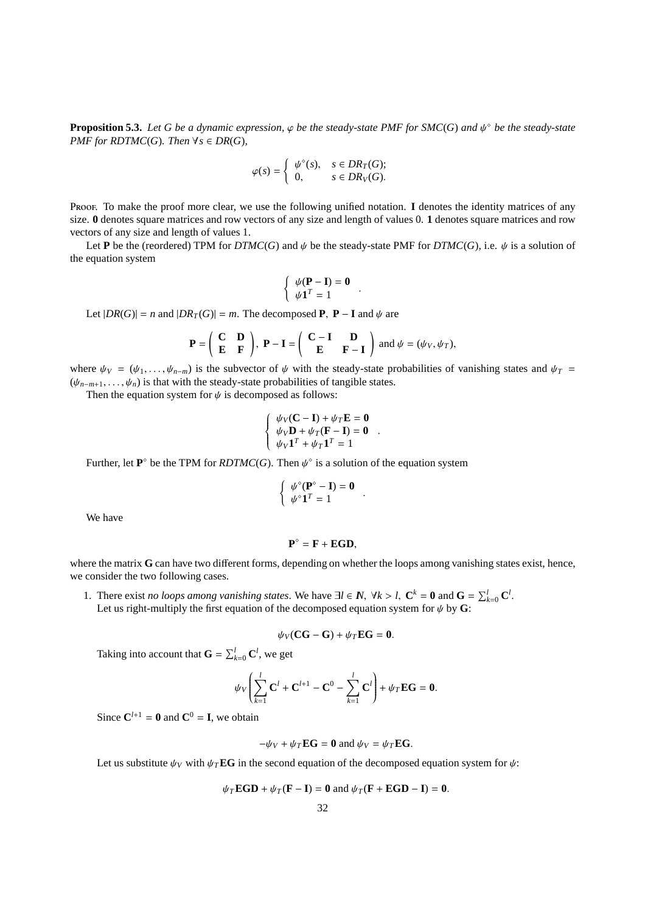**Proposition 5.3.** *Let $G$ be a dynamic expression, $\varphi$ be the steady-state PMF for $SMC(G)$ and $\psi^\diamond$ be the steady-state PMF for $RDTMC(G)$. Then $\forall s \in DR(G)$,*

$$\varphi(s) = \begin{cases} \psi^\diamond(s), & s \in DR_T(G); \\ 0, & s \in DR_V(G). \end{cases}$$

Proof. To make the proof more clear, we use the following unified notation. $\mathbf{I}$ denotes the identity matrices of any size. $\mathbf{0}$ denotes square matrices and row vectors of any size and length of values 0. $\mathbf{1}$ denotes square matrices and row vectors of any size and length of values 1.

Let $\mathbf{P}$ be the (reordered) TPM for $DTMC(G)$ and $\psi$ be the steady-state PMF for $DTMC(G)$, i.e. $\psi$ is a solution of the equation system

$$\begin{cases} \psi(\mathbf{P} - \mathbf{I}) = \mathbf{0} \\ \psi \mathbf{1}^T = 1 \end{cases}.$$

Let $|DR(G)| = n$ and $|DR_T(G)| = m$. The decomposed $\mathbf{P}$, $\mathbf{P} - \mathbf{I}$ and $\psi$ are

$$\mathbf{P} = \begin{pmatrix} \mathbf{C} & \mathbf{D} \\ \mathbf{E} & \mathbf{F} \end{pmatrix}, \ \mathbf{P} - \mathbf{I} = \begin{pmatrix} \mathbf{C} - \mathbf{I} & \mathbf{D} \\ \mathbf{E} & \mathbf{F} - \mathbf{I} \end{pmatrix} \text{ and } \psi = (\psi_V, \psi_T),$$

where $\psi_V = (\psi_1, \ldots, \psi_{n-m})$ is the subvector of $\psi$ with the steady-state probabilities of vanishing states and $\psi_T = (\psi_{n-m+1}, \ldots, \psi_n)$ is that with the steady-state probabilities of tangible states.

Then the equation system for $\psi$ is decomposed as follows:

$$\begin{cases} \psi_V(\mathbf{C} - \mathbf{I}) + \psi_T \mathbf{E} = \mathbf{0} \\ \psi_V \mathbf{D} + \psi_T(\mathbf{F} - \mathbf{I}) = \mathbf{0} \\ \psi_V \mathbf{1}^T + \psi_T \mathbf{1}^T = 1 \end{cases}.$$

Further, let $\mathbf{P}^\diamond$ be the TPM for $RDTMC(G)$. Then $\psi^\diamond$ is a solution of the equation system

$$\begin{cases} \psi^\diamond(\mathbf{P}^\diamond - \mathbf{I}) = \mathbf{0} \\ \psi^\diamond \mathbf{1}^T = 1 \end{cases}.$$

We have

$$\mathbf{P}^\diamond = \mathbf{F} + \mathbf{EGD},$$

where the matrix $\mathbf{G}$ can have two different forms, depending on whether the loops among vanishing states exist, hence, we consider the two following cases.

1. There exist *no loops among vanishing states*. We have $\exists l \in \mathbb{N}, \ \forall k > l, \ \mathbf{C}^k = \mathbf{0}$ and $\mathbf{G} = \sum_{k=0}^{l} \mathbf{C}^l$.
   Let us right-multiply the first equation of the decomposed equation system for $\psi$ by $\mathbf{G}$:

   $$\psi_V(\mathbf{CG} - \mathbf{G}) + \psi_T \mathbf{EG} = \mathbf{0}.$$

   Taking into account that $\mathbf{G} = \sum_{k=0}^{l} \mathbf{C}^l$, we get

   $$\psi_V \left( \sum_{k=1}^{l} \mathbf{C}^l + \mathbf{C}^{l+1} - \mathbf{C}^0 - \sum_{k=1}^{l} \mathbf{C}^l \right) + \psi_T \mathbf{EG} = \mathbf{0}.$$

   Since $\mathbf{C}^{l+1} = \mathbf{0}$ and $\mathbf{C}^0 = \mathbf{I}$, we obtain

   $$-\psi_V + \psi_T \mathbf{EG} = \mathbf{0} \text{ and } \psi_V = \psi_T \mathbf{EG}.$$

   Let us substitute $\psi_V$ with $\psi_T \mathbf{EG}$ in the second equation of the decomposed equation system for $\psi$:

   $$\psi_T \mathbf{EGD} + \psi_T(\mathbf{F} - \mathbf{I}) = \mathbf{0} \text{ and } \psi_T(\mathbf{F} + \mathbf{EGD} - \mathbf{I}) = \mathbf{0}.$$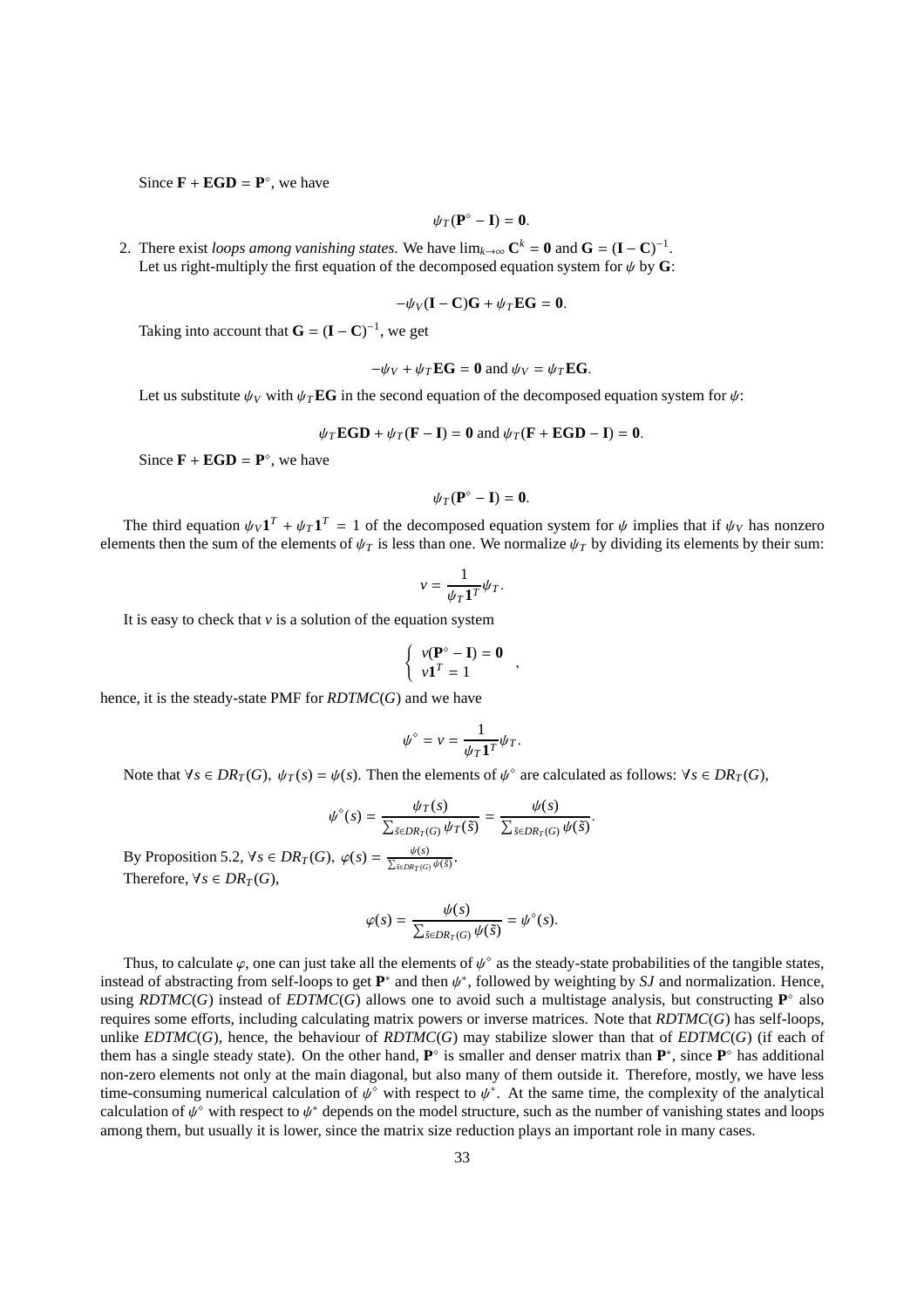Since $\mathbf{F} + \mathbf{EGD} = \mathbf{P}^\diamond$, we have

$$\psi_T(\mathbf{P}^\diamond - \mathbf{I}) = \mathbf{0}.$$

2. There exist *loops among vanishing states*. We have $\lim_{k\to\infty} \mathbf{C}^k = \mathbf{0}$ and $\mathbf{G} = (\mathbf{I} - \mathbf{C})^{-1}$. Let us right-multiply the first equation of the decomposed equation system for $\psi$ by $\mathbf{G}$:

$$-\psi_V(\mathbf{I} - \mathbf{C})\mathbf{G} + \psi_T\mathbf{EG} = \mathbf{0}.$$

Taking into account that $\mathbf{G} = (\mathbf{I} - \mathbf{C})^{-1}$, we get

$$-\psi_V + \psi_T\mathbf{EG} = \mathbf{0} \text{ and } \psi_V = \psi_T\mathbf{EG}.$$

Let us substitute $\psi_V$ with $\psi_T\mathbf{EG}$ in the second equation of the decomposed equation system for $\psi$:

$$\psi_T\mathbf{EGD} + \psi_T(\mathbf{F} - \mathbf{I}) = \mathbf{0} \text{ and } \psi_T(\mathbf{F} + \mathbf{EGD} - \mathbf{I}) = \mathbf{0}.$$

Since $\mathbf{F} + \mathbf{EGD} = \mathbf{P}^\diamond$, we have

$$\psi_T(\mathbf{P}^\diamond - \mathbf{I}) = \mathbf{0}.$$

The third equation $\psi_V\mathbf{1}^T + \psi_T\mathbf{1}^T = 1$ of the decomposed equation system for $\psi$ implies that if $\psi_V$ has nonzero elements then the sum of the elements of $\psi_T$ is less than one. We normalize $\psi_T$ by dividing its elements by their sum:

$$v = \frac{1}{\psi_T\mathbf{1}^T}\psi_T.$$

It is easy to check that $v$ is a solution of the equation system

$$\begin{cases} v(\mathbf{P}^\diamond - \mathbf{I}) = \mathbf{0} \\ v\mathbf{1}^T = 1 \end{cases},$$

hence, it is the steady-state PMF for $RDTMC(G)$ and we have

$$\psi^\diamond = v = \frac{1}{\psi_T\mathbf{1}^T}\psi_T.$$

Note that $\forall s \in DR_T(G),\ \psi_T(s) = \psi(s)$. Then the elements of $\psi^\diamond$ are calculated as follows: $\forall s \in DR_T(G)$,

$$\psi^\diamond(s) = \frac{\psi_T(s)}{\sum_{\tilde{s}\in DR_T(G)}\psi_T(\tilde{s})} = \frac{\psi(s)}{\sum_{\tilde{s}\in DR_T(G)}\psi(\tilde{s})}.$$

By Proposition 5.2, $\forall s \in DR_T(G),\ \varphi(s) = \frac{\psi(s)}{\sum_{\tilde{s}\in DR_T(G)}\psi(\tilde{s})}$.
Therefore, $\forall s \in DR_T(G)$,

$$\varphi(s) = \frac{\psi(s)}{\sum_{\tilde{s}\in DR_T(G)}\psi(\tilde{s})} = \psi^\diamond(s).$$

Thus, to calculate $\varphi$, one can just take all the elements of $\psi^\diamond$ as the steady-state probabilities of the tangible states, instead of abstracting from self-loops to get $\mathbf{P}^*$ and then $\psi^*$, followed by weighting by $SJ$ and normalization. Hence, using $RDTMC(G)$ instead of $EDTMC(G)$ allows one to avoid such a multistage analysis, but constructing $\mathbf{P}^\diamond$ also requires some efforts, including calculating matrix powers or inverse matrices. Note that $RDTMC(G)$ has self-loops, unlike $EDTMC(G)$, hence, the behaviour of $RDTMC(G)$ may stabilize slower than that of $EDTMC(G)$ (if each of them has a single steady state). On the other hand, $\mathbf{P}^\diamond$ is smaller and denser matrix than $\mathbf{P}^*$, since $\mathbf{P}^\diamond$ has additional non-zero elements not only at the main diagonal, but also many of them outside it. Therefore, mostly, we have less time-consuming numerical calculation of $\psi^\diamond$ with respect to $\psi^*$. At the same time, the complexity of the analytical calculation of $\psi^\diamond$ with respect to $\psi^*$ depends on the model structure, such as the number of vanishing states and loops among them, but usually it is lower, since the matrix size reduction plays an important role in many cases.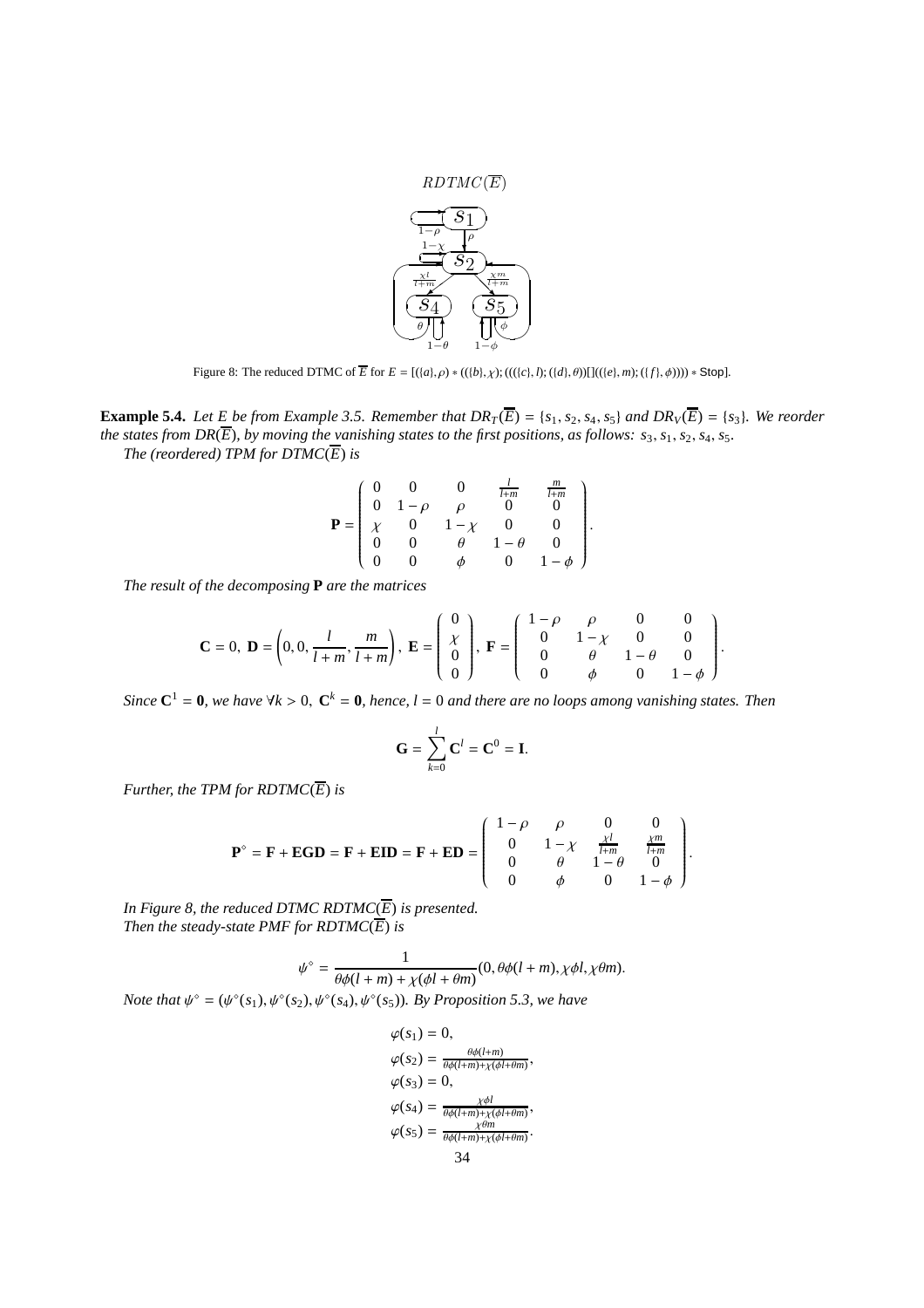$RDTMC(\overline{E})$

Figure 8: The reduced DTMC of $\overline{E}$ for $E = [(\{a\},\rho) * ((\{b\},\chi);(((\{c\},l);(\{d\},\theta))[]((\{e\},m);(\{f\},\phi)))) * \mathsf{Stop}]$.

**Example 5.4.** *Let $E$ be from Example 3.5. Remember that $DR_T(\overline{E}) = \{s_1, s_2, s_4, s_5\}$ and $DR_V(\overline{E}) = \{s_3\}$. We reorder the states from $DR(\overline{E})$, by moving the vanishing states to the first positions, as follows: $s_3, s_1, s_2, s_4, s_5$.*

*The (reordered) TPM for $DTMC(\overline{E})$ is*

$$\mathbf{P} = \begin{pmatrix} 0 & 0 & 0 & \frac{l}{l+m} & \frac{m}{l+m} \\ 0 & 1-\rho & \rho & 0 & 0 \\ \chi & 0 & 1-\chi & 0 & 0 \\ 0 & 0 & \theta & 1-\theta & 0 \\ 0 & 0 & \phi & 0 & 1-\phi \end{pmatrix}.$$

*The result of the decomposing $\mathbf{P}$ are the matrices*

$$\mathbf{C} = 0,\ \mathbf{D} = \left(0, 0, \frac{l}{l+m}, \frac{m}{l+m}\right),\ \mathbf{E} = \begin{pmatrix} 0 \\ \chi \\ 0 \\ 0 \end{pmatrix},\ \mathbf{F} = \begin{pmatrix} 1-\rho & \rho & 0 & 0 \\ 0 & 1-\chi & 0 & 0 \\ 0 & \theta & 1-\theta & 0 \\ 0 & \phi & 0 & 1-\phi \end{pmatrix}.$$

*Since $\mathbf{C}^1 = \mathbf{0}$, we have $\forall k > 0,\ \mathbf{C}^k = \mathbf{0}$, hence, $l = 0$ and there are no loops among vanishing states. Then*

$$\mathbf{G} = \sum_{k=0}^{l} \mathbf{C}^l = \mathbf{C}^0 = \mathbf{I}.$$

*Further, the TPM for $RDTMC(\overline{E})$ is*

$$\mathbf{P}^\diamond = \mathbf{F} + \mathbf{EGD} = \mathbf{F} + \mathbf{EID} = \mathbf{F} + \mathbf{ED} = \begin{pmatrix} 1-\rho & \rho & 0 & 0 \\ 0 & 1-\chi & \frac{\chi l}{l+m} & \frac{\chi m}{l+m} \\ 0 & \theta & 1-\theta & 0 \\ 0 & \phi & 0 & 1-\phi \end{pmatrix}.$$

*In Figure 8, the reduced DTMC $RDTMC(\overline{E})$ is presented.*

*Then the steady-state PMF for $RDTMC(\overline{E})$ is*

$$\psi^\diamond = \frac{1}{\theta\phi(l+m) + \chi(\phi l + \theta m)}(0, \theta\phi(l+m), \chi\phi l, \chi\theta m).$$

*Note that $\psi^\diamond = (\psi^\diamond(s_1), \psi^\diamond(s_2), \psi^\diamond(s_4), \psi^\diamond(s_5))$. By Proposition 5.3, we have*

$$\begin{aligned}
\varphi(s_1) &= 0, \\
\varphi(s_2) &= \tfrac{\theta\phi(l+m)}{\theta\phi(l+m)+\chi(\phi l+\theta m)}, \\
\varphi(s_3) &= 0, \\
\varphi(s_4) &= \tfrac{\chi\phi l}{\theta\phi(l+m)+\chi(\phi l+\theta m)}, \\
\varphi(s_5) &= \tfrac{\chi\theta m}{\theta\phi(l+m)+\chi(\phi l+\theta m)}.
\end{aligned}$$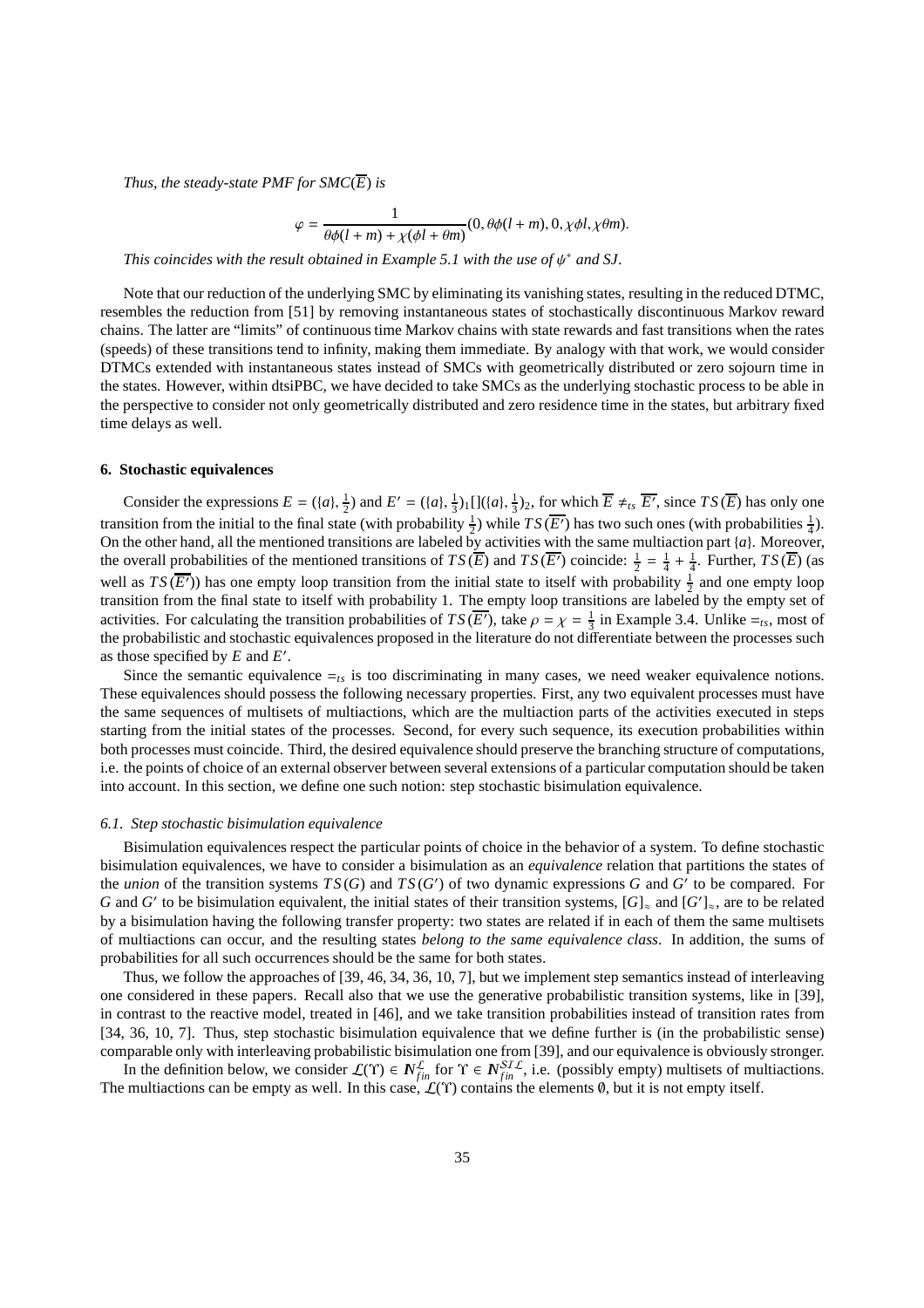*Thus, the steady-state PMF for SMC($\overline{E}$) is*

$$\varphi = \frac{1}{\theta\phi(l+m) + \chi(\phi l + \theta m)}(0, \theta\phi(l+m), 0, \chi\phi l, \chi\theta m).$$

*This coincides with the result obtained in Example 5.1 with the use of $\psi^*$ and SJ.*

Note that our reduction of the underlying SMC by eliminating its vanishing states, resulting in the reduced DTMC, resembles the reduction from [51] by removing instantaneous states of stochastically discontinuous Markov reward chains. The latter are "limits" of continuous time Markov chains with state rewards and fast transitions when the rates (speeds) of these transitions tend to infinity, making them immediate. By analogy with that work, we would consider DTMCs extended with instantaneous states instead of SMCs with geometrically distributed or zero sojourn time in the states. However, within dtsiPBC, we have decided to take SMCs as the underlying stochastic process to be able in the perspective to consider not only geometrically distributed and zero residence time in the states, but arbitrary fixed time delays as well.

## 6. Stochastic equivalences

Consider the expressions $E = (\{a\}, \frac{1}{2})$ and $E' = (\{a\}, \frac{1}{3})_1[](\{a\}, \frac{1}{3})_2$, for which $\overline{E} \neq_{ts} \overline{E'}$, since $TS(\overline{E})$ has only one transition from the initial to the final state (with probability $\frac{1}{2}$) while $TS(\overline{E'})$ has two such ones (with probabilities $\frac{1}{4}$). On the other hand, all the mentioned transitions are labeled by activities with the same multiaction part $\{a\}$. Moreover, the overall probabilities of the mentioned transitions of $TS(\overline{E})$ and $TS(\overline{E'})$ coincide: $\frac{1}{2} = \frac{1}{4} + \frac{1}{4}$. Further, $TS(\overline{E})$ (as well as $TS(\overline{E'})$) has one empty loop transition from the initial state to itself with probability $\frac{1}{2}$ and one empty loop transition from the final state to itself with probability 1. The empty loop transitions are labeled by the empty set of activities. For calculating the transition probabilities of $TS(\overline{E'})$, take $\rho = \chi = \frac{1}{3}$ in Example 3.4. Unlike $=_{ts}$, most of the probabilistic and stochastic equivalences proposed in the literature do not differentiate between the processes such as those specified by $E$ and $E'$.

Since the semantic equivalence $=_{ts}$ is too discriminating in many cases, we need weaker equivalence notions. These equivalences should possess the following necessary properties. First, any two equivalent processes must have the same sequences of multisets of multiactions, which are the multiaction parts of the activities executed in steps starting from the initial states of the processes. Second, for every such sequence, its execution probabilities within both processes must coincide. Third, the desired equivalence should preserve the branching structure of computations, i.e. the points of choice of an external observer between several extensions of a particular computation should be taken into account. In this section, we define one such notion: step stochastic bisimulation equivalence.

### *6.1. Step stochastic bisimulation equivalence*

Bisimulation equivalences respect the particular points of choice in the behavior of a system. To define stochastic bisimulation equivalences, we have to consider a bisimulation as an *equivalence* relation that partitions the states of the *union* of the transition systems $TS(G)$ and $TS(G')$ of two dynamic expressions $G$ and $G'$ to be compared. For $G$ and $G'$ to be bisimulation equivalent, the initial states of their transition systems, $[G]_\approx$ and $[G']_\approx$, are to be related by a bisimulation having the following transfer property: two states are related if in each of them the same multisets of multiactions can occur, and the resulting states *belong to the same equivalence class*. In addition, the sums of probabilities for all such occurrences should be the same for both states.

Thus, we follow the approaches of [39, 46, 34, 36, 10, 7], but we implement step semantics instead of interleaving one considered in these papers. Recall also that we use the generative probabilistic transition systems, like in [39], in contrast to the reactive model, treated in [46], and we take transition probabilities instead of transition rates from [34, 36, 10, 7]. Thus, step stochastic bisimulation equivalence that we define further is (in the probabilistic sense) comparable only with interleaving probabilistic bisimulation one from [39], and our equivalence is obviously stronger.

In the definition below, we consider $\mathcal{L}(\Upsilon) \in \mathbb{N}_{fin}^{\mathcal{L}}$ for $\Upsilon \in \mathbb{N}_{fin}^{\mathcal{SIL}}$, i.e. (possibly empty) multisets of multiactions. The multiactions can be empty as well. In this case, $\mathcal{L}(\Upsilon)$ contains the elements $\emptyset$, but it is not empty itself.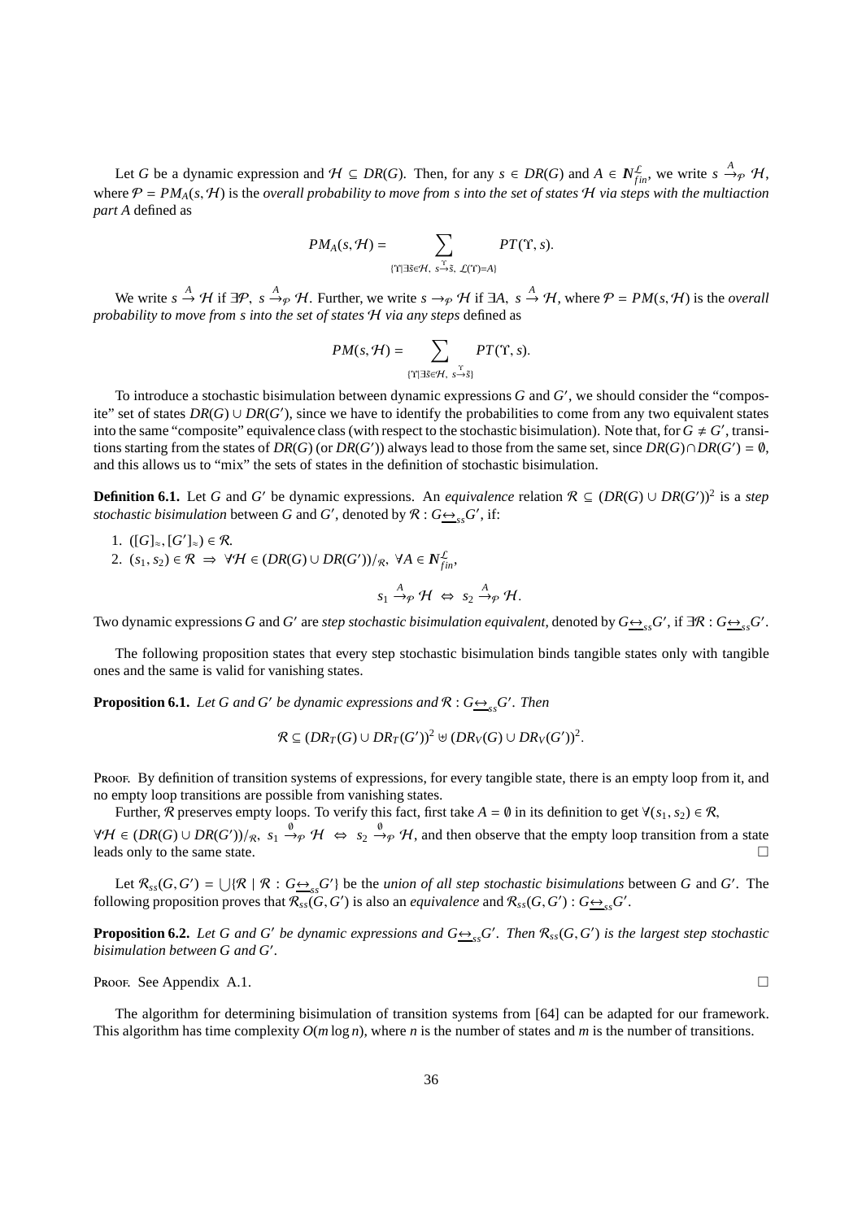Let $G$ be a dynamic expression and $\mathcal{H} \subseteq DR(G)$. Then, for any $s \in DR(G)$ and $A \in \mathbb{N}_{fin}^{\mathcal{L}}$, we write $s \xrightarrow{A}_{\mathcal{P}} \mathcal{H}$, where $\mathcal{P} = PM_A(s, \mathcal{H})$ is the *overall probability to move from s into the set of states $\mathcal{H}$ via steps with the multiaction part A* defined as

$$PM_A(s, \mathcal{H}) = \sum_{\{\Upsilon \mid \exists \tilde{s} \in \mathcal{H},\ s \xrightarrow{\Upsilon} \tilde{s},\ \mathcal{L}(\Upsilon)=A\}} PT(\Upsilon, s).$$

We write $s \xrightarrow{A} \mathcal{H}$ if $\exists \mathcal{P},\ s \xrightarrow{A}_{\mathcal{P}} \mathcal{H}$. Further, we write $s \rightarrow_{\mathcal{P}} \mathcal{H}$ if $\exists A,\ s \xrightarrow{A} \mathcal{H}$, where $\mathcal{P} = PM(s, \mathcal{H})$ is the *overall probability to move from s into the set of states $\mathcal{H}$ via any steps* defined as

$$PM(s, \mathcal{H}) = \sum_{\{\Upsilon \mid \exists \tilde{s} \in \mathcal{H},\ s \xrightarrow{\Upsilon} \tilde{s}\}} PT(\Upsilon, s).$$

To introduce a stochastic bisimulation between dynamic expressions $G$ and $G'$, we should consider the "composite" set of states $DR(G) \cup DR(G')$, since we have to identify the probabilities to come from any two equivalent states into the same "composite" equivalence class (with respect to the stochastic bisimulation). Note that, for $G \neq G'$, transitions starting from the states of $DR(G)$ (or $DR(G')$) always lead to those from the same set, since $DR(G) \cap DR(G') = \emptyset$, and this allows us to "mix" the sets of states in the definition of stochastic bisimulation.

**Definition 6.1.** Let $G$ and $G'$ be dynamic expressions. An *equivalence* relation $\mathcal{R} \subseteq (DR(G) \cup DR(G'))^2$ is a *step stochastic bisimulation* between $G$ and $G'$, denoted by $\mathcal{R} : G \underline{\leftrightarrow}_{ss} G'$, if:

1. $([G]_{\approx}, [G']_{\approx}) \in \mathcal{R}$.
2. $(s_1, s_2) \in \mathcal{R} \Rightarrow \forall \mathcal{H} \in (DR(G) \cup DR(G'))/_{\mathcal{R}},\ \forall A \in \mathbb{N}_{fin}^{\mathcal{L}}$,

$$s_1 \xrightarrow{A}_{\mathcal{P}} \mathcal{H} \ \Leftrightarrow\ s_2 \xrightarrow{A}_{\mathcal{P}} \mathcal{H}.$$

Two dynamic expressions $G$ and $G'$ are *step stochastic bisimulation equivalent*, denoted by $G \underline{\leftrightarrow}_{ss} G'$, if $\exists \mathcal{R} : G \underline{\leftrightarrow}_{ss} G'$.

The following proposition states that every step stochastic bisimulation binds tangible states only with tangible ones and the same is valid for vanishing states.

**Proposition 6.1.** *Let $G$ and $G'$ be dynamic expressions and $\mathcal{R} : G \underline{\leftrightarrow}_{ss} G'$. Then*

$$\mathcal{R} \subseteq (DR_T(G) \cup DR_T(G'))^2 \uplus (DR_V(G) \cup DR_V(G'))^2.$$

Proof. By definition of transition systems of expressions, for every tangible state, there is an empty loop from it, and no empty loop transitions are possible from vanishing states.

Further, $\mathcal{R}$ preserves empty loops. To verify this fact, first take $A = \emptyset$ in its definition to get $\forall (s_1, s_2) \in \mathcal{R}$, $\forall \mathcal{H} \in (DR(G) \cup DR(G'))/_{\mathcal{R}},\ s_1 \xrightarrow{\emptyset}_{\mathcal{P}} \mathcal{H} \ \Leftrightarrow\ s_2 \xrightarrow{\emptyset}_{\mathcal{P}} \mathcal{H}$, and then observe that the empty loop transition from a state leads only to the same state. □

Let $\mathcal{R}_{ss}(G, G') = \bigcup \{\mathcal{R} \mid \mathcal{R} : G \underline{\leftrightarrow}_{ss} G'\}$ be the *union of all step stochastic bisimulations* between $G$ and $G'$. The following proposition proves that $\mathcal{R}_{ss}(G, G')$ is also an *equivalence* and $\mathcal{R}_{ss}(G, G') : G \underline{\leftrightarrow}_{ss} G'$.

**Proposition 6.2.** *Let $G$ and $G'$ be dynamic expressions and $G \underline{\leftrightarrow}_{ss} G'$. Then $\mathcal{R}_{ss}(G, G')$ is the largest step stochastic bisimulation between $G$ and $G'$.*

Proof. See Appendix A.1. □

The algorithm for determining bisimulation of transition systems from [64] can be adapted for our framework. This algorithm has time complexity $O(m \log n)$, where $n$ is the number of states and $m$ is the number of transitions.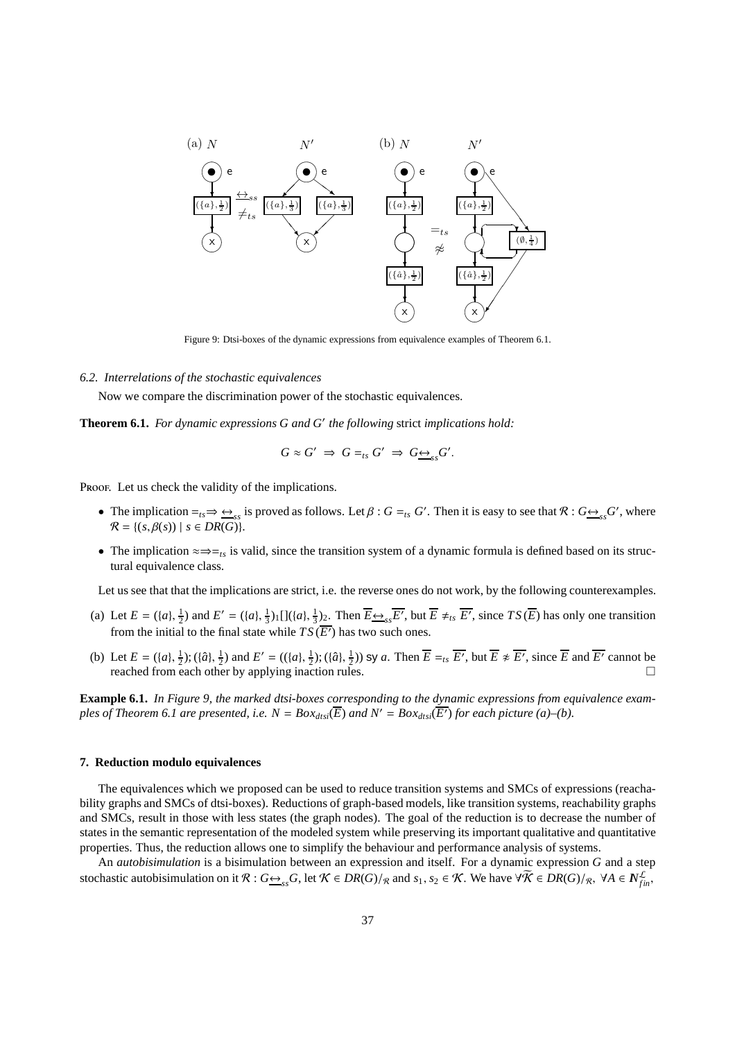Figure 9: Dtsi-boxes of the dynamic expressions from equivalence examples of Theorem 6.1.

### 6.2. Interrelations of the stochastic equivalences

Now we compare the discrimination power of the stochastic equivalences.

**Theorem 6.1.** *For dynamic expressions $G$ and $G'$ the following* strict *implications hold:*

$$G \approx G' \;\Rightarrow\; G =_{ts} G' \;\Rightarrow\; G \underline{\leftrightarrow}_{ss} G'.$$

Proof. Let us check the validity of the implications.

- The implication $=_{ts} \Rightarrow \underline{\leftrightarrow}_{ss}$ is proved as follows. Let $\beta : G =_{ts} G'$. Then it is easy to see that $\mathcal{R} : G \underline{\leftrightarrow}_{ss} G'$, where $\mathcal{R} = \{(s, \beta(s)) \mid s \in DR(G)\}$.
- The implication $\approx \Rightarrow =_{ts}$ is valid, since the transition system of a dynamic formula is defined based on its structural equivalence class.

Let us see that that the implications are strict, i.e. the reverse ones do not work, by the following counterexamples.

(a) Let $E = (\{a\}, \frac{1}{2})$ and $E' = (\{a\}, \frac{1}{3})_1[](\{a\}, \frac{1}{3})_2$. Then $\overline{E} \underline{\leftrightarrow}_{ss} \overline{E'}$, but $\overline{E} \neq_{ts} \overline{E'}$, since $TS(\overline{E})$ has only one transition from the initial to the final state while $TS(\overline{E'})$ has two such ones.

(b) Let $E = (\{a\}, \frac{1}{2}); (\{\hat{a}\}, \frac{1}{2})$ and $E' = ((\{a\}, \frac{1}{2}); (\{\hat{a}\}, \frac{1}{2}))$ sy $a$. Then $\overline{E} =_{ts} \overline{E'}$, but $\overline{E} \not\approx \overline{E'}$, since $\overline{E}$ and $\overline{E'}$ cannot be reached from each other by applying inaction rules. □

**Example 6.1.** *In Figure 9, the marked dtsi-boxes corresponding to the dynamic expressions from equivalence examples of Theorem 6.1 are presented, i.e. $N = Box_{dtsi}(\overline{E})$ and $N' = Box_{dtsi}(\overline{E'})$ for each picture (a)–(b).*

## 7. Reduction modulo equivalences

The equivalences which we proposed can be used to reduce transition systems and SMCs of expressions (reachability graphs and SMCs of dtsi-boxes). Reductions of graph-based models, like transition systems, reachability graphs and SMCs, result in those with less states (the graph nodes). The goal of the reduction is to decrease the number of states in the semantic representation of the modeled system while preserving its important qualitative and quantitative properties. Thus, the reduction allows one to simplify the behaviour and performance analysis of systems.

An *autobisimulation* is a bisimulation between an expression and itself. For a dynamic expression $G$ and a step stochastic autobisimulation on it $\mathcal{R} : G \underline{\leftrightarrow}_{ss} G$, let $\mathcal{K} \in DR(G)/_{\mathcal{R}}$ and $s_1, s_2 \in \mathcal{K}$. We have $\forall \widetilde{\mathcal{K}} \in DR(G)/_{\mathcal{R}},\ \forall A \in \mathbb{N}_{fin}^{\mathcal{L}}$,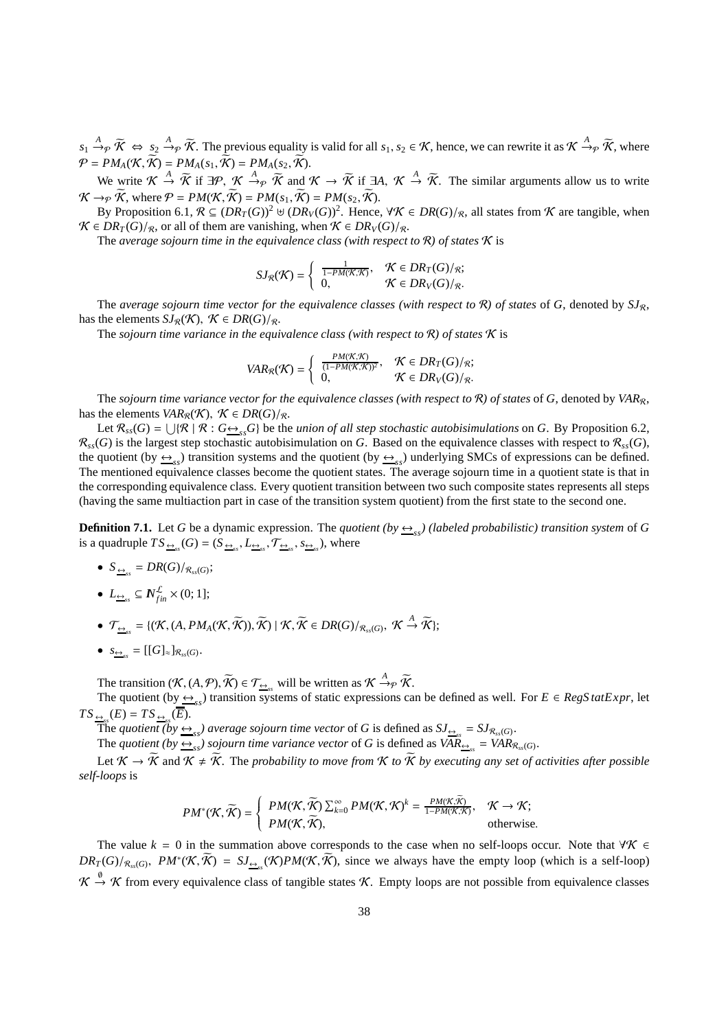$s_1 \xrightarrow{A}_{\mathcal{P}} \widetilde{\mathcal{K}} \Leftrightarrow s_2 \xrightarrow{A}_{\mathcal{P}} \widetilde{\mathcal{K}}$. The previous equality is valid for all $s_1, s_2 \in \mathcal{K}$, hence, we can rewrite it as $\mathcal{K} \xrightarrow{A}_{\mathcal{P}} \widetilde{\mathcal{K}}$, where $\mathcal{P} = PM_A(\mathcal{K}, \widetilde{\mathcal{K}}) = PM_A(s_1, \widetilde{\mathcal{K}}) = PM_A(s_2, \widetilde{\mathcal{K}})$.

We write $\mathcal{K} \xrightarrow{A} \widetilde{\mathcal{K}}$ if $\exists \mathcal{P},\ \mathcal{K} \xrightarrow{A}_{\mathcal{P}} \widetilde{\mathcal{K}}$ and $\mathcal{K} \to \widetilde{\mathcal{K}}$ if $\exists A,\ \mathcal{K} \xrightarrow{A} \widetilde{\mathcal{K}}$. The similar arguments allow us to write $\mathcal{K} \to_{\mathcal{P}} \widetilde{\mathcal{K}}$, where $\mathcal{P} = PM(\mathcal{K}, \widetilde{\mathcal{K}}) = PM(s_1, \widetilde{\mathcal{K}}) = PM(s_2, \widetilde{\mathcal{K}})$.

By Proposition 6.1, $\mathcal{R} \subseteq (DR_T(G))^2 \uplus (DR_V(G))^2$. Hence, $\forall \mathcal{K} \in DR(G)/_{\mathcal{R}}$, all states from $\mathcal{K}$ are tangible, when $\mathcal{K} \in DR_T(G)/_{\mathcal{R}}$, or all of them are vanishing, when $\mathcal{K} \in DR_V(G)/_{\mathcal{R}}$.

The *average sojourn time in the equivalence class (with respect to $\mathcal{R}$) of states $\mathcal{K}$* is

$$SJ_{\mathcal{R}}(\mathcal{K}) = \begin{cases} \frac{1}{1 - PM(\mathcal{K},\mathcal{K})}, & \mathcal{K} \in DR_T(G)/_{\mathcal{R}}; \\ 0, & \mathcal{K} \in DR_V(G)/_{\mathcal{R}}. \end{cases}$$

The *average sojourn time vector for the equivalence classes (with respect to $\mathcal{R}$) of states* of $G$, denoted by $SJ_{\mathcal{R}}$, has the elements $SJ_{\mathcal{R}}(\mathcal{K}),\ \mathcal{K} \in DR(G)/_{\mathcal{R}}$.

The *sojourn time variance in the equivalence class (with respect to $\mathcal{R}$) of states $\mathcal{K}$* is

$$VAR_{\mathcal{R}}(\mathcal{K}) = \begin{cases} \frac{PM(\mathcal{K},\mathcal{K})}{(1 - PM(\mathcal{K},\mathcal{K}))^2}, & \mathcal{K} \in DR_T(G)/_{\mathcal{R}}; \\ 0, & \mathcal{K} \in DR_V(G)/_{\mathcal{R}}. \end{cases}$$

The *sojourn time variance vector for the equivalence classes (with respect to $\mathcal{R}$) of states* of $G$, denoted by $VAR_{\mathcal{R}}$, has the elements $VAR_{\mathcal{R}}(\mathcal{K}),\ \mathcal{K} \in DR(G)/_{\mathcal{R}}$.

Let $\mathcal{R}_{ss}(G) = \bigcup\{\mathcal{R} \mid \mathcal{R} : G \underline{\leftrightarrow}_{ss} G\}$ be the *union of all step stochastic autobisimulations* on $G$. By Proposition 6.2, $\mathcal{R}_{ss}(G)$ is the largest step stochastic autobisimulation on $G$. Based on the equivalence classes with respect to $\mathcal{R}_{ss}(G)$, the quotient (by $\underline{\leftrightarrow}_{ss}$) transition systems and the quotient (by $\underline{\leftrightarrow}_{ss}$) underlying SMCs of expressions can be defined. The mentioned equivalence classes become the quotient states. The average sojourn time in a quotient state is that in the corresponding equivalence class. Every quotient transition between two such composite states represents all steps (having the same multiaction part in case of the transition system quotient) from the first state to the second one.

**Definition 7.1.** Let $G$ be a dynamic expression. The *quotient (by $\underline{\leftrightarrow}_{ss}$) (labeled probabilistic) transition system* of $G$ is a quadruple $TS_{\underline{\leftrightarrow}_{ss}}(G) = (S_{\underline{\leftrightarrow}_{ss}}, L_{\underline{\leftrightarrow}_{ss}}, \mathcal{T}_{\underline{\leftrightarrow}_{ss}}, s_{\underline{\leftrightarrow}_{ss}})$, where

- $S_{\underline{\leftrightarrow}_{ss}} = DR(G)/_{\mathcal{R}_{ss}(G)}$;
- $L_{\underline{\leftrightarrow}_{ss}} \subseteq \mathbb{N}_{fin}^{\mathcal{L}} \times (0;1]$;
- $\mathcal{T}_{\underline{\leftrightarrow}_{ss}} = \{(\mathcal{K}, (A, PM_A(\mathcal{K}, \widetilde{\mathcal{K}})), \widetilde{\mathcal{K}}) \mid \mathcal{K}, \widetilde{\mathcal{K}} \in DR(G)/_{\mathcal{R}_{ss}(G)},\ \mathcal{K} \xrightarrow{A} \widetilde{\mathcal{K}}\}$;
- $s_{\underline{\leftrightarrow}_{ss}} = [[G]_{\approx}]_{\mathcal{R}_{ss}(G)}$.

The transition $(\mathcal{K}, (A, \mathcal{P}), \widetilde{\mathcal{K}}) \in \mathcal{T}_{\underline{\leftrightarrow}_{ss}}$ will be written as $\mathcal{K} \xrightarrow{A}_{\mathcal{P}} \widetilde{\mathcal{K}}$.

The quotient (by $\underline{\leftrightarrow}_{ss}$) transition systems of static expressions can be defined as well. For $E \in RegStatExpr$, let $TS_{\underline{\leftrightarrow}_{ss}}(E) = TS_{\underline{\leftrightarrow}_{ss}}(\overline{E})$.

The *quotient (by $\underline{\leftrightarrow}_{ss}$) average sojourn time vector* of $G$ is defined as $SJ_{\underline{\leftrightarrow}_{ss}} = SJ_{\mathcal{R}_{ss}(G)}$.

The *quotient (by $\underline{\leftrightarrow}_{ss}$) sojourn time variance vector* of $G$ is defined as $VAR_{\underline{\leftrightarrow}_{ss}} = VAR_{\mathcal{R}_{ss}(G)}$.

Let $\mathcal{K} \to \widetilde{\mathcal{K}}$ and $\mathcal{K} \neq \widetilde{\mathcal{K}}$. The *probability to move from $\mathcal{K}$ to $\widetilde{\mathcal{K}}$ by executing any set of activities after possible self-loops* is

$$PM^*(\mathcal{K}, \widetilde{\mathcal{K}}) = \begin{cases} PM(\mathcal{K}, \widetilde{\mathcal{K}}) \sum_{k=0}^{\infty} PM(\mathcal{K},\mathcal{K})^k = \frac{PM(\mathcal{K},\widetilde{\mathcal{K}})}{1 - PM(\mathcal{K},\mathcal{K})}, & \mathcal{K} \to \mathcal{K}; \\ PM(\mathcal{K}, \widetilde{\mathcal{K}}), & \text{otherwise}. \end{cases}$$

The value $k = 0$ in the summation above corresponds to the case when no self-loops occur. Note that $\forall \mathcal{K} \in DR_T(G)/_{\mathcal{R}_{ss}(G)},\ PM^*(\mathcal{K}, \widetilde{\mathcal{K}}) = SJ_{\underline{\leftrightarrow}_{ss}}(\mathcal{K}) PM(\mathcal{K}, \widetilde{\mathcal{K}})$, since we always have the empty loop (which is a self-loop) $\mathcal{K} \xrightarrow{\emptyset} \mathcal{K}$ from every equivalence class of tangible states $\mathcal{K}$. Empty loops are not possible from equivalence classes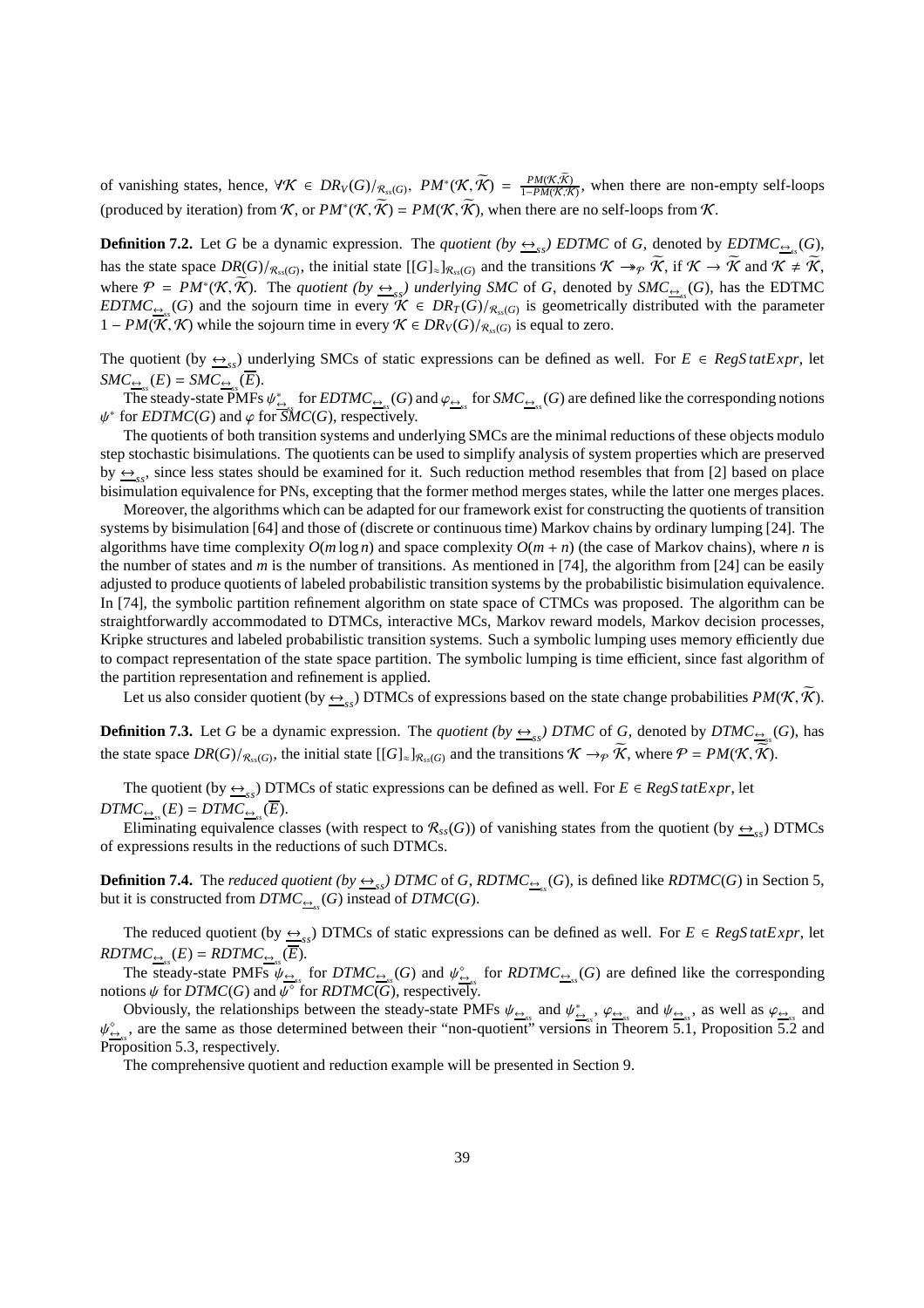of vanishing states, hence, $\forall \mathcal{K} \in DR_V(G)/_{\mathcal{R}_{ss}(G)}$, $PM^*(\mathcal{K}, \widetilde{\mathcal{K}}) = \frac{PM(\mathcal{K}, \widetilde{\mathcal{K}})}{1 - PM(\mathcal{K}, \mathcal{K})}$, when there are non-empty self-loops (produced by iteration) from $\mathcal{K}$, or $PM^*(\mathcal{K}, \widetilde{\mathcal{K}}) = PM(\mathcal{K}, \widetilde{\mathcal{K}})$, when there are no self-loops from $\mathcal{K}$.

**Definition 7.2.** Let $G$ be a dynamic expression. The *quotient (by $\underline{\leftrightarrow}_{ss}$) EDTMC* of $G$, denoted by $EDTMC_{\underline{\leftrightarrow}_{ss}}(G)$, has the state space $DR(G)/_{\mathcal{R}_{ss}(G)}$, the initial state $[[G]_{\approx}]_{\mathcal{R}_{ss}(G)}$ and the transitions $\mathcal{K} \twoheadrightarrow_{\mathcal{P}} \widetilde{\mathcal{K}}$, if $\mathcal{K} \rightarrow \widetilde{\mathcal{K}}$ and $\mathcal{K} \neq \widetilde{\mathcal{K}}$, where $\mathcal{P} = PM^*(\mathcal{K}, \widetilde{\mathcal{K}})$. The *quotient (by $\underline{\leftrightarrow}_{ss}$) underlying SMC* of $G$, denoted by $SMC_{\underline{\leftrightarrow}_{ss}}(G)$, has the EDTMC $EDTMC_{\underline{\leftrightarrow}_{ss}}(G)$ and the sojourn time in every $\mathcal{K} \in DR_T(G)/_{\mathcal{R}_{ss}(G)}$ is geometrically distributed with the parameter $1 - PM(\mathcal{K}, \mathcal{K})$ while the sojourn time in every $\mathcal{K} \in DR_V(G)/_{\mathcal{R}_{ss}(G)}$ is equal to zero.

The quotient (by $\underline{\leftrightarrow}_{ss}$) underlying SMCs of static expressions can be defined as well. For $E \in RegStatExpr$, let $SMC_{\underline{\leftrightarrow}_{ss}}(E) = SMC_{\underline{\leftrightarrow}_{ss}}(\overline{E})$.

The steady-state PMFs $\psi^*_{\underline{\leftrightarrow}_{ss}}$ for $EDTMC_{\underline{\leftrightarrow}_{ss}}(G)$ and $\varphi_{\underline{\leftrightarrow}_{ss}}$ for $SMC_{\underline{\leftrightarrow}_{ss}}(G)$ are defined like the corresponding notions $\psi^*$ for $EDTMC(G)$ and $\varphi$ for $SMC(G)$, respectively.

The quotients of both transition systems and underlying SMCs are the minimal reductions of these objects modulo step stochastic bisimulations. The quotients can be used to simplify analysis of system properties which are preserved by $\underline{\leftrightarrow}_{ss}$, since less states should be examined for it. Such reduction method resembles that from [2] based on place bisimulation equivalence for PNs, excepting that the former method merges states, while the latter one merges places.

Moreover, the algorithms which can be adapted for our framework exist for constructing the quotients of transition systems by bisimulation [64] and those of (discrete or continuous time) Markov chains by ordinary lumping [24]. The algorithms have time complexity $O(m \log n)$ and space complexity $O(m + n)$ (the case of Markov chains), where $n$ is the number of states and $m$ is the number of transitions. As mentioned in [74], the algorithm from [24] can be easily adjusted to produce quotients of labeled probabilistic transition systems by the probabilistic bisimulation equivalence. In [74], the symbolic partition refinement algorithm on state space of CTMCs was proposed. The algorithm can be straightforwardly accommodated to DTMCs, interactive MCs, Markov reward models, Markov decision processes, Kripke structures and labeled probabilistic transition systems. Such a symbolic lumping uses memory efficiently due to compact representation of the state space partition. The symbolic lumping is time efficient, since fast algorithm of the partition representation and refinement is applied.

Let us also consider quotient (by $\underline{\leftrightarrow}_{ss}$) DTMCs of expressions based on the state change probabilities $PM(\mathcal{K}, \widetilde{\mathcal{K}})$.

**Definition 7.3.** Let $G$ be a dynamic expression. The *quotient (by $\underline{\leftrightarrow}_{ss}$) DTMC* of $G$, denoted by $DTMC_{\underline{\leftrightarrow}_{ss}}(G)$, has the state space $DR(G)/_{\mathcal{R}_{ss}(G)}$, the initial state $[[G]_{\approx}]_{\mathcal{R}_{ss}(G)}$ and the transitions $\mathcal{K} \rightarrow_{\mathcal{P}} \widetilde{\mathcal{K}}$, where $\mathcal{P} = PM(\mathcal{K}, \widetilde{\mathcal{K}})$.

The quotient (by $\underline{\leftrightarrow}_{ss}$) DTMCs of static expressions can be defined as well. For $E \in RegStatExpr$, let $DTMC_{\underline{\leftrightarrow}_{ss}}(E) = DTMC_{\underline{\leftrightarrow}_{ss}}(\overline{E})$.

Eliminating equivalence classes (with respect to $\mathcal{R}_{ss}(G)$) of vanishing states from the quotient (by $\underline{\leftrightarrow}_{ss}$) DTMCs of expressions results in the reductions of such DTMCs.

**Definition 7.4.** The *reduced quotient (by $\underline{\leftrightarrow}_{ss}$) DTMC* of $G$, $RDTMC_{\underline{\leftrightarrow}_{ss}}(G)$, is defined like $RDTMC(G)$ in Section 5, but it is constructed from $DTMC_{\underline{\leftrightarrow}_{ss}}(G)$ instead of $DTMC(G)$.

The reduced quotient (by $\underline{\leftrightarrow}_{ss}$) DTMCs of static expressions can be defined as well. For $E \in RegStatExpr$, let $RDTMC_{\underline{\leftrightarrow}_{ss}}(E) = RDTMC_{\underline{\leftrightarrow}_{ss}}(\overline{E})$.

The steady-state PMFs $\psi_{\underline{\leftrightarrow}_{ss}}$ for $DTMC_{\underline{\leftrightarrow}_{ss}}(G)$ and $\psi^{\diamond}_{\underline{\leftrightarrow}_{ss}}$ for $RDTMC_{\underline{\leftrightarrow}_{ss}}(G)$ are defined like the corresponding notions $\psi$ for $DTMC(G)$ and $\psi^{\diamond}$ for $RDTMC(G)$, respectively.

Obviously, the relationships between the steady-state PMFs $\psi_{\underline{\leftrightarrow}_{ss}}$ and $\psi^*_{\underline{\leftrightarrow}_{ss}}$, $\varphi_{\underline{\leftrightarrow}_{ss}}$ and $\psi_{\underline{\leftrightarrow}_{ss}}$, as well as $\varphi_{\underline{\leftrightarrow}_{ss}}$ and $\psi^{\diamond}_{\underline{\leftrightarrow}_{ss}}$, are the same as those determined between their "non-quotient" versions in Theorem 5.1, Proposition 5.2 and Proposition 5.3, respectively.

The comprehensive quotient and reduction example will be presented in Section 9.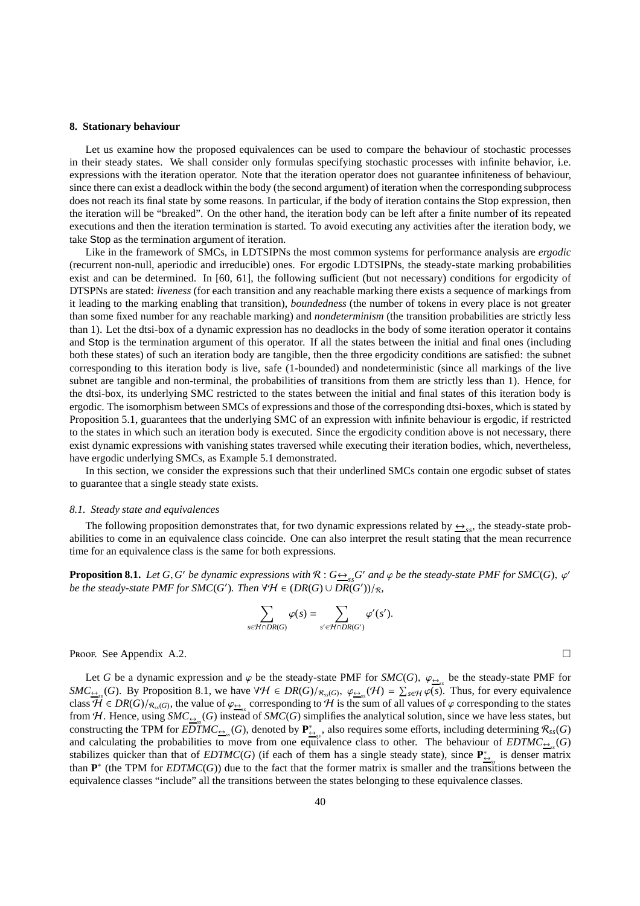## 8. Stationary behaviour

Let us examine how the proposed equivalences can be used to compare the behaviour of stochastic processes in their steady states. We shall consider only formulas specifying stochastic processes with infinite behavior, i.e. expressions with the iteration operator. Note that the iteration operator does not guarantee infiniteness of behaviour, since there can exist a deadlock within the body (the second argument) of iteration when the corresponding subprocess does not reach its final state by some reasons. In particular, if the body of iteration contains the Stop expression, then the iteration will be "breaked". On the other hand, the iteration body can be left after a finite number of its repeated executions and then the iteration termination is started. To avoid executing any activities after the iteration body, we take Stop as the termination argument of iteration.

Like in the framework of SMCs, in LDTSIPNs the most common systems for performance analysis are *ergodic* (recurrent non-null, aperiodic and irreducible) ones. For ergodic LDTSIPNs, the steady-state marking probabilities exist and can be determined. In [60, 61], the following sufficient (but not necessary) conditions for ergodicity of DTSPNs are stated: *liveness* (for each transition and any reachable marking there exists a sequence of markings from it leading to the marking enabling that transition), *boundedness* (the number of tokens in every place is not greater than some fixed number for any reachable marking) and *nondeterminism* (the transition probabilities are strictly less than 1). Let the dtsi-box of a dynamic expression has no deadlocks in the body of some iteration operator it contains and Stop is the termination argument of this operator. If all the states between the initial and final ones (including both these states) of such an iteration body are tangible, then the three ergodicity conditions are satisfied: the subnet corresponding to this iteration body is live, safe (1-bounded) and nondeterministic (since all markings of the live subnet are tangible and non-terminal, the probabilities of transitions from them are strictly less than 1). Hence, for the dtsi-box, its underlying SMC restricted to the states between the initial and final states of this iteration body is ergodic. The isomorphism between SMCs of expressions and those of the corresponding dtsi-boxes, which is stated by Proposition 5.1, guarantees that the underlying SMC of an expression with infinite behaviour is ergodic, if restricted to the states in which such an iteration body is executed. Since the ergodicity condition above is not necessary, there exist dynamic expressions with vanishing states traversed while executing their iteration bodies, which, nevertheless, have ergodic underlying SMCs, as Example 5.1 demonstrated.

In this section, we consider the expressions such that their underlined SMCs contain one ergodic subset of states to guarantee that a single steady state exists.

### 8.1. Steady state and equivalences

The following proposition demonstrates that, for two dynamic expressions related by $\underline{\leftrightarrow}_{ss}$, the steady-state probabilities to come in an equivalence class coincide. One can also interpret the result stating that the mean recurrence time for an equivalence class is the same for both expressions.

**Proposition 8.1.** *Let $G, G'$ be dynamic expressions with $\mathcal{R} : G\underline{\leftrightarrow}_{ss}G'$ and $\varphi$ be the steady-state PMF for $SMC(G)$, $\varphi'$ be the steady-state PMF for $SMC(G')$. Then $\forall \mathcal{H} \in (DR(G) \cup DR(G'))/_{\mathcal{R}}$,*

$$\sum_{s \in \mathcal{H} \cap DR(G)} \varphi(s) = \sum_{s' \in \mathcal{H} \cap DR(G')} \varphi'(s').$$

Proof. See Appendix A.2. □

Let $G$ be a dynamic expression and $\varphi$ be the steady-state PMF for $SMC(G)$, $\varphi_{\underline{\leftrightarrow}_{ss}}$ be the steady-state PMF for $SMC_{\underline{\leftrightarrow}_{ss}}(G)$. By Proposition 8.1, we have $\forall \mathcal{H} \in DR(G)/_{\mathcal{R}_{ss}(G)},\ \varphi_{\underline{\leftrightarrow}_{ss}}(\mathcal{H}) = \sum_{s \in \mathcal{H}} \varphi(s)$. Thus, for every equivalence class $\mathcal{H} \in DR(G)/_{\mathcal{R}_{ss}(G)}$, the value of $\varphi_{\underline{\leftrightarrow}_{ss}}$ corresponding to $\mathcal{H}$ is the sum of all values of $\varphi$ corresponding to the states from $\mathcal{H}$. Hence, using $SMC_{\underline{\leftrightarrow}_{ss}}(G)$ instead of $SMC(G)$ simplifies the analytical solution, since we have less states, but constructing the TPM for $EDTMC_{\underline{\leftrightarrow}_{ss}}(G)$, denoted by $\mathbf{P}^*_{\underline{\leftrightarrow}_{ss}}$, also requires some efforts, including determining $\mathcal{R}_{ss}(G)$ and calculating the probabilities to move from one equivalence class to other. The behaviour of $EDTMC_{\underline{\leftrightarrow}_{ss}}(G)$ stabilizes quicker than that of $EDTMC(G)$ (if each of them has a single steady state), since $\mathbf{P}^*_{\underline{\leftrightarrow}_{ss}}$ is denser matrix than $\mathbf{P}^*$ (the TPM for $EDTMC(G)$) due to the fact that the former matrix is smaller and the transitions between the equivalence classes "include" all the transitions between the states belonging to these equivalence classes.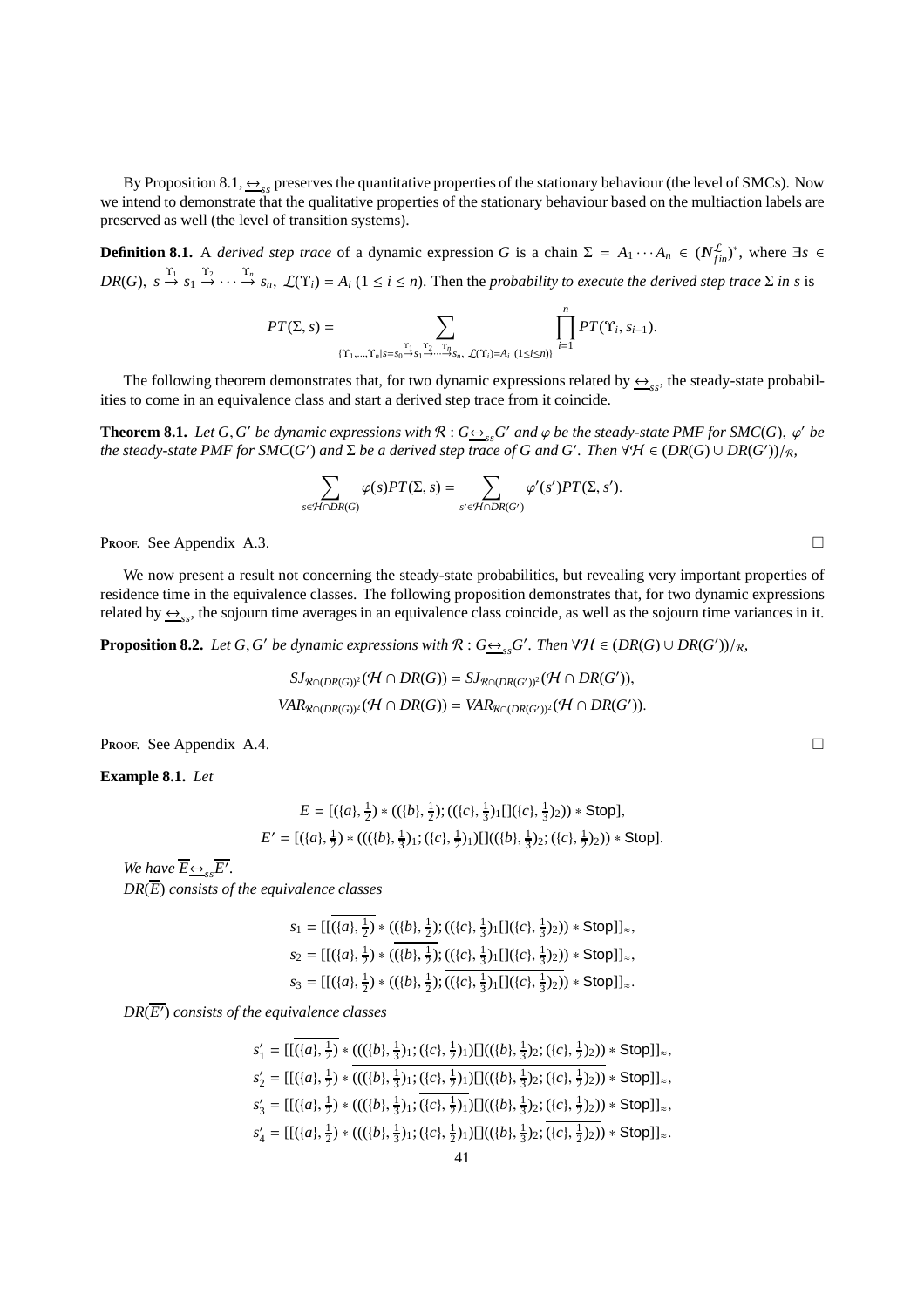By Proposition 8.1, $\underline{\leftrightarrow}_{ss}$ preserves the quantitative properties of the stationary behaviour (the level of SMCs). Now we intend to demonstrate that the qualitative properties of the stationary behaviour based on the multiaction labels are preserved as well (the level of transition systems).

**Definition 8.1.** A *derived step trace* of a dynamic expression $G$ is a chain $\Sigma = A_1 \cdots A_n \in (\mathbb{N}^{\mathcal{L}}_{fin})^*$, where $\exists s \in DR(G)$, $s \stackrel{\Upsilon_1}{\to} s_1 \stackrel{\Upsilon_2}{\to} \cdots \stackrel{\Upsilon_n}{\to} s_n$, $\mathcal{L}(\Upsilon_i) = A_i$ $(1 \leq i \leq n)$. Then the *probability to execute the derived step trace* $\Sigma$ *in* $s$ is

$$PT(\Sigma, s) = \sum_{\{\Upsilon_1,\ldots,\Upsilon_n | s=s_0 \stackrel{\Upsilon_1}{\to} s_1 \stackrel{\Upsilon_2}{\to} \cdots \stackrel{\Upsilon_n}{\to} s_n,\ \mathcal{L}(\Upsilon_i)=A_i\ (1\leq i\leq n)\}} \prod_{i=1}^{n} PT(\Upsilon_i, s_{i-1}).$$

The following theorem demonstrates that, for two dynamic expressions related by $\underline{\leftrightarrow}_{ss}$, the steady-state probabilities to come in an equivalence class and start a derived step trace from it coincide.

**Theorem 8.1.** *Let $G, G'$ be dynamic expressions with $\mathcal{R} : G\underline{\leftrightarrow}_{ss}G'$ and $\varphi$ be the steady-state PMF for $SMC(G)$, $\varphi'$ be the steady-state PMF for $SMC(G')$ and $\Sigma$ be a derived step trace of $G$ and $G'$. Then $\forall \mathcal{H} \in (DR(G) \cup DR(G'))/_{\mathcal{R}}$,*

$$\sum_{s\in\mathcal{H}\cap DR(G)} \varphi(s)PT(\Sigma, s) = \sum_{s'\in\mathcal{H}\cap DR(G')} \varphi'(s')PT(\Sigma, s').$$

Proof. See Appendix A.3. □

We now present a result not concerning the steady-state probabilities, but revealing very important properties of residence time in the equivalence classes. The following proposition demonstrates that, for two dynamic expressions related by $\underline{\leftrightarrow}_{ss}$, the sojourn time averages in an equivalence class coincide, as well as the sojourn time variances in it.

**Proposition 8.2.** *Let $G, G'$ be dynamic expressions with $\mathcal{R} : G\underline{\leftrightarrow}_{ss}G'$. Then $\forall \mathcal{H} \in (DR(G) \cup DR(G'))/_{\mathcal{R}}$,*

$$SJ_{\mathcal{R}\cap(DR(G))^2}(\mathcal{H} \cap DR(G)) = SJ_{\mathcal{R}\cap(DR(G'))^2}(\mathcal{H} \cap DR(G')),$$
$$VAR_{\mathcal{R}\cap(DR(G))^2}(\mathcal{H} \cap DR(G)) = VAR_{\mathcal{R}\cap(DR(G'))^2}(\mathcal{H} \cap DR(G')).$$

Proof. See Appendix A.4. □

**Example 8.1.** *Let*

$$E = [(\{a\}, \tfrac{1}{2}) * ((\{b\}, \tfrac{1}{2}); ((\{c\}, \tfrac{1}{3})_1[](\{c\}, \tfrac{1}{3})_2)) * \mathsf{Stop}],$$
$$E' = [(\{a\}, \tfrac{1}{2}) * (((\{b\}, \tfrac{1}{3})_1; (\{c\}, \tfrac{1}{2})_1)[]((\{b\}, \tfrac{1}{3})_2; (\{c\}, \tfrac{1}{2})_2)) * \mathsf{Stop}].$$

*We have $\overline{E}\underline{\leftrightarrow}_{ss}\overline{E'}$.*

*$DR(\overline{E})$ consists of the equivalence classes*

$$s_1 = [[\overline{(\{a\}, \tfrac{1}{2})} * ((\{b\}, \tfrac{1}{2}); ((\{c\}, \tfrac{1}{3})_1[](\{c\}, \tfrac{1}{3})_2)) * \mathsf{Stop}]]_{\approx},$$
$$s_2 = [[(\{a\}, \tfrac{1}{2}) * \overline{((\{b\}, \tfrac{1}{2})}; ((\{c\}, \tfrac{1}{3})_1[](\{c\}, \tfrac{1}{3})_2)) * \mathsf{Stop}]]_{\approx},$$
$$s_3 = [[(\{a\}, \tfrac{1}{2}) * ((\{b\}, \tfrac{1}{2}); \overline{((\{c\}, \tfrac{1}{3})_1[](\{c\}, \tfrac{1}{3})_2)}) * \mathsf{Stop}]]_{\approx}.$$

*$DR(\overline{E'})$ consists of the equivalence classes*

$$s'_1 = [[\overline{(\{a\}, \tfrac{1}{2})} * (((\{b\}, \tfrac{1}{3})_1; (\{c\}, \tfrac{1}{2})_1)[]((\{b\}, \tfrac{1}{3})_2; (\{c\}, \tfrac{1}{2})_2)) * \mathsf{Stop}]]_{\approx},$$
$$s'_2 = [[(\{a\}, \tfrac{1}{2}) * \overline{(((\{b\}, \tfrac{1}{3})_1; (\{c\}, \tfrac{1}{2})_1)[]((\{b\}, \tfrac{1}{3})_2; (\{c\}, \tfrac{1}{2})_2))} * \mathsf{Stop}]]_{\approx},$$
$$s'_3 = [[(\{a\}, \tfrac{1}{2}) * (((\{b\}, \tfrac{1}{3})_1; \overline{(\{c\}, \tfrac{1}{2})_1})[]((\{b\}, \tfrac{1}{3})_2; (\{c\}, \tfrac{1}{2})_2)) * \mathsf{Stop}]]_{\approx},$$
$$s'_4 = [[(\{a\}, \tfrac{1}{2}) * (((\{b\}, \tfrac{1}{3})_1; (\{c\}, \tfrac{1}{2})_1)[]((\{b\}, \tfrac{1}{3})_2; \overline{(\{c\}, \tfrac{1}{2})_2})) * \mathsf{Stop}]]_{\approx}.$$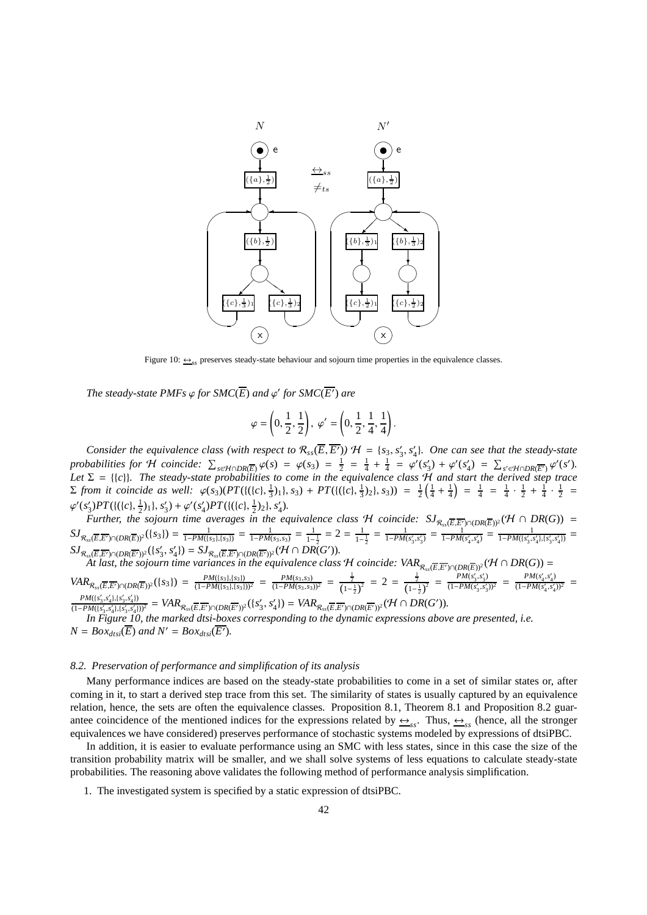Figure 10: $\underline{\leftrightarrow}_{ss}$ preserves steady-state behaviour and sojourn time properties in the equivalence classes.

*The steady-state PMFs $\varphi$ for $SMC(\overline{E})$ and $\varphi'$ for $SMC(\overline{E'})$ are*

$$\varphi = \left(0, \frac{1}{2}, \frac{1}{2}\right),\ \varphi' = \left(0, \frac{1}{2}, \frac{1}{4}, \frac{1}{4}\right).$$

*Consider the equivalence class (with respect to $\mathcal{R}_{ss}(\overline{E}, \overline{E'})$) $\mathcal{H} = \{s_3, s_3', s_4'\}$. One can see that the steady-state probabilities for $\mathcal{H}$ coincide: $\sum_{s \in \mathcal{H} \cap DR(\overline{E})} \varphi(s) = \varphi(s_3) = \frac{1}{2} = \frac{1}{4} + \frac{1}{4} = \varphi'(s_3') + \varphi'(s_4') = \sum_{s' \in \mathcal{H} \cap DR(\overline{E'})} \varphi'(s')$. Let $\Sigma = \{\{c\}\}$. The steady-state probabilities to come in the equivalence class $\mathcal{H}$ and start the derived step trace $\Sigma$ from it coincide as well: $\varphi(s_3)(PT(\{(\{c\}, \frac{1}{3})_1\}, s_3) + PT(\{(\{c\}, \frac{1}{3})_2\}, s_3)) = \frac{1}{2}\left(\frac{1}{4} + \frac{1}{4}\right) = \frac{1}{4} = \frac{1}{4} \cdot \frac{1}{2} + \frac{1}{4} \cdot \frac{1}{2} = \varphi'(s_3')PT(\{(\{c\}, \frac{1}{2})_1\}, s_3') + \varphi'(s_4')PT(\{(\{c\}, \frac{1}{2})_2\}, s_4')$.*

*Further, the sojourn time averages in the equivalence class $\mathcal{H}$ coincide: $SJ_{\mathcal{R}_{ss}(\overline{E},\overline{E'}) \cap (DR(\overline{E}))^2}(\mathcal{H} \cap DR(G)) = SJ_{\mathcal{R}_{ss}(\overline{E},\overline{E'}) \cap (DR(\overline{E}))^2}(\{s_3\}) = \frac{1}{1-PM(\{s_3\},\{s_3\})} = \frac{1}{1-PM(s_3,s_3)} = \frac{1}{1-\frac{1}{2}} = 2 = \frac{1}{1-\frac{1}{2}} = \frac{1}{1-PM(s_3',s_3')} = \frac{1}{1-PM(s_4',s_4')} = \frac{1}{1-PM(\{s_3',s_4'\},\{s_3',s_4'\})} = SJ_{\mathcal{R}_{ss}(\overline{E},\overline{E'}) \cap (DR(\overline{E'}))^2}(\{s_3', s_4'\}) = SJ_{\mathcal{R}_{ss}(\overline{E},\overline{E'}) \cap (DR(\overline{E'}))^2}(\mathcal{H} \cap DR(G'))$.*

*At last, the sojourn time variances in the equivalence class $\mathcal{H}$ coincide: $VAR_{\mathcal{R}_{ss}(\overline{E},\overline{E'}) \cap (DR(\overline{E}))^2}(\mathcal{H} \cap DR(G)) = VAR_{\mathcal{R}_{ss}(\overline{E},\overline{E'}) \cap (DR(\overline{E}))^2}(\{s_3\}) = \frac{PM(\{s_3\},\{s_3\})}{(1-PM(\{s_3\},\{s_3\}))^2} = \frac{PM(s_3,s_3)}{(1-PM(s_3,s_3))^2} = \frac{\frac{1}{2}}{\left(1-\frac{1}{2}\right)^2} = 2 = \frac{\frac{1}{2}}{\left(1-\frac{1}{2}\right)^2} = \frac{PM(s_3',s_3')}{(1-PM(s_3',s_3'))^2} = \frac{PM(s_4',s_4')}{(1-PM(s_4',s_4'))^2} = \frac{PM(\{s_3',s_4'\},\{s_3',s_4'\})}{(1-PM(\{s_3',s_4'\},\{s_3',s_4'\}))^2} = VAR_{\mathcal{R}_{ss}(\overline{E},\overline{E'}) \cap (DR(\overline{E'}))^2}(\{s_3', s_4'\}) = VAR_{\mathcal{R}_{ss}(\overline{E},\overline{E'}) \cap (DR(\overline{E'}))^2}(\mathcal{H} \cap DR(G'))$.*

*In Figure 10, the marked dtsi-boxes corresponding to the dynamic expressions above are presented, i.e. $N = Box_{dtsi}(\overline{E})$ and $N' = Box_{dtsi}(\overline{E'})$.*

### 8.2. Preservation of performance and simplification of its analysis

Many performance indices are based on the steady-state probabilities to come in a set of similar states or, after coming in it, to start a derived step trace from this set. The similarity of states is usually captured by an equivalence relation, hence, the sets are often the equivalence classes. Proposition 8.1, Theorem 8.1 and Proposition 8.2 guarantee coincidence of the mentioned indices for the expressions related by $\underline{\leftrightarrow}_{ss}$. Thus, $\underline{\leftrightarrow}_{ss}$ (hence, all the stronger equivalences we have considered) preserves performance of stochastic systems modeled by expressions of dtsiPBC.

In addition, it is easier to evaluate performance using an SMC with less states, since in this case the size of the transition probability matrix will be smaller, and we shall solve systems of less equations to calculate steady-state probabilities. The reasoning above validates the following method of performance analysis simplification.

1. The investigated system is specified by a static expression of dtsiPBC.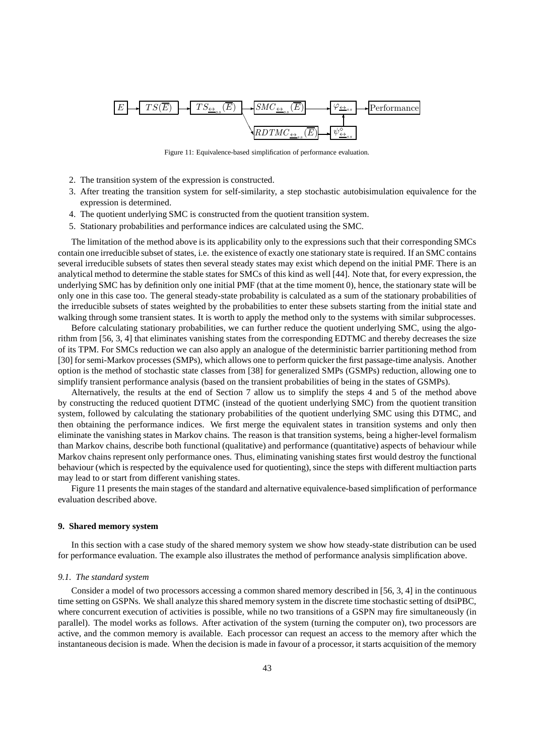$E$ → $TS(\overline{E})$ → $TS_{\underline{\leftrightarrow}_{ss}}(\overline{E})$ → $SMC_{\underline{\leftrightarrow}_{ss}}(\overline{E})$ → $\varphi_{\underline{\leftrightarrow}_{ss}}$ → Performance

$TS_{\underline{\leftrightarrow}_{ss}}(\overline{E})$ → $RDTMC_{\underline{\leftrightarrow}_{ss}}(\overline{E})$ → $\psi^{\diamond}_{\underline{\leftrightarrow}_{ss}}$ → $\varphi_{\underline{\leftrightarrow}_{ss}}$

Figure 11: Equivalence-based simplification of performance evaluation.

2. The transition system of the expression is constructed.
3. After treating the transition system for self-similarity, a step stochastic autobisimulation equivalence for the expression is determined.
4. The quotient underlying SMC is constructed from the quotient transition system.
5. Stationary probabilities and performance indices are calculated using the SMC.

The limitation of the method above is its applicability only to the expressions such that their corresponding SMCs contain one irreducible subset of states, i.e. the existence of exactly one stationary state is required. If an SMC contains several irreducible subsets of states then several steady states may exist which depend on the initial PMF. There is an analytical method to determine the stable states for SMCs of this kind as well [44]. Note that, for every expression, the underlying SMC has by definition only one initial PMF (that at the time moment 0), hence, the stationary state will be only one in this case too. The general steady-state probability is calculated as a sum of the stationary probabilities of the irreducible subsets of states weighted by the probabilities to enter these subsets starting from the initial state and walking through some transient states. It is worth to apply the method only to the systems with similar subprocesses.

Before calculating stationary probabilities, we can further reduce the quotient underlying SMC, using the algorithm from [56, 3, 4] that eliminates vanishing states from the corresponding EDTMC and thereby decreases the size of its TPM. For SMCs reduction we can also apply an analogue of the deterministic barrier partitioning method from [30] for semi-Markov processes (SMPs), which allows one to perform quicker the first passage-time analysis. Another option is the method of stochastic state classes from [38] for generalized SMPs (GSMPs) reduction, allowing one to simplify transient performance analysis (based on the transient probabilities of being in the states of GSMPs).

Alternatively, the results at the end of Section 7 allow us to simplify the steps 4 and 5 of the method above by constructing the reduced quotient DTMC (instead of the quotient underlying SMC) from the quotient transition system, followed by calculating the stationary probabilities of the quotient underlying SMC using this DTMC, and then obtaining the performance indices. We first merge the equivalent states in transition systems and only then eliminate the vanishing states in Markov chains. The reason is that transition systems, being a higher-level formalism than Markov chains, describe both functional (qualitative) and performance (quantitative) aspects of behaviour while Markov chains represent only performance ones. Thus, eliminating vanishing states first would destroy the functional behaviour (which is respected by the equivalence used for quotienting), since the steps with different multiaction parts may lead to or start from different vanishing states.

Figure 11 presents the main stages of the standard and alternative equivalence-based simplification of performance evaluation described above.

## 9. Shared memory system

In this section with a case study of the shared memory system we show how steady-state distribution can be used for performance evaluation. The example also illustrates the method of performance analysis simplification above.

### *9.1. The standard system*

Consider a model of two processors accessing a common shared memory described in [56, 3, 4] in the continuous time setting on GSPNs. We shall analyze this shared memory system in the discrete time stochastic setting of dtsiPBC, where concurrent execution of activities is possible, while no two transitions of a GSPN may fire simultaneously (in parallel). The model works as follows. After activation of the system (turning the computer on), two processors are active, and the common memory is available. Each processor can request an access to the memory after which the instantaneous decision is made. When the decision is made in favour of a processor, it starts acquisition of the memory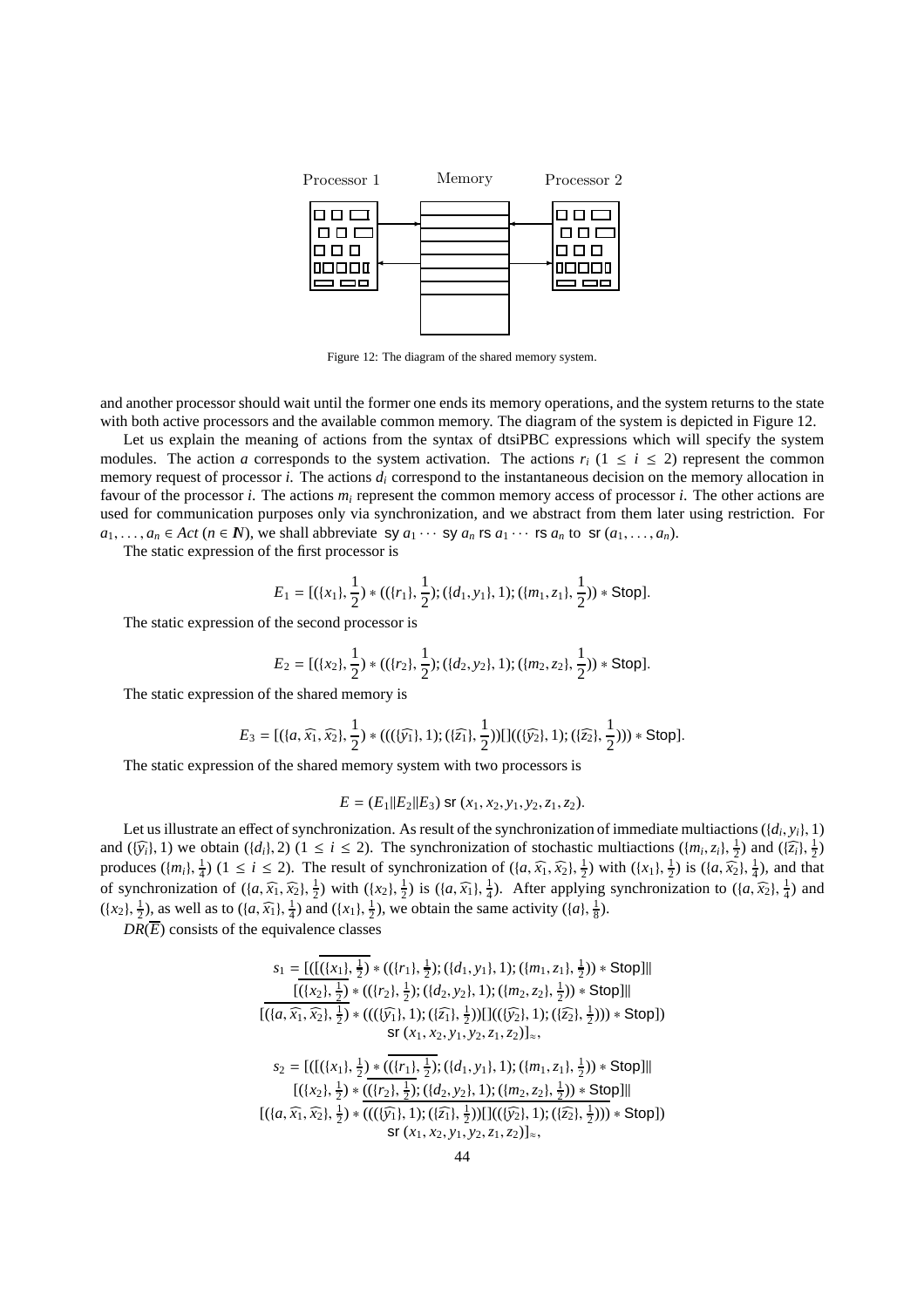Processor 1 Memory Processor 2

Figure 12: The diagram of the shared memory system.

and another processor should wait until the former one ends its memory operations, and the system returns to the state with both active processors and the available common memory. The diagram of the system is depicted in Figure 12.

Let us explain the meaning of actions from the syntax of dtsiPBC expressions which will specify the system modules. The action $a$ corresponds to the system activation. The actions $r_i$ $(1 \le i \le 2)$ represent the common memory request of processor $i$. The actions $d_i$ correspond to the instantaneous decision on the memory allocation in favour of the processor $i$. The actions $m_i$ represent the common memory access of processor $i$. The other actions are used for communication purposes only via synchronization, and we abstract from them later using restriction. For $a_1, \ldots, a_n \in Act$ $(n \in \mathbb{N})$, we shall abbreviate $\mathsf{sy}\ a_1 \cdots \mathsf{sy}\ a_n\ \mathsf{rs}\ a_1 \cdots \mathsf{rs}\ a_n$ to $\mathsf{sr}\ (a_1, \ldots, a_n)$.

The static expression of the first processor is

$$E_1 = [(\{x_1\}, \tfrac{1}{2}) * ((\{r_1\}, \tfrac{1}{2}); (\{d_1, y_1\}, 1); (\{m_1, z_1\}, \tfrac{1}{2})) * \mathsf{Stop}].$$

The static expression of the second processor is

$$E_2 = [(\{x_2\}, \tfrac{1}{2}) * ((\{r_2\}, \tfrac{1}{2}); (\{d_2, y_2\}, 1); (\{m_2, z_2\}, \tfrac{1}{2})) * \mathsf{Stop}].$$

The static expression of the shared memory is

$$E_3 = [(\{a, \widehat{x_1}, \widehat{x_2}\}, \tfrac{1}{2}) * (((\{\widehat{y_1}\}, 1); (\{\widehat{z_1}\}, \tfrac{1}{2}))[]((\{\widehat{y_2}\}, 1); (\{\widehat{z_2}\}, \tfrac{1}{2}))) * \mathsf{Stop}].$$

The static expression of the shared memory system with two processors is

$$E = (E_1 \| E_2 \| E_3)\ \mathsf{sr}\ (x_1, x_2, y_1, y_2, z_1, z_2).$$

Let us illustrate an effect of synchronization. As result of the synchronization of immediate multiactions $(\{d_i, y_i\}, 1)$ and $(\{\widehat{y_i}\}, 1)$ we obtain $(\{d_i\}, 2)$ $(1 \le i \le 2)$. The synchronization of stochastic multiactions $(\{m_i, z_i\}, \frac{1}{2})$ and $(\{\widehat{z_i}\}, \frac{1}{2})$ produces $(\{m_i\}, \frac{1}{4})$ $(1 \le i \le 2)$. The result of synchronization of $(\{a, \widehat{x_1}, \widehat{x_2}\}, \frac{1}{2})$ with $(\{x_1\}, \frac{1}{2})$ is $(\{a, \widehat{x_2}\}, \frac{1}{4})$, and that of synchronization of $(\{a, \widehat{x_1}, \widehat{x_2}\}, \frac{1}{2})$ with $(\{x_2\}, \frac{1}{2})$ is $(\{a, \widehat{x_1}\}, \frac{1}{4})$. After applying synchronization to $(\{a, \widehat{x_2}\}, \frac{1}{4})$ and $(\{x_2\}, \frac{1}{2})$, as well as to $(\{a, \widehat{x_1}\}, \frac{1}{4})$ and $(\{x_1\}, \frac{1}{2})$, we obtain the same activity $(\{a\}, \frac{1}{8})$.

$DR(\overline{E})$ consists of the equivalence classes

$$s_1 = [([\overline{(\{x_1\}, \tfrac{1}{2})} * ((\{r_1\}, \tfrac{1}{2}); (\{d_1, y_1\}, 1); (\{m_1, z_1\}, \tfrac{1}{2})) * \mathsf{Stop}] \| \\ [\overline{(\{x_2\}, \tfrac{1}{2})} * ((\{r_2\}, \tfrac{1}{2}); (\{d_2, y_2\}, 1); (\{m_2, z_2\}, \tfrac{1}{2})) * \mathsf{Stop}] \| \\ [\overline{(\{a, \widehat{x_1}, \widehat{x_2}\}, \tfrac{1}{2})} * (((\{\widehat{y_1}\}, 1); (\{\widehat{z_1}\}, \tfrac{1}{2}))[]((\{\widehat{y_2}\}, 1); (\{\widehat{z_2}\}, \tfrac{1}{2}))) * \mathsf{Stop}]) \\ \mathsf{sr}\ (x_1, x_2, y_1, y_2, z_1, z_2)]_{\approx},$$

$$s_2 = [([(\{x_1\}, \tfrac{1}{2}) * \overline{((\{r_1\}, \tfrac{1}{2})}; (\{d_1, y_1\}, 1); (\{m_1, z_1\}, \tfrac{1}{2})) * \mathsf{Stop}] \| \\ [(\{x_2\}, \tfrac{1}{2}) * \overline{((\{r_2\}, \tfrac{1}{2}); (\{d_2, y_2\}, 1); (\{m_2, z_2\}, \tfrac{1}{2})) * \mathsf{Stop}}] \| \\ [(\{a, \widehat{x_1}, \widehat{x_2}\}, \tfrac{1}{2}) * \overline{(((\{\widehat{y_1}\}, 1); (\{\widehat{z_1}\}, \tfrac{1}{2}))[]((\{\widehat{y_2}\}, 1); (\{\widehat{z_2}\}, \tfrac{1}{2}))) * \mathsf{Stop}}]) \\ \mathsf{sr}\ (x_1, x_2, y_1, y_2, z_1, z_2)]_{\approx},$$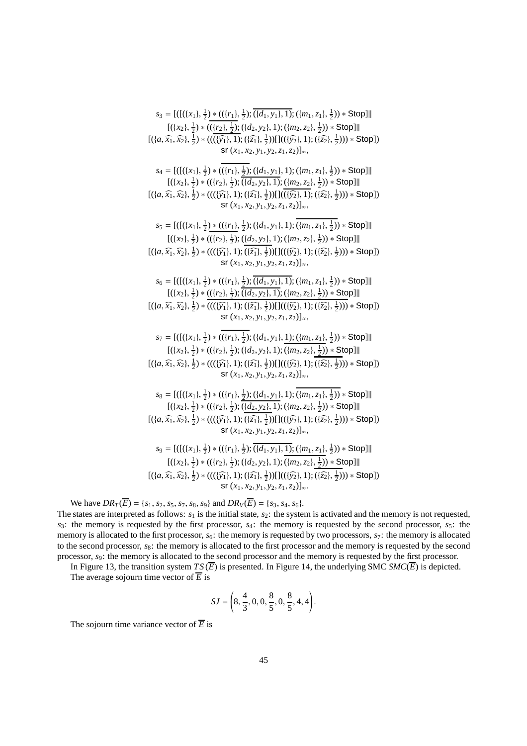$$s_3 = [([(\{x_1\}, \tfrac{1}{2}) \underline{*\, ((\{r_1\}, \tfrac{1}{2})}; \overline{(\{d_1, y_1\}, 1)}; (\{m_1, z_1\}, \tfrac{1}{2})) * \mathsf{Stop}] \|$$
$$[(\{x_2\}, \tfrac{1}{2}) * (\underline{(\{r_2\}, \tfrac{1}{2})}; (\{d_2, y_2\}, 1); (\{m_2, z_2\}, \tfrac{1}{2})) * \mathsf{Stop}] \|$$
$$[(\{a, \widehat{x_1}, \widehat{x_2}\}, \tfrac{1}{2}) * ((\underline{(\overline{\{\widehat{y_1}\}, 1)}}; (\{\widehat{z_1}\}, \tfrac{1}{2}))[]((\{\widehat{y_2}\}, 1); (\{\widehat{z_2}\}, \tfrac{1}{2}))) * \mathsf{Stop}])$$
$$\mathsf{sr}\ (x_1, x_2, y_1, y_2, z_1, z_2)]_{\approx},$$

$$s_4 = [([(\{x_1\}, \tfrac{1}{2}) * (\overline{(\{r_1\}, \underline{\tfrac{1}{2}})}; (\{d_1, y_1\}, 1); (\{m_1, z_1\}, \tfrac{1}{2})) * \mathsf{Stop}] \|$$
$$[(\{x_2\}, \tfrac{1}{2}) * ((\{r_2\}, \tfrac{1}{2}); \overline{(\{d_2, y_2\}, 1)}; (\{m_2, z_2\}, \tfrac{1}{2})) * \mathsf{Stop}] \|$$
$$[(\{a, \widehat{x_1}, \widehat{x_2}\}, \tfrac{1}{2}) * (((\{\widehat{y_1}\}, 1); (\{\widehat{z_1}\}, \tfrac{1}{2}))[]\underline{(\overline{(\{\widehat{y_2}\}, 1)}; (\{\widehat{z_2}\}, \tfrac{1}{2}))}) * \mathsf{Stop}])$$
$$\mathsf{sr}\ (x_1, x_2, y_1, y_2, z_1, z_2)]_{\approx},$$

$$s_5 = [([(\{x_1\}, \tfrac{1}{2}) \underline{*\, ((\{r_1\}, \tfrac{1}{2}); (\{d_1, y_1\}, 1); \overline{(\{m_1, z_1\}, \tfrac{1}{2})}}) * \mathsf{Stop}] \|$$
$$[(\{x_2\}, \tfrac{1}{2}) * (\underline{(\{r_2\}, \tfrac{1}{2})}; (\{d_2, y_2\}, 1); (\{m_2, z_2\}, \tfrac{1}{2})) * \mathsf{Stop}] \|$$
$$[(\{a, \widehat{x_1}, \widehat{x_2}\}, \tfrac{1}{2}) * ((\underline{(\{\widehat{y_1}\}, 1); \overline{(\{\widehat{z_1}\}, \tfrac{1}{2})}})[]((\{\widehat{y_2}\}, 1); (\{\widehat{z_2}\}, \tfrac{1}{2}))) * \mathsf{Stop}])$$
$$\mathsf{sr}\ (x_1, x_2, y_1, y_2, z_1, z_2)]_{\approx},$$

$$s_6 = [([(\{x_1\}, \tfrac{1}{2}) \underline{*\, ((\{r_1\}, \tfrac{1}{2}); \overline{(\{d_1, y_1\}, 1)}}; (\{m_1, z_1\}, \tfrac{1}{2})) * \mathsf{Stop}] \|$$
$$[(\{x_2\}, \tfrac{1}{2}) \underline{*\, ((\{r_2\}, \tfrac{1}{2}); \overline{(\{d_2, y_2\}, 1)}; (\{m_2, z_2\}, \tfrac{1}{2})) * \mathsf{Stop}}] \|$$
$$[(\{a, \widehat{x_1}, \widehat{x_2}\}, \tfrac{1}{2}) \underline{*\, (((\{\widehat{y_1}\}, 1); (\{\widehat{z_1}\}, \tfrac{1}{2}))[]((\{\widehat{y_2}\}, 1); (\{\widehat{z_2}\}, \tfrac{1}{2}))) * \mathsf{Stop}}])$$
$$\mathsf{sr}\ (x_1, x_2, y_1, y_2, z_1, z_2)]_{\approx},$$

$$s_7 = [([(\{x_1\}, \tfrac{1}{2}) * (\overline{(\{r_1\}, \tfrac{1}{2})}; (\{d_1, y_1\}, 1); (\{m_1, z_1\}, \tfrac{1}{2})) * \mathsf{Stop}] \|$$
$$[(\{x_2\}, \tfrac{1}{2}) * ((\{r_2\}, \tfrac{1}{2}); (\{d_2, y_2\}, 1); \underline{\overline{(\{m_2, z_2\}, \tfrac{1}{2})}}) * \mathsf{Stop}] \|$$
$$[(\{a, \widehat{x_1}, \widehat{x_2}\}, \tfrac{1}{2}) * (((\{\widehat{y_1}\}, 1); (\{\widehat{z_1}\}, \tfrac{1}{2}))[]((\{\widehat{y_2}\}, 1); \overline{(\{\widehat{z_2}\}, \tfrac{1}{2})})) * \mathsf{Stop}])$$
$$\mathsf{sr}\ (x_1, x_2, y_1, y_2, z_1, z_2)]_{\approx},$$

$$s_8 = [([(\{x_1\}, \tfrac{1}{2}) * ((\{r_1\}, \underline{\tfrac{1}{2}); (\{d_1, y_1\}, 1)}; \overline{(\{m_1, z_1\}, \tfrac{1}{2})}) * \mathsf{Stop}] \|$$
$$[(\{x_2\}, \tfrac{1}{2}) * ((\{r_2\}, \tfrac{1}{2}); \overline{(\{d_2, y_2\}, 1)}; (\{m_2, z_2\}, \tfrac{1}{2})) * \mathsf{Stop}] \|$$
$$[(\{a, \widehat{x_1}, \widehat{x_2}\}, \tfrac{1}{2}) * (((\{\widehat{y_1}\}, 1); \overline{(\{\widehat{z_1}\}, \tfrac{1}{2})})[]((\{\widehat{y_2}\}, 1); (\{\widehat{z_2}\}, \tfrac{1}{2}))) * \mathsf{Stop}])$$
$$\mathsf{sr}\ (x_1, x_2, y_1, y_2, z_1, z_2)]_{\approx},$$

$$s_9 = [([(\{x_1\}, \tfrac{1}{2}) \underline{*\, ((\{r_1\}, \tfrac{1}{2}); \overline{(\{d_1, y_1\}, 1)}}; (\{m_1, z_1\}, \tfrac{1}{2})) * \mathsf{Stop}] \|$$
$$[(\{x_2\}, \tfrac{1}{2}) * ((\{r_2\}, \tfrac{1}{2}); (\{d_2, y_2\}, 1); \underline{\overline{(\{m_2, z_2\}, \tfrac{1}{2})}}) * \mathsf{Stop}] \|$$
$$[(\{a, \widehat{x_1}, \widehat{x_2}\}, \tfrac{1}{2}) * (((\{\widehat{y_1}\}, 1); (\{\widehat{z_1}\}, \tfrac{1}{2}))[]((\{\widehat{y_2}\}, 1); \overline{(\{\widehat{z_2}\}, \tfrac{1}{2})})) * \mathsf{Stop}])$$
$$\mathsf{sr}\ (x_1, x_2, y_1, y_2, z_1, z_2)]_{\approx}.$$

We have $DR_T(\overline{E}) = \{s_1, s_2, s_5, s_7, s_8, s_9\}$ and $DR_V(\overline{E}) = \{s_3, s_4, s_6\}$.

The states are interpreted as follows: $s_1$ is the initial state, $s_2$: the system is activated and the memory is not requested, $s_3$: the memory is requested by the first processor, $s_4$: the memory is requested by the second processor, $s_5$: the memory is allocated to the first processor, $s_6$: the memory is requested by two processors, $s_7$: the memory is allocated to the second processor, $s_8$: the memory is allocated to the first processor and the memory is requested by the second processor, $s_9$: the memory is allocated to the second processor and the memory is requested by the first processor.

In Figure 13, the transition system $TS(\overline{E})$ is presented. In Figure 14, the underlying SMC $SMC(\overline{E})$ is depicted.

The average sojourn time vector of $\overline{E}$ is

$$SJ = \left(8, \frac{4}{3}, 0, 0, \frac{8}{5}, 0, \frac{8}{5}, 4, 4\right).$$

The sojourn time variance vector of $\overline{E}$ is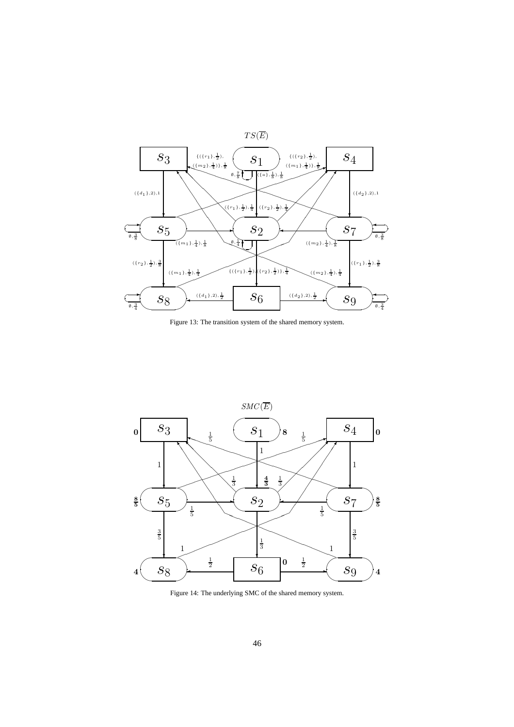Figure 13: The transition system of the shared memory system.

Figure 14: The underlying SMC of the shared memory system.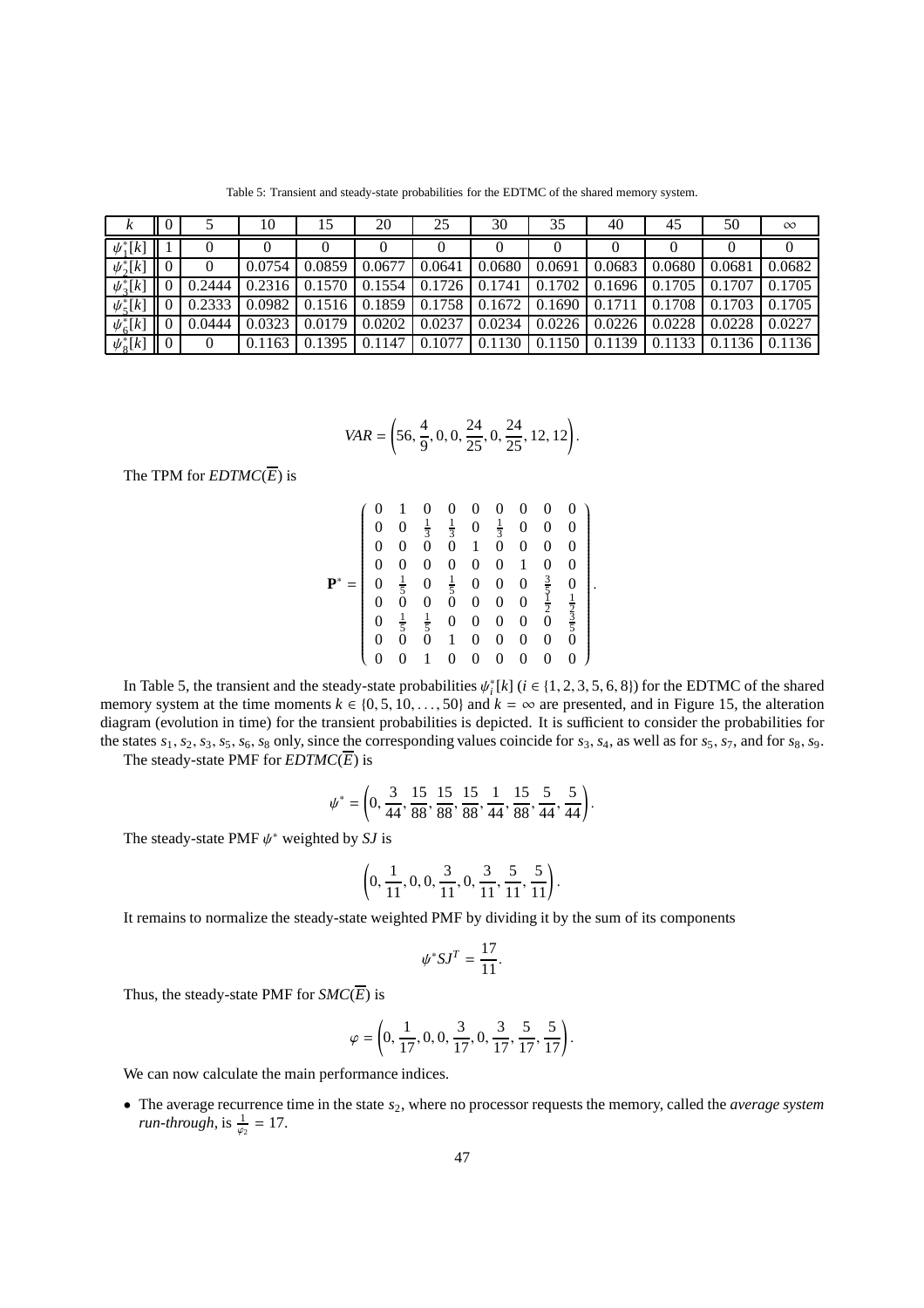Table 5: Transient and steady-state probabilities for the EDTMC of the shared memory system.

| $k$ | 0 | 5 | 10 | 15 | 20 | 25 | 30 | 35 | 40 | 45 | 50 | $\infty$ |
|---|---|---|---|---|---|---|---|---|---|---|---|---|
| $\psi_1^*[k]$ | 1 | 0 | 0 | 0 | 0 | 0 | 0 | 0 | 0 | 0 | 0 | 0 |
| $\psi_2^*[k]$ | 0 | 0 | 0.0754 | 0.0859 | 0.0677 | 0.0641 | 0.0680 | 0.0691 | 0.0683 | 0.0680 | 0.0681 | 0.0682 |
| $\psi_3^*[k]$ | 0 | 0.2444 | 0.2316 | 0.1570 | 0.1554 | 0.1726 | 0.1741 | 0.1702 | 0.1696 | 0.1705 | 0.1707 | 0.1705 |
| $\psi_5^*[k]$ | 0 | 0.2333 | 0.0982 | 0.1516 | 0.1859 | 0.1758 | 0.1672 | 0.1690 | 0.1711 | 0.1708 | 0.1703 | 0.1705 |
| $\psi_6^*[k]$ | 0 | 0.0444 | 0.0323 | 0.0179 | 0.0202 | 0.0237 | 0.0234 | 0.0226 | 0.0226 | 0.0228 | 0.0228 | 0.0227 |
| $\psi_8^*[k]$ | 0 | 0 | 0.1163 | 0.1395 | 0.1147 | 0.1077 | 0.1130 | 0.1150 | 0.1139 | 0.1133 | 0.1136 | 0.1136 |

$$VAR = \left(56, \frac{4}{9}, 0, 0, \frac{24}{25}, 0, \frac{24}{25}, 12, 12\right).$$

The TPM for $EDTMC(\overline{E})$ is

$$\mathbf{P}^* = \begin{pmatrix} 0 & 1 & 0 & 0 & 0 & 0 & 0 & 0 & 0 \\ 0 & 0 & \frac{1}{3} & \frac{1}{3} & 0 & \frac{1}{3} & 0 & 0 & 0 \\ 0 & 0 & 0 & 0 & 1 & 0 & 0 & 0 & 0 \\ 0 & 0 & 0 & 0 & 0 & 0 & 1 & 0 & 0 \\ 0 & \frac{1}{5} & 0 & \frac{1}{5} & 0 & 0 & 0 & \frac{3}{5} & 0 \\ 0 & 0 & 0 & 0 & 0 & 0 & 0 & \frac{1}{2} & \frac{1}{2} \\ 0 & \frac{1}{5} & \frac{1}{5} & 0 & 0 & 0 & 0 & 0 & \frac{3}{5} \\ 0 & 0 & 0 & 1 & 0 & 0 & 0 & 0 & 0 \\ 0 & 0 & 1 & 0 & 0 & 0 & 0 & 0 & 0 \end{pmatrix}.$$

In Table 5, the transient and the steady-state probabilities $\psi_i^*[k]$ ($i \in \{1, 2, 3, 5, 6, 8\}$) for the EDTMC of the shared memory system at the time moments $k \in \{0, 5, 10, \ldots, 50\}$ and $k = \infty$ are presented, and in Figure 15, the alteration diagram (evolution in time) for the transient probabilities is depicted. It is sufficient to consider the probabilities for the states $s_1, s_2, s_3, s_5, s_6, s_8$ only, since the corresponding values coincide for $s_3, s_4$, as well as for $s_5, s_7$, and for $s_8, s_9$.

The steady-state PMF for $EDTMC(\overline{E})$ is

$$\psi^* = \left(0, \frac{3}{44}, \frac{15}{88}, \frac{15}{88}, \frac{15}{88}, \frac{1}{44}, \frac{15}{88}, \frac{5}{44}, \frac{5}{44}\right).$$

The steady-state PMF $\psi^*$ weighted by $SJ$ is

$$\left(0, \frac{1}{11}, 0, 0, \frac{3}{11}, 0, \frac{3}{11}, \frac{5}{11}, \frac{5}{11}\right).$$

It remains to normalize the steady-state weighted PMF by dividing it by the sum of its components

$$\psi^* SJ^T = \frac{17}{11}.$$

Thus, the steady-state PMF for $SMC(\overline{E})$ is

$$\varphi = \left(0, \frac{1}{17}, 0, 0, \frac{3}{17}, 0, \frac{3}{17}, \frac{5}{17}, \frac{5}{17}\right).$$

We can now calculate the main performance indices.

- The average recurrence time in the state $s_2$, where no processor requests the memory, called the *average system run-through*, is $\frac{1}{\varphi_2} = 17$.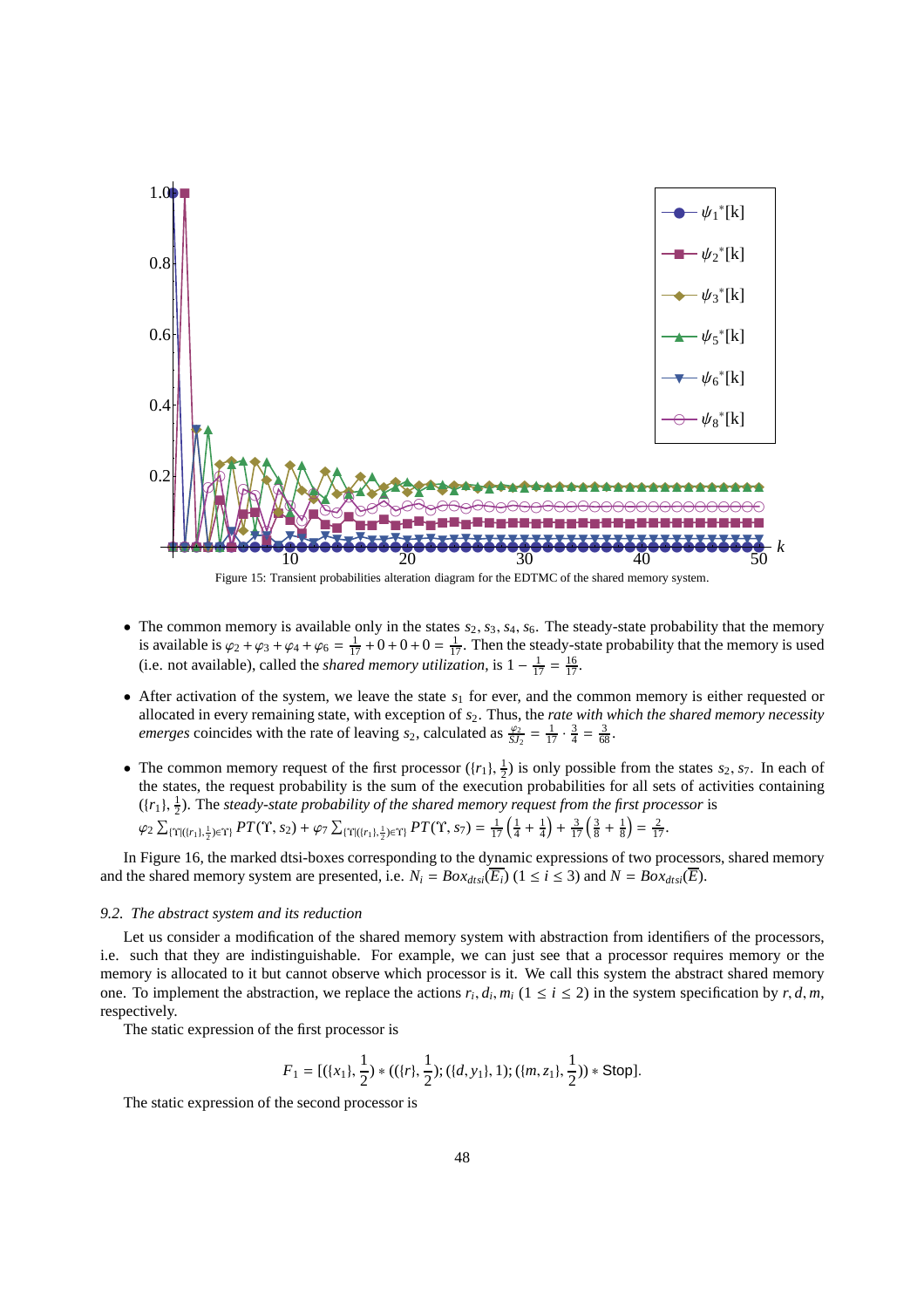Figure 15: Transient probabilities alteration diagram for the EDTMC of the shared memory system.

- The common memory is available only in the states $s_2, s_3, s_4, s_6$. The steady-state probability that the memory is available is $\varphi_2 + \varphi_3 + \varphi_4 + \varphi_6 = \frac{1}{17} + 0 + 0 + 0 = \frac{1}{17}$. Then the steady-state probability that the memory is used (i.e. not available), called the *shared memory utilization*, is $1 - \frac{1}{17} = \frac{16}{17}$.

- After activation of the system, we leave the state $s_1$ for ever, and the common memory is either requested or allocated in every remaining state, with exception of $s_2$. Thus, the *rate with which the shared memory necessity emerges* coincides with the rate of leaving $s_2$, calculated as $\frac{\varphi_2}{SJ_2} = \frac{1}{17} \cdot \frac{3}{4} = \frac{3}{68}$.

- The common memory request of the first processor $(\{r_1\}, \frac{1}{2})$ is only possible from the states $s_2, s_7$. In each of the states, the request probability is the sum of the execution probabilities for all sets of activities containing $(\{r_1\}, \frac{1}{2})$. The *steady-state probability of the shared memory request from the first processor* is $\varphi_2 \sum_{\{\Upsilon \mid (\{r_1\}, \frac{1}{2}) \in \Upsilon\}} PT(\Upsilon, s_2) + \varphi_7 \sum_{\{\Upsilon \mid (\{r_1\}, \frac{1}{2}) \in \Upsilon\}} PT(\Upsilon, s_7) = \frac{1}{17}\left(\frac{1}{4} + \frac{1}{4}\right) + \frac{3}{17}\left(\frac{3}{8} + \frac{1}{8}\right) = \frac{2}{17}$.

In Figure 16, the marked dtsi-boxes corresponding to the dynamic expressions of two processors, shared memory and the shared memory system are presented, i.e. $N_i = Box_{dtsi}(\overline{E_i})$ $(1 \leq i \leq 3)$ and $N = Box_{dtsi}(\overline{E})$.

### 9.2. The abstract system and its reduction

Let us consider a modification of the shared memory system with abstraction from identifiers of the processors, i.e. such that they are indistinguishable. For example, we can just see that a processor requires memory or the memory is allocated to it but cannot observe which processor is it. We call this system the abstract shared memory one. To implement the abstraction, we replace the actions $r_i, d_i, m_i$ $(1 \leq i \leq 2)$ in the system specification by $r, d, m$, respectively.

The static expression of the first processor is

$$F_1 = [(\{x_1\}, \frac{1}{2}) * ((\{r\}, \frac{1}{2}); (\{d, y_1\}, 1); (\{m, z_1\}, \frac{1}{2})) * \mathsf{Stop}].$$

The static expression of the second processor is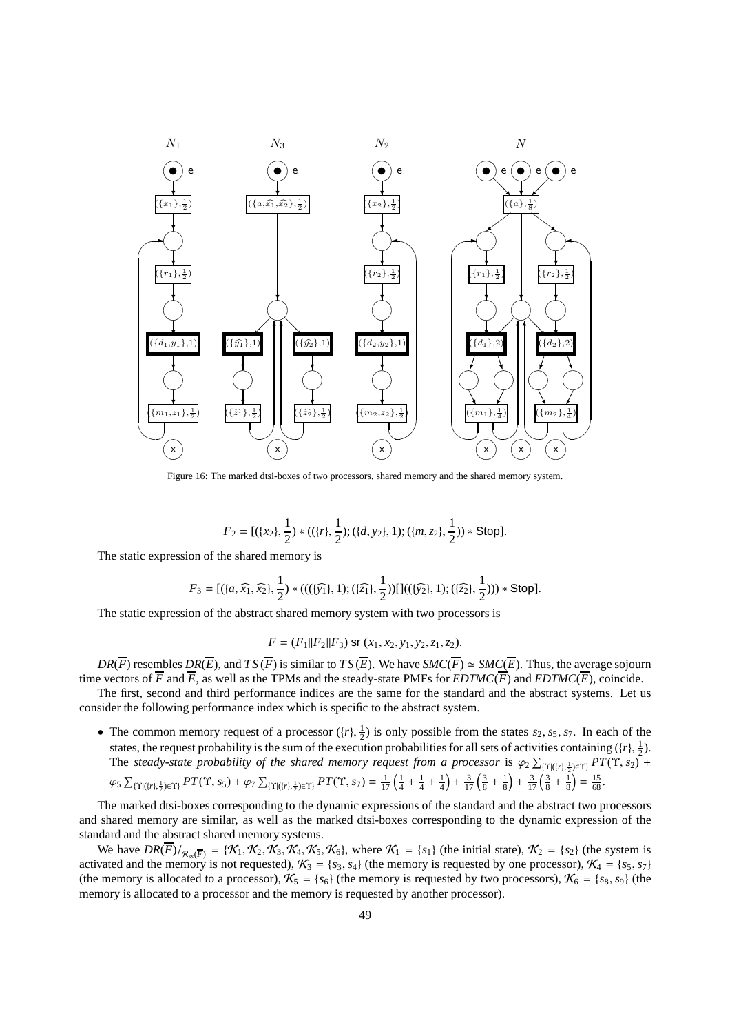Figure 16: The marked dtsi-boxes of two processors, shared memory and the shared memory system.

$$F_2 = [(\{x_2\}, \frac{1}{2}) * ((\{r\}, \frac{1}{2}); (\{d, y_2\}, 1); (\{m, z_2\}, \frac{1}{2})) * \mathsf{Stop}].$$

The static expression of the shared memory is

$$F_3 = [(\{a, \widehat{x_1}, \widehat{x_2}\}, \frac{1}{2}) * (((\{\widehat{y_1}\}, 1); (\{\widehat{z_1}\}, \frac{1}{2}))[]((\{\widehat{y_2}\}, 1); (\{\widehat{z_2}\}, \frac{1}{2}))) * \mathsf{Stop}].$$

The static expression of the abstract shared memory system with two processors is

$$F = (F_1 \| F_2 \| F_3) \text{ sr } (x_1, x_2, y_1, y_2, z_1, z_2).$$

$DR(\overline{F})$ resembles $DR(\overline{E})$, and $TS(\overline{F})$ is similar to $TS(\overline{E})$. We have $SMC(\overline{F}) \simeq SMC(\overline{E})$. Thus, the average sojourn time vectors of $\overline{F}$ and $\overline{E}$, as well as the TPMs and the steady-state PMFs for $EDTMC(\overline{F})$ and $EDTMC(\overline{E})$, coincide.

The first, second and third performance indices are the same for the standard and the abstract systems. Let us consider the following performance index which is specific to the abstract system.

- The common memory request of a processor $(\{r\}, \frac{1}{2})$ is only possible from the states $s_2, s_5, s_7$. In each of the states, the request probability is the sum of the execution probabilities for all sets of activities containing $(\{r\}, \frac{1}{2})$. The *steady-state probability of the shared memory request from a processor* is $\varphi_2 \sum_{\{\Upsilon|(\{r\},\frac{1}{2})\in\Upsilon\}} PT(\Upsilon, s_2) + \varphi_5 \sum_{\{\Upsilon|(\{r\},\frac{1}{2})\in\Upsilon\}} PT(\Upsilon, s_5) + \varphi_7 \sum_{\{\Upsilon|(\{r\},\frac{1}{2})\in\Upsilon\}} PT(\Upsilon, s_7) = \frac{1}{17}\left(\frac{1}{4} + \frac{1}{4} + \frac{1}{4}\right) + \frac{3}{17}\left(\frac{3}{8} + \frac{1}{8}\right) + \frac{3}{17}\left(\frac{3}{8} + \frac{1}{8}\right) = \frac{15}{68}$.

The marked dtsi-boxes corresponding to the dynamic expressions of the standard and the abstract two processors and shared memory are similar, as well as the marked dtsi-boxes corresponding to the dynamic expression of the standard and the abstract shared memory systems.

We have $DR(\overline{F})/_{\mathcal{R}_{ss}(\overline{F})} = \{\mathcal{K}_1, \mathcal{K}_2, \mathcal{K}_3, \mathcal{K}_4, \mathcal{K}_5, \mathcal{K}_6\}$, where $\mathcal{K}_1 = \{s_1\}$ (the initial state), $\mathcal{K}_2 = \{s_2\}$ (the system is activated and the memory is not requested), $\mathcal{K}_3 = \{s_3, s_4\}$ (the memory is requested by one processor), $\mathcal{K}_4 = \{s_5, s_7\}$ (the memory is allocated to a processor), $\mathcal{K}_5 = \{s_6\}$ (the memory is requested by two processors), $\mathcal{K}_6 = \{s_8, s_9\}$ (the memory is allocated to a processor and the memory is requested by another processor).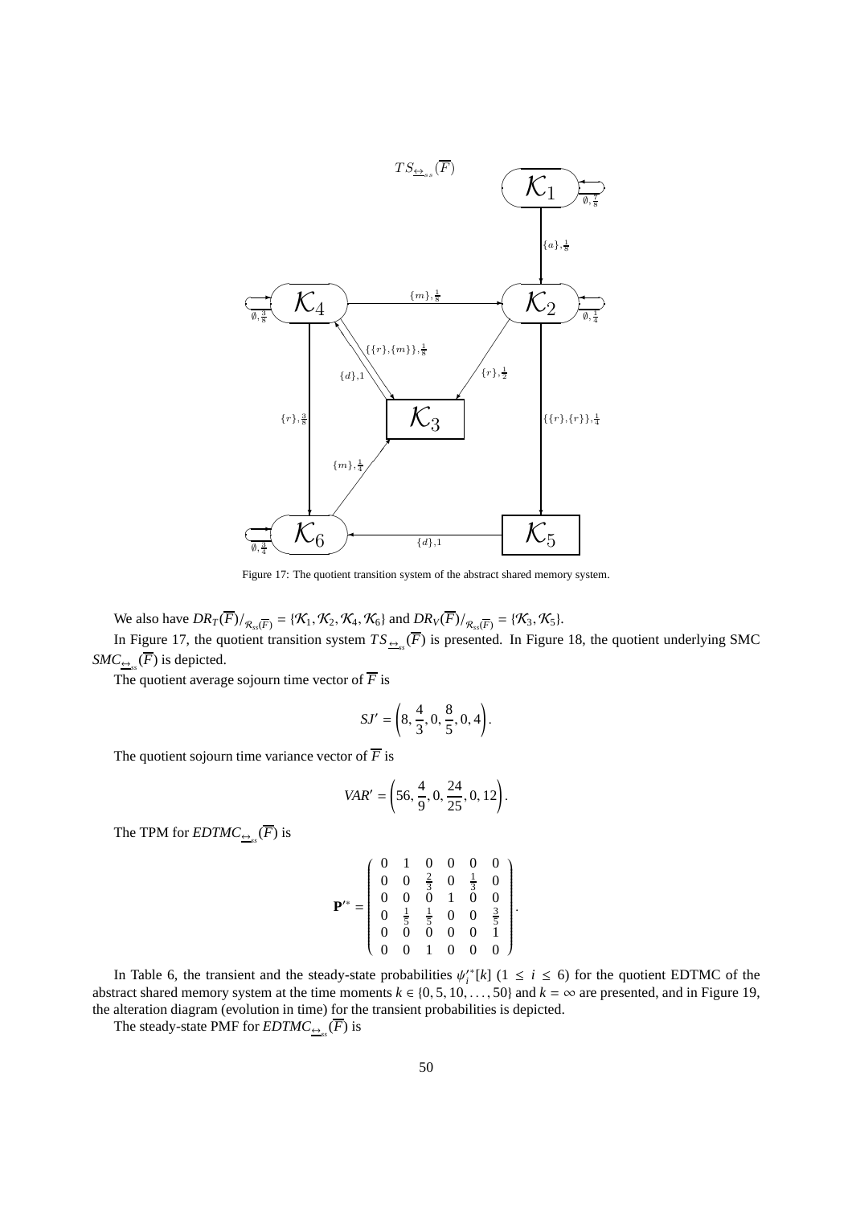Figure 17: The quotient transition system of the abstract shared memory system.

We also have $DR_T(\overline{F})/_{\mathcal{R}_{ss}(\overline{F})} = \{\mathcal{K}_1, \mathcal{K}_2, \mathcal{K}_4, \mathcal{K}_6\}$ and $DR_V(\overline{F})/_{\mathcal{R}_{ss}(\overline{F})} = \{\mathcal{K}_3, \mathcal{K}_5\}$.

In Figure 17, the quotient transition system $TS_{\underline{\leftrightarrow}_{ss}}(\overline{F})$ is presented. In Figure 18, the quotient underlying SMC $SMC_{\underline{\leftrightarrow}_{ss}}(\overline{F})$ is depicted.

The quotient average sojourn time vector of $\overline{F}$ is

$$SJ' = \left(8, \frac{4}{3}, 0, \frac{8}{5}, 0, 4\right).$$

The quotient sojourn time variance vector of $\overline{F}$ is

$$VAR' = \left(56, \frac{4}{9}, 0, \frac{24}{25}, 0, 12\right).$$

The TPM for $EDTMC_{\underline{\leftrightarrow}_{ss}}(\overline{F})$ is

$$\mathbf{P}'^{*} = \begin{pmatrix} 0 & 1 & 0 & 0 & 0 & 0 \\ 0 & 0 & \frac{2}{3} & 0 & \frac{1}{3} & 0 \\ 0 & 0 & 0 & 1 & 0 & 0 \\ 0 & \frac{1}{5} & \frac{1}{5} & 0 & 0 & \frac{3}{5} \\ 0 & 0 & 0 & 0 & 0 & 1 \\ 0 & 0 & 1 & 0 & 0 & 0 \end{pmatrix}.$$

In Table 6, the transient and the steady-state probabilities $\psi_i'^{*}[k]$ $(1 \leq i \leq 6)$ for the quotient EDTMC of the abstract shared memory system at the time moments $k \in \{0, 5, 10, \ldots, 50\}$ and $k = \infty$ are presented, and in Figure 19, the alteration diagram (evolution in time) for the transient probabilities is depicted.

The steady-state PMF for $EDTMC_{\underline{\leftrightarrow}_{ss}}(\overline{F})$ is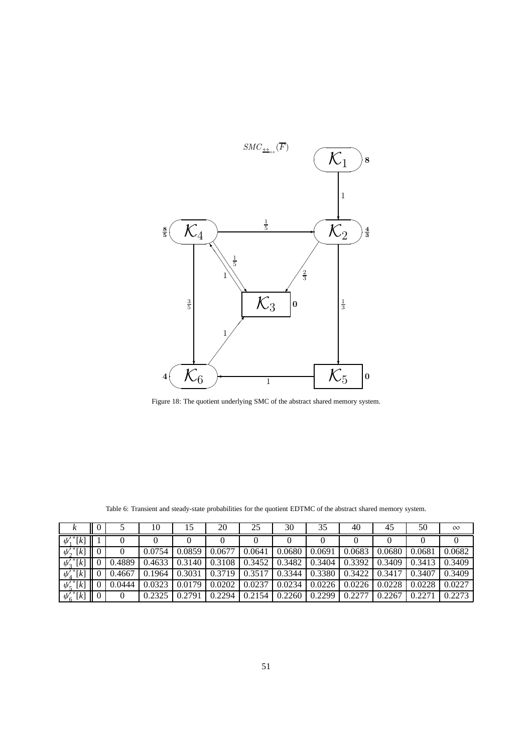Figure 18: The quotient underlying SMC of the abstract shared memory system.

Table 6: Transient and steady-state probabilities for the quotient EDTMC of the abstract shared memory system.

| $k$ | 0 | 5 | 10 | 15 | 20 | 25 | 30 | 35 | 40 | 45 | 50 | $\infty$ |
|---|---|---|---|---|---|---|---|---|---|---|---|---|
| $\psi_1'^*[k]$ | 1 | 0 | 0 | 0 | 0 | 0 | 0 | 0 | 0 | 0 | 0 | 0 |
| $\psi_2'^*[k]$ | 0 | 0 | 0.0754 | 0.0859 | 0.0677 | 0.0641 | 0.0680 | 0.0691 | 0.0683 | 0.0680 | 0.0681 | 0.0682 |
| $\psi_3'^*[k]$ | 0 | 0.4889 | 0.4633 | 0.3140 | 0.3108 | 0.3452 | 0.3482 | 0.3404 | 0.3392 | 0.3409 | 0.3413 | 0.3409 |
| $\psi_4'^*[k]$ | 0 | 0.4667 | 0.1964 | 0.3031 | 0.3719 | 0.3517 | 0.3344 | 0.3380 | 0.3422 | 0.3417 | 0.3407 | 0.3409 |
| $\psi_5'^*[k]$ | 0 | 0.0444 | 0.0323 | 0.0179 | 0.0202 | 0.0237 | 0.0234 | 0.0226 | 0.0226 | 0.0228 | 0.0228 | 0.0227 |
| $\psi_6'^*[k]$ | 0 | 0 | 0.2325 | 0.2791 | 0.2294 | 0.2154 | 0.2260 | 0.2299 | 0.2277 | 0.2267 | 0.2271 | 0.2273 |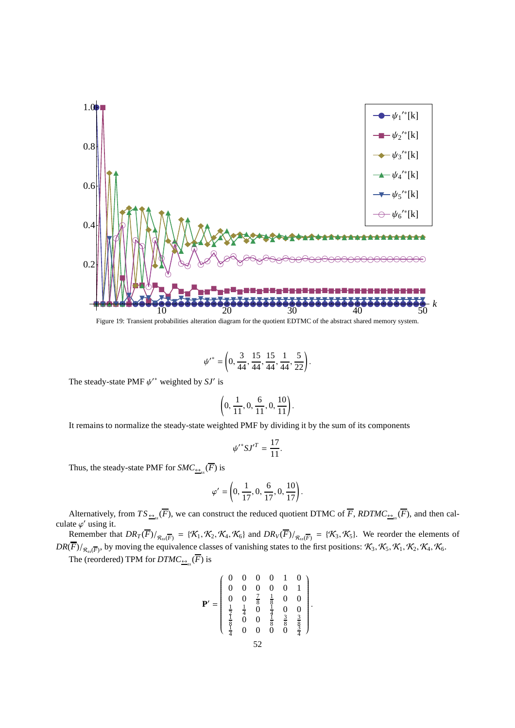Figure 19: Transient probabilities alteration diagram for the quotient EDTMC of the abstract shared memory system.

$$\psi'^* = \left(0, \frac{3}{44}, \frac{15}{44}, \frac{15}{44}, \frac{1}{44}, \frac{5}{22}\right).$$

The steady-state PMF $\psi'^*$ weighted by $SJ'$ is

$$\left(0, \frac{1}{11}, 0, \frac{6}{11}, 0, \frac{10}{11}\right).$$

It remains to normalize the steady-state weighted PMF by dividing it by the sum of its components

$$\psi'^* SJ'^T = \frac{17}{11}.$$

Thus, the steady-state PMF for $SMC_{\underline{\leftrightarrow}_{ss}}(\overline{F})$ is

$$\varphi' = \left(0, \frac{1}{17}, 0, \frac{6}{17}, 0, \frac{10}{17}\right).$$

Alternatively, from $TS_{\underline{\leftrightarrow}_{ss}}(\overline{F})$, we can construct the reduced quotient DTMC of $\overline{F}$, $RDTMC_{\underline{\leftrightarrow}_{ss}}(\overline{F})$, and then calculate $\varphi'$ using it.

Remember that $DR_T(\overline{F})/_{\mathcal{R}_{ss}(\overline{F})} = \{\mathcal{K}_1, \mathcal{K}_2, \mathcal{K}_4, \mathcal{K}_6\}$ and $DR_V(\overline{F})/_{\mathcal{R}_{ss}(\overline{F})} = \{\mathcal{K}_3, \mathcal{K}_5\}$. We reorder the elements of $DR(\overline{F})/_{\mathcal{R}_{ss}(\overline{F})}$, by moving the equivalence classes of vanishing states to the first positions: $\mathcal{K}_3, \mathcal{K}_5, \mathcal{K}_1, \mathcal{K}_2, \mathcal{K}_4, \mathcal{K}_6$.

The (reordered) TPM for $DTMC_{\underline{\leftrightarrow}_{ss}}(\overline{F})$ is

$$\mathbf{P}' = \begin{pmatrix} 0 & 0 & 0 & 0 & 1 & 0 \\ 0 & 0 & 0 & 0 & 0 & 1 \\ 0 & 0 & \frac{7}{8} & \frac{1}{8} & 0 & 0 \\ \frac{1}{2} & \frac{1}{4} & 0 & \frac{1}{4} & 0 & 0 \\ \frac{1}{8} & 0 & 0 & \frac{1}{8} & \frac{3}{8} & \frac{3}{8} \\ \frac{1}{4} & 0 & 0 & 0 & 0 & \frac{3}{4} \end{pmatrix}.$$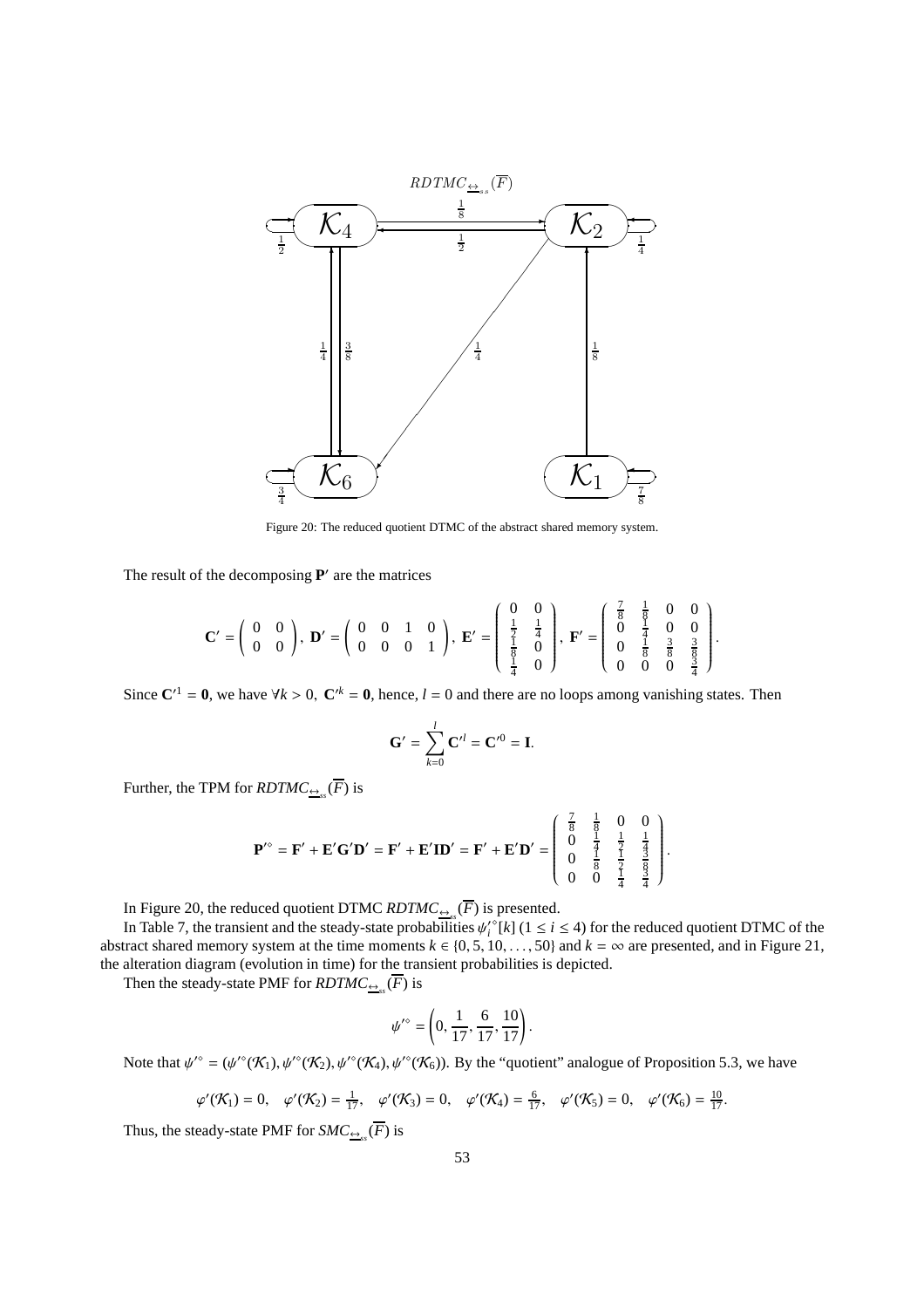Figure 20: The reduced quotient DTMC of the abstract shared memory system.

The result of the decomposing $\mathbf{P}'$ are the matrices

$$\mathbf{C}' = \begin{pmatrix} 0 & 0 \\ 0 & 0 \end{pmatrix},\ \mathbf{D}' = \begin{pmatrix} 0 & 0 & 1 & 0 \\ 0 & 0 & 0 & 1 \end{pmatrix},\ \mathbf{E}' = \begin{pmatrix} 0 & 0 \\ \frac{1}{2} & \frac{1}{4} \\ \frac{1}{8} & 0 \\ \frac{1}{4} & 0 \end{pmatrix},\ \mathbf{F}' = \begin{pmatrix} \frac{7}{8} & \frac{1}{8} & 0 & 0 \\ 0 & \frac{1}{4} & 0 & 0 \\ 0 & \frac{1}{8} & \frac{3}{8} & \frac{3}{8} \\ 0 & 0 & 0 & \frac{3}{4} \end{pmatrix}.$$

Since $\mathbf{C}'^1 = \mathbf{0}$, we have $\forall k > 0,\ \mathbf{C}'^k = \mathbf{0}$, hence, $l = 0$ and there are no loops among vanishing states. Then

$$\mathbf{G}' = \sum_{k=0}^{l} \mathbf{C}'^l = \mathbf{C}'^0 = \mathbf{I}.$$

Further, the TPM for $RDTMC_{\underline{\leftrightarrow}_{ss}}(\overline{F})$ is

$$\mathbf{P}'^{\diamond} = \mathbf{F}' + \mathbf{E}'\mathbf{G}'\mathbf{D}' = \mathbf{F}' + \mathbf{E}'\mathbf{I}\mathbf{D}' = \mathbf{F}' + \mathbf{E}'\mathbf{D}' = \begin{pmatrix} \frac{7}{8} & \frac{1}{8} & 0 & 0 \\ 0 & \frac{1}{4} & \frac{1}{2} & \frac{1}{4} \\ 0 & \frac{1}{8} & \frac{1}{2} & \frac{3}{8} \\ 0 & 0 & \frac{1}{4} & \frac{3}{4} \end{pmatrix}.$$

In Figure 20, the reduced quotient DTMC $RDTMC_{\underline{\leftrightarrow}_{ss}}(\overline{F})$ is presented.

In Table 7, the transient and the steady-state probabilities $\psi_i'^{\diamond}[k]$ $(1 \le i \le 4)$ for the reduced quotient DTMC of the abstract shared memory system at the time moments $k \in \{0, 5, 10, \ldots, 50\}$ and $k = \infty$ are presented, and in Figure 21, the alteration diagram (evolution in time) for the transient probabilities is depicted.

Then the steady-state PMF for $RDTMC_{\underline{\leftrightarrow}_{ss}}(\overline{F})$ is

$$\psi'^{\diamond} = \left(0, \frac{1}{17}, \frac{6}{17}, \frac{10}{17}\right).$$

Note that $\psi'^{\diamond} = (\psi'^{\diamond}(\mathcal{K}_1), \psi'^{\diamond}(\mathcal{K}_2), \psi'^{\diamond}(\mathcal{K}_4), \psi'^{\diamond}(\mathcal{K}_6))$. By the "quotient" analogue of Proposition 5.3, we have

$$\varphi'(\mathcal{K}_1) = 0, \quad \varphi'(\mathcal{K}_2) = \tfrac{1}{17}, \quad \varphi'(\mathcal{K}_3) = 0, \quad \varphi'(\mathcal{K}_4) = \tfrac{6}{17}, \quad \varphi'(\mathcal{K}_5) = 0, \quad \varphi'(\mathcal{K}_6) = \tfrac{10}{17}.$$

Thus, the steady-state PMF for $SMC_{\underline{\leftrightarrow}_{ss}}(\overline{F})$ is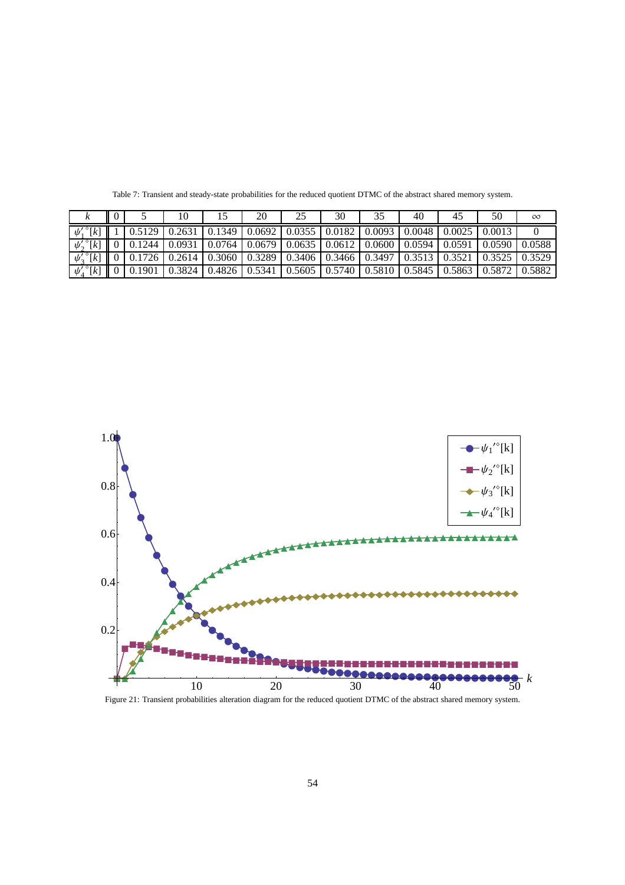Table 7: Transient and steady-state probabilities for the reduced quotient DTMC of the abstract shared memory system.

| $k$ | 0 | 5 | 10 | 15 | 20 | 25 | 30 | 35 | 40 | 45 | 50 | $\infty$ |
|---|---|---|---|---|---|---|---|---|---|---|---|---|
| $\psi'^{\diamond}_1[k]$ | 1 | 0.5129 | 0.2631 | 0.1349 | 0.0692 | 0.0355 | 0.0182 | 0.0093 | 0.0048 | 0.0025 | 0.0013 | 0 |
| $\psi'^{\diamond}_2[k]$ | 0 | 0.1244 | 0.0931 | 0.0764 | 0.0679 | 0.0635 | 0.0612 | 0.0600 | 0.0594 | 0.0591 | 0.0590 | 0.0588 |
| $\psi'^{\diamond}_3[k]$ | 0 | 0.1726 | 0.2614 | 0.3060 | 0.3289 | 0.3406 | 0.3466 | 0.3497 | 0.3513 | 0.3521 | 0.3525 | 0.3529 |
| $\psi'^{\diamond}_4[k]$ | 0 | 0.1901 | 0.3824 | 0.4826 | 0.5341 | 0.5605 | 0.5740 | 0.5810 | 0.5845 | 0.5863 | 0.5872 | 0.5882 |

Figure 21: Transient probabilities alteration diagram for the reduced quotient DTMC of the abstract shared memory system.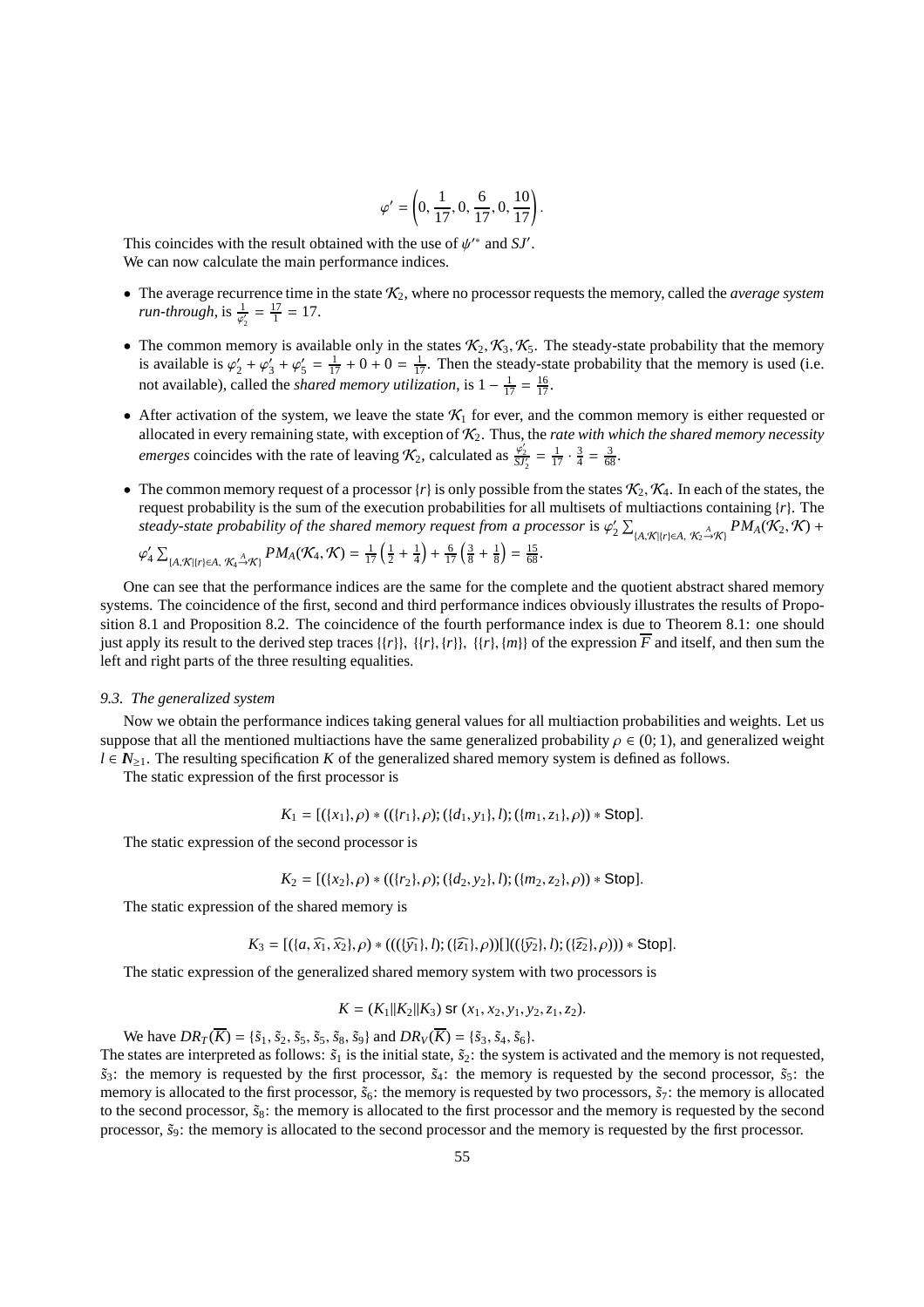$$\varphi' = \left(0, \frac{1}{17}, 0, \frac{6}{17}, 0, \frac{10}{17}\right).$$

This coincides with the result obtained with the use of $\psi'^*$ and $SJ'$.
We can now calculate the main performance indices.

- The average recurrence time in the state $\mathcal{K}_2$, where no processor requests the memory, called the *average system run-through*, is $\frac{1}{\varphi'_2} = \frac{17}{1} = 17$.
- The common memory is available only in the states $\mathcal{K}_2, \mathcal{K}_3, \mathcal{K}_5$. The steady-state probability that the memory is available is $\varphi'_2 + \varphi'_3 + \varphi'_5 = \frac{1}{17} + 0 + 0 = \frac{1}{17}$. Then the steady-state probability that the memory is used (i.e. not available), called the *shared memory utilization*, is $1 - \frac{1}{17} = \frac{16}{17}$.
- After activation of the system, we leave the state $\mathcal{K}_1$ for ever, and the common memory is either requested or allocated in every remaining state, with exception of $\mathcal{K}_2$. Thus, the *rate with which the shared memory necessity emerges* coincides with the rate of leaving $\mathcal{K}_2$, calculated as $\frac{\varphi'_2}{SJ'_2} = \frac{1}{17} \cdot \frac{3}{4} = \frac{3}{68}$.
- The common memory request of a processor $\{r\}$ is only possible from the states $\mathcal{K}_2, \mathcal{K}_4$. In each of the states, the request probability is the sum of the execution probabilities for all multisets of multiactions containing $\{r\}$. The *steady-state probability of the shared memory request from a processor* is $\varphi'_2 \sum_{\{A,\mathcal{K}|\{r\}\in A,\ \mathcal{K}_2 \xrightarrow{A} \mathcal{K}\}} PM_A(\mathcal{K}_2, \mathcal{K}) + \varphi'_4 \sum_{\{A,\mathcal{K}|\{r\}\in A,\ \mathcal{K}_4 \xrightarrow{A} \mathcal{K}\}} PM_A(\mathcal{K}_4, \mathcal{K}) = \frac{1}{17}\left(\frac{1}{2} + \frac{1}{4}\right) + \frac{6}{17}\left(\frac{3}{8} + \frac{1}{8}\right) = \frac{15}{68}$.

One can see that the performance indices are the same for the complete and the quotient abstract shared memory systems. The coincidence of the first, second and third performance indices obviously illustrates the results of Proposition 8.1 and Proposition 8.2. The coincidence of the fourth performance index is due to Theorem 8.1: one should just apply its result to the derived step traces $\{\{r\}\}$, $\{\{r\},\{r\}\}$, $\{\{r\},\{m\}\}$ of the expression $\overline{F}$ and itself, and then sum the left and right parts of the three resulting equalities.

### 9.3. The generalized system

Now we obtain the performance indices taking general values for all multiaction probabilities and weights. Let us suppose that all the mentioned multiactions have the same generalized probability $\rho \in (0;1)$, and generalized weight $l \in \mathbb{N}_{\geq 1}$. The resulting specification $K$ of the generalized shared memory system is defined as follows.

The static expression of the first processor is

$$K_1 = [(\{x_1\}, \rho) * ((\{r_1\}, \rho); (\{d_1, y_1\}, l); (\{m_1, z_1\}, \rho)) * \mathsf{Stop}].$$

The static expression of the second processor is

$$K_2 = [(\{x_2\}, \rho) * ((\{r_2\}, \rho); (\{d_2, y_2\}, l); (\{m_2, z_2\}, \rho)) * \mathsf{Stop}].$$

The static expression of the shared memory is

$$K_3 = [(\{a, \widehat{x_1}, \widehat{x_2}\}, \rho) * ((((\{\widehat{y_1}\}, l); (\{\widehat{z_1}\}, \rho))[]((\{\widehat{y_2}\}, l); (\{\widehat{z_2}\}, \rho))) * \mathsf{Stop}].$$

The static expression of the generalized shared memory system with two processors is

$$K = (K_1 \| K_2 \| K_3) \text{ sr } (x_1, x_2, y_1, y_2, z_1, z_2).$$

We have $DR_T(\overline{K}) = \{\tilde{s}_1, \tilde{s}_2, \tilde{s}_5, \tilde{s}_5, \tilde{s}_8, \tilde{s}_9\}$ and $DR_V(\overline{K}) = \{\tilde{s}_3, \tilde{s}_4, \tilde{s}_6\}$.
The states are interpreted as follows: $\tilde{s}_1$ is the initial state, $\tilde{s}_2$: the system is activated and the memory is not requested, $\tilde{s}_3$: the memory is requested by the first processor, $\tilde{s}_4$: the memory is requested by the second processor, $\tilde{s}_5$: the memory is allocated to the first processor, $\tilde{s}_6$: the memory is requested by two processors, $\tilde{s}_7$: the memory is allocated to the second processor, $\tilde{s}_8$: the memory is allocated to the first processor and the memory is requested by the second processor, $\tilde{s}_9$: the memory is allocated to the second processor and the memory is requested by the first processor.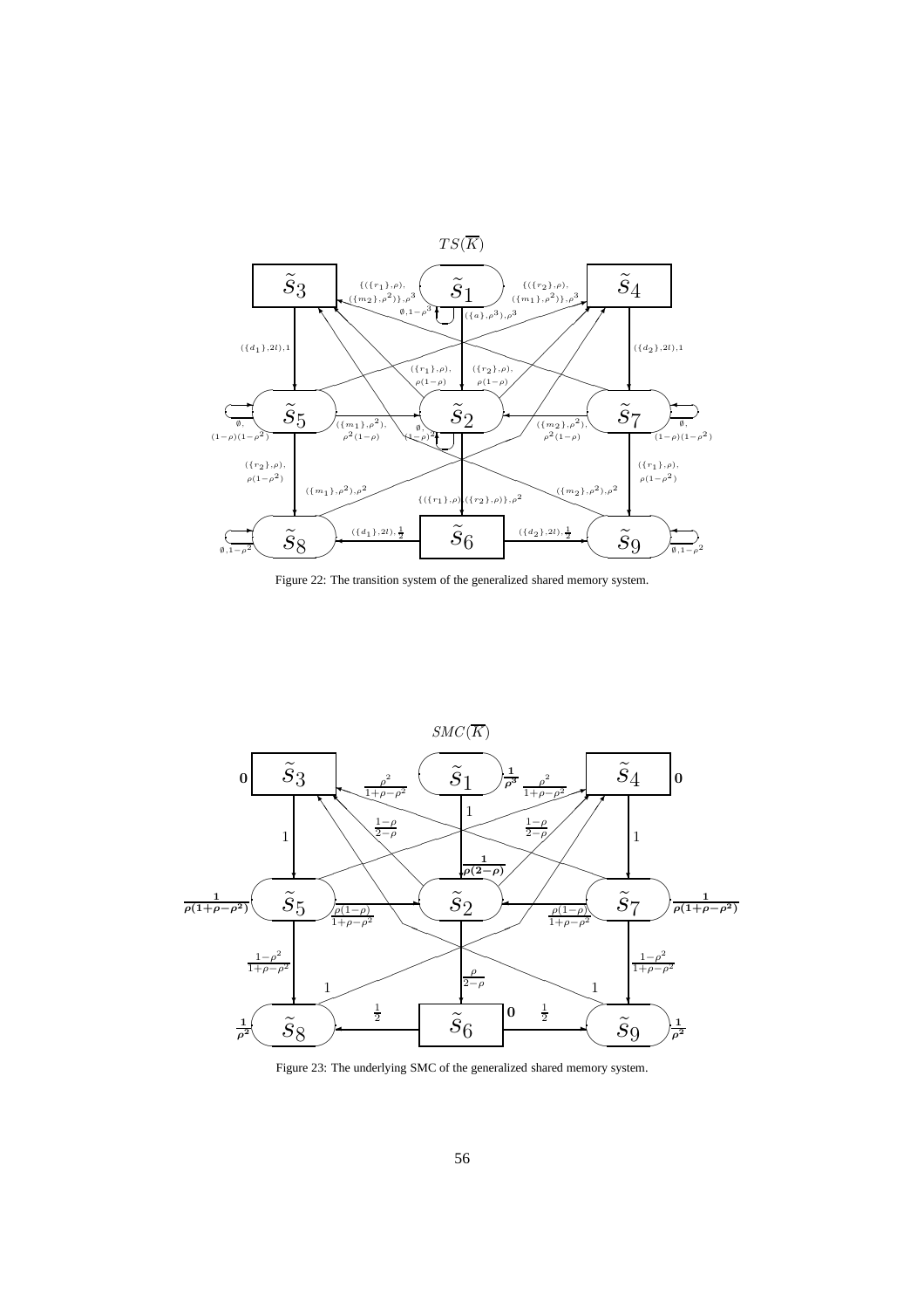Figure 22: The transition system of the generalized shared memory system.

Figure 23: The underlying SMC of the generalized shared memory system.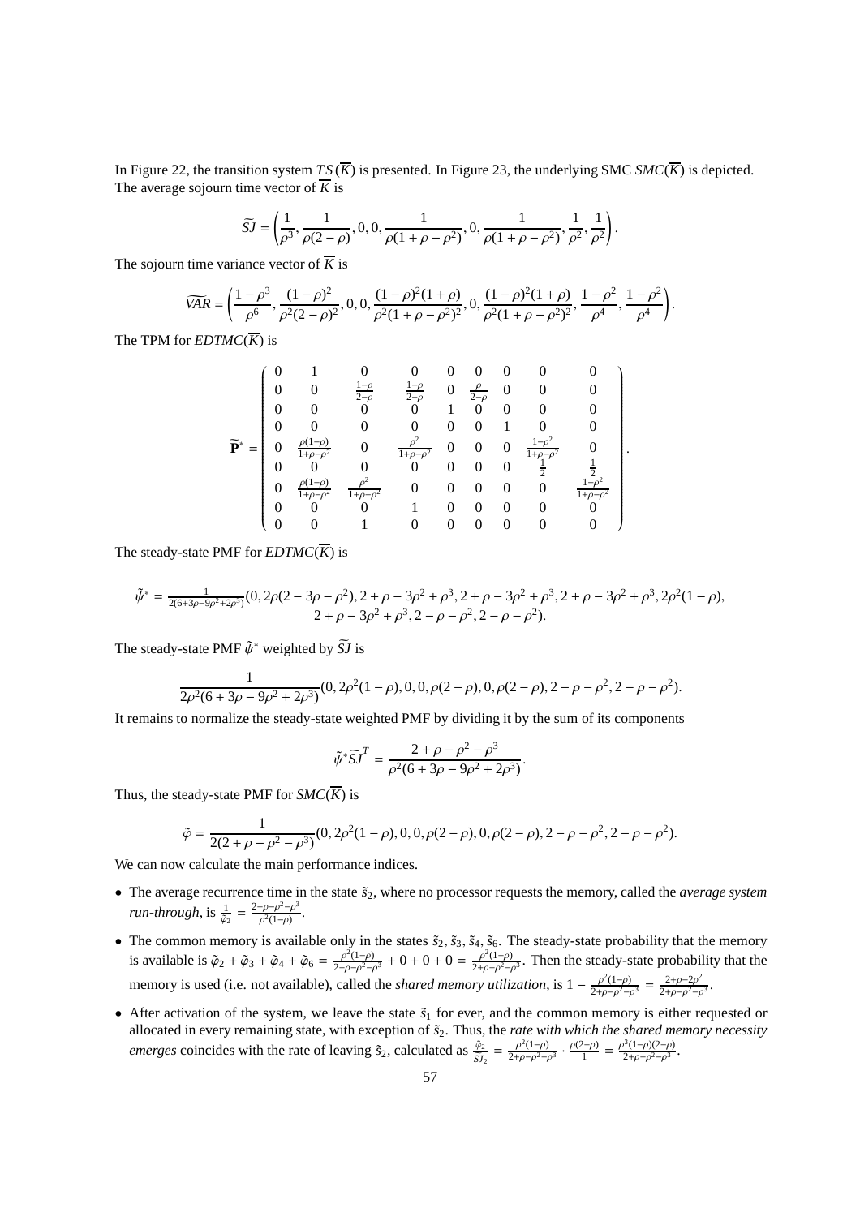In Figure 22, the transition system $TS(\overline{K})$ is presented. In Figure 23, the underlying SMC $SMC(\overline{K})$ is depicted. The average sojourn time vector of $\overline{K}$ is

$$\widetilde{SJ} = \left(\frac{1}{\rho^3}, \frac{1}{\rho(2-\rho)}, 0, 0, \frac{1}{\rho(1+\rho-\rho^2)}, 0, \frac{1}{\rho(1+\rho-\rho^2)}, \frac{1}{\rho^2}, \frac{1}{\rho^2}\right).$$

The sojourn time variance vector of $\overline{K}$ is

$$\widetilde{VAR} = \left(\frac{1-\rho^3}{\rho^6}, \frac{(1-\rho)^2}{\rho^2(2-\rho)^2}, 0, 0, \frac{(1-\rho)^2(1+\rho)}{\rho^2(1+\rho-\rho^2)^2}, 0, \frac{(1-\rho)^2(1+\rho)}{\rho^2(1+\rho-\rho^2)^2}, \frac{1-\rho^2}{\rho^4}, \frac{1-\rho^2}{\rho^4}\right).$$

The TPM for $EDTMC(\overline{K})$ is

$$\widetilde{\mathbf{P}}^* = \begin{pmatrix} 0 & 1 & 0 & 0 & 0 & 0 & 0 & 0 & 0 \\ 0 & 0 & \frac{1-\rho}{2-\rho} & \frac{1-\rho}{2-\rho} & 0 & \frac{\rho}{2-\rho} & 0 & 0 & 0 \\ 0 & 0 & 0 & 0 & 1 & 0 & 0 & 0 & 0 \\ 0 & 0 & 0 & 0 & 0 & 0 & 1 & 0 & 0 \\ 0 & \frac{\rho(1-\rho)}{1+\rho-\rho^2} & 0 & \frac{\rho^2}{1+\rho-\rho^2} & 0 & 0 & 0 & \frac{1-\rho^2}{1+\rho-\rho^2} & 0 \\ 0 & 0 & 0 & 0 & 0 & 0 & 0 & \frac{1}{2} & \frac{1}{2} \\ 0 & \frac{\rho(1-\rho)}{1+\rho-\rho^2} & \frac{\rho^2}{1+\rho-\rho^2} & 0 & 0 & 0 & 0 & 0 & \frac{1-\rho^2}{1+\rho-\rho^2} \\ 0 & 0 & 0 & 1 & 0 & 0 & 0 & 0 & 0 \\ 0 & 0 & 1 & 0 & 0 & 0 & 0 & 0 & 0 \end{pmatrix}.$$

The steady-state PMF for $EDTMC(\overline{K})$ is

$$\tilde{\psi}^* = \frac{1}{2(6+3\rho-9\rho^2+2\rho^3)}(0, 2\rho(2-3\rho-\rho^2), 2+\rho-3\rho^2+\rho^3, 2+\rho-3\rho^2+\rho^3, 2+\rho-3\rho^2+\rho^3, 2\rho^2(1-\rho), \\ 2+\rho-3\rho^2+\rho^3, 2-\rho-\rho^2, 2-\rho-\rho^2).$$

The steady-state PMF $\tilde{\psi}^*$ weighted by $\widetilde{SJ}$ is

$$\frac{1}{2\rho^2(6+3\rho-9\rho^2+2\rho^3)}(0, 2\rho^2(1-\rho), 0, 0, \rho(2-\rho), 0, \rho(2-\rho), 2-\rho-\rho^2, 2-\rho-\rho^2).$$

It remains to normalize the steady-state weighted PMF by dividing it by the sum of its components

$$\tilde{\psi}^*\widetilde{SJ}^T = \frac{2+\rho-\rho^2-\rho^3}{\rho^2(6+3\rho-9\rho^2+2\rho^3)}.$$

Thus, the steady-state PMF for $SMC(\overline{K})$ is

$$\tilde{\varphi} = \frac{1}{2(2+\rho-\rho^2-\rho^3)}(0, 2\rho^2(1-\rho), 0, 0, \rho(2-\rho), 0, \rho(2-\rho), 2-\rho-\rho^2, 2-\rho-\rho^2).$$

We can now calculate the main performance indices.

- The average recurrence time in the state $\tilde{s}_2$, where no processor requests the memory, called the *average system run-through*, is $\frac{1}{\tilde{\varphi}_2} = \frac{2+\rho-\rho^2-\rho^3}{\rho^2(1-\rho)}$.
- The common memory is available only in the states $\tilde{s}_2, \tilde{s}_3, \tilde{s}_4, \tilde{s}_6$. The steady-state probability that the memory is available is $\tilde{\varphi}_2 + \tilde{\varphi}_3 + \tilde{\varphi}_4 + \tilde{\varphi}_6 = \frac{\rho^2(1-\rho)}{2+\rho-\rho^2-\rho^3} + 0 + 0 + 0 = \frac{\rho^2(1-\rho)}{2+\rho-\rho^2-\rho^3}$. Then the steady-state probability that the memory is used (i.e. not available), called the *shared memory utilization*, is $1 - \frac{\rho^2(1-\rho)}{2+\rho-\rho^2-\rho^3} = \frac{2+\rho-2\rho^2}{2+\rho-\rho^2-\rho^3}$.
- After activation of the system, we leave the state $\tilde{s}_1$ for ever, and the common memory is either requested or allocated in every remaining state, with exception of $\tilde{s}_2$. Thus, the *rate with which the shared memory necessity emerges* coincides with the rate of leaving $\tilde{s}_2$, calculated as $\frac{\tilde{\varphi}_2}{\widetilde{SJ}_2} = \frac{\rho^2(1-\rho)}{2+\rho-\rho^2-\rho^3} \cdot \frac{\rho(2-\rho)}{1} = \frac{\rho^3(1-\rho)(2-\rho)}{2+\rho-\rho^2-\rho^3}$.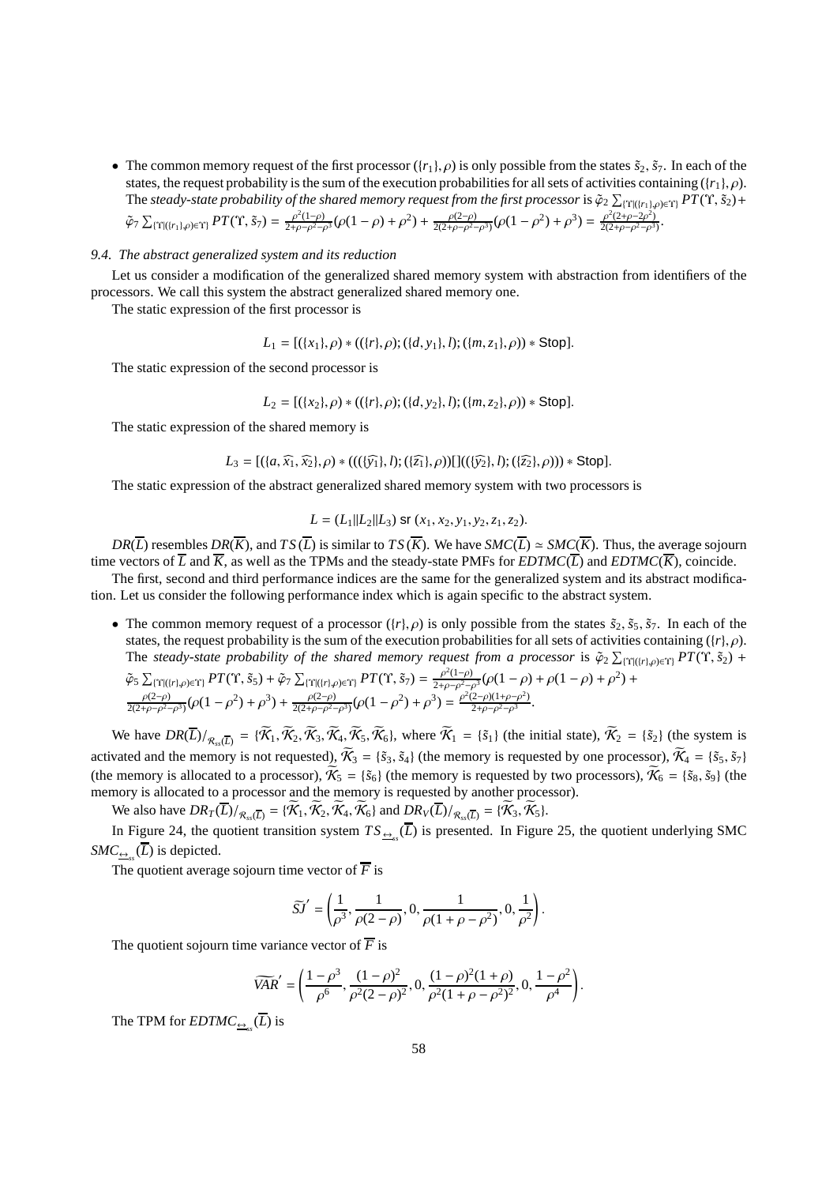- The common memory request of the first processor $(\{r_1\},\rho)$ is only possible from the states $\tilde{s}_2, \tilde{s}_7$. In each of the states, the request probability is the sum of the execution probabilities for all sets of activities containing $(\{r_1\},\rho)$. The *steady-state probability of the shared memory request from the first processor* is $\tilde{\varphi}_2 \sum_{\{\Upsilon|(\{r_1\},\rho)\in\Upsilon\}} PT(\Upsilon,\tilde{s}_2) + \tilde{\varphi}_7 \sum_{\{\Upsilon|(\{r_1\},\rho)\in\Upsilon\}} PT(\Upsilon,\tilde{s}_7) = \frac{\rho^2(1-\rho)}{2+\rho-\rho^2-\rho^3}(\rho(1-\rho)+\rho^2) + \frac{\rho(2-\rho)}{2(2+\rho-\rho^2-\rho^3)}(\rho(1-\rho^2)+\rho^3) = \frac{\rho^2(2+\rho-2\rho^2)}{2(2+\rho-\rho^2-\rho^3)}$.

### 9.4. The abstract generalized system and its reduction

Let us consider a modification of the generalized shared memory system with abstraction from identifiers of the processors. We call this system the abstract generalized shared memory one.

The static expression of the first processor is

$$L_1 = [(\{x_1\},\rho) * ((\{r\},\rho);(\{d,y_1\},l);(\{m,z_1\},\rho)) * \mathsf{Stop}].$$

The static expression of the second processor is

$$L_2 = [(\{x_2\},\rho) * ((\{r\},\rho);(\{d,y_2\},l);(\{m,z_2\},\rho)) * \mathsf{Stop}].$$

The static expression of the shared memory is

$$L_3 = [(\{a,\widehat{x_1},\widehat{x_2}\},\rho) * (((\{\widehat{y_1}\},l);(\{\widehat{z_1}\},\rho))[]((\{\widehat{y_2}\},l);(\{\widehat{z_2}\},\rho))) * \mathsf{Stop}].$$

The static expression of the abstract generalized shared memory system with two processors is

$$L = (L_1\|L_2\|L_3)\ \mathsf{sr}\ (x_1,x_2,y_1,y_2,z_1,z_2).$$

$DR(\overline{L})$ resembles $DR(\overline{K})$, and $TS(\overline{L})$ is similar to $TS(\overline{K})$. We have $SMC(\overline{L}) \simeq SMC(\overline{K})$. Thus, the average sojourn time vectors of $\overline{L}$ and $\overline{K}$, as well as the TPMs and the steady-state PMFs for $EDTMC(\overline{L})$ and $EDTMC(\overline{K})$, coincide.

The first, second and third performance indices are the same for the generalized system and its abstract modification. Let us consider the following performance index which is again specific to the abstract system.

- The common memory request of a processor $(\{r\},\rho)$ is only possible from the states $\tilde{s}_2, \tilde{s}_5, \tilde{s}_7$. In each of the states, the request probability is the sum of the execution probabilities for all sets of activities containing $(\{r\},\rho)$. The *steady-state probability of the shared memory request from a processor* is $\tilde{\varphi}_2 \sum_{\{\Upsilon|(\{r\},\rho)\in\Upsilon\}} PT(\Upsilon,\tilde{s}_2) + \tilde{\varphi}_5 \sum_{\{\Upsilon|(\{r\},\rho)\in\Upsilon\}} PT(\Upsilon,\tilde{s}_5) + \tilde{\varphi}_7 \sum_{\{\Upsilon|(\{r\},\rho)\in\Upsilon\}} PT(\Upsilon,\tilde{s}_7) = \frac{\rho^2(1-\rho)}{2+\rho-\rho^2-\rho^3}(\rho(1-\rho)+\rho(1-\rho)+\rho^2) + \frac{\rho(2-\rho)}{2(2+\rho-\rho^2-\rho^3)}(\rho(1-\rho^2)+\rho^3) + \frac{\rho(2-\rho)}{2(2+\rho-\rho^2-\rho^3)}(\rho(1-\rho^2)+\rho^3) = \frac{\rho^2(2-\rho)(1+\rho-\rho^2)}{2+\rho-\rho^2-\rho^3}$.

We have $DR(\overline{L})/_{\mathcal{R}_{ss}(\overline{L})} = \{\widetilde{\mathcal{K}}_1,\widetilde{\mathcal{K}}_2,\widetilde{\mathcal{K}}_3,\widetilde{\mathcal{K}}_4,\widetilde{\mathcal{K}}_5,\widetilde{\mathcal{K}}_6\}$, where $\widetilde{\mathcal{K}}_1 = \{\tilde{s}_1\}$ (the initial state), $\widetilde{\mathcal{K}}_2 = \{\tilde{s}_2\}$ (the system is activated and the memory is not requested), $\widetilde{\mathcal{K}}_3 = \{\tilde{s}_3,\tilde{s}_4\}$ (the memory is requested by one processor), $\widetilde{\mathcal{K}}_4 = \{\tilde{s}_5,\tilde{s}_7\}$ (the memory is allocated to a processor), $\widetilde{\mathcal{K}}_5 = \{\tilde{s}_6\}$ (the memory is requested by two processors), $\widetilde{\mathcal{K}}_6 = \{\tilde{s}_8,\tilde{s}_9\}$ (the memory is allocated to a processor and the memory is requested by another processor).

We also have $DR_T(\overline{L})/_{\mathcal{R}_{ss}(\overline{L})} = \{\widetilde{\mathcal{K}}_1,\widetilde{\mathcal{K}}_2,\widetilde{\mathcal{K}}_4,\widetilde{\mathcal{K}}_6\}$ and $DR_V(\overline{L})/_{\mathcal{R}_{ss}(\overline{L})} = \{\widetilde{\mathcal{K}}_3,\widetilde{\mathcal{K}}_5\}$.

In Figure 24, the quotient transition system $TS_{\underline{\leftrightarrow}_{ss}}(\overline{L})$ is presented. In Figure 25, the quotient underlying SMC $SMC_{\underline{\leftrightarrow}_{ss}}(\overline{L})$ is depicted.

The quotient average sojourn time vector of $\overline{F}$ is

$$\widetilde{SJ}' = \left(\frac{1}{\rho^3}, \frac{1}{\rho(2-\rho)}, 0, \frac{1}{\rho(1+\rho-\rho^2)}, 0, \frac{1}{\rho^2}\right).$$

The quotient sojourn time variance vector of $\overline{F}$ is

$$\widetilde{VAR}' = \left(\frac{1-\rho^3}{\rho^6}, \frac{(1-\rho)^2}{\rho^2(2-\rho)^2}, 0, \frac{(1-\rho)^2(1+\rho)}{\rho^2(1+\rho-\rho^2)^2}, 0, \frac{1-\rho^2}{\rho^4}\right).$$

The TPM for $EDTMC_{\underline{\leftrightarrow}_{ss}}(\overline{L})$ is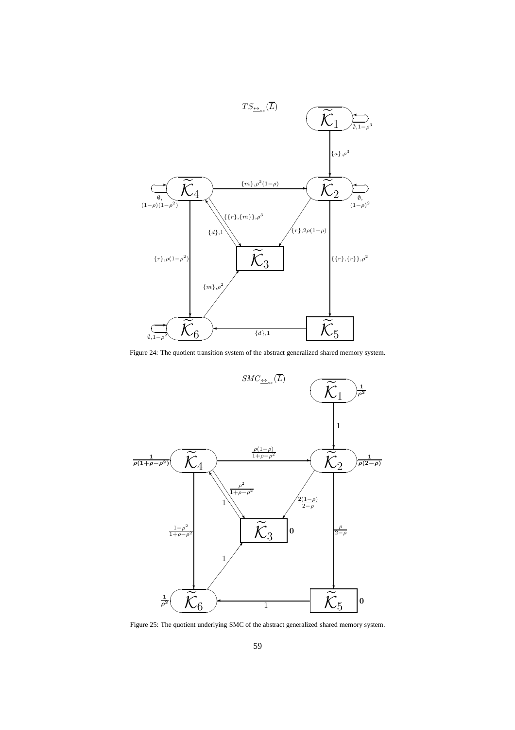Figure 24: The quotient transition system of the abstract generalized shared memory system.

Figure 25: The quotient underlying SMC of the abstract generalized shared memory system.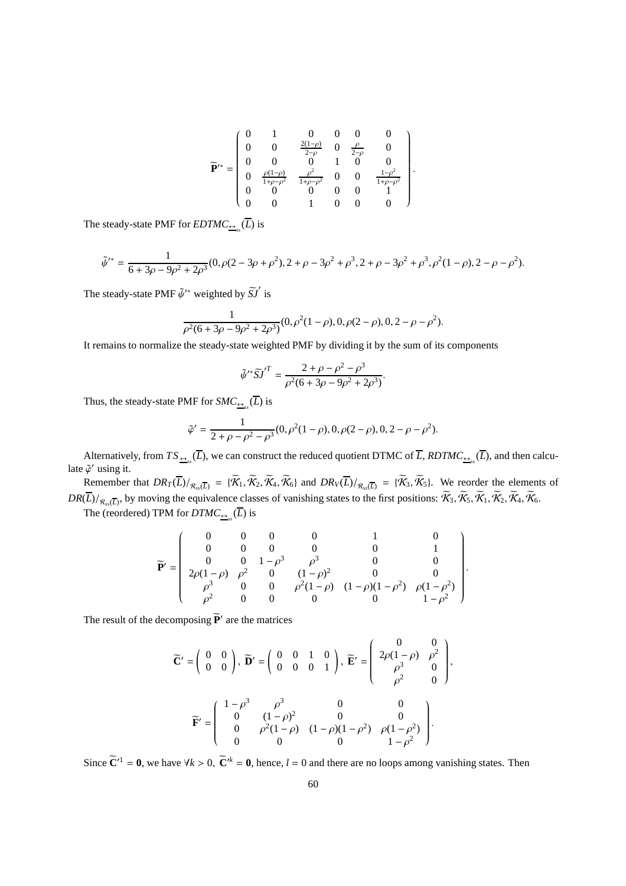$$\widetilde{\mathbf{P}}'^{*} = \begin{pmatrix} 0 & 1 & 0 & 0 & 0 & 0 \\ 0 & 0 & \frac{2(1-\rho)}{2-\rho} & 0 & \frac{\rho}{2-\rho} & 0 \\ 0 & 0 & 0 & 1 & 0 & 0 \\ 0 & \frac{\rho(1-\rho)}{1+\rho-\rho^2} & \frac{\rho^2}{1+\rho-\rho^2} & 0 & 0 & \frac{1-\rho^2}{1+\rho-\rho^2} \\ 0 & 0 & 0 & 0 & 0 & 1 \\ 0 & 0 & 1 & 0 & 0 & 0 \end{pmatrix}.$$

The steady-state PMF for $EDTMC_{\underline{\leftrightarrow}_{ss}}(\overline{L})$ is

$$\tilde{\psi}'^{*} = \frac{1}{6+3\rho-9\rho^2+2\rho^3}(0, \rho(2-3\rho+\rho^2), 2+\rho-3\rho^2+\rho^3, 2+\rho-3\rho^2+\rho^3, \rho^2(1-\rho), 2-\rho-\rho^2).$$

The steady-state PMF $\tilde{\psi}'^{*}$ weighted by $\widetilde{SJ}'$ is

$$\frac{1}{\rho^2(6+3\rho-9\rho^2+2\rho^3)}(0, \rho^2(1-\rho), 0, \rho(2-\rho), 0, 2-\rho-\rho^2).$$

It remains to normalize the steady-state weighted PMF by dividing it by the sum of its components

$$\tilde{\psi}'^{*}\widetilde{SJ}'^{T} = \frac{2+\rho-\rho^2-\rho^3}{\rho^2(6+3\rho-9\rho^2+2\rho^3)}.$$

Thus, the steady-state PMF for $SMC_{\underline{\leftrightarrow}_{ss}}(\overline{L})$ is

$$\tilde{\varphi}' = \frac{1}{2+\rho-\rho^2-\rho^3}(0, \rho^2(1-\rho), 0, \rho(2-\rho), 0, 2-\rho-\rho^2).$$

Alternatively, from $TS_{\underline{\leftrightarrow}_{ss}}(\overline{L})$, we can construct the reduced quotient DTMC of $\overline{L}$, $RDTMC_{\underline{\leftrightarrow}_{ss}}(\overline{L})$, and then calculate $\tilde{\varphi}'$ using it.

Remember that $DR_T(\overline{L})/_{\mathcal{R}_{ss}(\overline{L})} = \{\widetilde{\mathcal{K}}_1, \widetilde{\mathcal{K}}_2, \widetilde{\mathcal{K}}_4, \widetilde{\mathcal{K}}_6\}$ and $DR_V(\overline{L})/_{\mathcal{R}_{ss}(\overline{L})} = \{\widetilde{\mathcal{K}}_3, \widetilde{\mathcal{K}}_5\}$. We reorder the elements of $DR(\overline{L})/_{\mathcal{R}_{ss}(\overline{L})}$, by moving the equivalence classes of vanishing states to the first positions: $\widetilde{\mathcal{K}}_3, \widetilde{\mathcal{K}}_5, \widetilde{\mathcal{K}}_1, \widetilde{\mathcal{K}}_2, \widetilde{\mathcal{K}}_4, \widetilde{\mathcal{K}}_6$.

The (reordered) TPM for $DTMC_{\underline{\leftrightarrow}_{ss}}(\overline{L})$ is

$$\widetilde{\mathbf{P}}' = \begin{pmatrix} 0 & 0 & 0 & 0 & 1 & 0 \\ 0 & 0 & 0 & 0 & 0 & 1 \\ 0 & 0 & 1-\rho^3 & \rho^3 & 0 & 0 \\ 2\rho(1-\rho) & \rho^2 & 0 & (1-\rho)^2 & 0 & 0 \\ \rho^3 & 0 & 0 & \rho^2(1-\rho) & (1-\rho)(1-\rho^2) & \rho(1-\rho^2) \\ \rho^2 & 0 & 0 & 0 & 0 & 1-\rho^2 \end{pmatrix}.$$

The result of the decomposing $\widetilde{\mathbf{P}}'$ are the matrices

$$\widetilde{\mathbf{C}}' = \begin{pmatrix} 0 & 0 \\ 0 & 0 \end{pmatrix},\ \widetilde{\mathbf{D}}' = \begin{pmatrix} 0 & 0 & 1 & 0 \\ 0 & 0 & 0 & 1 \end{pmatrix},\ \widetilde{\mathbf{E}}' = \begin{pmatrix} 0 & 0 \\ 2\rho(1-\rho) & \rho^2 \\ \rho^3 & 0 \\ \rho^2 & 0 \end{pmatrix},$$

$$\widetilde{\mathbf{F}}' = \begin{pmatrix} 1-\rho^3 & \rho^3 & 0 & 0 \\ 0 & (1-\rho)^2 & 0 & 0 \\ 0 & \rho^2(1-\rho) & (1-\rho)(1-\rho^2) & \rho(1-\rho^2) \\ 0 & 0 & 0 & 1-\rho^2 \end{pmatrix}.$$

Since $\widetilde{\mathbf{C}}'^1 = \mathbf{0}$, we have $\forall k > 0,\ \widetilde{\mathbf{C}}'^k = \mathbf{0}$, hence, $l = 0$ and there are no loops among vanishing states. Then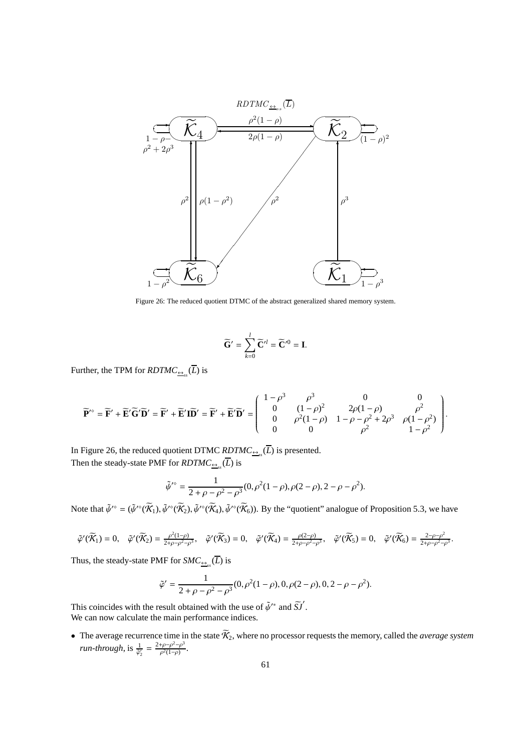Figure 26: The reduced quotient DTMC of the abstract generalized shared memory system.

$$\widetilde{\mathbf{G}}' = \sum_{k=0}^{l} \widetilde{\mathbf{C}}'^{l} = \widetilde{\mathbf{C}}'^{0} = \mathbf{I}.$$

Further, the TPM for $RDTMC_{\underline{\leftrightarrow}_{ss}}(\overline{L})$ is

$$\widetilde{\mathbf{P}}'^{\diamond} = \widetilde{\mathbf{F}}' + \widetilde{\mathbf{E}}'\widetilde{\mathbf{G}}'\widetilde{\mathbf{D}}' = \widetilde{\mathbf{F}}' + \widetilde{\mathbf{E}}'\mathbf{I}\widetilde{\mathbf{D}}' = \widetilde{\mathbf{F}}' + \widetilde{\mathbf{E}}'\widetilde{\mathbf{D}}' = \begin{pmatrix} 1-\rho^3 & \rho^3 & 0 & 0 \\ 0 & (1-\rho)^2 & 2\rho(1-\rho) & \rho^2 \\ 0 & \rho^2(1-\rho) & 1-\rho-\rho^2+2\rho^3 & \rho(1-\rho^2) \\ 0 & 0 & \rho^2 & 1-\rho^2 \end{pmatrix}.$$

In Figure 26, the reduced quotient DTMC $RDTMC_{\underline{\leftrightarrow}_{ss}}(\overline{L})$ is presented.
Then the steady-state PMF for $RDTMC_{\underline{\leftrightarrow}_{ss}}(\overline{L})$ is

$$\tilde{\psi}'^{\diamond} = \frac{1}{2+\rho-\rho^2-\rho^3}(0, \rho^2(1-\rho), \rho(2-\rho), 2-\rho-\rho^2).$$

Note that $\tilde{\psi}'^{\diamond} = (\tilde{\psi}'^{\diamond}(\widetilde{\mathcal{K}}_1), \tilde{\psi}'^{\diamond}(\widetilde{\mathcal{K}}_2), \tilde{\psi}'^{\diamond}(\widetilde{\mathcal{K}}_4), \tilde{\psi}'^{\diamond}(\widetilde{\mathcal{K}}_6))$. By the "quotient" analogue of Proposition 5.3, we have

$$\tilde{\varphi}'(\widetilde{\mathcal{K}}_1) = 0, \quad \tilde{\varphi}'(\widetilde{\mathcal{K}}_2) = \frac{\rho^2(1-\rho)}{2+\rho-\rho^2-\rho^3}, \quad \tilde{\varphi}'(\widetilde{\mathcal{K}}_3) = 0, \quad \tilde{\varphi}'(\widetilde{\mathcal{K}}_4) = \frac{\rho(2-\rho)}{2+\rho-\rho^2-\rho^3}, \quad \tilde{\varphi}'(\widetilde{\mathcal{K}}_5) = 0, \quad \tilde{\varphi}'(\widetilde{\mathcal{K}}_6) = \frac{2-\rho-\rho^2}{2+\rho-\rho^2-\rho^3}.$$

Thus, the steady-state PMF for $SMC_{\underline{\leftrightarrow}_{ss}}(\overline{L})$ is

$$\tilde{\varphi}' = \frac{1}{2+\rho-\rho^2-\rho^3}(0, \rho^2(1-\rho), 0, \rho(2-\rho), 0, 2-\rho-\rho^2).$$

This coincides with the result obtained with the use of $\tilde{\psi}'^{*}$ and $\widetilde{SJ}'$.
We can now calculate the main performance indices.

- The average recurrence time in the state $\widetilde{\mathcal{K}}_2$, where no processor requests the memory, called the *average system run-through*, is $\frac{1}{\tilde{\varphi}'_2} = \frac{2+\rho-\rho^2-\rho^3}{\rho^2(1-\rho)}$.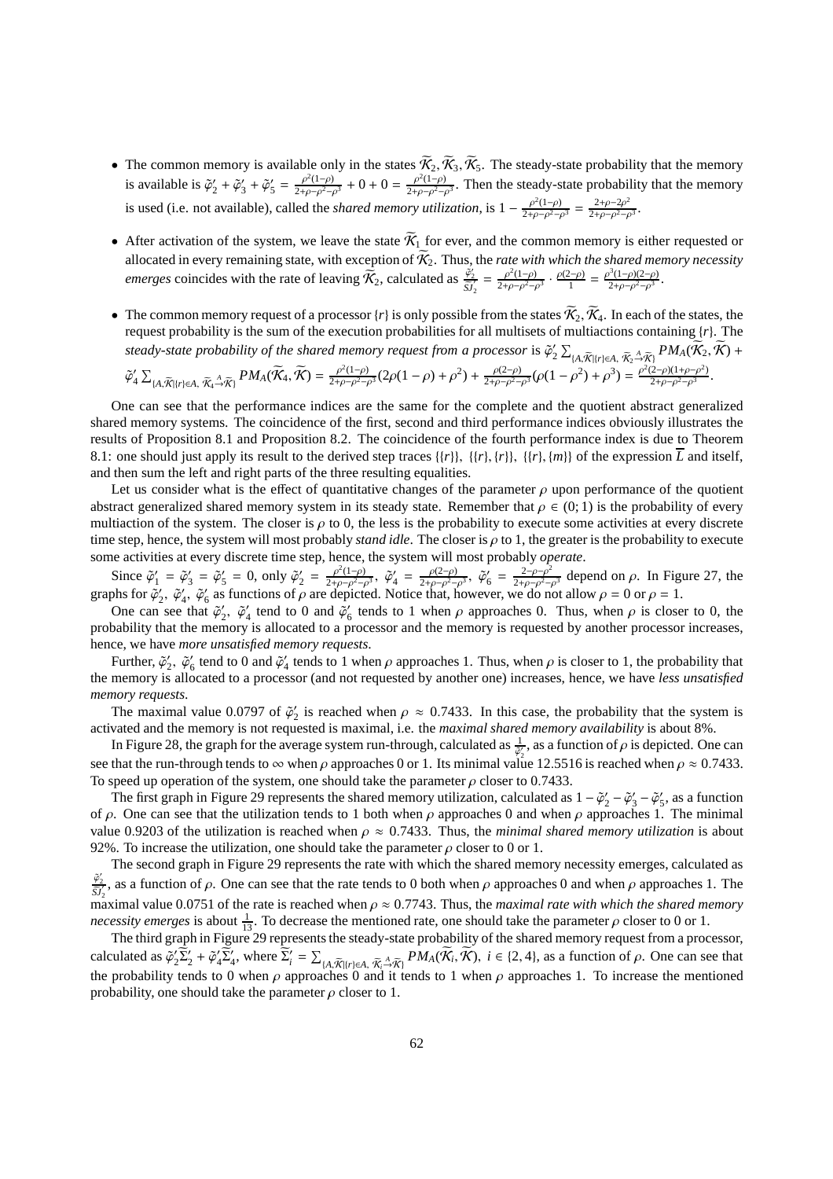- The common memory is available only in the states $\widetilde{\mathcal{K}}_2, \widetilde{\mathcal{K}}_3, \widetilde{\mathcal{K}}_5$. The steady-state probability that the memory is available is $\tilde{\varphi}'_2 + \tilde{\varphi}'_3 + \tilde{\varphi}'_5 = \frac{\rho^2(1-\rho)}{2+\rho-\rho^2-\rho^3} + 0 + 0 = \frac{\rho^2(1-\rho)}{2+\rho-\rho^2-\rho^3}$. Then the steady-state probability that the memory is used (i.e. not available), called the *shared memory utilization*, is $1 - \frac{\rho^2(1-\rho)}{2+\rho-\rho^2-\rho^3} = \frac{2+\rho-2\rho^2}{2+\rho-\rho^2-\rho^3}$.

- After activation of the system, we leave the state $\widetilde{\mathcal{K}}_1$ for ever, and the common memory is either requested or allocated in every remaining state, with exception of $\widetilde{\mathcal{K}}_2$. Thus, the *rate with which the shared memory necessity emerges* coincides with the rate of leaving $\widetilde{\mathcal{K}}_2$, calculated as $\frac{\tilde{\varphi}'_2}{\widetilde{SJ}'_2} = \frac{\rho^2(1-\rho)}{2+\rho-\rho^2-\rho^3} \cdot \frac{\rho(2-\rho)}{1} = \frac{\rho^3(1-\rho)(2-\rho)}{2+\rho-\rho^2-\rho^3}$.

- The common memory request of a processor $\{r\}$ is only possible from the states $\widetilde{\mathcal{K}}_2, \widetilde{\mathcal{K}}_4$. In each of the states, the request probability is the sum of the execution probabilities for all multisets of multiactions containing $\{r\}$. The *steady-state probability of the shared memory request from a processor* is $\tilde{\varphi}'_2 \sum_{\{A,\widetilde{\mathcal{K}}|\{r\}\in A,\ \widetilde{\mathcal{K}}_2 \xrightarrow{A} \widetilde{\mathcal{K}}\}} PM_A(\widetilde{\mathcal{K}}_2, \widetilde{\mathcal{K}}) + \tilde{\varphi}'_4 \sum_{\{A,\widetilde{\mathcal{K}}|\{r\}\in A,\ \widetilde{\mathcal{K}}_4 \xrightarrow{A} \widetilde{\mathcal{K}}\}} PM_A(\widetilde{\mathcal{K}}_4, \widetilde{\mathcal{K}}) = \frac{\rho^2(1-\rho)}{2+\rho-\rho^2-\rho^3}(2\rho(1-\rho)+\rho^2) + \frac{\rho(2-\rho)}{2+\rho-\rho^2-\rho^3}(\rho(1-\rho^2)+\rho^3) = \frac{\rho^2(2-\rho)(1+\rho-\rho^2)}{2+\rho-\rho^2-\rho^3}$.

One can see that the performance indices are the same for the complete and the quotient abstract generalized shared memory systems. The coincidence of the first, second and third performance indices obviously illustrates the results of Proposition 8.1 and Proposition 8.2. The coincidence of the fourth performance index is due to Theorem 8.1: one should just apply its result to the derived step traces $\{\{r\}\}$, $\{\{r\},\{r\}\}$, $\{\{r\},\{m\}\}$ of the expression $\overline{L}$ and itself, and then sum the left and right parts of the three resulting equalities.

Let us consider what is the effect of quantitative changes of the parameter $\rho$ upon performance of the quotient abstract generalized shared memory system in its steady state. Remember that $\rho \in (0;1)$ is the probability of every multiaction of the system. The closer is $\rho$ to 0, the less is the probability to execute some activities at every discrete time step, hence, the system will most probably *stand idle*. The closer is $\rho$ to 1, the greater is the probability to execute some activities at every discrete time step, hence, the system will most probably *operate*.

Since $\tilde{\varphi}'_1 = \tilde{\varphi}'_3 = \tilde{\varphi}'_5 = 0$, only $\tilde{\varphi}'_2 = \frac{\rho^2(1-\rho)}{2+\rho-\rho^2-\rho^3}$, $\tilde{\varphi}'_4 = \frac{\rho(2-\rho)}{2+\rho-\rho^2-\rho^3}$, $\tilde{\varphi}'_6 = \frac{2-\rho-\rho^2}{2+\rho-\rho^2-\rho^3}$ depend on $\rho$. In Figure 27, the graphs for $\tilde{\varphi}'_2$, $\tilde{\varphi}'_4$, $\tilde{\varphi}'_6$ as functions of $\rho$ are depicted. Notice that, however, we do not allow $\rho = 0$ or $\rho = 1$.

One can see that $\tilde{\varphi}'_2$, $\tilde{\varphi}'_4$ tend to 0 and $\tilde{\varphi}'_6$ tends to 1 when $\rho$ approaches 0. Thus, when $\rho$ is closer to 0, the probability that the memory is allocated to a processor and the memory is requested by another processor increases, hence, we have *more unsatisfied memory requests*.

Further, $\tilde{\varphi}'_2$, $\tilde{\varphi}'_6$ tend to 0 and $\tilde{\varphi}'_4$ tends to 1 when $\rho$ approaches 1. Thus, when $\rho$ is closer to 1, the probability that the memory is allocated to a processor (and not requested by another one) increases, hence, we have *less unsatisfied memory requests*.

The maximal value 0.0797 of $\tilde{\varphi}'_2$ is reached when $\rho \approx 0.7433$. In this case, the probability that the system is activated and the memory is not requested is maximal, i.e. the *maximal shared memory availability* is about 8%.

In Figure 28, the graph for the average system run-through, calculated as $\frac{1}{\tilde{\varphi}'_2}$, as a function of $\rho$ is depicted. One can see that the run-through tends to $\infty$ when $\rho$ approaches 0 or 1. Its minimal value 12.5516 is reached when $\rho \approx 0.7433$. To speed up operation of the system, one should take the parameter $\rho$ closer to 0.7433.

The first graph in Figure 29 represents the shared memory utilization, calculated as $1 - \tilde{\varphi}'_2 - \tilde{\varphi}'_3 - \tilde{\varphi}'_5$, as a function of $\rho$. One can see that the utilization tends to 1 both when $\rho$ approaches 0 and when $\rho$ approaches 1. The minimal value 0.9203 of the utilization is reached when $\rho \approx 0.7433$. Thus, the *minimal shared memory utilization* is about 92%. To increase the utilization, one should take the parameter $\rho$ closer to 0 or 1.

The second graph in Figure 29 represents the rate with which the shared memory necessity emerges, calculated as $\frac{\tilde{\varphi}'_2}{\widetilde{SJ}'_2}$, as a function of $\rho$. One can see that the rate tends to 0 both when $\rho$ approaches 0 and when $\rho$ approaches 1. The maximal value 0.0751 of the rate is reached when $\rho \approx 0.7743$. Thus, the *maximal rate with which the shared memory necessity emerges* is about $\frac{1}{13}$. To decrease the mentioned rate, one should take the parameter $\rho$ closer to 0 or 1.

The third graph in Figure 29 represents the steady-state probability of the shared memory request from a processor, calculated as $\tilde{\varphi}'_2\widetilde{\Sigma}'_2 + \tilde{\varphi}'_4\widetilde{\Sigma}'_4$, where $\widetilde{\Sigma}'_i = \sum_{\{A,\widetilde{\mathcal{K}}|\{r\}\in A,\ \widetilde{\mathcal{K}}_i \xrightarrow{A} \widetilde{\mathcal{K}}\}} PM_A(\widetilde{\mathcal{K}}_i, \widetilde{\mathcal{K}})$, $i \in \{2,4\}$, as a function of $\rho$. One can see that the probability tends to 0 when $\rho$ approaches 0 and it tends to 1 when $\rho$ approaches 1. To increase the mentioned probability, one should take the parameter $\rho$ closer to 1.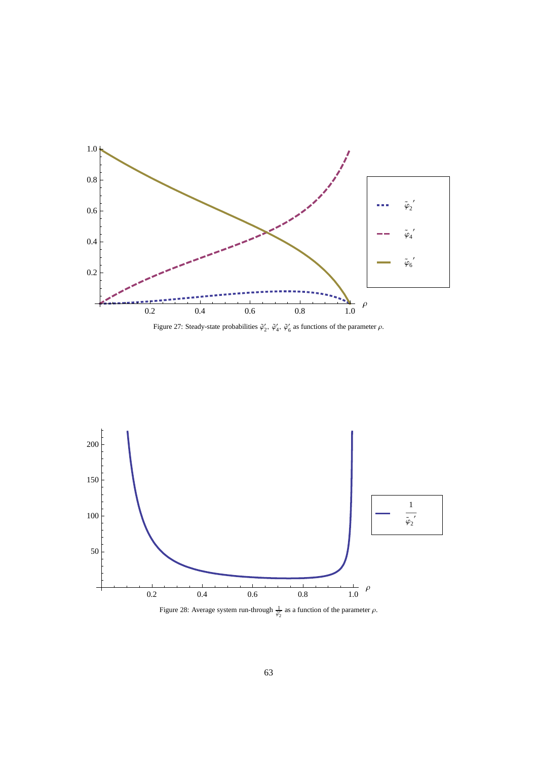Figure 27: Steady-state probabilities $\tilde{\varphi}_2'$, $\tilde{\varphi}_4'$, $\tilde{\varphi}_6'$ as functions of the parameter $\rho$.

Figure 28: Average system run-through $\frac{1}{\tilde{\varphi}_2'}$ as a function of the parameter $\rho$.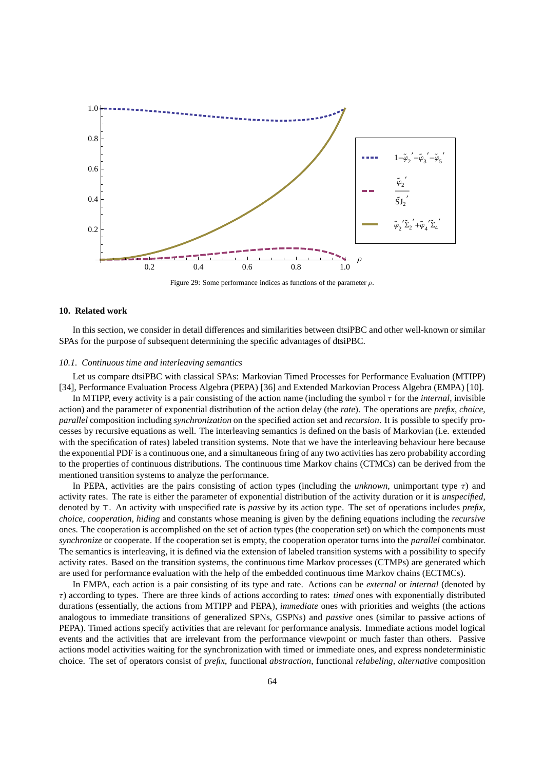Figure 29: Some performance indices as functions of the parameter $\rho$.

## 10. Related work

In this section, we consider in detail differences and similarities between dtsiPBC and other well-known or similar SPAs for the purpose of subsequent determining the specific advantages of dtsiPBC.

### 10.1. Continuous time and interleaving semantics

Let us compare dtsiPBC with classical SPAs: Markovian Timed Processes for Performance Evaluation (MTIPP) [34], Performance Evaluation Process Algebra (PEPA) [36] and Extended Markovian Process Algebra (EMPA) [10].

In MTIPP, every activity is a pair consisting of the action name (including the symbol $\tau$ for the *internal*, invisible action) and the parameter of exponential distribution of the action delay (the *rate*). The operations are *prefix*, *choice*, *parallel* composition including *synchronization* on the specified action set and *recursion*. It is possible to specify processes by recursive equations as well. The interleaving semantics is defined on the basis of Markovian (i.e. extended with the specification of rates) labeled transition systems. Note that we have the interleaving behaviour here because the exponential PDF is a continuous one, and a simultaneous firing of any two activities has zero probability according to the properties of continuous distributions. The continuous time Markov chains (CTMCs) can be derived from the mentioned transition systems to analyze the performance.

In PEPA, activities are the pairs consisting of action types (including the *unknown*, unimportant type $\tau$) and activity rates. The rate is either the parameter of exponential distribution of the activity duration or it is *unspecified*, denoted by $\top$. An activity with unspecified rate is *passive* by its action type. The set of operations includes *prefix*, *choice*, *cooperation*, *hiding* and constants whose meaning is given by the defining equations including the *recursive* ones. The cooperation is accomplished on the set of action types (the cooperation set) on which the components must *synchronize* or cooperate. If the cooperation set is empty, the cooperation operator turns into the *parallel* combinator. The semantics is interleaving, it is defined via the extension of labeled transition systems with a possibility to specify activity rates. Based on the transition systems, the continuous time Markov processes (CTMPs) are generated which are used for performance evaluation with the help of the embedded continuous time Markov chains (ECTMCs).

In EMPA, each action is a pair consisting of its type and rate. Actions can be *external* or *internal* (denoted by $\tau$) according to types. There are three kinds of actions according to rates: *timed* ones with exponentially distributed durations (essentially, the actions from MTIPP and PEPA), *immediate* ones with priorities and weights (the actions analogous to immediate transitions of generalized SPNs, GSPNs) and *passive* ones (similar to passive actions of PEPA). Timed actions specify activities that are relevant for performance analysis. Immediate actions model logical events and the activities that are irrelevant from the performance viewpoint or much faster than others. Passive actions model activities waiting for the synchronization with timed or immediate ones, and express nondeterministic choice. The set of operators consist of *prefix*, functional *abstraction*, functional *relabeling*, *alternative* composition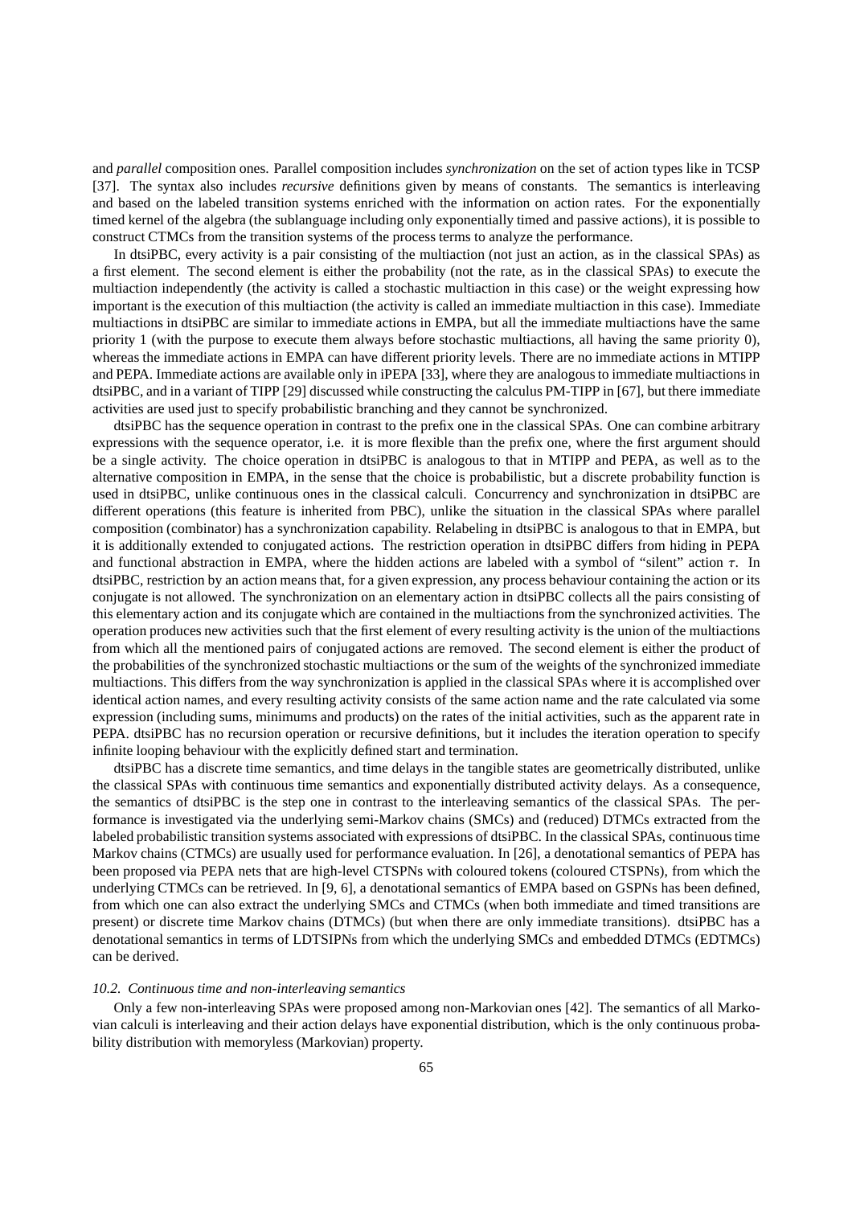and *parallel* composition ones. Parallel composition includes *synchronization* on the set of action types like in TCSP [37]. The syntax also includes *recursive* definitions given by means of constants. The semantics is interleaving and based on the labeled transition systems enriched with the information on action rates. For the exponentially timed kernel of the algebra (the sublanguage including only exponentially timed and passive actions), it is possible to construct CTMCs from the transition systems of the process terms to analyze the performance.

In dtsiPBC, every activity is a pair consisting of the multiaction (not just an action, as in the classical SPAs) as a first element. The second element is either the probability (not the rate, as in the classical SPAs) to execute the multiaction independently (the activity is called a stochastic multiaction in this case) or the weight expressing how important is the execution of this multiaction (the activity is called an immediate multiaction in this case). Immediate multiactions in dtsiPBC are similar to immediate actions in EMPA, but all the immediate multiactions have the same priority 1 (with the purpose to execute them always before stochastic multiactions, all having the same priority 0), whereas the immediate actions in EMPA can have different priority levels. There are no immediate actions in MTIPP and PEPA. Immediate actions are available only in iPEPA [33], where they are analogous to immediate multiactions in dtsiPBC, and in a variant of TIPP [29] discussed while constructing the calculus PM-TIPP in [67], but there immediate activities are used just to specify probabilistic branching and they cannot be synchronized.

dtsiPBC has the sequence operation in contrast to the prefix one in the classical SPAs. One can combine arbitrary expressions with the sequence operator, i.e. it is more flexible than the prefix one, where the first argument should be a single activity. The choice operation in dtsiPBC is analogous to that in MTIPP and PEPA, as well as to the alternative composition in EMPA, in the sense that the choice is probabilistic, but a discrete probability function is used in dtsiPBC, unlike continuous ones in the classical calculi. Concurrency and synchronization in dtsiPBC are different operations (this feature is inherited from PBC), unlike the situation in the classical SPAs where parallel composition (combinator) has a synchronization capability. Relabeling in dtsiPBC is analogous to that in EMPA, but it is additionally extended to conjugated actions. The restriction operation in dtsiPBC differs from hiding in PEPA and functional abstraction in EMPA, where the hidden actions are labeled with a symbol of "silent" action $\tau$. In dtsiPBC, restriction by an action means that, for a given expression, any process behaviour containing the action or its conjugate is not allowed. The synchronization on an elementary action in dtsiPBC collects all the pairs consisting of this elementary action and its conjugate which are contained in the multiactions from the synchronized activities. The operation produces new activities such that the first element of every resulting activity is the union of the multiactions from which all the mentioned pairs of conjugated actions are removed. The second element is either the product of the probabilities of the synchronized stochastic multiactions or the sum of the weights of the synchronized immediate multiactions. This differs from the way synchronization is applied in the classical SPAs where it is accomplished over identical action names, and every resulting activity consists of the same action name and the rate calculated via some expression (including sums, minimums and products) on the rates of the initial activities, such as the apparent rate in PEPA. dtsiPBC has no recursion operation or recursive definitions, but it includes the iteration operation to specify infinite looping behaviour with the explicitly defined start and termination.

dtsiPBC has a discrete time semantics, and time delays in the tangible states are geometrically distributed, unlike the classical SPAs with continuous time semantics and exponentially distributed activity delays. As a consequence, the semantics of dtsiPBC is the step one in contrast to the interleaving semantics of the classical SPAs. The performance is investigated via the underlying semi-Markov chains (SMCs) and (reduced) DTMCs extracted from the labeled probabilistic transition systems associated with expressions of dtsiPBC. In the classical SPAs, continuous time Markov chains (CTMCs) are usually used for performance evaluation. In [26], a denotational semantics of PEPA has been proposed via PEPA nets that are high-level CTSPNs with coloured tokens (coloured CTSPNs), from which the underlying CTMCs can be retrieved. In [9, 6], a denotational semantics of EMPA based on GSPNs has been defined, from which one can also extract the underlying SMCs and CTMCs (when both immediate and timed transitions are present) or discrete time Markov chains (DTMCs) (but when there are only immediate transitions). dtsiPBC has a denotational semantics in terms of LDTSIPNs from which the underlying SMCs and embedded DTMCs (EDTMCs) can be derived.

### *10.2. Continuous time and non-interleaving semantics*

Only a few non-interleaving SPAs were proposed among non-Markovian ones [42]. The semantics of all Markovian calculi is interleaving and their action delays have exponential distribution, which is the only continuous probability distribution with memoryless (Markovian) property.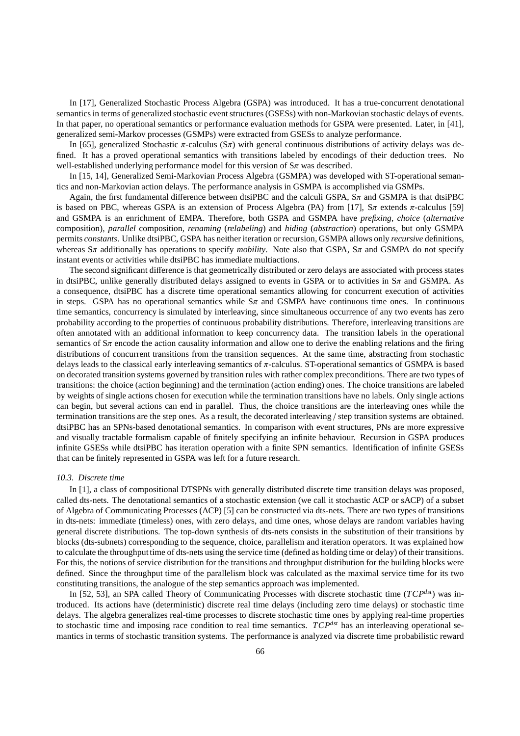In [17], Generalized Stochastic Process Algebra (GSPA) was introduced. It has a true-concurrent denotational semantics in terms of generalized stochastic event structures (GSESs) with non-Markovian stochastic delays of events. In that paper, no operational semantics or performance evaluation methods for GSPA were presented. Later, in [41], generalized semi-Markov processes (GSMPs) were extracted from GSESs to analyze performance.

In [65], generalized Stochastic $\pi$-calculus (S$\pi$) with general continuous distributions of activity delays was defined. It has a proved operational semantics with transitions labeled by encodings of their deduction trees. No well-established underlying performance model for this version of S$\pi$ was described.

In [15, 14], Generalized Semi-Markovian Process Algebra (GSMPA) was developed with ST-operational semantics and non-Markovian action delays. The performance analysis in GSMPA is accomplished via GSMPs.

Again, the first fundamental difference between dtsiPBC and the calculi GSPA, S$\pi$ and GSMPA is that dtsiPBC is based on PBC, whereas GSPA is an extension of Process Algebra (PA) from [17], S$\pi$ extends $\pi$-calculus [59] and GSMPA is an enrichment of EMPA. Therefore, both GSPA and GSMPA have *prefixing*, *choice* (*alternative* composition), *parallel* composition, *renaming* (*relabeling*) and *hiding* (*abstraction*) operations, but only GSMPA permits *constants*. Unlike dtsiPBC, GSPA has neither iteration or recursion, GSMPA allows only *recursive* definitions, whereas S$\pi$ additionally has operations to specify *mobility*. Note also that GSPA, S$\pi$ and GSMPA do not specify instant events or activities while dtsiPBC has immediate multiactions.

The second significant difference is that geometrically distributed or zero delays are associated with process states in dtsiPBC, unlike generally distributed delays assigned to events in GSPA or to activities in S$\pi$ and GSMPA. As a consequence, dtsiPBC has a discrete time operational semantics allowing for concurrent execution of activities in steps. GSPA has no operational semantics while S$\pi$ and GSMPA have continuous time ones. In continuous time semantics, concurrency is simulated by interleaving, since simultaneous occurrence of any two events has zero probability according to the properties of continuous probability distributions. Therefore, interleaving transitions are often annotated with an additional information to keep concurrency data. The transition labels in the operational semantics of S$\pi$ encode the action causality information and allow one to derive the enabling relations and the firing distributions of concurrent transitions from the transition sequences. At the same time, abstracting from stochastic delays leads to the classical early interleaving semantics of $\pi$-calculus. ST-operational semantics of GSMPA is based on decorated transition systems governed by transition rules with rather complex preconditions. There are two types of transitions: the choice (action beginning) and the termination (action ending) ones. The choice transitions are labeled by weights of single actions chosen for execution while the termination transitions have no labels. Only single actions can begin, but several actions can end in parallel. Thus, the choice transitions are the interleaving ones while the termination transitions are the step ones. As a result, the decorated interleaving / step transition systems are obtained. dtsiPBC has an SPNs-based denotational semantics. In comparison with event structures, PNs are more expressive and visually tractable formalism capable of finitely specifying an infinite behaviour. Recursion in GSPA produces infinite GSESs while dtsiPBC has iteration operation with a finite SPN semantics. Identification of infinite GSESs that can be finitely represented in GSPA was left for a future research.

### *10.3. Discrete time*

In [1], a class of compositional DTSPNs with generally distributed discrete time transition delays was proposed, called dts-nets. The denotational semantics of a stochastic extension (we call it stochastic ACP or sACP) of a subset of Algebra of Communicating Processes (ACP) [5] can be constructed via dts-nets. There are two types of transitions in dts-nets: immediate (timeless) ones, with zero delays, and time ones, whose delays are random variables having general discrete distributions. The top-down synthesis of dts-nets consists in the substitution of their transitions by blocks (dts-subnets) corresponding to the sequence, choice, parallelism and iteration operators. It was explained how to calculate the throughput time of dts-nets using the service time (defined as holding time or delay) of their transitions. For this, the notions of service distribution for the transitions and throughput distribution for the building blocks were defined. Since the throughput time of the parallelism block was calculated as the maximal service time for its two constituting transitions, the analogue of the step semantics approach was implemented.

In [52, 53], an SPA called Theory of Communicating Processes with discrete stochastic time ($TCP^{dst}$) was introduced. Its actions have (deterministic) discrete real time delays (including zero time delays) or stochastic time delays. The algebra generalizes real-time processes to discrete stochastic time ones by applying real-time properties to stochastic time and imposing race condition to real time semantics. $TCP^{dst}$ has an interleaving operational semantics in terms of stochastic transition systems. The performance is analyzed via discrete time probabilistic reward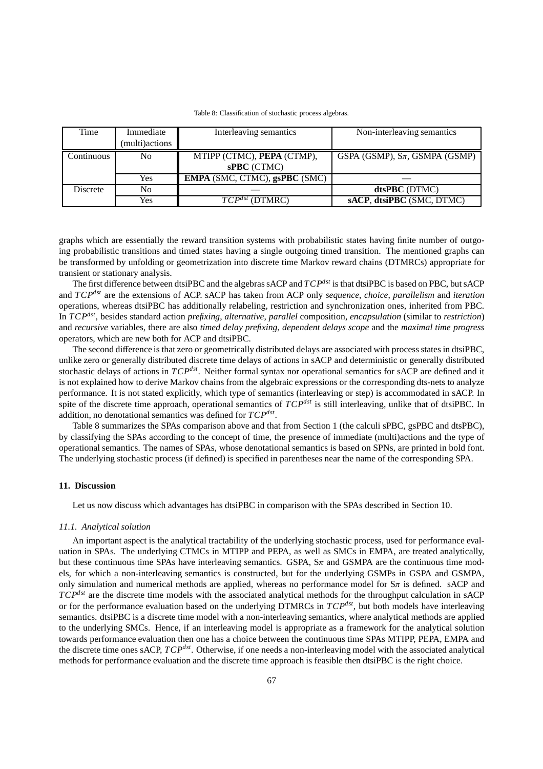Table 8: Classification of stochastic process algebras.

| Time | Immediate (multi)actions | Interleaving semantics | Non-interleaving semantics |
|---|---|---|---|
| Continuous | No | MTIPP (CTMC), **PEPA** (CTMP), **sPBC** (CTMC) | GSPA (GSMP), S$\pi$, GSMPA (GSMP) |
| | Yes | **EMPA** (SMC, CTMC), **gsPBC** (SMC) | — |
| Discrete | No | — | **dtsPBC** (DTMC) |
| | Yes | $TCP^{dst}$ (DTMRC) | **sACP**, **dtsiPBC** (SMC, DTMC) |

graphs which are essentially the reward transition systems with probabilistic states having finite number of outgoing probabilistic transitions and timed states having a single outgoing timed transition. The mentioned graphs can be transformed by unfolding or geometrization into discrete time Markov reward chains (DTMRCs) appropriate for transient or stationary analysis.

The first difference between dtsiPBC and the algebras sACP and $TCP^{dst}$ is that dtsiPBC is based on PBC, but sACP and $TCP^{dst}$ are the extensions of ACP. sACP has taken from ACP only *sequence*, *choice*, *parallelism* and *iteration* operations, whereas dtsiPBC has additionally relabeling, restriction and synchronization ones, inherited from PBC. In $TCP^{dst}$, besides standard action *prefixing*, *alternative*, *parallel* composition, *encapsulation* (similar to *restriction*) and *recursive* variables, there are also *timed delay prefixing*, *dependent delays scope* and the *maximal time progress* operators, which are new both for ACP and dtsiPBC.

The second difference is that zero or geometrically distributed delays are associated with process states in dtsiPBC, unlike zero or generally distributed discrete time delays of actions in sACP and deterministic or generally distributed stochastic delays of actions in $TCP^{dst}$. Neither formal syntax nor operational semantics for sACP are defined and it is not explained how to derive Markov chains from the algebraic expressions or the corresponding dts-nets to analyze performance. It is not stated explicitly, which type of semantics (interleaving or step) is accommodated in sACP. In spite of the discrete time approach, operational semantics of $TCP^{dst}$ is still interleaving, unlike that of dtsiPBC. In addition, no denotational semantics was defined for $TCP^{dst}$.

Table 8 summarizes the SPAs comparison above and that from Section 1 (the calculi sPBC, gsPBC and dtsPBC), by classifying the SPAs according to the concept of time, the presence of immediate (multi)actions and the type of operational semantics. The names of SPAs, whose denotational semantics is based on SPNs, are printed in bold font. The underlying stochastic process (if defined) is specified in parentheses near the name of the corresponding SPA.

## 11. Discussion

Let us now discuss which advantages has dtsiPBC in comparison with the SPAs described in Section 10.

### 11.1. Analytical solution

An important aspect is the analytical tractability of the underlying stochastic process, used for performance evaluation in SPAs. The underlying CTMCs in MTIPP and PEPA, as well as SMCs in EMPA, are treated analytically, but these continuous time SPAs have interleaving semantics. GSPA, S$\pi$ and GSMPA are the continuous time models, for which a non-interleaving semantics is constructed, but for the underlying GSMPs in GSPA and GSMPA, only simulation and numerical methods are applied, whereas no performance model for S$\pi$ is defined. sACP and $TCP^{dst}$ are the discrete time models with the associated analytical methods for the throughput calculation in sACP or for the performance evaluation based on the underlying DTMRCs in $TCP^{dst}$, but both models have interleaving semantics. dtsiPBC is a discrete time model with a non-interleaving semantics, where analytical methods are applied to the underlying SMCs. Hence, if an interleaving model is appropriate as a framework for the analytical solution towards performance evaluation then one has a choice between the continuous time SPAs MTIPP, PEPA, EMPA and the discrete time ones sACP, $TCP^{dst}$. Otherwise, if one needs a non-interleaving model with the associated analytical methods for performance evaluation and the discrete time approach is feasible then dtsiPBC is the right choice.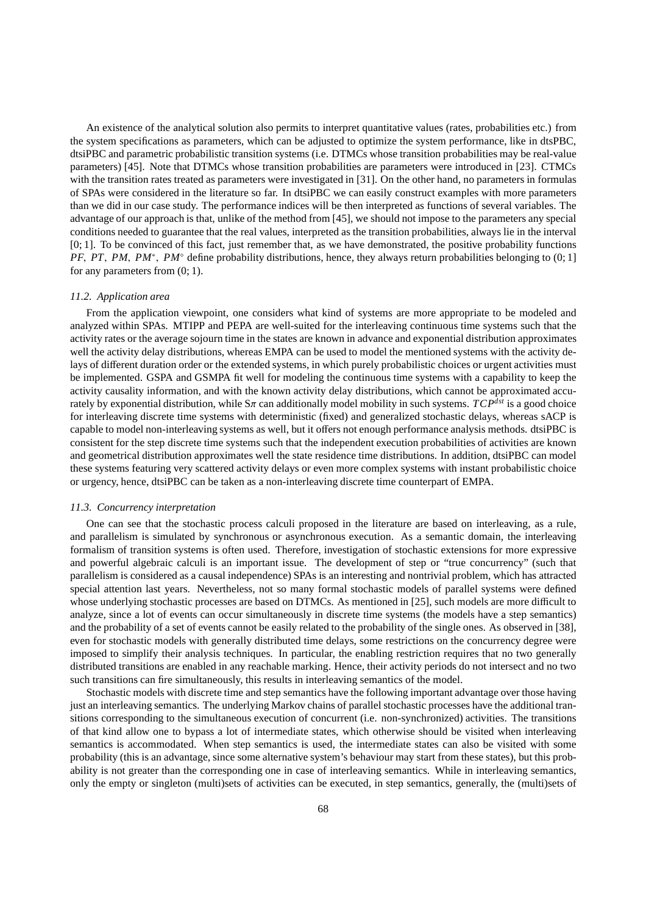An existence of the analytical solution also permits to interpret quantitative values (rates, probabilities etc.) from the system specifications as parameters, which can be adjusted to optimize the system performance, like in dtsPBC, dtsiPBC and parametric probabilistic transition systems (i.e. DTMCs whose transition probabilities may be real-value parameters) [45]. Note that DTMCs whose transition probabilities are parameters were introduced in [23]. CTMCs with the transition rates treated as parameters were investigated in [31]. On the other hand, no parameters in formulas of SPAs were considered in the literature so far. In dtsiPBC we can easily construct examples with more parameters than we did in our case study. The performance indices will be then interpreted as functions of several variables. The advantage of our approach is that, unlike of the method from [45], we should not impose to the parameters any special conditions needed to guarantee that the real values, interpreted as the transition probabilities, always lie in the interval $[0;1]$. To be convinced of this fact, just remember that, as we have demonstrated, the positive probability functions $PF$, $PT$, $PM$, $PM^*$, $PM^\diamond$ define probability distributions, hence, they always return probabilities belonging to $(0;1]$ for any parameters from $(0;1)$.

### *11.2. Application area*

From the application viewpoint, one considers what kind of systems are more appropriate to be modeled and analyzed within SPAs. MTIPP and PEPA are well-suited for the interleaving continuous time systems such that the activity rates or the average sojourn time in the states are known in advance and exponential distribution approximates well the activity delay distributions, whereas EMPA can be used to model the mentioned systems with the activity delays of different duration order or the extended systems, in which purely probabilistic choices or urgent activities must be implemented. GSPA and GSMPA fit well for modeling the continuous time systems with a capability to keep the activity causality information, and with the known activity delay distributions, which cannot be approximated accurately by exponential distribution, while S$\pi$ can additionally model mobility in such systems. $TCP^{dst}$ is a good choice for interleaving discrete time systems with deterministic (fixed) and generalized stochastic delays, whereas sACP is capable to model non-interleaving systems as well, but it offers not enough performance analysis methods. dtsiPBC is consistent for the step discrete time systems such that the independent execution probabilities of activities are known and geometrical distribution approximates well the state residence time distributions. In addition, dtsiPBC can model these systems featuring very scattered activity delays or even more complex systems with instant probabilistic choice or urgency, hence, dtsiPBC can be taken as a non-interleaving discrete time counterpart of EMPA.

### *11.3. Concurrency interpretation*

One can see that the stochastic process calculi proposed in the literature are based on interleaving, as a rule, and parallelism is simulated by synchronous or asynchronous execution. As a semantic domain, the interleaving formalism of transition systems is often used. Therefore, investigation of stochastic extensions for more expressive and powerful algebraic calculi is an important issue. The development of step or "true concurrency" (such that parallelism is considered as a causal independence) SPAs is an interesting and nontrivial problem, which has attracted special attention last years. Nevertheless, not so many formal stochastic models of parallel systems were defined whose underlying stochastic processes are based on DTMCs. As mentioned in [25], such models are more difficult to analyze, since a lot of events can occur simultaneously in discrete time systems (the models have a step semantics) and the probability of a set of events cannot be easily related to the probability of the single ones. As observed in [38], even for stochastic models with generally distributed time delays, some restrictions on the concurrency degree were imposed to simplify their analysis techniques. In particular, the enabling restriction requires that no two generally distributed transitions are enabled in any reachable marking. Hence, their activity periods do not intersect and no two such transitions can fire simultaneously, this results in interleaving semantics of the model.

Stochastic models with discrete time and step semantics have the following important advantage over those having just an interleaving semantics. The underlying Markov chains of parallel stochastic processes have the additional transitions corresponding to the simultaneous execution of concurrent (i.e. non-synchronized) activities. The transitions of that kind allow one to bypass a lot of intermediate states, which otherwise should be visited when interleaving semantics is accommodated. When step semantics is used, the intermediate states can also be visited with some probability (this is an advantage, since some alternative system's behaviour may start from these states), but this probability is not greater than the corresponding one in case of interleaving semantics. While in interleaving semantics, only the empty or singleton (multi)sets of activities can be executed, in step semantics, generally, the (multi)sets of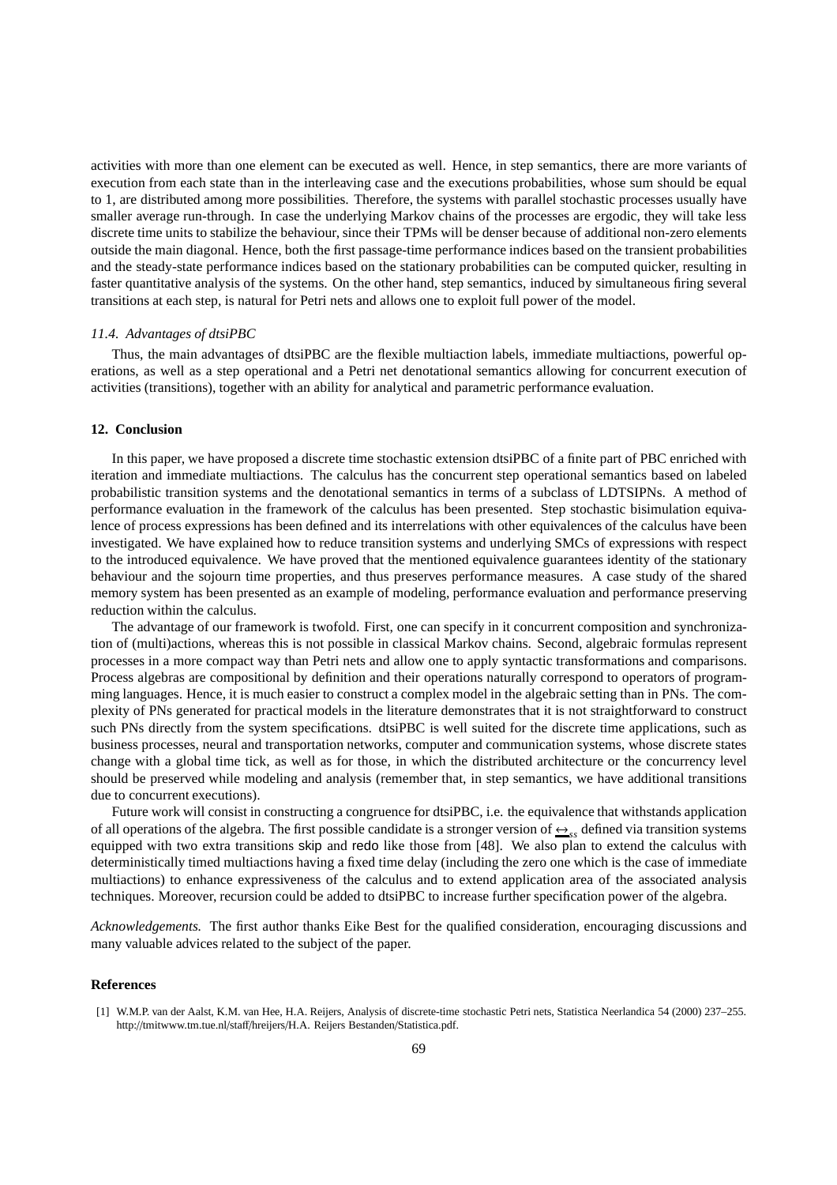activities with more than one element can be executed as well. Hence, in step semantics, there are more variants of execution from each state than in the interleaving case and the executions probabilities, whose sum should be equal to 1, are distributed among more possibilities. Therefore, the systems with parallel stochastic processes usually have smaller average run-through. In case the underlying Markov chains of the processes are ergodic, they will take less discrete time units to stabilize the behaviour, since their TPMs will be denser because of additional non-zero elements outside the main diagonal. Hence, both the first passage-time performance indices based on the transient probabilities and the steady-state performance indices based on the stationary probabilities can be computed quicker, resulting in faster quantitative analysis of the systems. On the other hand, step semantics, induced by simultaneous firing several transitions at each step, is natural for Petri nets and allows one to exploit full power of the model.

### *11.4. Advantages of dtsiPBC*

Thus, the main advantages of dtsiPBC are the flexible multiaction labels, immediate multiactions, powerful operations, as well as a step operational and a Petri net denotational semantics allowing for concurrent execution of activities (transitions), together with an ability for analytical and parametric performance evaluation.

## 12. Conclusion

In this paper, we have proposed a discrete time stochastic extension dtsiPBC of a finite part of PBC enriched with iteration and immediate multiactions. The calculus has the concurrent step operational semantics based on labeled probabilistic transition systems and the denotational semantics in terms of a subclass of LDTSIPNs. A method of performance evaluation in the framework of the calculus has been presented. Step stochastic bisimulation equivalence of process expressions has been defined and its interrelations with other equivalences of the calculus have been investigated. We have explained how to reduce transition systems and underlying SMCs of expressions with respect to the introduced equivalence. We have proved that the mentioned equivalence guarantees identity of the stationary behaviour and the sojourn time properties, and thus preserves performance measures. A case study of the shared memory system has been presented as an example of modeling, performance evaluation and performance preserving reduction within the calculus.

The advantage of our framework is twofold. First, one can specify in it concurrent composition and synchronization of (multi)actions, whereas this is not possible in classical Markov chains. Second, algebraic formulas represent processes in a more compact way than Petri nets and allow one to apply syntactic transformations and comparisons. Process algebras are compositional by definition and their operations naturally correspond to operators of programming languages. Hence, it is much easier to construct a complex model in the algebraic setting than in PNs. The complexity of PNs generated for practical models in the literature demonstrates that it is not straightforward to construct such PNs directly from the system specifications. dtsiPBC is well suited for the discrete time applications, such as business processes, neural and transportation networks, computer and communication systems, whose discrete states change with a global time tick, as well as for those, in which the distributed architecture or the concurrency level should be preserved while modeling and analysis (remember that, in step semantics, we have additional transitions due to concurrent executions).

Future work will consist in constructing a congruence for dtsiPBC, i.e. the equivalence that withstands application of all operations of the algebra. The first possible candidate is a stronger version of $\underline{\leftrightarrow}_{ss}$ defined via transition systems equipped with two extra transitions skip and redo like those from [48]. We also plan to extend the calculus with deterministically timed multiactions having a fixed time delay (including the zero one which is the case of immediate multiactions) to enhance expressiveness of the calculus and to extend application area of the associated analysis techniques. Moreover, recursion could be added to dtsiPBC to increase further specification power of the algebra.

*Acknowledgements.* The first author thanks Eike Best for the qualified consideration, encouraging discussions and many valuable advices related to the subject of the paper.

## References

[1] W.M.P. van der Aalst, K.M. van Hee, H.A. Reijers, Analysis of discrete-time stochastic Petri nets, Statistica Neerlandica 54 (2000) 237–255. http://tmitwww.tm.tue.nl/staff/hreijers/H.A. Reijers Bestanden/Statistica.pdf.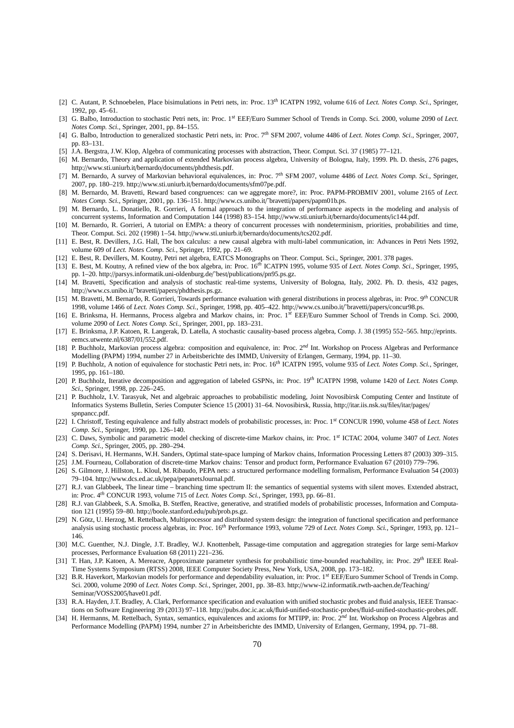[2] C. Autant, P. Schnoebelen, Place bisimulations in Petri nets, in: Proc. 13$^{th}$ ICATPN 1992, volume 616 of *Lect. Notes Comp. Sci.*, Springer, 1992, pp. 45–61.

[3] G. Balbo, Introduction to stochastic Petri nets, in: Proc. 1$^{st}$ EEF/Euro Summer School of Trends in Comp. Sci. 2000, volume 2090 of *Lect. Notes Comp. Sci.*, Springer, 2001, pp. 84–155.

[4] G. Balbo, Introduction to generalized stochastic Petri nets, in: Proc. 7$^{th}$ SFM 2007, volume 4486 of *Lect. Notes Comp. Sci.*, Springer, 2007, pp. 83–131.

[5] J.A. Bergstra, J.W. Klop, Algebra of communicating processes with abstraction, Theor. Comput. Sci. 37 (1985) 77–121.

[6] M. Bernardo, Theory and application of extended Markovian process algebra, University of Bologna, Italy, 1999. Ph. D. thesis, 276 pages, http://www.sti.uniurb.it/bernardo/documents/phdthesis.pdf.

[7] M. Bernardo, A survey of Markovian behavioral equivalences, in: Proc. 7$^{th}$ SFM 2007, volume 4486 of *Lect. Notes Comp. Sci.*, Springer, 2007, pp. 180–219. http://www.sti.uniurb.it/bernardo/documents/sfm07pe.pdf.

[8] M. Bernardo, M. Bravetti, Reward based congruences: can we aggregate more?, in: Proc. PAPM-PROBMIV 2001, volume 2165 of *Lect. Notes Comp. Sci.*, Springer, 2001, pp. 136–151. http://www.cs.unibo.it/~bravetti/papers/papm01b.ps.

[9] M. Bernardo, L. Donatiello, R. Gorrieri, A formal approach to the integration of performance aspects in the modeling and analysis of concurrent systems, Information and Computation 144 (1998) 83–154. http://www.sti.uniurb.it/bernardo/documents/ic144.pdf.

[10] M. Bernardo, R. Gorrieri, A tutorial on EMPA: a theory of concurrent processes with nondeterminism, priorities, probabilities and time, Theor. Comput. Sci. 202 (1998) 1–54. http://www.sti.uniurb.it/bernardo/documents/tcs202.pdf.

[11] E. Best, R. Devillers, J.G. Hall, The box calculus: a new causal algebra with multi-label communication, in: Advances in Petri Nets 1992, volume 609 of *Lect. Notes Comp. Sci.*, Springer, 1992, pp. 21–69.

[12] E. Best, R. Devillers, M. Koutny, Petri net algebra, EATCS Monographs on Theor. Comput. Sci., Springer, 2001. 378 pages.

[13] E. Best, M. Koutny, A refined view of the box algebra, in: Proc. 16$^{th}$ ICATPN 1995, volume 935 of *Lect. Notes Comp. Sci.*, Springer, 1995, pp. 1–20. http://parsys.informatik.uni-oldenburg.de/~best/publications/pn95.ps.gz.

[14] M. Bravetti, Specification and analysis of stochastic real-time systems, University of Bologna, Italy, 2002. Ph. D. thesis, 432 pages, http://www.cs.unibo.it/~bravetti/papers/phdthesis.ps.gz.

[15] M. Bravetti, M. Bernardo, R. Gorrieri, Towards performance evaluation with general distributions in process algebras, in: Proc. 9$^{th}$ CONCUR 1998, volume 1466 of *Lect. Notes Comp. Sci.*, Springer, 1998, pp. 405–422. http://www.cs.unibo.it/~bravetti/papers/concur98.ps.

[16] E. Brinksma, H. Hermanns, Process algebra and Markov chains, in: Proc. 1$^{st}$ EEF/Euro Summer School of Trends in Comp. Sci. 2000, volume 2090 of *Lect. Notes Comp. Sci.*, Springer, 2001, pp. 183–231.

[17] E. Brinksma, J.P. Katoen, R. Langerak, D. Latella, A stochastic causality-based process algebra, Comp. J. 38 (1995) 552–565. http://eprints.eemcs.utwente.nl/6387/01/552.pdf.

[18] P. Buchholz, Markovian process algebra: composition and equivalence, in: Proc. 2$^{nd}$ Int. Workshop on Process Algebras and Performance Modelling (PAPM) 1994, number 27 in Arbeitsberichte des IMMD, University of Erlangen, Germany, 1994, pp. 11–30.

[19] P. Buchholz, A notion of equivalence for stochastic Petri nets, in: Proc. 16$^{th}$ ICATPN 1995, volume 935 of *Lect. Notes Comp. Sci.*, Springer, 1995, pp. 161–180.

[20] P. Buchholz, Iterative decomposition and aggregation of labeled GSPNs, in: Proc. 19$^{th}$ ICATPN 1998, volume 1420 of *Lect. Notes Comp. Sci.*, Springer, 1998, pp. 226–245.

[21] P. Buchholz, I.V. Tarasyuk, Net and algebraic approaches to probabilistic modeling, Joint Novosibirsk Computing Center and Institute of Informatics Systems Bulletin, Series Computer Science 15 (2001) 31–64. Novosibirsk, Russia, http://itar.iis.nsk.su/files/itar/pages/spnpancc.pdf.

[22] I. Christoff, Testing equivalence and fully abstract models of probabilistic processes, in: Proc. 1$^{st}$ CONCUR 1990, volume 458 of *Lect. Notes Comp. Sci.*, Springer, 1990, pp. 126–140.

[23] C. Daws, Symbolic and parametric model checking of discrete-time Markov chains, in: Proc. 1$^{st}$ ICTAC 2004, volume 3407 of *Lect. Notes Comp. Sci.*, Springer, 2005, pp. 280–294.

[24] S. Derisavi, H. Hermanns, W.H. Sanders, Optimal state-space lumping of Markov chains, Information Processing Letters 87 (2003) 309–315.

[25] J.M. Fourneau, Collaboration of discrete-time Markov chains: Tensor and product form, Performance Evaluation 67 (2010) 779–796.

[26] S. Gilmore, J. Hillston, L. Kloul, M. Ribaudo, PEPA nets: a structured performance modelling formalism, Performance Evaluation 54 (2003) 79–104. http://www.dcs.ed.ac.uk/pepa/pepanetsJournal.pdf.

[27] R.J. van Glabbeek, The linear time – branching time spectrum II: the semantics of sequential systems with silent moves. Extended abstract, in: Proc. 4$^{th}$ CONCUR 1993, volume 715 of *Lect. Notes Comp. Sci.*, Springer, 1993, pp. 66–81.

[28] R.J. van Glabbeek, S.A. Smolka, B. Steffen, Reactive, generative, and stratified models of probabilistic processes, Information and Computation 121 (1995) 59–80. http://boole.stanford.edu/pub/prob.ps.gz.

[29] N. Götz, U. Herzog, M. Rettelbach, Multiprocessor and distributed system design: the integration of functional specification and performance analysis using stochastic process algebras, in: Proc. 16$^{th}$ Performance 1993, volume 729 of *Lect. Notes Comp. Sci.*, Springer, 1993, pp. 121–146.

[30] M.C. Guenther, N.J. Dingle, J.T. Bradley, W.J. Knottenbelt, Passage-time computation and aggregation strategies for large semi-Markov processes, Performance Evaluation 68 (2011) 221–236.

[31] T. Han, J.P. Katoen, A. Mereacre, Approximate parameter synthesis for probabilistic time-bounded reachability, in: Proc. 29$^{th}$ IEEE Real-Time Systems Symposium (RTSS) 2008, IEEE Computer Society Press, New York, USA, 2008, pp. 173–182.

[32] B.R. Haverkort, Markovian models for performance and dependability evaluation, in: Proc. 1$^{st}$ EEF/Euro Summer School of Trends in Comp. Sci. 2000, volume 2090 of *Lect. Notes Comp. Sci.*, Springer, 2001, pp. 38–83. http://www-i2.informatik.rwth-aachen.de/Teaching/Seminar/VOSS2005/have01.pdf.

[33] R.A. Hayden, J.T. Bradley, A. Clark, Performance specification and evaluation with unified stochastic probes and fluid analysis, IEEE Transactions on Software Engineering 39 (2013) 97–118. http://pubs.doc.ic.ac.uk/fluid-unified-stochastic-probes/fluid-unified-stochastic-probes.pdf.

[34] H. Hermanns, M. Rettelbach, Syntax, semantics, equivalences and axioms for MTIPP, in: Proc. 2$^{nd}$ Int. Workshop on Process Algebras and Performance Modelling (PAPM) 1994, number 27 in Arbeitsberichte des IMMD, University of Erlangen, Germany, 1994, pp. 71–88.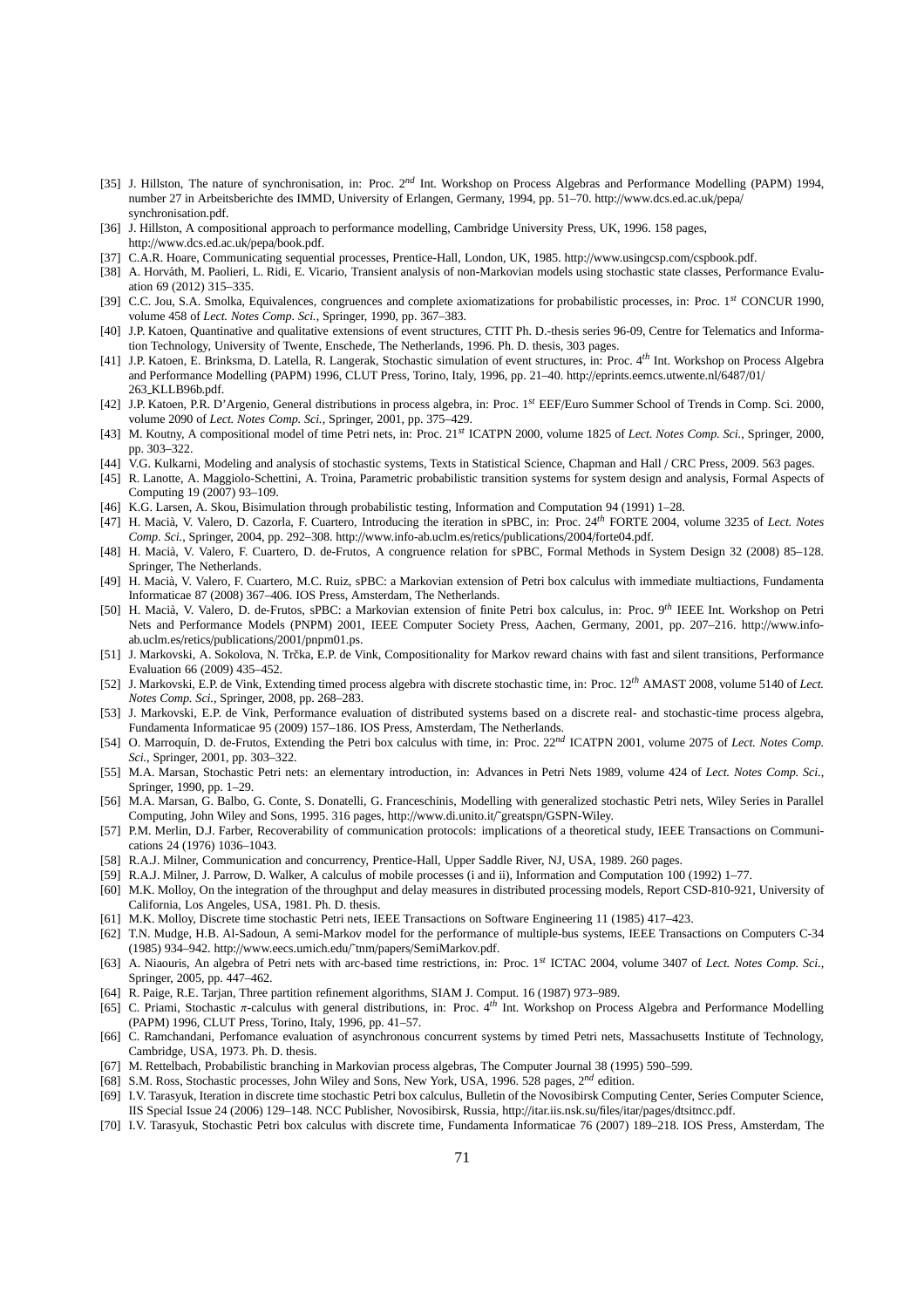- [35] J. Hillston, The nature of synchronisation, in: Proc. $2^{nd}$ Int. Workshop on Process Algebras and Performance Modelling (PAPM) 1994, number 27 in Arbeitsberichte des IMMD, University of Erlangen, Germany, 1994, pp. 51–70. http://www.dcs.ed.ac.uk/pepa/synchronisation.pdf.
- [36] J. Hillston, A compositional approach to performance modelling, Cambridge University Press, UK, 1996. 158 pages, http://www.dcs.ed.ac.uk/pepa/book.pdf.
- [37] C.A.R. Hoare, Communicating sequential processes, Prentice-Hall, London, UK, 1985. http://www.usingcsp.com/cspbook.pdf.
- [38] A. Horváth, M. Paolieri, L. Ridi, E. Vicario, Transient analysis of non-Markovian models using stochastic state classes, Performance Evaluation 69 (2012) 315–335.
- [39] C.C. Jou, S.A. Smolka, Equivalences, congruences and complete axiomatizations for probabilistic processes, in: Proc. $1^{st}$ CONCUR 1990, volume 458 of *Lect. Notes Comp. Sci.*, Springer, 1990, pp. 367–383.
- [40] J.P. Katoen, Quantitative and qualitative extensions of event structures, CTIT Ph. D.-thesis series 96-09, Centre for Telematics and Information Technology, University of Twente, Enschede, The Netherlands, 1996. Ph. D. thesis, 303 pages.
- [41] J.P. Katoen, E. Brinksma, D. Latella, R. Langerak, Stochastic simulation of event structures, in: Proc. $4^{th}$ Int. Workshop on Process Algebra and Performance Modelling (PAPM) 1996, CLUT Press, Torino, Italy, 1996, pp. 21–40. http://eprints.eemcs.utwente.nl/6487/01/263_KLLB96b.pdf.
- [42] J.P. Katoen, P.R. D'Argenio, General distributions in process algebra, in: Proc. $1^{st}$ EEF/Euro Summer School of Trends in Comp. Sci. 2000, volume 2090 of *Lect. Notes Comp. Sci.*, Springer, 2001, pp. 375–429.
- [43] M. Koutny, A compositional model of time Petri nets, in: Proc. $21^{st}$ ICATPN 2000, volume 1825 of *Lect. Notes Comp. Sci.*, Springer, 2000, pp. 303–322.
- [44] V.G. Kulkarni, Modeling and analysis of stochastic systems, Texts in Statistical Science, Chapman and Hall / CRC Press, 2009. 563 pages.
- [45] R. Lanotte, A. Maggiolo-Schettini, A. Troina, Parametric probabilistic transition systems for system design and analysis, Formal Aspects of Computing 19 (2007) 93–109.
- [46] K.G. Larsen, A. Skou, Bisimulation through probabilistic testing, Information and Computation 94 (1991) 1–28.
- [47] H. Macià, V. Valero, D. Cazorla, F. Cuartero, Introducing the iteration in sPBC, in: Proc. $24^{th}$ FORTE 2004, volume 3235 of *Lect. Notes Comp. Sci.*, Springer, 2004, pp. 292–308. http://www.info-ab.uclm.es/retics/publications/2004/forte04.pdf.
- [48] H. Macià, V. Valero, F. Cuartero, D. de-Frutos, A congruence relation for sPBC, Formal Methods in System Design 32 (2008) 85–128. Springer, The Netherlands.
- [49] H. Macià, V. Valero, F. Cuartero, M.C. Ruiz, sPBC: a Markovian extension of Petri box calculus with immediate multiactions, Fundamenta Informaticae 87 (2008) 367–406. IOS Press, Amsterdam, The Netherlands.
- [50] H. Macià, V. Valero, D. de-Frutos, sPBC: a Markovian extension of finite Petri box calculus, in: Proc. $9^{th}$ IEEE Int. Workshop on Petri Nets and Performance Models (PNPM) 2001, IEEE Computer Society Press, Aachen, Germany, 2001, pp. 207–216. http://www.info-ab.uclm.es/retics/publications/2001/pnpm01.ps.
- [51] J. Markovski, A. Sokolova, N. Trčka, E.P. de Vink, Compositionality for Markov reward chains with fast and silent transitions, Performance Evaluation 66 (2009) 435–452.
- [52] J. Markovski, E.P. de Vink, Extending timed process algebra with discrete stochastic time, in: Proc. $12^{th}$ AMAST 2008, volume 5140 of *Lect. Notes Comp. Sci.*, Springer, 2008, pp. 268–283.
- [53] J. Markovski, E.P. de Vink, Performance evaluation of distributed systems based on a discrete real- and stochastic-time process algebra, Fundamenta Informaticae 95 (2009) 157–186. IOS Press, Amsterdam, The Netherlands.
- [54] O. Marroquín, D. de-Frutos, Extending the Petri box calculus with time, in: Proc. $22^{nd}$ ICATPN 2001, volume 2075 of *Lect. Notes Comp. Sci.*, Springer, 2001, pp. 303–322.
- [55] M.A. Marsan, Stochastic Petri nets: an elementary introduction, in: Advances in Petri Nets 1989, volume 424 of *Lect. Notes Comp. Sci.*, Springer, 1990, pp. 1–29.
- [56] M.A. Marsan, G. Balbo, G. Conte, S. Donatelli, G. Franceschinis, Modelling with generalized stochastic Petri nets, Wiley Series in Parallel Computing, John Wiley and Sons, 1995. 316 pages, http://www.di.unito.it/˜greatspn/GSPN-Wiley.
- [57] P.M. Merlin, D.J. Farber, Recoverability of communication protocols: implications of a theoretical study, IEEE Transactions on Communications 24 (1976) 1036–1043.
- [58] R.A.J. Milner, Communication and concurrency, Prentice-Hall, Upper Saddle River, NJ, USA, 1989. 260 pages.
- [59] R.A.J. Milner, J. Parrow, D. Walker, A calculus of mobile processes (i and ii), Information and Computation 100 (1992) 1–77.
- [60] M.K. Molloy, On the integration of the throughput and delay measures in distributed processing models, Report CSD-810-921, University of California, Los Angeles, USA, 1981. Ph. D. thesis.
- [61] M.K. Molloy, Discrete time stochastic Petri nets, IEEE Transactions on Software Engineering 11 (1985) 417–423.
- [62] T.N. Mudge, H.B. Al-Sadoun, A semi-Markov model for the performance of multiple-bus systems, IEEE Transactions on Computers C-34 (1985) 934–942. http://www.eecs.umich.edu/˜tnm/papers/SemiMarkov.pdf.
- [63] A. Niaouris, An algebra of Petri nets with arc-based time restrictions, in: Proc. $1^{st}$ ICTAC 2004, volume 3407 of *Lect. Notes Comp. Sci.*, Springer, 2005, pp. 447–462.
- [64] R. Paige, R.E. Tarjan, Three partition refinement algorithms, SIAM J. Comput. 16 (1987) 973–989.
- [65] C. Priami, Stochastic $\pi$-calculus with general distributions, in: Proc. $4^{th}$ Int. Workshop on Process Algebra and Performance Modelling (PAPM) 1996, CLUT Press, Torino, Italy, 1996, pp. 41–57.
- [66] C. Ramchandani, Perfomance evaluation of asynchronous concurrent systems by timed Petri nets, Massachusetts Institute of Technology, Cambridge, USA, 1973. Ph. D. thesis.
- [67] M. Rettelbach, Probabilistic branching in Markovian process algebras, The Computer Journal 38 (1995) 590–599.
- [68] S.M. Ross, Stochastic processes, John Wiley and Sons, New York, USA, 1996. 528 pages, $2^{nd}$ edition.
- [69] I.V. Tarasyuk, Iteration in discrete time stochastic Petri box calculus, Bulletin of the Novosibirsk Computing Center, Series Computer Science, IIS Special Issue 24 (2006) 129–148. NCC Publisher, Novosibirsk, Russia, http://itar.iis.nsk.su/files/itar/pages/dtsitncc.pdf.
- [70] I.V. Tarasyuk, Stochastic Petri box calculus with discrete time, Fundamenta Informaticae 76 (2007) 189–218. IOS Press, Amsterdam, The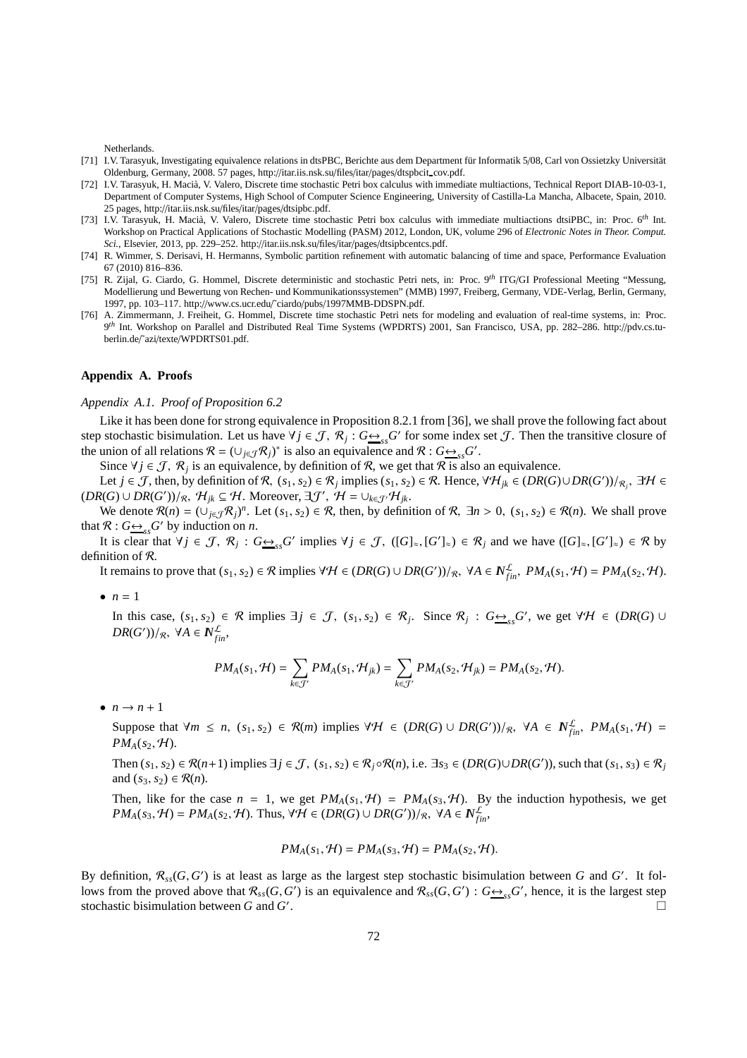Netherlands.

[71] I.V. Tarasyuk, Investigating equivalence relations in dtsPBC, Berichte aus dem Department für Informatik 5/08, Carl von Ossietzky Universität Oldenburg, Germany, 2008. 57 pages, http://itar.iis.nsk.su/files/itar/pages/dtspbcit_cov.pdf.

[72] I.V. Tarasyuk, H. Macià, V. Valero, Discrete time stochastic Petri box calculus with immediate multiactions, Technical Report DIAB-10-03-1, Department of Computer Systems, High School of Computer Science Engineering, University of Castilla-La Mancha, Albacete, Spain, 2010. 25 pages, http://itar.iis.nsk.su/files/itar/pages/dtsipbc.pdf.

[73] I.V. Tarasyuk, H. Macià, V. Valero, Discrete time stochastic Petri box calculus with immediate multiactions dtsiPBC, in: Proc. 6th Int. Workshop on Practical Applications of Stochastic Modelling (PASM) 2012, London, UK, volume 296 of *Electronic Notes in Theor. Comput. Sci.*, Elsevier, 2013, pp. 229–252. http://itar.iis.nsk.su/files/itar/pages/dtsipbcentcs.pdf.

[74] R. Wimmer, S. Derisavi, H. Hermanns, Symbolic partition refinement with automatic balancing of time and space, Performance Evaluation 67 (2010) 816–836.

[75] R. Zijal, G. Ciardo, G. Hommel, Discrete deterministic and stochastic Petri nets, in: Proc. 9th ITG/GI Professional Meeting "Messung, Modellierung und Bewertung von Rechen- und Kommunikationssystemen" (MMB) 1997, Freiberg, Germany, VDE-Verlag, Berlin, Germany, 1997, pp. 103–117. http://www.cs.ucr.edu/~ciardo/pubs/1997MMB-DDSPN.pdf.

[76] A. Zimmermann, J. Freiheit, G. Hommel, Discrete time stochastic Petri nets for modeling and evaluation of real-time systems, in: Proc. 9th Int. Workshop on Parallel and Distributed Real Time Systems (WPDRTS) 2001, San Francisco, USA, pp. 282–286. http://pdv.cs.tu-berlin.de/~azi/texte/WPDRTS01.pdf.

## Appendix A. Proofs

### *Appendix A.1. Proof of Proposition 6.2*

Like it has been done for strong equivalence in Proposition 8.2.1 from [36], we shall prove the following fact about step stochastic bisimulation. Let us have $\forall j \in \mathcal{J},\ \mathcal{R}_j : G \underline{\leftrightarrow}_{ss} G'$ for some index set $\mathcal{J}$. Then the transitive closure of the union of all relations $\mathcal{R} = (\cup_{j\in\mathcal{J}}\mathcal{R}_j)^*$ is also an equivalence and $\mathcal{R} : G \underline{\leftrightarrow}_{ss} G'$.

Since $\forall j \in \mathcal{J},\ \mathcal{R}_j$ is an equivalence, by definition of $\mathcal{R}$, we get that $\mathcal{R}$ is also an equivalence.

Let $j \in \mathcal{J}$, then, by definition of $\mathcal{R}$, $(s_1, s_2) \in \mathcal{R}_j$ implies $(s_1, s_2) \in \mathcal{R}$. Hence, $\forall \mathcal{H}_{jk} \in (DR(G) \cup DR(G'))/_{\mathcal{R}_j},\ \exists \mathcal{H} \in (DR(G) \cup DR(G'))/_{\mathcal{R}},\ \mathcal{H}_{jk} \subseteq \mathcal{H}$. Moreover, $\exists \mathcal{J}',\ \mathcal{H} = \cup_{k\in\mathcal{J}'}\mathcal{H}_{jk}$.

We denote $\mathcal{R}(n) = (\cup_{j\in\mathcal{J}}\mathcal{R}_j)^n$. Let $(s_1, s_2) \in \mathcal{R}$, then, by definition of $\mathcal{R}$, $\exists n > 0,\ (s_1, s_2) \in \mathcal{R}(n)$. We shall prove that $\mathcal{R} : G \underline{\leftrightarrow}_{ss} G'$ by induction on $n$.

It is clear that $\forall j \in \mathcal{J},\ \mathcal{R}_j : G \underline{\leftrightarrow}_{ss} G'$ implies $\forall j \in \mathcal{J},\ ([G]_\approx, [G']_\approx) \in \mathcal{R}_j$ and we have $([G]_\approx, [G']_\approx) \in \mathcal{R}$ by definition of $\mathcal{R}$.

It remains to prove that $(s_1, s_2) \in \mathcal{R}$ implies $\forall \mathcal{H} \in (DR(G) \cup DR(G'))/_{\mathcal{R}},\ \forall A \in \mathbb{N}^{\mathcal{L}}_{fin},\ PM_A(s_1, \mathcal{H}) = PM_A(s_2, \mathcal{H})$.

- $n = 1$

  In this case, $(s_1, s_2) \in \mathcal{R}$ implies $\exists j \in \mathcal{J},\ (s_1, s_2) \in \mathcal{R}_j$. Since $\mathcal{R}_j : G \underline{\leftrightarrow}_{ss} G'$, we get $\forall \mathcal{H} \in (DR(G) \cup DR(G'))/_{\mathcal{R}},\ \forall A \in \mathbb{N}^{\mathcal{L}}_{fin}$,

  $$PM_A(s_1, \mathcal{H}) = \sum_{k\in\mathcal{J}'} PM_A(s_1, \mathcal{H}_{jk}) = \sum_{k\in\mathcal{J}'} PM_A(s_2, \mathcal{H}_{jk}) = PM_A(s_2, \mathcal{H}).$$

- $n \to n+1$

  Suppose that $\forall m \leq n,\ (s_1, s_2) \in \mathcal{R}(m)$ implies $\forall \mathcal{H} \in (DR(G) \cup DR(G'))/_{\mathcal{R}},\ \forall A \in \mathbb{N}^{\mathcal{L}}_{fin},\ PM_A(s_1, \mathcal{H}) = PM_A(s_2, \mathcal{H})$.

  Then $(s_1, s_2) \in \mathcal{R}(n+1)$ implies $\exists j \in \mathcal{J},\ (s_1, s_2) \in \mathcal{R}_j \circ \mathcal{R}(n)$, i.e. $\exists s_3 \in (DR(G) \cup DR(G'))$, such that $(s_1, s_3) \in \mathcal{R}_j$ and $(s_3, s_2) \in \mathcal{R}(n)$.

  Then, like for the case $n = 1$, we get $PM_A(s_1, \mathcal{H}) = PM_A(s_3, \mathcal{H})$. By the induction hypothesis, we get $PM_A(s_3, \mathcal{H}) = PM_A(s_2, \mathcal{H})$. Thus, $\forall \mathcal{H} \in (DR(G) \cup DR(G'))/_{\mathcal{R}},\ \forall A \in \mathbb{N}^{\mathcal{L}}_{fin}$,

  $$PM_A(s_1, \mathcal{H}) = PM_A(s_3, \mathcal{H}) = PM_A(s_2, \mathcal{H}).$$

By definition, $\mathcal{R}_{ss}(G, G')$ is at least as large as the largest step stochastic bisimulation between $G$ and $G'$. It follows from the proved above that $\mathcal{R}_{ss}(G, G')$ is an equivalence and $\mathcal{R}_{ss}(G, G') : G \underline{\leftrightarrow}_{ss} G'$, hence, it is the largest step stochastic bisimulation between $G$ and $G'$. □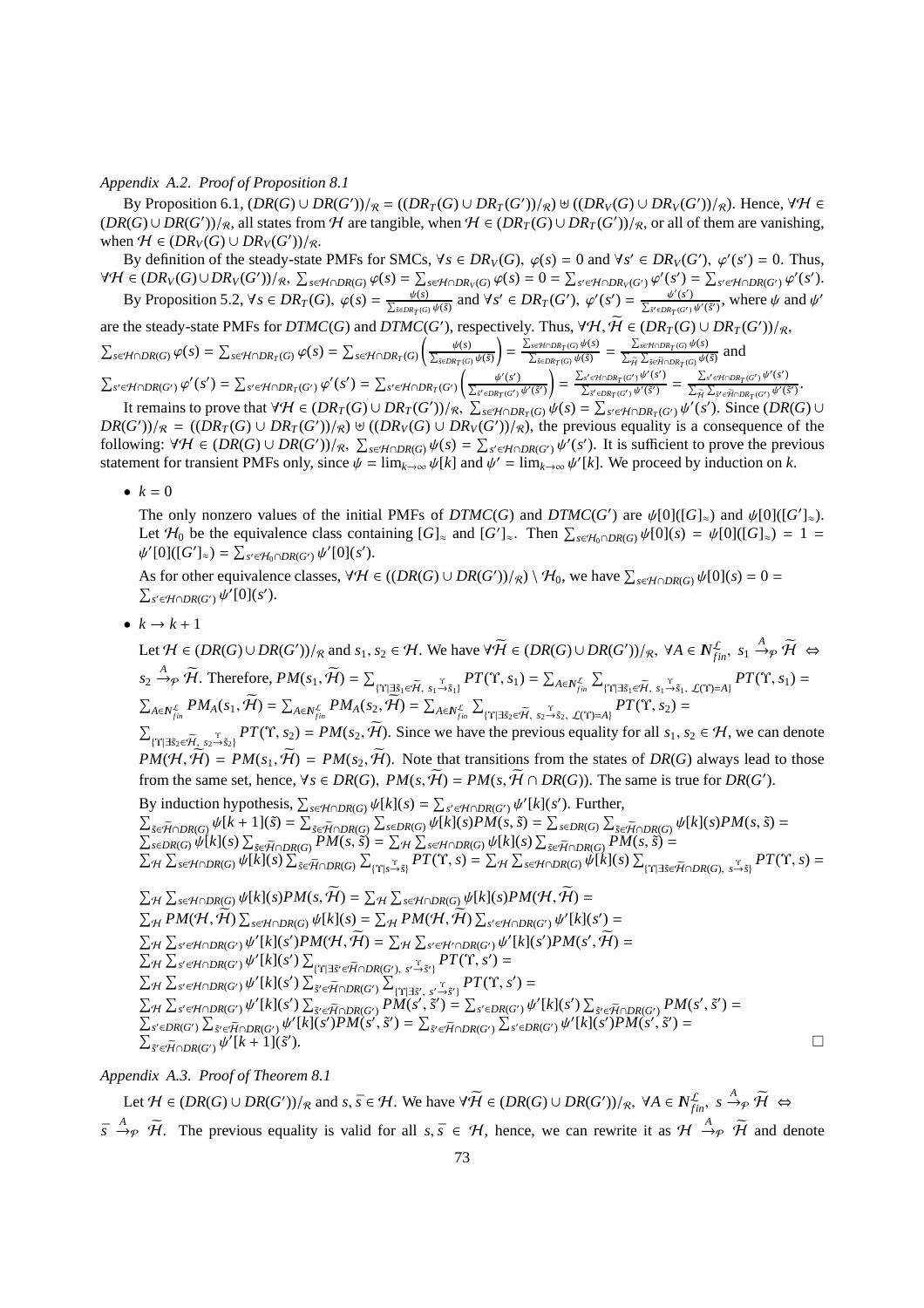*Appendix A.2. Proof of Proposition 8.1*

By Proposition 6.1, $(DR(G) \cup DR(G'))/_{\mathcal{R}} = ((DR_T(G) \cup DR_T(G'))/_{\mathcal{R}}) \uplus ((DR_V(G) \cup DR_V(G'))/_{\mathcal{R}})$. Hence, $\forall \mathcal{H} \in (DR(G) \cup DR(G'))/_{\mathcal{R}}$, all states from $\mathcal{H}$ are tangible, when $\mathcal{H} \in (DR_T(G) \cup DR_T(G'))/_{\mathcal{R}}$, or all of them are vanishing, when $\mathcal{H} \in (DR_V(G) \cup DR_V(G'))/_{\mathcal{R}}$.

By definition of the steady-state PMFs for SMCs, $\forall s \in DR_V(G),\ \varphi(s) = 0$ and $\forall s' \in DR_V(G'),\ \varphi'(s') = 0$. Thus, $\forall \mathcal{H} \in (DR_V(G) \cup DR_V(G'))/_{\mathcal{R}},\ \sum_{s \in \mathcal{H} \cap DR(G)} \varphi(s) = \sum_{s \in \mathcal{H} \cap DR_V(G)} \varphi(s) = 0 = \sum_{s' \in \mathcal{H} \cap DR_V(G')} \varphi'(s') = \sum_{s' \in \mathcal{H} \cap DR(G')} \varphi'(s')$.

By Proposition 5.2, $\forall s \in DR_T(G),\ \varphi(s) = \frac{\psi(s)}{\sum_{\tilde{s} \in DR_T(G)} \psi(\tilde{s})}$ and $\forall s' \in DR_T(G'),\ \varphi'(s') = \frac{\psi'(s')}{\sum_{\tilde{s}' \in DR_T(G')} \psi'(\tilde{s}')}$, where $\psi$ and $\psi'$ are the steady-state PMFs for $DTMC(G)$ and $DTMC(G')$, respectively. Thus, $\forall \mathcal{H}, \widetilde{\mathcal{H}} \in (DR_T(G) \cup DR_T(G'))/_{\mathcal{R}}$,
$\sum_{s \in \mathcal{H} \cap DR(G)} \varphi(s) = \sum_{s \in \mathcal{H} \cap DR_T(G)} \varphi(s) = \sum_{s \in \mathcal{H} \cap DR_T(G)} \left( \frac{\psi(s)}{\sum_{\tilde{s} \in DR_T(G)} \psi(\tilde{s})} \right) = \frac{\sum_{s \in \mathcal{H} \cap DR_T(G)} \psi(s)}{\sum_{\tilde{s} \in DR_T(G)} \psi(\tilde{s})} = \frac{\sum_{s \in \mathcal{H} \cap DR_T(G)} \psi(s)}{\sum_{\widetilde{\mathcal{H}}} \sum_{\tilde{s} \in \widetilde{\mathcal{H}} \cap DR_T(G)} \psi(\tilde{s})}$ and
$\sum_{s' \in \mathcal{H} \cap DR(G')} \varphi'(s') = \sum_{s' \in \mathcal{H} \cap DR_T(G')} \varphi'(s') = \sum_{s' \in \mathcal{H} \cap DR_T(G')} \left( \frac{\psi'(s')}{\sum_{\tilde{s}' \in DR_T(G')} \psi'(\tilde{s}')} \right) = \frac{\sum_{s' \in \mathcal{H} \cap DR_T(G')} \psi'(s')}{\sum_{\tilde{s}' \in DR_T(G')} \psi'(\tilde{s}')} = \frac{\sum_{s' \in \mathcal{H} \cap DR_T(G')} \psi'(s')}{\sum_{\widetilde{\mathcal{H}}} \sum_{\tilde{s}' \in \widetilde{\mathcal{H}} \cap DR_T(G')} \psi'(\tilde{s}')}$.

It remains to prove that $\forall \mathcal{H} \in (DR_T(G) \cup DR_T(G'))/_{\mathcal{R}},\ \sum_{s \in \mathcal{H} \cap DR_T(G)} \psi(s) = \sum_{s' \in \mathcal{H} \cap DR_T(G')} \psi'(s')$. Since $(DR(G) \cup DR(G'))/_{\mathcal{R}} = ((DR_T(G) \cup DR_T(G'))/_{\mathcal{R}}) \uplus ((DR_V(G) \cup DR_V(G'))/_{\mathcal{R}})$, the previous equality is a consequence of the following: $\forall \mathcal{H} \in (DR(G) \cup DR(G'))/_{\mathcal{R}},\ \sum_{s \in \mathcal{H} \cap DR(G)} \psi(s) = \sum_{s' \in \mathcal{H} \cap DR(G')} \psi'(s')$. It is sufficient to prove the previous statement for transient PMFs only, since $\psi = \lim_{k \to \infty} \psi[k]$ and $\psi' = \lim_{k \to \infty} \psi'[k]$. We proceed by induction on $k$.

- $k = 0$

  The only nonzero values of the initial PMFs of $DTMC(G)$ and $DTMC(G')$ are $\psi[0]([G]_\approx)$ and $\psi[0]([G']_\approx)$. Let $\mathcal{H}_0$ be the equivalence class containing $[G]_\approx$ and $[G']_\approx$. Then $\sum_{s \in \mathcal{H}_0 \cap DR(G)} \psi[0](s) = \psi[0]([G]_\approx) = 1 = \psi'[0]([G']_\approx) = \sum_{s' \in \mathcal{H}_0 \cap DR(G')} \psi'[0](s')$.

  As for other equivalence classes, $\forall \mathcal{H} \in ((DR(G) \cup DR(G'))/_{\mathcal{R}}) \setminus \mathcal{H}_0$, we have $\sum_{s \in \mathcal{H} \cap DR(G)} \psi[0](s) = 0 = \sum_{s' \in \mathcal{H} \cap DR(G')} \psi'[0](s')$.

- $k \to k+1$

  Let $\mathcal{H} \in (DR(G) \cup DR(G'))/_{\mathcal{R}}$ and $s_1, s_2 \in \mathcal{H}$. We have $\forall \widetilde{\mathcal{H}} \in (DR(G) \cup DR(G'))/_{\mathcal{R}},\ \forall A \in \mathbb{N}^{\mathcal{L}}_{fin},\ s_1 \xrightarrow{A}_{\mathcal{P}} \widetilde{\mathcal{H}} \ \Leftrightarrow\ s_2 \xrightarrow{A}_{\mathcal{P}} \widetilde{\mathcal{H}}$. Therefore, $PM(s_1, \widetilde{\mathcal{H}}) = \sum_{\{\Upsilon \mid \exists \tilde{s}_1 \in \widetilde{\mathcal{H}},\ s_1 \xrightarrow{\Upsilon} \tilde{s}_1\}} PT(\Upsilon, s_1) = \sum_{A \in \mathbb{N}^{\mathcal{L}}_{fin}} \sum_{\{\Upsilon \mid \exists \tilde{s}_1 \in \widetilde{\mathcal{H}},\ s_1 \xrightarrow{\Upsilon} \tilde{s}_1,\ \mathcal{L}(\Upsilon) = A\}} PT(\Upsilon, s_1) = \sum_{A \in \mathbb{N}^{\mathcal{L}}_{fin}} PM_A(s_1, \widetilde{\mathcal{H}}) = \sum_{A \in \mathbb{N}^{\mathcal{L}}_{fin}} PM_A(s_2, \widetilde{\mathcal{H}}) = \sum_{A \in \mathbb{N}^{\mathcal{L}}_{fin}} \sum_{\{\Upsilon \mid \exists \tilde{s}_2 \in \widetilde{\mathcal{H}},\ s_2 \xrightarrow{\Upsilon} \tilde{s}_2,\ \mathcal{L}(\Upsilon) = A\}} PT(\Upsilon, s_2) = \sum_{\{\Upsilon \mid \exists \tilde{s}_2 \in \widetilde{\mathcal{H}},\ s_2 \xrightarrow{\Upsilon} \tilde{s}_2\}} PT(\Upsilon, s_2) = PM(s_2, \widetilde{\mathcal{H}})$. Since we have the previous equality for all $s_1, s_2 \in \mathcal{H}$, we can denote $PM(\mathcal{H}, \widetilde{\mathcal{H}}) = PM(s_1, \widetilde{\mathcal{H}}) = PM(s_2, \widetilde{\mathcal{H}})$. Note that transitions from the states of $DR(G)$ always lead to those from the same set, hence, $\forall s \in DR(G),\ PM(s, \widetilde{\mathcal{H}}) = PM(s, \widetilde{\mathcal{H}} \cap DR(G))$. The same is true for $DR(G')$.

  By induction hypothesis, $\sum_{s \in \mathcal{H} \cap DR(G)} \psi[k](s) = \sum_{s' \in \mathcal{H} \cap DR(G')} \psi'[k](s')$. Further,
  $\sum_{\tilde{s} \in \widetilde{\mathcal{H}} \cap DR(G)} \psi[k+1](\tilde{s}) = \sum_{\tilde{s} \in \widetilde{\mathcal{H}} \cap DR(G)} \sum_{s \in DR(G)} \psi[k](s) PM(s, \tilde{s}) = \sum_{s \in DR(G)} \sum_{\tilde{s} \in \widetilde{\mathcal{H}} \cap DR(G)} \psi[k](s) PM(s, \tilde{s}) =$
  $\sum_{s \in DR(G)} \psi[k](s) \sum_{\tilde{s} \in \widetilde{\mathcal{H}} \cap DR(G)} PM(s, \tilde{s}) = \sum_{\mathcal{H}} \sum_{s \in \mathcal{H} \cap DR(G)} \psi[k](s) \sum_{\tilde{s} \in \widetilde{\mathcal{H}} \cap DR(G)} PM(s, \tilde{s}) =$
  $\sum_{\mathcal{H}} \sum_{s \in \mathcal{H} \cap DR(G)} \psi[k](s) \sum_{\tilde{s} \in \widetilde{\mathcal{H}} \cap DR(G)} \sum_{\{\Upsilon \mid s \xrightarrow{\Upsilon} \tilde{s}\}} PT(\Upsilon, s) = \sum_{\mathcal{H}} \sum_{s \in \mathcal{H} \cap DR(G)} \psi[k](s) \sum_{\{\Upsilon \mid \exists \tilde{s} \in \widetilde{\mathcal{H}} \cap DR(G),\ s \xrightarrow{\Upsilon} \tilde{s}\}} PT(\Upsilon, s) =$
  $\sum_{\mathcal{H}} \sum_{s \in \mathcal{H} \cap DR(G)} \psi[k](s) PM(s, \widetilde{\mathcal{H}}) = \sum_{\mathcal{H}} \sum_{s \in \mathcal{H} \cap DR(G)} \psi[k](s) PM(\mathcal{H}, \widetilde{\mathcal{H}}) =$
  $\sum_{\mathcal{H}} PM(\mathcal{H}, \widetilde{\mathcal{H}}) \sum_{s \in \mathcal{H} \cap DR(G)} \psi[k](s) = \sum_{\mathcal{H}} PM(\mathcal{H}, \widetilde{\mathcal{H}}) \sum_{s' \in \mathcal{H} \cap DR(G')} \psi'[k](s') =$
  $\sum_{\mathcal{H}} \sum_{s' \in \mathcal{H} \cap DR(G')} \psi'[k](s') PM(\mathcal{H}, \widetilde{\mathcal{H}}) = \sum_{\mathcal{H}} \sum_{s' \in \mathcal{H}' \cap DR(G')} \psi'[k](s') PM(s', \widetilde{\mathcal{H}}) =$
  $\sum_{\mathcal{H}} \sum_{s' \in \mathcal{H} \cap DR(G')} \psi'[k](s') \sum_{\{\Upsilon \mid \exists \tilde{s}' \in \widetilde{\mathcal{H}} \cap DR(G'),\ s' \xrightarrow{\Upsilon} \tilde{s}'\}} PT(\Upsilon, s') =$
  $\sum_{\mathcal{H}} \sum_{s' \in \mathcal{H} \cap DR(G')} \psi'[k](s') \sum_{\tilde{s}' \in \widetilde{\mathcal{H}} \cap DR(G')} \sum_{\{\Upsilon \mid \exists \tilde{s}',\ s' \xrightarrow{\Upsilon} \tilde{s}'\}} PT(\Upsilon, s') =$
  $\sum_{\mathcal{H}} \sum_{s' \in \mathcal{H} \cap DR(G')} \psi'[k](s') \sum_{\tilde{s}' \in \widetilde{\mathcal{H}} \cap DR(G')} PM(s', \tilde{s}') = \sum_{s' \in DR(G')} \psi'[k](s') \sum_{\tilde{s}' \in \widetilde{\mathcal{H}} \cap DR(G')} PM(s', \tilde{s}') =$
  $\sum_{s' \in DR(G')} \sum_{\tilde{s}' \in \widetilde{\mathcal{H}} \cap DR(G')} \psi'[k](s') PM(s', \tilde{s}') = \sum_{\tilde{s}' \in \widetilde{\mathcal{H}} \cap DR(G')} \sum_{s' \in DR(G')} \psi'[k](s') PM(s', \tilde{s}') =$
  $\sum_{\tilde{s}' \in \widetilde{\mathcal{H}} \cap DR(G')} \psi'[k+1](\tilde{s}')$. □

*Appendix A.3. Proof of Theorem 8.1*

Let $\mathcal{H} \in (DR(G) \cup DR(G'))/_{\mathcal{R}}$ and $s, \bar{s} \in \mathcal{H}$. We have $\forall \widetilde{\mathcal{H}} \in (DR(G) \cup DR(G'))/_{\mathcal{R}},\ \forall A \in \mathbb{N}^{\mathcal{L}}_{fin},\ s \xrightarrow{A}_{\mathcal{P}} \widetilde{\mathcal{H}} \ \Leftrightarrow\ \bar{s} \xrightarrow{A}_{\mathcal{P}} \widetilde{\mathcal{H}}$. The previous equality is valid for all $s, \bar{s} \in \mathcal{H}$, hence, we can rewrite it as $\mathcal{H} \xrightarrow{A}_{\mathcal{P}} \widetilde{\mathcal{H}}$ and denote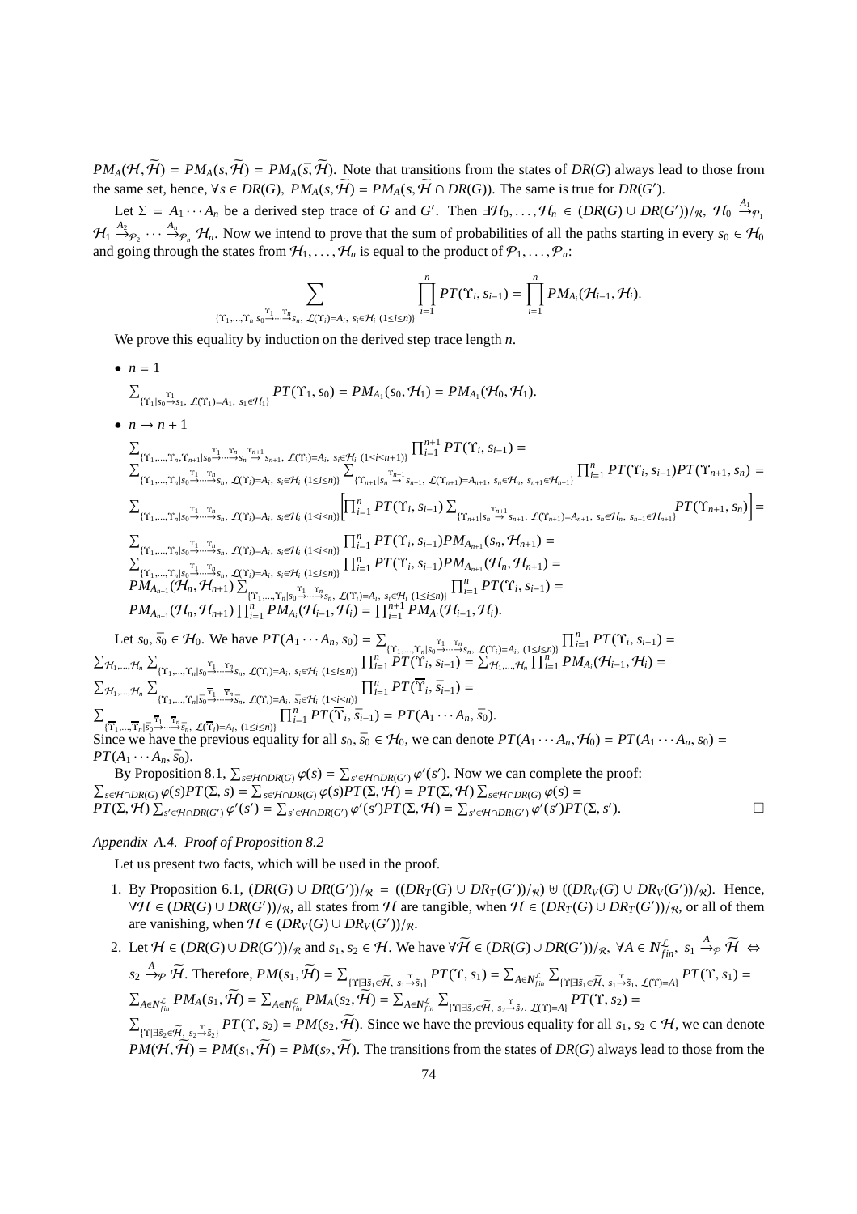$PM_A(\mathcal{H}, \widetilde{\mathcal{H}}) = PM_A(s, \widetilde{\mathcal{H}}) = PM_A(\bar{s}, \widetilde{\mathcal{H}})$. Note that transitions from the states of $DR(G)$ always lead to those from the same set, hence, $\forall s \in DR(G),\ PM_A(s, \widetilde{\mathcal{H}}) = PM_A(s, \widetilde{\mathcal{H}} \cap DR(G))$. The same is true for $DR(G')$.

Let $\Sigma = A_1 \cdots A_n$ be a derived step trace of $G$ and $G'$. Then $\exists \mathcal{H}_0, \ldots, \mathcal{H}_n \in (DR(G) \cup DR(G'))/_{\mathcal{R}},\ \mathcal{H}_0 \stackrel{A_1}{\to}_{\mathcal{P}_1} \mathcal{H}_1 \stackrel{A_2}{\to}_{\mathcal{P}_2} \cdots \stackrel{A_n}{\to}_{\mathcal{P}_n} \mathcal{H}_n$. Now we intend to prove that the sum of probabilities of all the paths starting in every $s_0 \in \mathcal{H}_0$ and going through the states from $\mathcal{H}_1, \ldots, \mathcal{H}_n$ is equal to the product of $\mathcal{P}_1, \ldots, \mathcal{P}_n$:

$$\sum_{\{\Upsilon_1,\ldots,\Upsilon_n | s_0 \stackrel{\Upsilon_1}{\to} \cdots \stackrel{\Upsilon_n}{\to} s_n,\ \mathcal{L}(\Upsilon_i)=A_i,\ s_i \in \mathcal{H}_i\ (1\le i\le n)\}} \prod_{i=1}^{n} PT(\Upsilon_i, s_{i-1}) = \prod_{i=1}^{n} PM_{A_i}(\mathcal{H}_{i-1}, \mathcal{H}_i).$$

We prove this equality by induction on the derived step trace length $n$.

- $n = 1$

  $\sum_{\{\Upsilon_1 | s_0 \stackrel{\Upsilon_1}{\to} s_1,\ \mathcal{L}(\Upsilon_1)=A_1,\ s_1 \in \mathcal{H}_1\}} PT(\Upsilon_1, s_0) = PM_{A_1}(s_0, \mathcal{H}_1) = PM_{A_1}(\mathcal{H}_0, \mathcal{H}_1)$.

- $n \to n+1$

  $\sum_{\{\Upsilon_1,\ldots,\Upsilon_n,\Upsilon_{n+1} | s_0 \stackrel{\Upsilon_1}{\to} \cdots \stackrel{\Upsilon_n}{\to} s_n \stackrel{\Upsilon_{n+1}}{\to} s_{n+1},\ \mathcal{L}(\Upsilon_i)=A_i,\ s_i \in \mathcal{H}_i\ (1\le i\le n+1)\}} \prod_{i=1}^{n+1} PT(\Upsilon_i, s_{i-1}) =$
  $\sum_{\{\Upsilon_1,\ldots,\Upsilon_n | s_0 \stackrel{\Upsilon_1}{\to} \cdots \stackrel{\Upsilon_n}{\to} s_n,\ \mathcal{L}(\Upsilon_i)=A_i,\ s_i \in \mathcal{H}_i\ (1\le i\le n)\}} \sum_{\{\Upsilon_{n+1} | s_n \stackrel{\Upsilon_{n+1}}{\to} s_{n+1},\ \mathcal{L}(\Upsilon_{n+1})=A_{n+1},\ s_n \in \mathcal{H}_n,\ s_{n+1} \in \mathcal{H}_{n+1}\}} \prod_{i=1}^{n} PT(\Upsilon_i, s_{i-1}) PT(\Upsilon_{n+1}, s_n) =$
  $\sum_{\{\Upsilon_1,\ldots,\Upsilon_n | s_0 \stackrel{\Upsilon_1}{\to} \cdots \stackrel{\Upsilon_n}{\to} s_n,\ \mathcal{L}(\Upsilon_i)=A_i,\ s_i \in \mathcal{H}_i\ (1\le i\le n)\}} \left[\prod_{i=1}^{n} PT(\Upsilon_i, s_{i-1}) \sum_{\{\Upsilon_{n+1} | s_n \stackrel{\Upsilon_{n+1}}{\to} s_{n+1},\ \mathcal{L}(\Upsilon_{n+1})=A_{n+1},\ s_n \in \mathcal{H}_n,\ s_{n+1} \in \mathcal{H}_{n+1}\}} PT(\Upsilon_{n+1}, s_n)\right] =$
  $\sum_{\{\Upsilon_1,\ldots,\Upsilon_n | s_0 \stackrel{\Upsilon_1}{\to} \cdots \stackrel{\Upsilon_n}{\to} s_n,\ \mathcal{L}(\Upsilon_i)=A_i,\ s_i \in \mathcal{H}_i\ (1\le i\le n)\}} \prod_{i=1}^{n} PT(\Upsilon_i, s_{i-1}) PM_{A_{n+1}}(s_n, \mathcal{H}_{n+1}) =$
  $\sum_{\{\Upsilon_1,\ldots,\Upsilon_n | s_0 \stackrel{\Upsilon_1}{\to} \cdots \stackrel{\Upsilon_n}{\to} s_n,\ \mathcal{L}(\Upsilon_i)=A_i,\ s_i \in \mathcal{H}_i\ (1\le i\le n)\}} \prod_{i=1}^{n} PT(\Upsilon_i, s_{i-1}) PM_{A_{n+1}}(\mathcal{H}_n, \mathcal{H}_{n+1}) =$
  $PM_{A_{n+1}}(\mathcal{H}_n, \mathcal{H}_{n+1}) \sum_{\{\Upsilon_1,\ldots,\Upsilon_n | s_0 \stackrel{\Upsilon_1}{\to} \cdots \stackrel{\Upsilon_n}{\to} s_n,\ \mathcal{L}(\Upsilon_i)=A_i,\ s_i \in \mathcal{H}_i\ (1\le i\le n)\}} \prod_{i=1}^{n} PT(\Upsilon_i, s_{i-1}) =$
  $PM_{A_{n+1}}(\mathcal{H}_n, \mathcal{H}_{n+1}) \prod_{i=1}^{n} PM_{A_i}(\mathcal{H}_{i-1}, \mathcal{H}_i) = \prod_{i=1}^{n+1} PM_{A_i}(\mathcal{H}_{i-1}, \mathcal{H}_i)$.

Let $s_0, \bar{s}_0 \in \mathcal{H}_0$. We have $PT(A_1 \cdots A_n, s_0) = \sum_{\{\Upsilon_1,\ldots,\Upsilon_n | s_0 \stackrel{\Upsilon_1}{\to} \cdots \stackrel{\Upsilon_n}{\to} s_n,\ \mathcal{L}(\Upsilon_i)=A_i,\ (1\le i\le n)\}} \prod_{i=1}^{n} PT(\Upsilon_i, s_{i-1}) =$
$\sum_{\mathcal{H}_1,\ldots,\mathcal{H}_n} \sum_{\{\Upsilon_1,\ldots,\Upsilon_n | s_0 \stackrel{\Upsilon_1}{\to} \cdots \stackrel{\Upsilon_n}{\to} s_n,\ \mathcal{L}(\Upsilon_i)=A_i,\ s_i \in \mathcal{H}_i\ (1\le i\le n)\}} \prod_{i=1}^{n} PT(\Upsilon_i, s_{i-1}) = \sum_{\mathcal{H}_1,\ldots,\mathcal{H}_n} \prod_{i=1}^{n} PM_{A_i}(\mathcal{H}_{i-1}, \mathcal{H}_i) =$
$\sum_{\mathcal{H}_1,\ldots,\mathcal{H}_n} \sum_{\{\overline{\Upsilon}_1,\ldots,\overline{\Upsilon}_n | \bar{s}_0 \stackrel{\overline{\Upsilon}_1}{\to} \cdots \stackrel{\overline{\Upsilon}_n}{\to} \bar{s}_n,\ \mathcal{L}(\overline{\Upsilon}_i)=A_i,\ \bar{s}_i \in \mathcal{H}_i\ (1\le i\le n)\}} \prod_{i=1}^{n} PT(\overline{\Upsilon}_i, \bar{s}_{i-1}) =$
$\sum_{\{\overline{\Upsilon}_1,\ldots,\overline{\Upsilon}_n | \bar{s}_0 \stackrel{\overline{\Upsilon}_1}{\to} \cdots \stackrel{\overline{\Upsilon}_n}{\to} \bar{s}_n,\ \mathcal{L}(\overline{\Upsilon}_i)=A_i,\ (1\le i\le n)\}} \prod_{i=1}^{n} PT(\overline{\Upsilon}_i, \bar{s}_{i-1}) = PT(A_1 \cdots A_n, \bar{s}_0)$.
Since we have the previous equality for all $s_0, \bar{s}_0 \in \mathcal{H}_0$, we can denote $PT(A_1 \cdots A_n, \mathcal{H}_0) = PT(A_1 \cdots A_n, s_0) = PT(A_1 \cdots A_n, \bar{s}_0)$.

By Proposition 8.1, $\sum_{s \in \mathcal{H} \cap DR(G)} \varphi(s) = \sum_{s' \in \mathcal{H} \cap DR(G')} \varphi'(s')$. Now we can complete the proof:
$\sum_{s \in \mathcal{H} \cap DR(G)} \varphi(s) PT(\Sigma, s) = \sum_{s \in \mathcal{H} \cap DR(G)} \varphi(s) PT(\Sigma, \mathcal{H}) = PT(\Sigma, \mathcal{H}) \sum_{s \in \mathcal{H} \cap DR(G)} \varphi(s) =$
$PT(\Sigma, \mathcal{H}) \sum_{s' \in \mathcal{H} \cap DR(G')} \varphi'(s') = \sum_{s' \in \mathcal{H} \cap DR(G')} \varphi'(s') PT(\Sigma, \mathcal{H}) = \sum_{s' \in \mathcal{H} \cap DR(G')} \varphi'(s') PT(\Sigma, s')$. □

### *Appendix A.4. Proof of Proposition 8.2*

Let us present two facts, which will be used in the proof.

1. By Proposition 6.1, $(DR(G) \cup DR(G'))/_{\mathcal{R}} = ((DR_T(G) \cup DR_T(G'))/_{\mathcal{R}}) \uplus ((DR_V(G) \cup DR_V(G'))/_{\mathcal{R}})$. Hence, $\forall \mathcal{H} \in (DR(G) \cup DR(G'))/_{\mathcal{R}}$, all states from $\mathcal{H}$ are tangible, when $\mathcal{H} \in (DR_T(G) \cup DR_T(G'))/_{\mathcal{R}}$, or all of them are vanishing, when $\mathcal{H} \in (DR_V(G) \cup DR_V(G'))/_{\mathcal{R}}$.

2. Let $\mathcal{H} \in (DR(G) \cup DR(G'))/_{\mathcal{R}}$ and $s_1, s_2 \in \mathcal{H}$. We have $\forall \widetilde{\mathcal{H}} \in (DR(G) \cup DR(G'))/_{\mathcal{R}},\ \forall A \in \mathbb{N}^{\mathcal{L}}_{fin},\ s_1 \stackrel{A}{\to}_{\mathcal{P}} \widetilde{\mathcal{H}} \Leftrightarrow s_2 \stackrel{A}{\to}_{\mathcal{P}} \widetilde{\mathcal{H}}$. Therefore, $PM(s_1, \widetilde{\mathcal{H}}) = \sum_{\{\Upsilon | \exists \tilde{s}_1 \in \widetilde{\mathcal{H}},\ s_1 \stackrel{\Upsilon}{\to} \tilde{s}_1\}} PT(\Upsilon, s_1) = \sum_{A \in \mathbb{N}^{\mathcal{L}}_{fin}} \sum_{\{\Upsilon | \exists \tilde{s}_1 \in \widetilde{\mathcal{H}},\ s_1 \stackrel{\Upsilon}{\to} \tilde{s}_1,\ \mathcal{L}(\Upsilon)=A\}} PT(\Upsilon, s_1) =$
$\sum_{A \in \mathbb{N}^{\mathcal{L}}_{fin}} PM_A(s_1, \widetilde{\mathcal{H}}) = \sum_{A \in \mathbb{N}^{\mathcal{L}}_{fin}} PM_A(s_2, \widetilde{\mathcal{H}}) = \sum_{A \in \mathbb{N}^{\mathcal{L}}_{fin}} \sum_{\{\Upsilon | \exists \tilde{s}_2 \in \widetilde{\mathcal{H}},\ s_2 \stackrel{\Upsilon}{\to} \tilde{s}_2,\ \mathcal{L}(\Upsilon)=A\}} PT(\Upsilon, s_2) =$
$\sum_{\{\Upsilon | \exists \tilde{s}_2 \in \widetilde{\mathcal{H}},\ s_2 \stackrel{\Upsilon}{\to} \tilde{s}_2\}} PT(\Upsilon, s_2) = PM(s_2, \widetilde{\mathcal{H}})$. Since we have the previous equality for all $s_1, s_2 \in \mathcal{H}$, we can denote $PM(\mathcal{H}, \widetilde{\mathcal{H}}) = PM(s_1, \widetilde{\mathcal{H}}) = PM(s_2, \widetilde{\mathcal{H}})$. The transitions from the states of $DR(G)$ always lead to those from the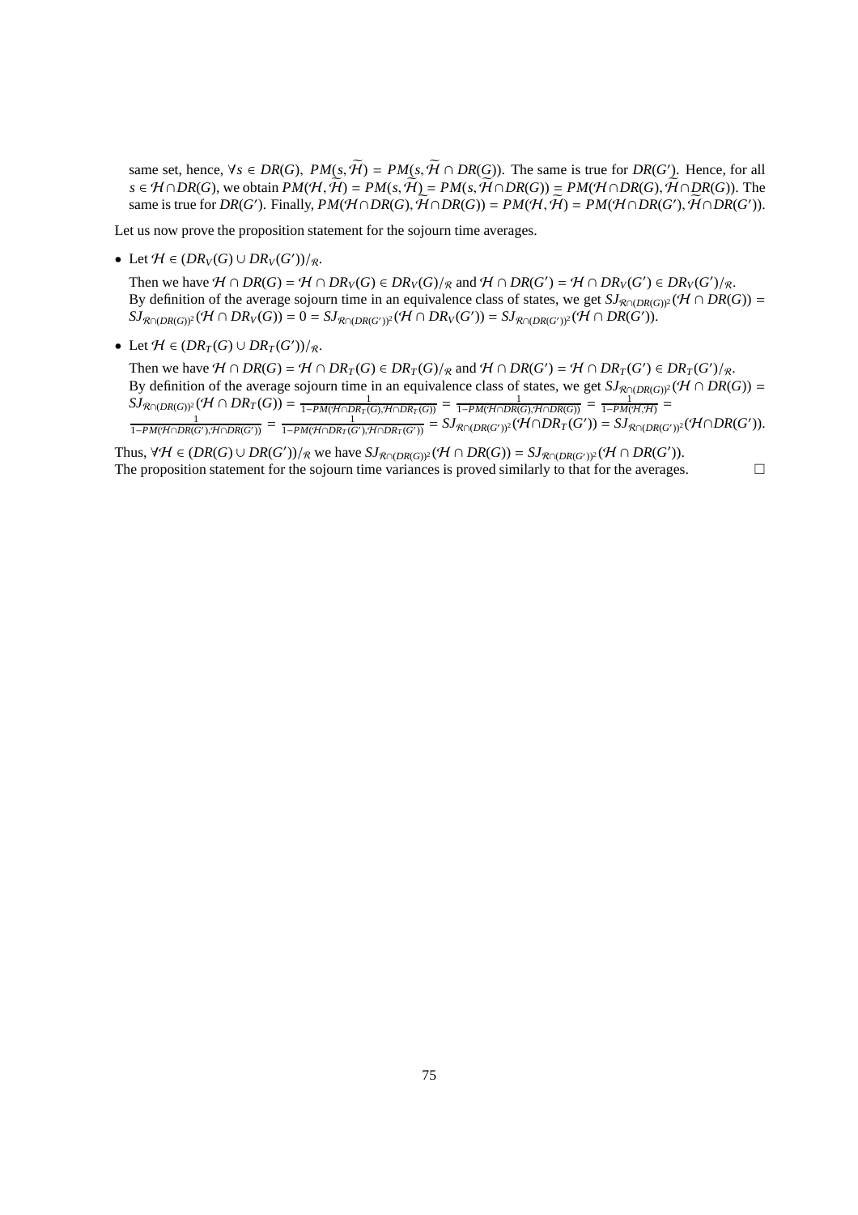same set, hence, $\forall s \in DR(G)$, $PM(s, \widetilde{\mathcal{H}}) = PM(s, \widetilde{\mathcal{H}} \cap DR(G))$. The same is true for $DR(G')$. Hence, for all $s \in \mathcal{H} \cap DR(G)$, we obtain $PM(\mathcal{H}, \widetilde{\mathcal{H}}) = PM(s, \widetilde{\mathcal{H}}) = PM(s, \widetilde{\mathcal{H}} \cap DR(G)) = PM(\mathcal{H} \cap DR(G), \widetilde{\mathcal{H}} \cap DR(G))$. The same is true for $DR(G')$. Finally, $PM(\mathcal{H} \cap DR(G), \widetilde{\mathcal{H}} \cap DR(G)) = PM(\mathcal{H}, \widetilde{\mathcal{H}}) = PM(\mathcal{H} \cap DR(G'), \widetilde{\mathcal{H}} \cap DR(G'))$.

Let us now prove the proposition statement for the sojourn time averages.

- Let $\mathcal{H} \in (DR_V(G) \cup DR_V(G'))/_{\mathcal{R}}$.

  Then we have $\mathcal{H} \cap DR(G) = \mathcal{H} \cap DR_V(G) \in DR_V(G)/_{\mathcal{R}}$ and $\mathcal{H} \cap DR(G') = \mathcal{H} \cap DR_V(G') \in DR_V(G')/_{\mathcal{R}}$. By definition of the average sojourn time in an equivalence class of states, we get $SJ_{\mathcal{R} \cap (DR(G))^2}(\mathcal{H} \cap DR(G)) = SJ_{\mathcal{R} \cap (DR(G))^2}(\mathcal{H} \cap DR_V(G)) = 0 = SJ_{\mathcal{R} \cap (DR(G'))^2}(\mathcal{H} \cap DR_V(G')) = SJ_{\mathcal{R} \cap (DR(G'))^2}(\mathcal{H} \cap DR(G'))$.

- Let $\mathcal{H} \in (DR_T(G) \cup DR_T(G'))/_{\mathcal{R}}$.

  Then we have $\mathcal{H} \cap DR(G) = \mathcal{H} \cap DR_T(G) \in DR_T(G)/_{\mathcal{R}}$ and $\mathcal{H} \cap DR(G') = \mathcal{H} \cap DR_T(G') \in DR_T(G')/_{\mathcal{R}}$. By definition of the average sojourn time in an equivalence class of states, we get $SJ_{\mathcal{R} \cap (DR(G))^2}(\mathcal{H} \cap DR(G)) = SJ_{\mathcal{R} \cap (DR(G))^2}(\mathcal{H} \cap DR_T(G)) = \frac{1}{1 - PM(\mathcal{H} \cap DR_T(G), \mathcal{H} \cap DR_T(G))} = \frac{1}{1 - PM(\mathcal{H} \cap DR(G), \mathcal{H} \cap DR(G))} = \frac{1}{1 - PM(\mathcal{H}, \mathcal{H})} = \frac{1}{1 - PM(\mathcal{H} \cap DR(G'), \mathcal{H} \cap DR(G'))} = \frac{1}{1 - PM(\mathcal{H} \cap DR_T(G'), \mathcal{H} \cap DR_T(G'))} = SJ_{\mathcal{R} \cap (DR(G'))^2}(\mathcal{H} \cap DR_T(G')) = SJ_{\mathcal{R} \cap (DR(G'))^2}(\mathcal{H} \cap DR(G'))$.

Thus, $\forall \mathcal{H} \in (DR(G) \cup DR(G'))/_{\mathcal{R}}$ we have $SJ_{\mathcal{R} \cap (DR(G))^2}(\mathcal{H} \cap DR(G)) = SJ_{\mathcal{R} \cap (DR(G'))^2}(\mathcal{H} \cap DR(G'))$.
The proposition statement for the sojourn time variances is proved similarly to that for the averages. □